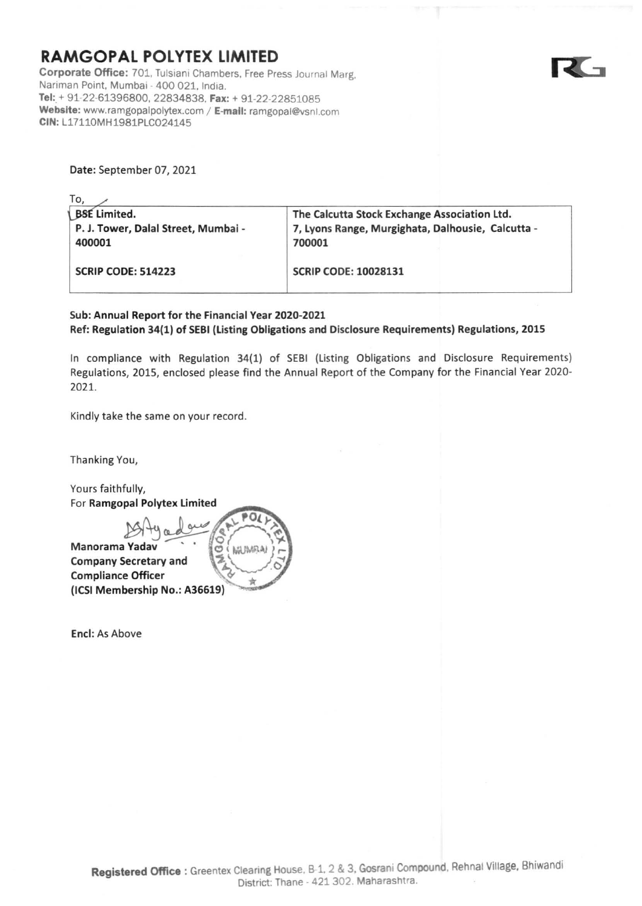# RAMGOPAL POLYTEX LIMITED

**Corporate Office:** 701, Tulsiani Chambers, Free Press Journal Marg, Nariman Point, Mumbai - 400 021, India.
**Tel:** + 91-22-61396800, 22834838, **Fax:** + 91-22-22851085
**Website:** www.ramgopalpolytex.com / **E-mail:** ramgopal@vsnl.com
**CIN:** L17110MH1981PLC024145

**Date:** September 07, 2021

To,

| **BSE Limited.**<br>**P. J. Tower, Dalal Street, Mumbai - 400001**<br><br>**SCRIP CODE: 514223** | **The Calcutta Stock Exchange Association Ltd.**<br>**7, Lyons Range, Murgighata, Dalhousie, Calcutta - 700001**<br><br>**SCRIP CODE: 10028131** |
|---|---|

**Sub: Annual Report for the Financial Year 2020-2021**
**Ref: Regulation 34(1) of SEBI (Listing Obligations and Disclosure Requirements) Regulations, 2015**

In compliance with Regulation 34(1) of SEBI (Listing Obligations and Disclosure Requirements) Regulations, 2015, enclosed please find the Annual Report of the Company for the Financial Year 2020-2021.

Kindly take the same on your record.

Thanking You,

Yours faithfully,
For **Ramgopal Polytex Limited**

**Manorama Yadav**
**Company Secretary and**
**Compliance Officer**
**(ICSI Membership No.: A36619)**

**Encl:** As Above

**Registered Office** : Greentex Clearing House, B-1, 2 & 3, Gosrani Compound, Rehnal Village, Bhiwandi District: Thane - 421 302. Maharashtra.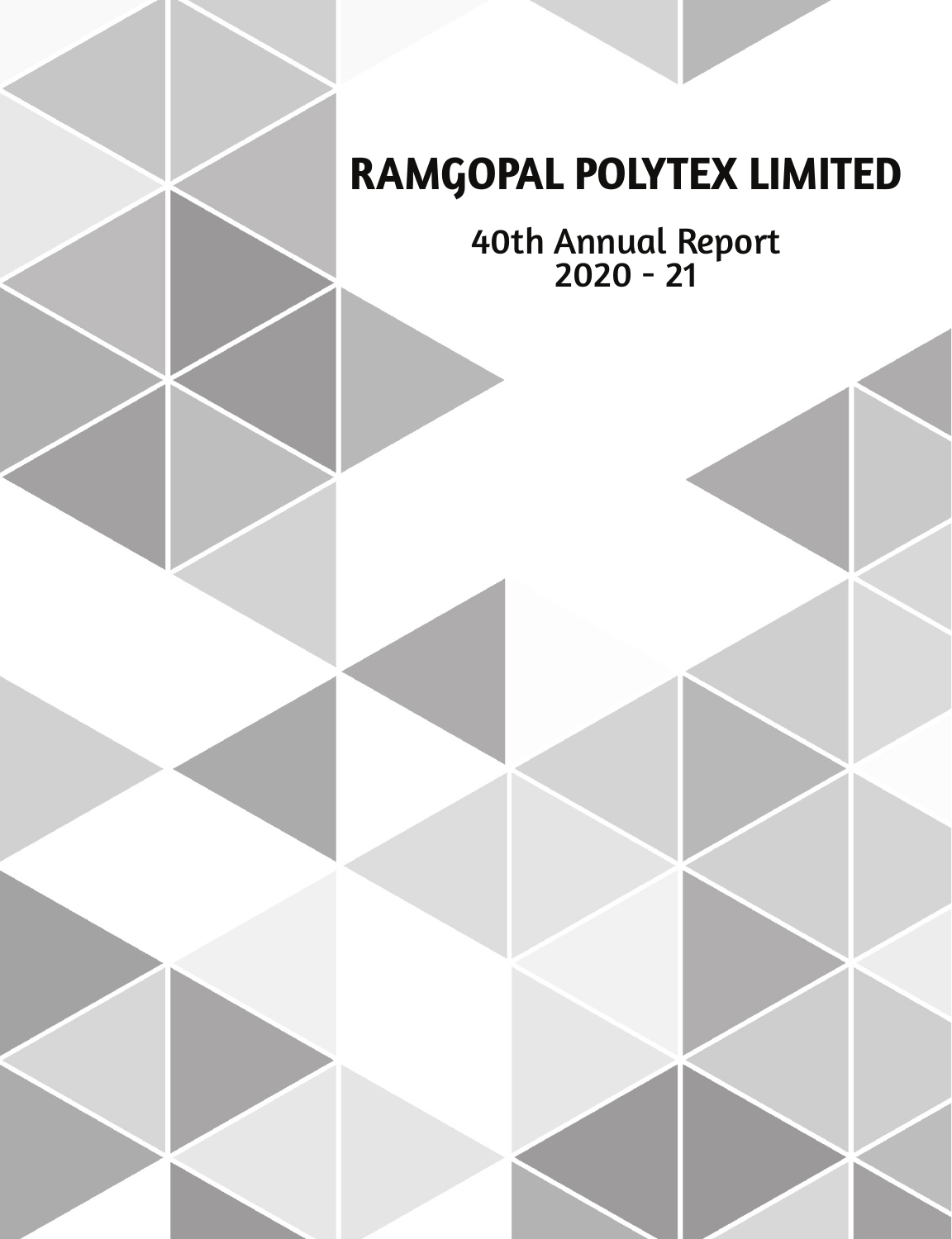# RAMGOPAL POLYTEX LIMITED

40th Annual Report
2020 - 21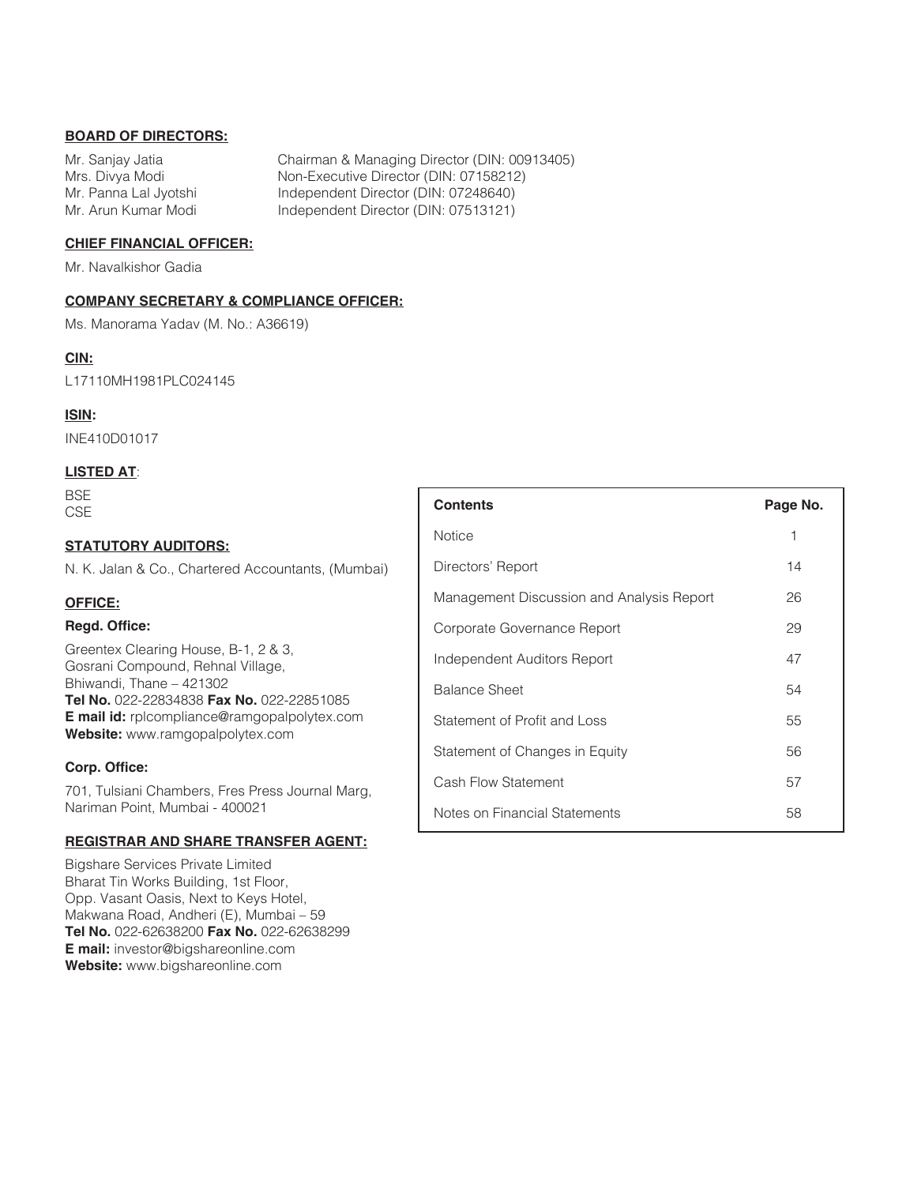**BOARD OF DIRECTORS:**

| | |
|---|---|
| Mr. Sanjay Jatia | Chairman & Managing Director (DIN: 00913405) |
| Mrs. Divya Modi | Non-Executive Director (DIN: 07158212) |
| Mr. Panna Lal Jyotshi | Independent Director (DIN: 07248640) |
| Mr. Arun Kumar Modi | Independent Director (DIN: 07513121) |

**CHIEF FINANCIAL OFFICER:**

Mr. Navalkishor Gadia

**COMPANY SECRETARY & COMPLIANCE OFFICER:**

Ms. Manorama Yadav (M. No.: A36619)

**CIN:**

L17110MH1981PLC024145

**ISIN:**

INE410D01017

**LISTED AT**:

BSE
CSE

**STATUTORY AUDITORS:**

N. K. Jalan & Co., Chartered Accountants, (Mumbai)

**OFFICE:**

**Regd. Office:**

Greentex Clearing House, B-1, 2 & 3,
Gosrani Compound, Rehnal Village,
Bhiwandi, Thane – 421302
**Tel No.** 022-22834838 **Fax No.** 022-22851085
**E mail id:** rplcompliance@ramgopalpolytex.com
**Website:** www.ramgopalpolytex.com

**Corp. Office:**

701, Tulsiani Chambers, Fres Press Journal Marg,
Nariman Point, Mumbai - 400021

**REGISTRAR AND SHARE TRANSFER AGENT:**

Bigshare Services Private Limited
Bharat Tin Works Building, 1st Floor,
Opp. Vasant Oasis, Next to Keys Hotel,
Makwana Road, Andheri (E), Mumbai – 59
**Tel No.** 022-62638200 **Fax No.** 022-62638299
**E mail:** investor@bigshareonline.com
**Website:** www.bigshareonline.com

| **Contents** | **Page No.** |
|---|---|
| Notice | 1 |
| Directors' Report | 14 |
| Management Discussion and Analysis Report | 26 |
| Corporate Governance Report | 29 |
| Independent Auditors Report | 47 |
| Balance Sheet | 54 |
| Statement of Profit and Loss | 55 |
| Statement of Changes in Equity | 56 |
| Cash Flow Statement | 57 |
| Notes on Financial Statements | 58 |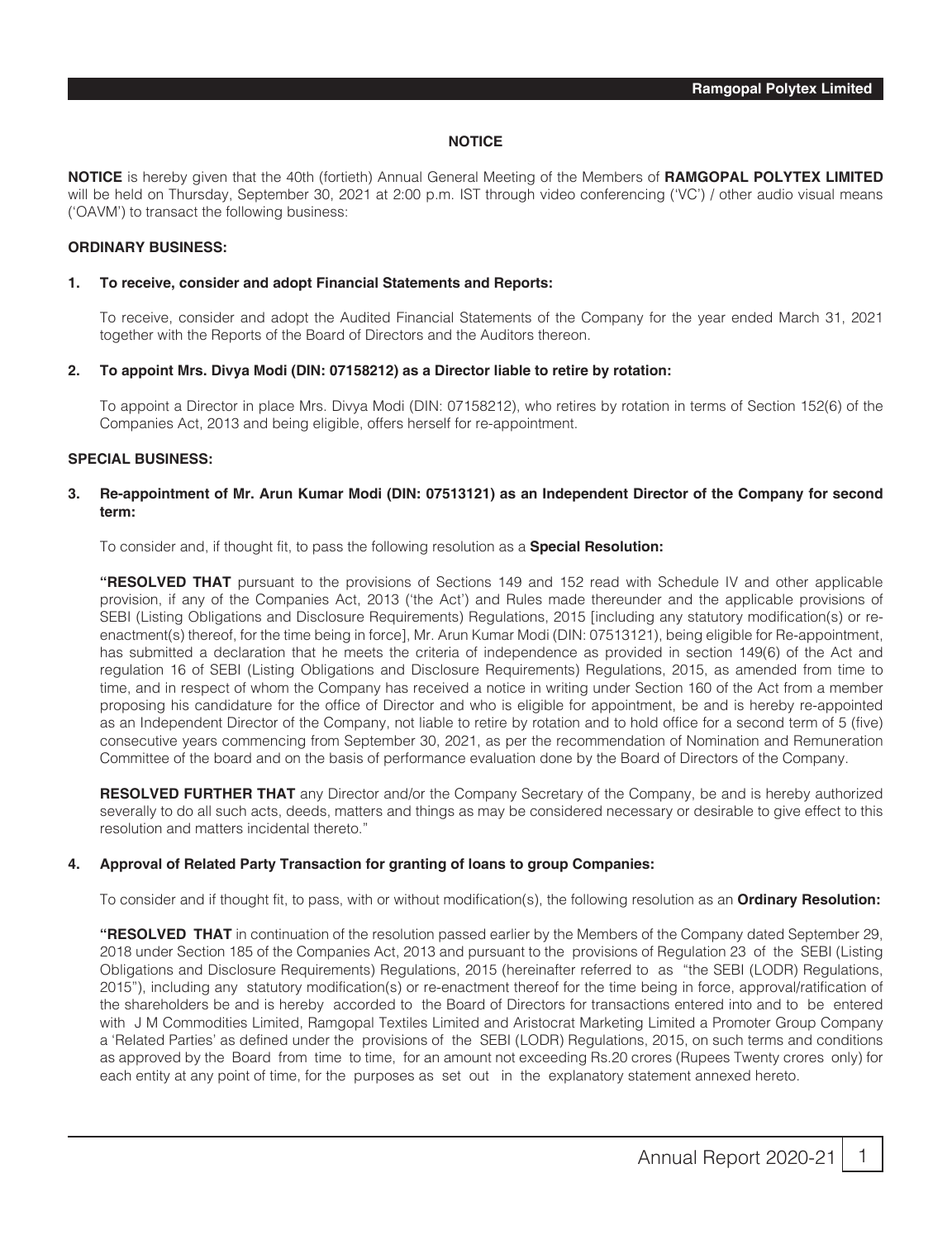## NOTICE

**NOTICE** is hereby given that the 40th (fortieth) Annual General Meeting of the Members of **RAMGOPAL POLYTEX LIMITED** will be held on Thursday, September 30, 2021 at 2:00 p.m. IST through video conferencing ('VC') / other audio visual means ('OAVM') to transact the following business:

### ORDINARY BUSINESS:

**1. To receive, consider and adopt Financial Statements and Reports:**

To receive, consider and adopt the Audited Financial Statements of the Company for the year ended March 31, 2021 together with the Reports of the Board of Directors and the Auditors thereon.

**2. To appoint Mrs. Divya Modi (DIN: 07158212) as a Director liable to retire by rotation:**

To appoint a Director in place Mrs. Divya Modi (DIN: 07158212), who retires by rotation in terms of Section 152(6) of the Companies Act, 2013 and being eligible, offers herself for re-appointment.

### SPECIAL BUSINESS:

**3. Re-appointment of Mr. Arun Kumar Modi (DIN: 07513121) as an Independent Director of the Company for second term:**

To consider and, if thought fit, to pass the following resolution as a **Special Resolution:**

**"RESOLVED THAT** pursuant to the provisions of Sections 149 and 152 read with Schedule IV and other applicable provision, if any of the Companies Act, 2013 ('the Act') and Rules made thereunder and the applicable provisions of SEBI (Listing Obligations and Disclosure Requirements) Regulations, 2015 [including any statutory modification(s) or re-enactment(s) thereof, for the time being in force], Mr. Arun Kumar Modi (DIN: 07513121), being eligible for Re-appointment, has submitted a declaration that he meets the criteria of independence as provided in section 149(6) of the Act and regulation 16 of SEBI (Listing Obligations and Disclosure Requirements) Regulations, 2015, as amended from time to time, and in respect of whom the Company has received a notice in writing under Section 160 of the Act from a member proposing his candidature for the office of Director and who is eligible for appointment, be and is hereby re-appointed as an Independent Director of the Company, not liable to retire by rotation and to hold office for a second term of 5 (five) consecutive years commencing from September 30, 2021, as per the recommendation of Nomination and Remuneration Committee of the board and on the basis of performance evaluation done by the Board of Directors of the Company.

**RESOLVED FURTHER THAT** any Director and/or the Company Secretary of the Company, be and is hereby authorized severally to do all such acts, deeds, matters and things as may be considered necessary or desirable to give effect to this resolution and matters incidental thereto."

**4. Approval of Related Party Transaction for granting of loans to group Companies:**

To consider and if thought fit, to pass, with or without modification(s), the following resolution as an **Ordinary Resolution:**

**"RESOLVED THAT** in continuation of the resolution passed earlier by the Members of the Company dated September 29, 2018 under Section 185 of the Companies Act, 2013 and pursuant to the provisions of Regulation 23 of the SEBI (Listing Obligations and Disclosure Requirements) Regulations, 2015 (hereinafter referred to as "the SEBI (LODR) Regulations, 2015"), including any statutory modification(s) or re-enactment thereof for the time being in force, approval/ratification of the shareholders be and is hereby accorded to the Board of Directors for transactions entered into and to be entered with J M Commodities Limited, Ramgopal Textiles Limited and Aristocrat Marketing Limited a Promoter Group Company a 'Related Parties' as defined under the provisions of the SEBI (LODR) Regulations, 2015, on such terms and conditions as approved by the Board from time to time, for an amount not exceeding Rs.20 crores (Rupees Twenty crores only) for each entity at any point of time, for the purposes as set out in the explanatory statement annexed hereto.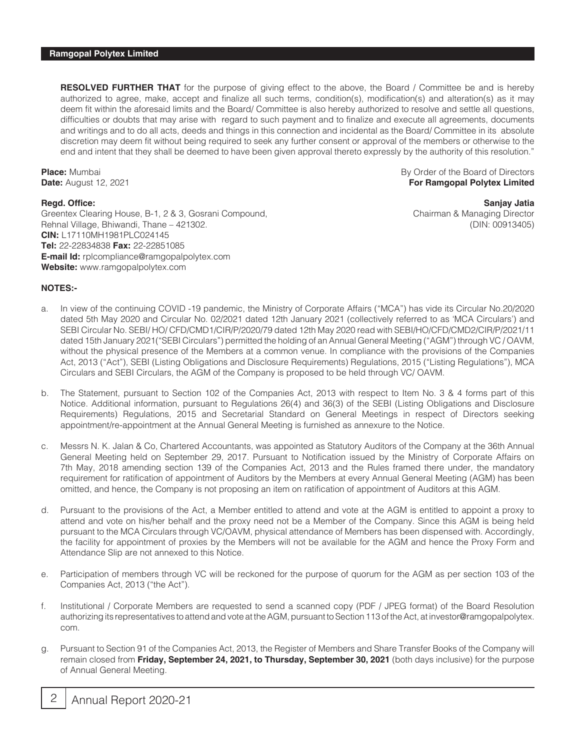**RESOLVED FURTHER THAT** for the purpose of giving effect to the above, the Board / Committee be and is hereby authorized to agree, make, accept and finalize all such terms, condition(s), modification(s) and alteration(s) as it may deem fit within the aforesaid limits and the Board/ Committee is also hereby authorized to resolve and settle all questions, difficulties or doubts that may arise with regard to such payment and to finalize and execute all agreements, documents and writings and to do all acts, deeds and things in this connection and incidental as the Board/ Committee in its absolute discretion may deem fit without being required to seek any further consent or approval of the members or otherwise to the end and intent that they shall be deemed to have been given approval thereto expressly by the authority of this resolution."

**Place:** Mumbai
**Date:** August 12, 2021

By Order of the Board of Directors
**For Ramgopal Polytex Limited**

**Sanjay Jatia**
Chairman & Managing Director
(DIN: 00913405)

**Regd. Office:**
Greentex Clearing House, B-1, 2 & 3, Gosrani Compound,
Rehnal Village, Bhiwandi, Thane – 421302.
**CIN:** L17110MH1981PLC024145
**Tel:** 22-22834838 **Fax:** 22-22851085
**E-mail Id:** rplcompliance@ramgopalpolytex.com
**Website:** www.ramgopalpolytex.com

**NOTES:-**

a. In view of the continuing COVID -19 pandemic, the Ministry of Corporate Affairs ("MCA") has vide its Circular No.20/2020 dated 5th May 2020 and Circular No. 02/2021 dated 12th January 2021 (collectively referred to as 'MCA Circulars') and SEBI Circular No. SEBI/ HO/ CFD/CMD1/CIR/P/2020/79 dated 12th May 2020 read with SEBI/HO/CFD/CMD2/CIR/P/2021/11 dated 15th January 2021("SEBI Circulars") permitted the holding of an Annual General Meeting ("AGM") through VC / OAVM, without the physical presence of the Members at a common venue. In compliance with the provisions of the Companies Act, 2013 ("Act"), SEBI (Listing Obligations and Disclosure Requirements) Regulations, 2015 ("Listing Regulations"), MCA Circulars and SEBI Circulars, the AGM of the Company is proposed to be held through VC/ OAVM.

b. The Statement, pursuant to Section 102 of the Companies Act, 2013 with respect to Item No. 3 & 4 forms part of this Notice. Additional information, pursuant to Regulations 26(4) and 36(3) of the SEBI (Listing Obligations and Disclosure Requirements) Regulations, 2015 and Secretarial Standard on General Meetings in respect of Directors seeking appointment/re-appointment at the Annual General Meeting is furnished as annexure to the Notice.

c. Messrs N. K. Jalan & Co, Chartered Accountants, was appointed as Statutory Auditors of the Company at the 36th Annual General Meeting held on September 29, 2017. Pursuant to Notification issued by the Ministry of Corporate Affairs on 7th May, 2018 amending section 139 of the Companies Act, 2013 and the Rules framed there under, the mandatory requirement for ratification of appointment of Auditors by the Members at every Annual General Meeting (AGM) has been omitted, and hence, the Company is not proposing an item on ratification of appointment of Auditors at this AGM.

d. Pursuant to the provisions of the Act, a Member entitled to attend and vote at the AGM is entitled to appoint a proxy to attend and vote on his/her behalf and the proxy need not be a Member of the Company. Since this AGM is being held pursuant to the MCA Circulars through VC/OAVM, physical attendance of Members has been dispensed with. Accordingly, the facility for appointment of proxies by the Members will not be available for the AGM and hence the Proxy Form and Attendance Slip are not annexed to this Notice.

e. Participation of members through VC will be reckoned for the purpose of quorum for the AGM as per section 103 of the Companies Act, 2013 ("the Act").

f. Institutional / Corporate Members are requested to send a scanned copy (PDF / JPEG format) of the Board Resolution authorizing its representatives to attend and vote at the AGM, pursuant to Section 113 of the Act, at investor@ramgopalpolytex.com.

g. Pursuant to Section 91 of the Companies Act, 2013, the Register of Members and Share Transfer Books of the Company will remain closed from **Friday, September 24, 2021, to Thursday, September 30, 2021** (both days inclusive) for the purpose of Annual General Meeting.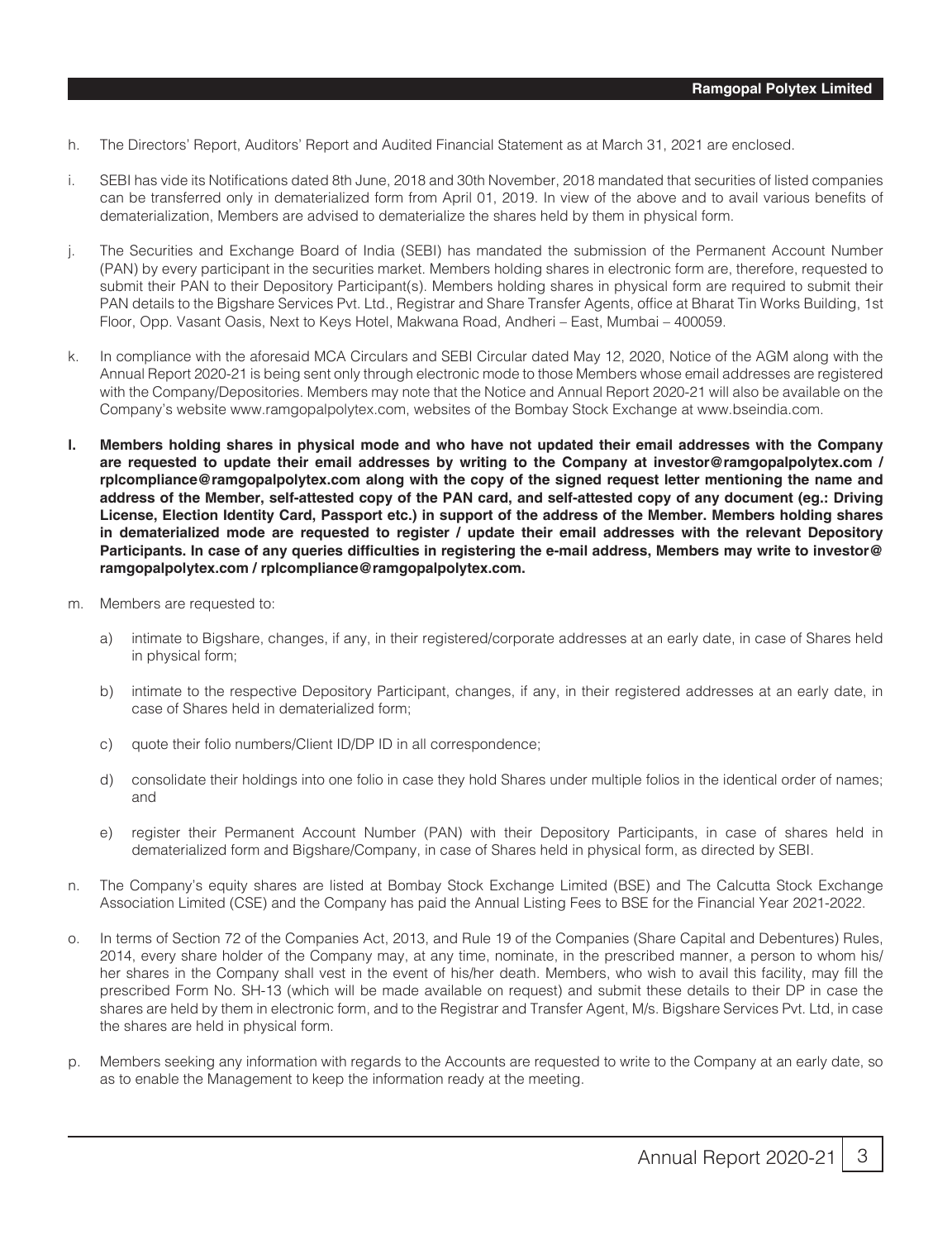h. The Directors' Report, Auditors' Report and Audited Financial Statement as at March 31, 2021 are enclosed.

i. SEBI has vide its Notifications dated 8th June, 2018 and 30th November, 2018 mandated that securities of listed companies can be transferred only in dematerialized form from April 01, 2019. In view of the above and to avail various benefits of dematerialization, Members are advised to dematerialize the shares held by them in physical form.

j. The Securities and Exchange Board of India (SEBI) has mandated the submission of the Permanent Account Number (PAN) by every participant in the securities market. Members holding shares in electronic form are, therefore, requested to submit their PAN to their Depository Participant(s). Members holding shares in physical form are required to submit their PAN details to the Bigshare Services Pvt. Ltd., Registrar and Share Transfer Agents, office at Bharat Tin Works Building, 1st Floor, Opp. Vasant Oasis, Next to Keys Hotel, Makwana Road, Andheri – East, Mumbai – 400059.

k. In compliance with the aforesaid MCA Circulars and SEBI Circular dated May 12, 2020, Notice of the AGM along with the Annual Report 2020-21 is being sent only through electronic mode to those Members whose email addresses are registered with the Company/Depositories. Members may note that the Notice and Annual Report 2020-21 will also be available on the Company's website www.ramgopalpolytex.com, websites of the Bombay Stock Exchange at www.bseindia.com.

**l. Members holding shares in physical mode and who have not updated their email addresses with the Company are requested to update their email addresses by writing to the Company at investor@ramgopalpolytex.com / rplcompliance@ramgopalpolytex.com along with the copy of the signed request letter mentioning the name and address of the Member, self-attested copy of the PAN card, and self-attested copy of any document (eg.: Driving License, Election Identity Card, Passport etc.) in support of the address of the Member. Members holding shares in dematerialized mode are requested to register / update their email addresses with the relevant Depository Participants. In case of any queries difficulties in registering the e-mail address, Members may write to investor@ ramgopalpolytex.com / rplcompliance@ramgopalpolytex.com.**

m. Members are requested to:

   a) intimate to Bigshare, changes, if any, in their registered/corporate addresses at an early date, in case of Shares held in physical form;

   b) intimate to the respective Depository Participant, changes, if any, in their registered addresses at an early date, in case of Shares held in dematerialized form;

   c) quote their folio numbers/Client ID/DP ID in all correspondence;

   d) consolidate their holdings into one folio in case they hold Shares under multiple folios in the identical order of names; and

   e) register their Permanent Account Number (PAN) with their Depository Participants, in case of shares held in dematerialized form and Bigshare/Company, in case of Shares held in physical form, as directed by SEBI.

n. The Company's equity shares are listed at Bombay Stock Exchange Limited (BSE) and The Calcutta Stock Exchange Association Limited (CSE) and the Company has paid the Annual Listing Fees to BSE for the Financial Year 2021-2022.

o. In terms of Section 72 of the Companies Act, 2013, and Rule 19 of the Companies (Share Capital and Debentures) Rules, 2014, every share holder of the Company may, at any time, nominate, in the prescribed manner, a person to whom his/ her shares in the Company shall vest in the event of his/her death. Members, who wish to avail this facility, may fill the prescribed Form No. SH-13 (which will be made available on request) and submit these details to their DP in case the shares are held by them in electronic form, and to the Registrar and Transfer Agent, M/s. Bigshare Services Pvt. Ltd, in case the shares are held in physical form.

p. Members seeking any information with regards to the Accounts are requested to write to the Company at an early date, so as to enable the Management to keep the information ready at the meeting.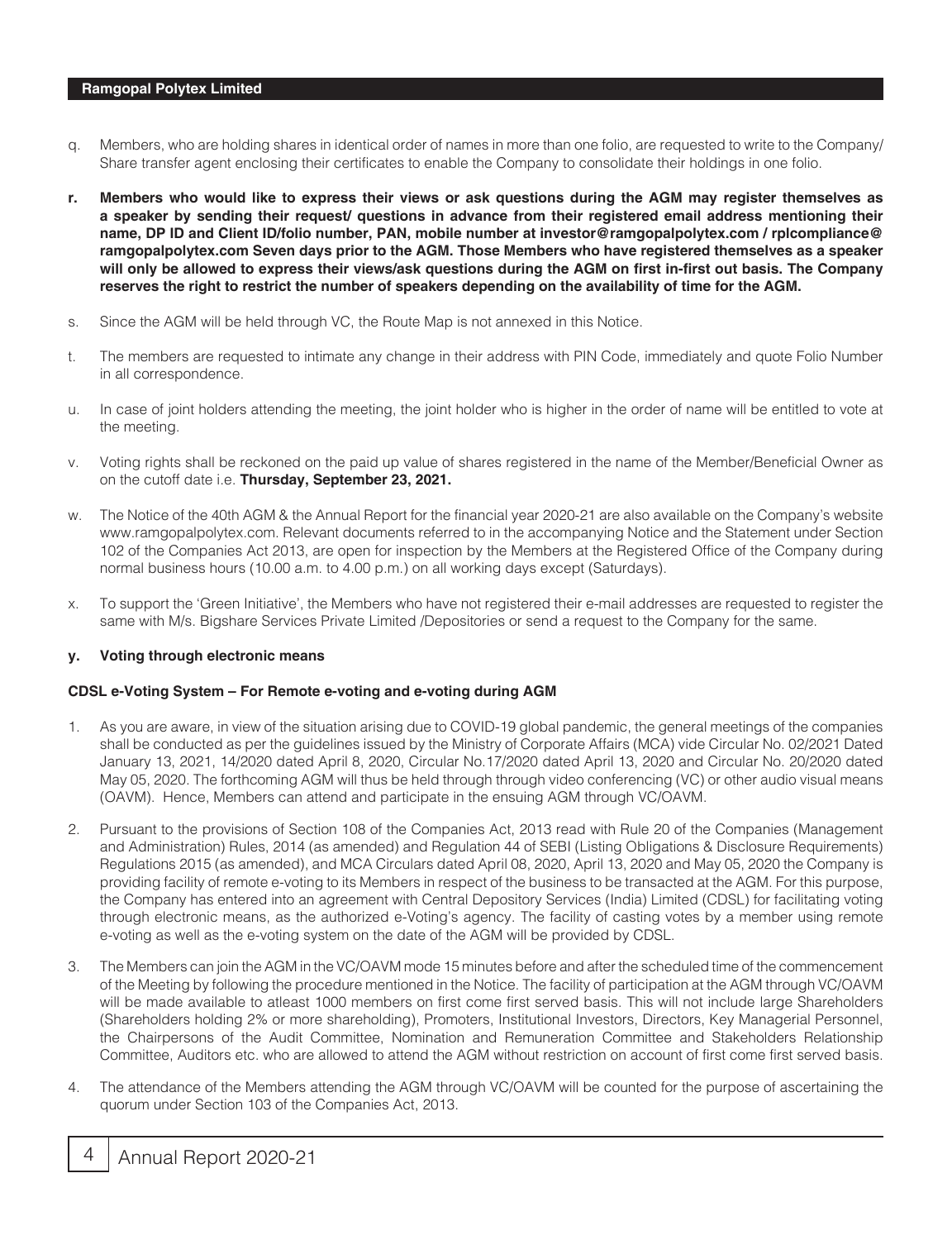q. Members, who are holding shares in identical order of names in more than one folio, are requested to write to the Company/ Share transfer agent enclosing their certificates to enable the Company to consolidate their holdings in one folio.

**r. Members who would like to express their views or ask questions during the AGM may register themselves as a speaker by sending their request/ questions in advance from their registered email address mentioning their name, DP ID and Client ID/folio number, PAN, mobile number at investor@ramgopalpolytex.com / rplcompliance@ramgopalpolytex.com Seven days prior to the AGM. Those Members who have registered themselves as a speaker will only be allowed to express their views/ask questions during the AGM on first in-first out basis. The Company reserves the right to restrict the number of speakers depending on the availability of time for the AGM.**

s. Since the AGM will be held through VC, the Route Map is not annexed in this Notice.

t. The members are requested to intimate any change in their address with PIN Code, immediately and quote Folio Number in all correspondence.

u. In case of joint holders attending the meeting, the joint holder who is higher in the order of name will be entitled to vote at the meeting.

v. Voting rights shall be reckoned on the paid up value of shares registered in the name of the Member/Beneficial Owner as on the cutoff date i.e. **Thursday, September 23, 2021.**

w. The Notice of the 40th AGM & the Annual Report for the financial year 2020-21 are also available on the Company's website www.ramgopalpolytex.com. Relevant documents referred to in the accompanying Notice and the Statement under Section 102 of the Companies Act 2013, are open for inspection by the Members at the Registered Office of the Company during normal business hours (10.00 a.m. to 4.00 p.m.) on all working days except (Saturdays).

x. To support the 'Green Initiative', the Members who have not registered their e-mail addresses are requested to register the same with M/s. Bigshare Services Private Limited /Depositories or send a request to the Company for the same.

**y. Voting through electronic means**

**CDSL e-Voting System – For Remote e-voting and e-voting during AGM**

1. As you are aware, in view of the situation arising due to COVID-19 global pandemic, the general meetings of the companies shall be conducted as per the guidelines issued by the Ministry of Corporate Affairs (MCA) vide Circular No. 02/2021 Dated January 13, 2021, 14/2020 dated April 8, 2020, Circular No.17/2020 dated April 13, 2020 and Circular No. 20/2020 dated May 05, 2020. The forthcoming AGM will thus be held through through video conferencing (VC) or other audio visual means (OAVM). Hence, Members can attend and participate in the ensuing AGM through VC/OAVM.

2. Pursuant to the provisions of Section 108 of the Companies Act, 2013 read with Rule 20 of the Companies (Management and Administration) Rules, 2014 (as amended) and Regulation 44 of SEBI (Listing Obligations & Disclosure Requirements) Regulations 2015 (as amended), and MCA Circulars dated April 08, 2020, April 13, 2020 and May 05, 2020 the Company is providing facility of remote e-voting to its Members in respect of the business to be transacted at the AGM. For this purpose, the Company has entered into an agreement with Central Depository Services (India) Limited (CDSL) for facilitating voting through electronic means, as the authorized e-Voting's agency. The facility of casting votes by a member using remote e-voting as well as the e-voting system on the date of the AGM will be provided by CDSL.

3. The Members can join the AGM in the VC/OAVM mode 15 minutes before and after the scheduled time of the commencement of the Meeting by following the procedure mentioned in the Notice. The facility of participation at the AGM through VC/OAVM will be made available to atleast 1000 members on first come first served basis. This will not include large Shareholders (Shareholders holding 2% or more shareholding), Promoters, Institutional Investors, Directors, Key Managerial Personnel, the Chairpersons of the Audit Committee, Nomination and Remuneration Committee and Stakeholders Relationship Committee, Auditors etc. who are allowed to attend the AGM without restriction on account of first come first served basis.

4. The attendance of the Members attending the AGM through VC/OAVM will be counted for the purpose of ascertaining the quorum under Section 103 of the Companies Act, 2013.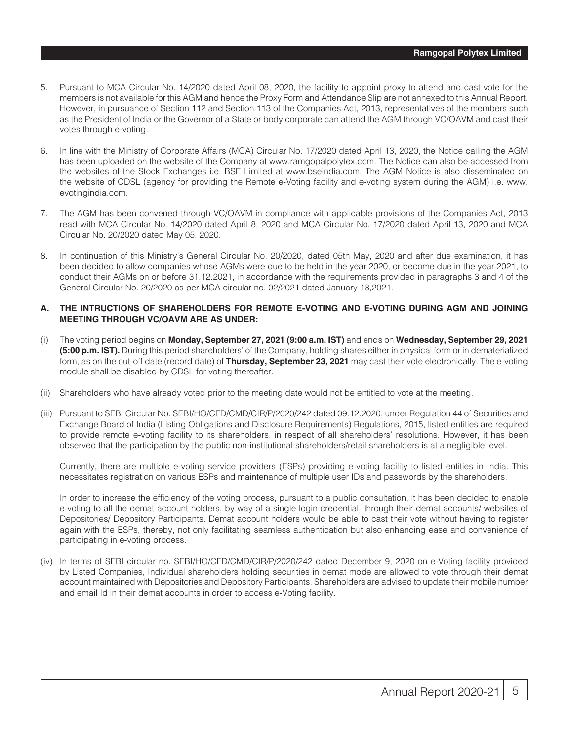5. Pursuant to MCA Circular No. 14/2020 dated April 08, 2020, the facility to appoint proxy to attend and cast vote for the members is not available for this AGM and hence the Proxy Form and Attendance Slip are not annexed to this Annual Report. However, in pursuance of Section 112 and Section 113 of the Companies Act, 2013, representatives of the members such as the President of India or the Governor of a State or body corporate can attend the AGM through VC/OAVM and cast their votes through e-voting.

6. In line with the Ministry of Corporate Affairs (MCA) Circular No. 17/2020 dated April 13, 2020, the Notice calling the AGM has been uploaded on the website of the Company at www.ramgopalpolytex.com. The Notice can also be accessed from the websites of the Stock Exchanges i.e. BSE Limited at www.bseindia.com. The AGM Notice is also disseminated on the website of CDSL (agency for providing the Remote e-Voting facility and e-voting system during the AGM) i.e. www.evotingindia.com.

7. The AGM has been convened through VC/OAVM in compliance with applicable provisions of the Companies Act, 2013 read with MCA Circular No. 14/2020 dated April 8, 2020 and MCA Circular No. 17/2020 dated April 13, 2020 and MCA Circular No. 20/2020 dated May 05, 2020.

8. In continuation of this Ministry's General Circular No. 20/2020, dated 05th May, 2020 and after due examination, it has been decided to allow companies whose AGMs were due to be held in the year 2020, or become due in the year 2021, to conduct their AGMs on or before 31.12.2021, in accordance with the requirements provided in paragraphs 3 and 4 of the General Circular No. 20/2020 as per MCA circular no. 02/2021 dated January 13,2021.

### A. THE INTRUCTIONS OF SHAREHOLDERS FOR REMOTE E-VOTING AND E-VOTING DURING AGM AND JOINING MEETING THROUGH VC/OAVM ARE AS UNDER:

(i) The voting period begins on **Monday, September 27, 2021 (9:00 a.m. IST)** and ends on **Wednesday, September 29, 2021 (5:00 p.m. IST).** During this period shareholders' of the Company, holding shares either in physical form or in dematerialized form, as on the cut-off date (record date) of **Thursday, September 23, 2021** may cast their vote electronically. The e-voting module shall be disabled by CDSL for voting thereafter.

(ii) Shareholders who have already voted prior to the meeting date would not be entitled to vote at the meeting.

(iii) Pursuant to SEBI Circular No. SEBI/HO/CFD/CMD/CIR/P/2020/242 dated 09.12.2020, under Regulation 44 of Securities and Exchange Board of India (Listing Obligations and Disclosure Requirements) Regulations, 2015, listed entities are required to provide remote e-voting facility to its shareholders, in respect of all shareholders' resolutions. However, it has been observed that the participation by the public non-institutional shareholders/retail shareholders is at a negligible level.

   Currently, there are multiple e-voting service providers (ESPs) providing e-voting facility to listed entities in India. This necessitates registration on various ESPs and maintenance of multiple user IDs and passwords by the shareholders.

   In order to increase the efficiency of the voting process, pursuant to a public consultation, it has been decided to enable e-voting to all the demat account holders, by way of a single login credential, through their demat accounts/ websites of Depositories/ Depository Participants. Demat account holders would be able to cast their vote without having to register again with the ESPs, thereby, not only facilitating seamless authentication but also enhancing ease and convenience of participating in e-voting process.

(iv) In terms of SEBI circular no. SEBI/HO/CFD/CMD/CIR/P/2020/242 dated December 9, 2020 on e-Voting facility provided by Listed Companies, Individual shareholders holding securities in demat mode are allowed to vote through their demat account maintained with Depositories and Depository Participants. Shareholders are advised to update their mobile number and email Id in their demat accounts in order to access e-Voting facility.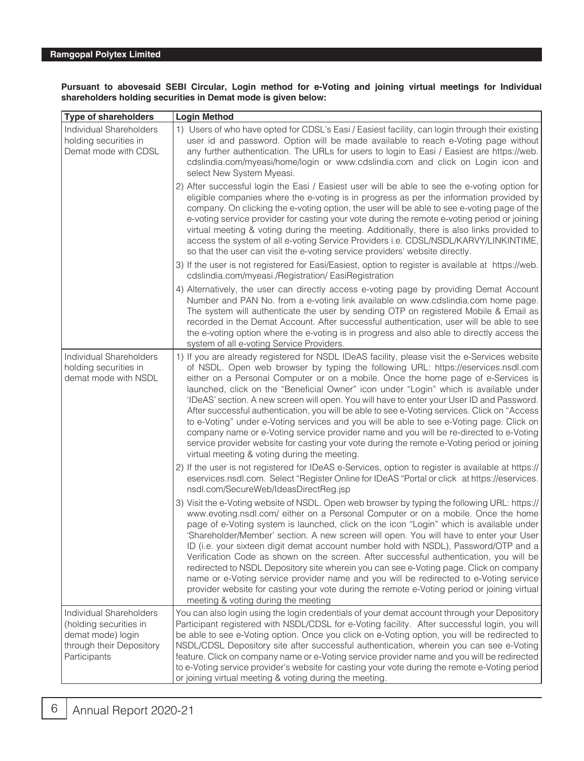**Pursuant to abovesaid SEBI Circular, Login method for e-Voting and joining virtual meetings for Individual shareholders holding securities in Demat mode is given below:**

| Type of shareholders | Login Method |
|---|---|
| Individual Shareholders holding securities in Demat mode with CDSL | 1) Users of who have opted for CDSL's Easi / Easiest facility, can login through their existing user id and password. Option will be made available to reach e-Voting page without any further authentication. The URLs for users to login to Easi / Easiest are https://web.cdslindia.com/myeasi/home/login or www.cdslindia.com and click on Login icon and select New System Myeasi.<br><br>2) After successful login the Easi / Easiest user will be able to see the e-voting option for eligible companies where the e-voting is in progress as per the information provided by company. On clicking the e-voting option, the user will be able to see e-voting page of the e-voting service provider for casting your vote during the remote e-voting period or joining virtual meeting & voting during the meeting. Additionally, there is also links provided to access the system of all e-voting Service Providers i.e. CDSL/NSDL/KARVY/LINKINTIME, so that the user can visit the e-voting service providers' website directly.<br><br>3) If the user is not registered for Easi/Easiest, option to register is available at https://web.cdslindia.com/myeasi./Registration/ EasiRegistration<br><br>4) Alternatively, the user can directly access e-voting page by providing Demat Account Number and PAN No. from a e-voting link available on www.cdslindia.com home page. The system will authenticate the user by sending OTP on registered Mobile & Email as recorded in the Demat Account. After successful authentication, user will be able to see the e-voting option where the e-voting is in progress and also able to directly access the system of all e-voting Service Providers. |
| Individual Shareholders holding securities in demat mode with NSDL | 1) If you are already registered for NSDL IDeAS facility, please visit the e-Services website of NSDL. Open web browser by typing the following URL: https://eservices.nsdl.com either on a Personal Computer or on a mobile. Once the home page of e-Services is launched, click on the "Beneficial Owner" icon under "Login" which is available under 'IDeAS' section. A new screen will open. You will have to enter your User ID and Password. After successful authentication, you will be able to see e-Voting services. Click on "Access to e-Voting" under e-Voting services and you will be able to see e-Voting page. Click on company name or e-Voting service provider name and you will be re-directed to e-Voting service provider website for casting your vote during the remote e-Voting period or joining virtual meeting & voting during the meeting.<br><br>2) If the user is not registered for IDeAS e-Services, option to register is available at https://eservices.nsdl.com. Select "Register Online for IDeAS "Portal or click at https://eservices.nsdl.com/SecureWeb/IdeasDirectReg.jsp<br><br>3) Visit the e-Voting website of NSDL. Open web browser by typing the following URL: https://www.evoting.nsdl.com/ either on a Personal Computer or on a mobile. Once the home page of e-Voting system is launched, click on the icon "Login" which is available under 'Shareholder/Member' section. A new screen will open. You will have to enter your User ID (i.e. your sixteen digit demat account number hold with NSDL), Password/OTP and a Verification Code as shown on the screen. After successful authentication, you will be redirected to NSDL Depository site wherein you can see e-Voting page. Click on company name or e-Voting service provider name and you will be redirected to e-Voting service provider website for casting your vote during the remote e-Voting period or joining virtual meeting & voting during the meeting |
| Individual Shareholders (holding securities in demat mode) login through their Depository Participants | You can also login using the login credentials of your demat account through your Depository Participant registered with NSDL/CDSL for e-Voting facility. After successful login, you will be able to see e-Voting option. Once you click on e-Voting option, you will be redirected to NSDL/CDSL Depository site after successful authentication, wherein you can see e-Voting feature. Click on company name or e-Voting service provider name and you will be redirected to e-Voting service provider's website for casting your vote during the remote e-Voting period or joining virtual meeting & voting during the meeting. |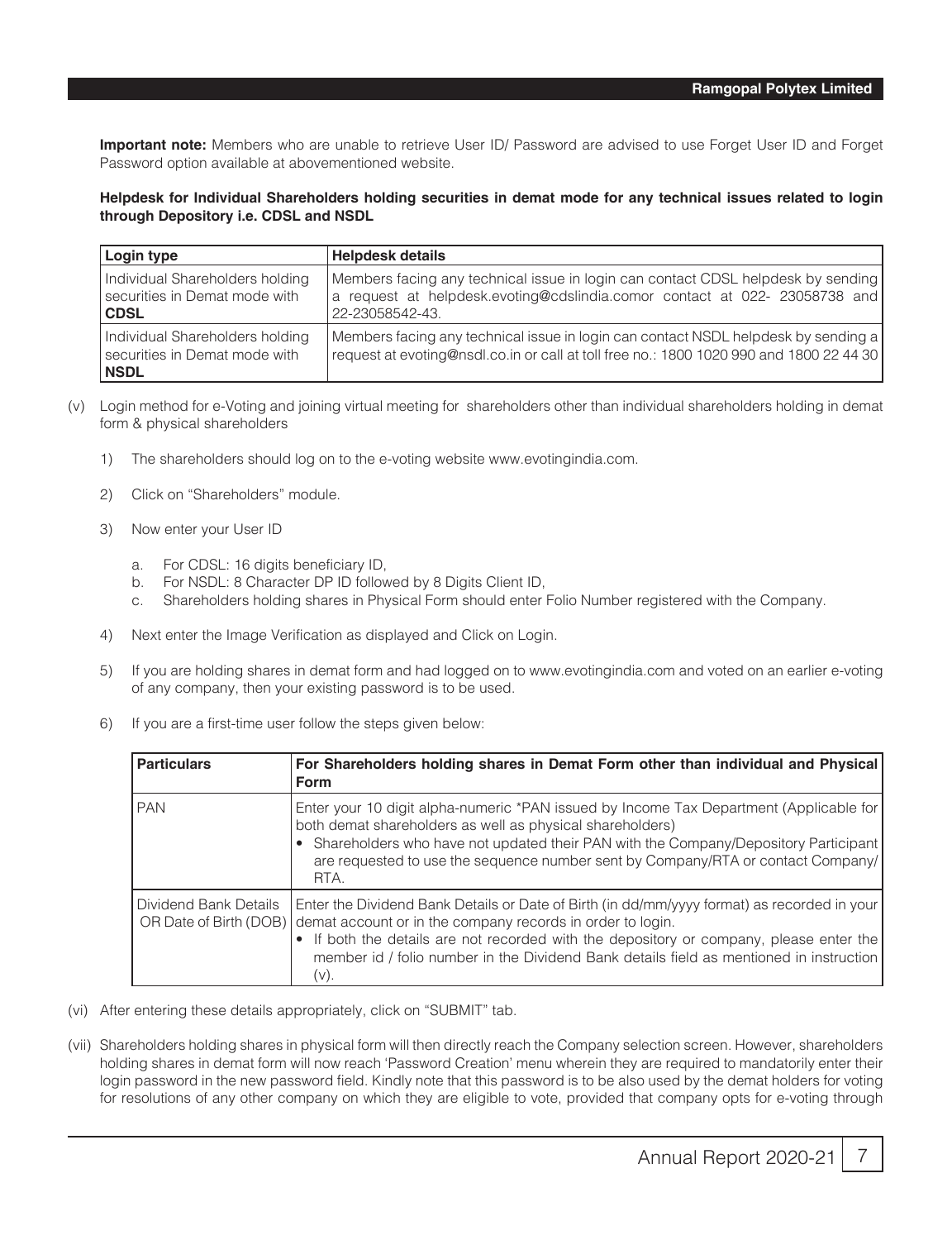**Important note:** Members who are unable to retrieve User ID/ Password are advised to use Forget User ID and Forget Password option available at abovementioned website.

**Helpdesk for Individual Shareholders holding securities in demat mode for any technical issues related to login through Depository i.e. CDSL and NSDL**

| Login type | Helpdesk details |
|---|---|
| Individual Shareholders holding securities in Demat mode with **CDSL** | Members facing any technical issue in login can contact CDSL helpdesk by sending a request at helpdesk.evoting@cdslindia.comor contact at 022- 23058738 and 22-23058542-43. |
| Individual Shareholders holding securities in Demat mode with **NSDL** | Members facing any technical issue in login can contact NSDL helpdesk by sending a request at evoting@nsdl.co.in or call at toll free no.: 1800 1020 990 and 1800 22 44 30 |

(v) Login method for e-Voting and joining virtual meeting for shareholders other than individual shareholders holding in demat form & physical shareholders

1) The shareholders should log on to the e-voting website www.evotingindia.com.

2) Click on "Shareholders" module.

3) Now enter your User ID

   a. For CDSL: 16 digits beneficiary ID,
   b. For NSDL: 8 Character DP ID followed by 8 Digits Client ID,
   c. Shareholders holding shares in Physical Form should enter Folio Number registered with the Company.

4) Next enter the Image Verification as displayed and Click on Login.

5) If you are holding shares in demat form and had logged on to www.evotingindia.com and voted on an earlier e-voting of any company, then your existing password is to be used.

6) If you are a first-time user follow the steps given below:

| Particulars | For Shareholders holding shares in Demat Form other than individual and Physical Form |
|---|---|
| PAN | Enter your 10 digit alpha-numeric *PAN issued by Income Tax Department (Applicable for both demat shareholders as well as physical shareholders)<br>• Shareholders who have not updated their PAN with the Company/Depository Participant are requested to use the sequence number sent by Company/RTA or contact Company/ RTA. |
| Dividend Bank Details OR Date of Birth (DOB) | Enter the Dividend Bank Details or Date of Birth (in dd/mm/yyyy format) as recorded in your demat account or in the company records in order to login.<br>• If both the details are not recorded with the depository or company, please enter the member id / folio number in the Dividend Bank details field as mentioned in instruction (v). |

(vi) After entering these details appropriately, click on "SUBMIT" tab.

(vii) Shareholders holding shares in physical form will then directly reach the Company selection screen. However, shareholders holding shares in demat form will now reach 'Password Creation' menu wherein they are required to mandatorily enter their login password in the new password field. Kindly note that this password is to be also used by the demat holders for voting for resolutions of any other company on which they are eligible to vote, provided that company opts for e-voting through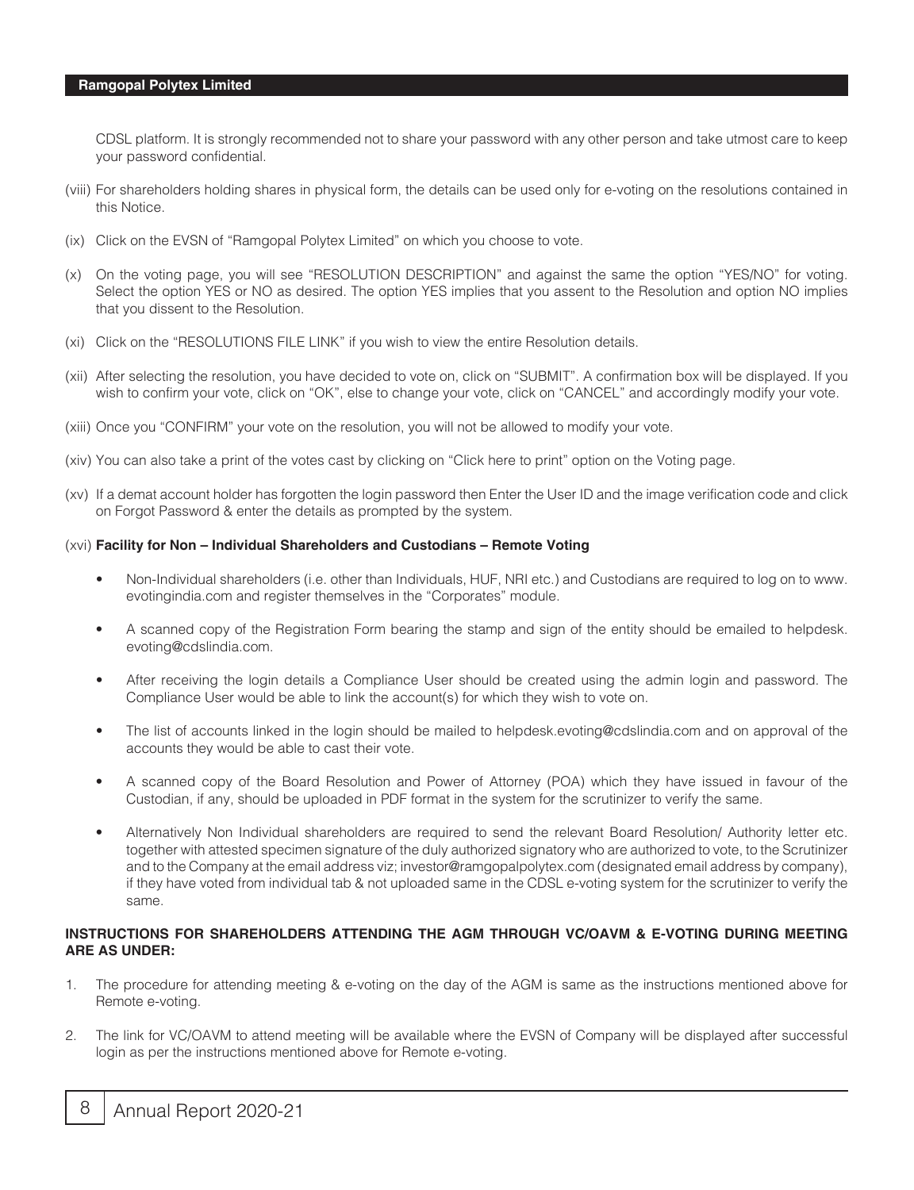CDSL platform. It is strongly recommended not to share your password with any other person and take utmost care to keep your password confidential.

(viii) For shareholders holding shares in physical form, the details can be used only for e-voting on the resolutions contained in this Notice.

(ix) Click on the EVSN of "Ramgopal Polytex Limited" on which you choose to vote.

(x) On the voting page, you will see "RESOLUTION DESCRIPTION" and against the same the option "YES/NO" for voting. Select the option YES or NO as desired. The option YES implies that you assent to the Resolution and option NO implies that you dissent to the Resolution.

(xi) Click on the "RESOLUTIONS FILE LINK" if you wish to view the entire Resolution details.

(xii) After selecting the resolution, you have decided to vote on, click on "SUBMIT". A confirmation box will be displayed. If you wish to confirm your vote, click on "OK", else to change your vote, click on "CANCEL" and accordingly modify your vote.

(xiii) Once you "CONFIRM" your vote on the resolution, you will not be allowed to modify your vote.

(xiv) You can also take a print of the votes cast by clicking on "Click here to print" option on the Voting page.

(xv) If a demat account holder has forgotten the login password then Enter the User ID and the image verification code and click on Forgot Password & enter the details as prompted by the system.

(xvi) **Facility for Non – Individual Shareholders and Custodians – Remote Voting**

- Non-Individual shareholders (i.e. other than Individuals, HUF, NRI etc.) and Custodians are required to log on to www.evotingindia.com and register themselves in the "Corporates" module.
- A scanned copy of the Registration Form bearing the stamp and sign of the entity should be emailed to helpdesk.evoting@cdslindia.com.
- After receiving the login details a Compliance User should be created using the admin login and password. The Compliance User would be able to link the account(s) for which they wish to vote on.
- The list of accounts linked in the login should be mailed to helpdesk.evoting@cdslindia.com and on approval of the accounts they would be able to cast their vote.
- A scanned copy of the Board Resolution and Power of Attorney (POA) which they have issued in favour of the Custodian, if any, should be uploaded in PDF format in the system for the scrutinizer to verify the same.
- Alternatively Non Individual shareholders are required to send the relevant Board Resolution/ Authority letter etc. together with attested specimen signature of the duly authorized signatory who are authorized to vote, to the Scrutinizer and to the Company at the email address viz; investor@ramgopalpolytex.com (designated email address by company), if they have voted from individual tab & not uploaded same in the CDSL e-voting system for the scrutinizer to verify the same.

**INSTRUCTIONS FOR SHAREHOLDERS ATTENDING THE AGM THROUGH VC/OAVM & E-VOTING DURING MEETING ARE AS UNDER:**

1. The procedure for attending meeting & e-voting on the day of the AGM is same as the instructions mentioned above for Remote e-voting.
2. The link for VC/OAVM to attend meeting will be available where the EVSN of Company will be displayed after successful login as per the instructions mentioned above for Remote e-voting.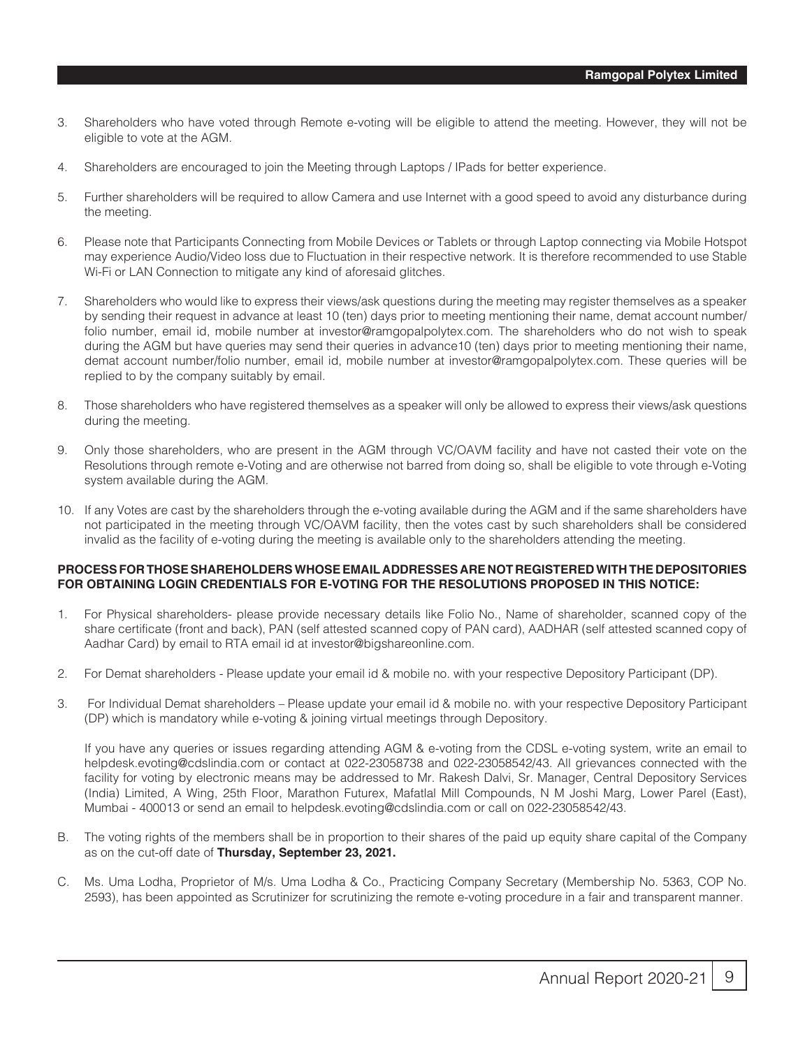3. Shareholders who have voted through Remote e-voting will be eligible to attend the meeting. However, they will not be eligible to vote at the AGM.

4. Shareholders are encouraged to join the Meeting through Laptops / IPads for better experience.

5. Further shareholders will be required to allow Camera and use Internet with a good speed to avoid any disturbance during the meeting.

6. Please note that Participants Connecting from Mobile Devices or Tablets or through Laptop connecting via Mobile Hotspot may experience Audio/Video loss due to Fluctuation in their respective network. It is therefore recommended to use Stable Wi-Fi or LAN Connection to mitigate any kind of aforesaid glitches.

7. Shareholders who would like to express their views/ask questions during the meeting may register themselves as a speaker by sending their request in advance at least 10 (ten) days prior to meeting mentioning their name, demat account number/folio number, email id, mobile number at investor@ramgopalpolytex.com. The shareholders who do not wish to speak during the AGM but have queries may send their queries in advance10 (ten) days prior to meeting mentioning their name, demat account number/folio number, email id, mobile number at investor@ramgopalpolytex.com. These queries will be replied to by the company suitably by email.

8. Those shareholders who have registered themselves as a speaker will only be allowed to express their views/ask questions during the meeting.

9. Only those shareholders, who are present in the AGM through VC/OAVM facility and have not casted their vote on the Resolutions through remote e-Voting and are otherwise not barred from doing so, shall be eligible to vote through e-Voting system available during the AGM.

10. If any Votes are cast by the shareholders through the e-voting available during the AGM and if the same shareholders have not participated in the meeting through VC/OAVM facility, then the votes cast by such shareholders shall be considered invalid as the facility of e-voting during the meeting is available only to the shareholders attending the meeting.

**PROCESS FOR THOSE SHAREHOLDERS WHOSE EMAIL ADDRESSES ARE NOT REGISTERED WITH THE DEPOSITORIES FOR OBTAINING LOGIN CREDENTIALS FOR E-VOTING FOR THE RESOLUTIONS PROPOSED IN THIS NOTICE:**

1. For Physical shareholders- please provide necessary details like Folio No., Name of shareholder, scanned copy of the share certificate (front and back), PAN (self attested scanned copy of PAN card), AADHAR (self attested scanned copy of Aadhar Card) by email to RTA email id at investor@bigshareonline.com.

2. For Demat shareholders - Please update your email id & mobile no. with your respective Depository Participant (DP).

3. For Individual Demat shareholders – Please update your email id & mobile no. with your respective Depository Participant (DP) which is mandatory while e-voting & joining virtual meetings through Depository.

   If you have any queries or issues regarding attending AGM & e-voting from the CDSL e-voting system, write an email to helpdesk.evoting@cdslindia.com or contact at 022-23058738 and 022-23058542/43. All grievances connected with the facility for voting by electronic means may be addressed to Mr. Rakesh Dalvi, Sr. Manager, Central Depository Services (India) Limited, A Wing, 25th Floor, Marathon Futurex, Mafatlal Mill Compounds, N M Joshi Marg, Lower Parel (East), Mumbai - 400013 or send an email to helpdesk.evoting@cdslindia.com or call on 022-23058542/43.

B. The voting rights of the members shall be in proportion to their shares of the paid up equity share capital of the Company as on the cut-off date of **Thursday, September 23, 2021.**

C. Ms. Uma Lodha, Proprietor of M/s. Uma Lodha & Co., Practicing Company Secretary (Membership No. 5363, COP No. 2593), has been appointed as Scrutinizer for scrutinizing the remote e-voting procedure in a fair and transparent manner.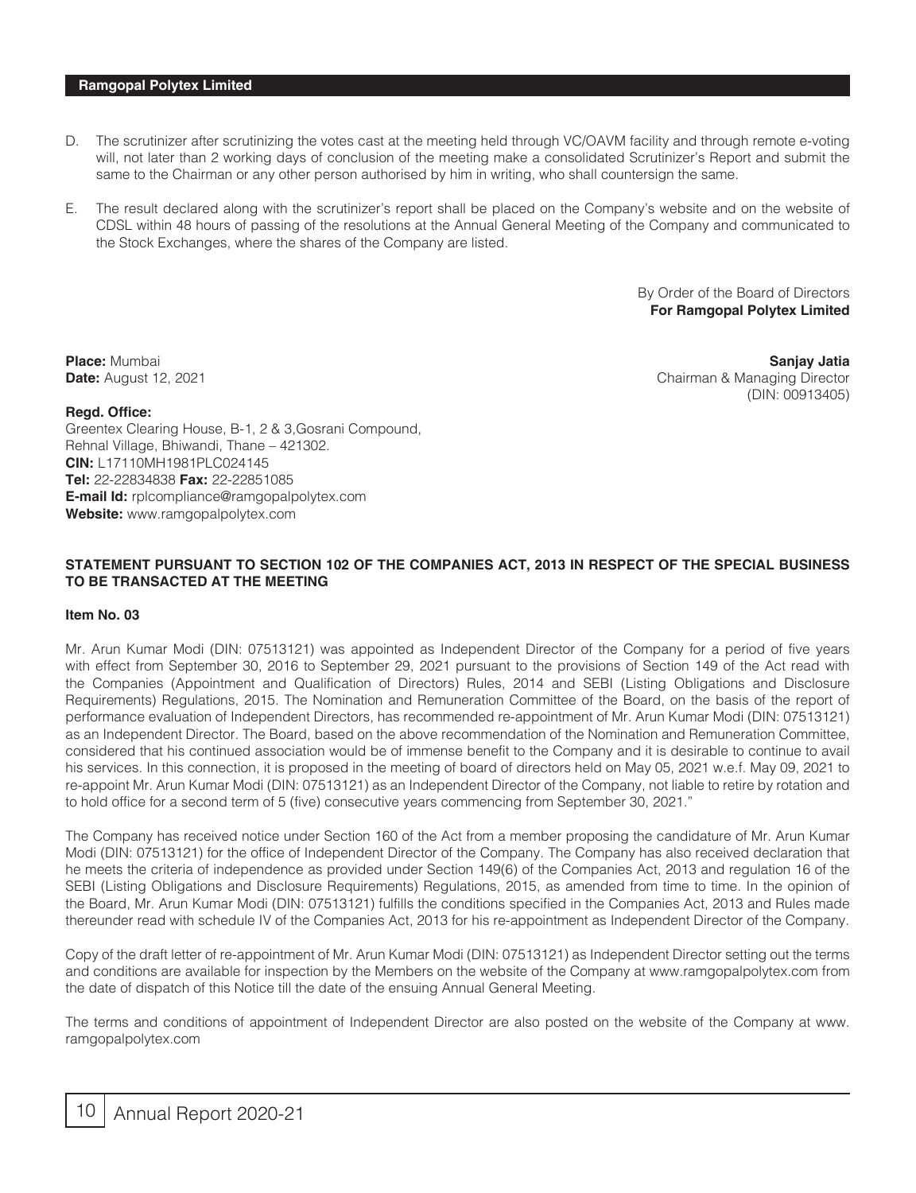D. The scrutinizer after scrutinizing the votes cast at the meeting held through VC/OAVM facility and through remote e-voting will, not later than 2 working days of conclusion of the meeting make a consolidated Scrutinizer's Report and submit the same to the Chairman or any other person authorised by him in writing, who shall countersign the same.

E. The result declared along with the scrutinizer's report shall be placed on the Company's website and on the website of CDSL within 48 hours of passing of the resolutions at the Annual General Meeting of the Company and communicated to the Stock Exchanges, where the shares of the Company are listed.

By Order of the Board of Directors
**For Ramgopal Polytex Limited**

**Place:** Mumbai
**Date:** August 12, 2021

**Sanjay Jatia**
Chairman & Managing Director
(DIN: 00913405)

**Regd. Office:**
Greentex Clearing House, B-1, 2 & 3,Gosrani Compound,
Rehnal Village, Bhiwandi, Thane – 421302.
**CIN:** L17110MH1981PLC024145
**Tel:** 22-22834838 **Fax:** 22-22851085
**E-mail Id:** rplcompliance@ramgopalpolytex.com
**Website:** www.ramgopalpolytex.com

## STATEMENT PURSUANT TO SECTION 102 OF THE COMPANIES ACT, 2013 IN RESPECT OF THE SPECIAL BUSINESS TO BE TRANSACTED AT THE MEETING

### Item No. 03

Mr. Arun Kumar Modi (DIN: 07513121) was appointed as Independent Director of the Company for a period of five years with effect from September 30, 2016 to September 29, 2021 pursuant to the provisions of Section 149 of the Act read with the Companies (Appointment and Qualification of Directors) Rules, 2014 and SEBI (Listing Obligations and Disclosure Requirements) Regulations, 2015. The Nomination and Remuneration Committee of the Board, on the basis of the report of performance evaluation of Independent Directors, has recommended re-appointment of Mr. Arun Kumar Modi (DIN: 07513121) as an Independent Director. The Board, based on the above recommendation of the Nomination and Remuneration Committee, considered that his continued association would be of immense benefit to the Company and it is desirable to continue to avail his services. In this connection, it is proposed in the meeting of board of directors held on May 05, 2021 w.e.f. May 09, 2021 to re-appoint Mr. Arun Kumar Modi (DIN: 07513121) as an Independent Director of the Company, not liable to retire by rotation and to hold office for a second term of 5 (five) consecutive years commencing from September 30, 2021."

The Company has received notice under Section 160 of the Act from a member proposing the candidature of Mr. Arun Kumar Modi (DIN: 07513121) for the office of Independent Director of the Company. The Company has also received declaration that he meets the criteria of independence as provided under Section 149(6) of the Companies Act, 2013 and regulation 16 of the SEBI (Listing Obligations and Disclosure Requirements) Regulations, 2015, as amended from time to time. In the opinion of the Board, Mr. Arun Kumar Modi (DIN: 07513121) fulfills the conditions specified in the Companies Act, 2013 and Rules made thereunder read with schedule IV of the Companies Act, 2013 for his re-appointment as Independent Director of the Company.

Copy of the draft letter of re-appointment of Mr. Arun Kumar Modi (DIN: 07513121) as Independent Director setting out the terms and conditions are available for inspection by the Members on the website of the Company at www.ramgopalpolytex.com from the date of dispatch of this Notice till the date of the ensuing Annual General Meeting.

The terms and conditions of appointment of Independent Director are also posted on the website of the Company at www. ramgopalpolytex.com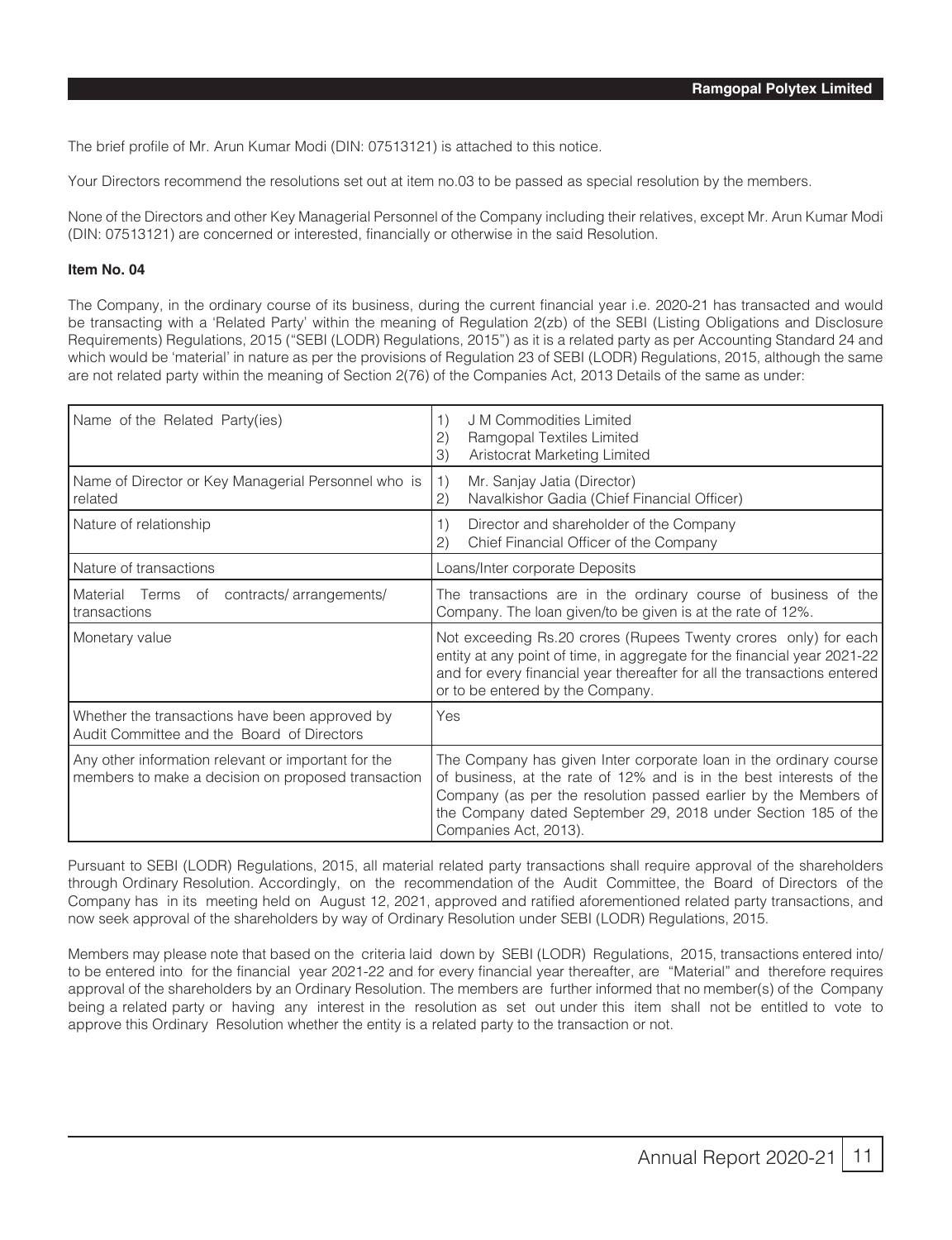The brief profile of Mr. Arun Kumar Modi (DIN: 07513121) is attached to this notice.

Your Directors recommend the resolutions set out at item no.03 to be passed as special resolution by the members.

None of the Directors and other Key Managerial Personnel of the Company including their relatives, except Mr. Arun Kumar Modi (DIN: 07513121) are concerned or interested, financially or otherwise in the said Resolution.

**Item No. 04**

The Company, in the ordinary course of its business, during the current financial year i.e. 2020-21 has transacted and would be transacting with a 'Related Party' within the meaning of Regulation 2(zb) of the SEBI (Listing Obligations and Disclosure Requirements) Regulations, 2015 ("SEBI (LODR) Regulations, 2015") as it is a related party as per Accounting Standard 24 and which would be 'material' in nature as per the provisions of Regulation 23 of SEBI (LODR) Regulations, 2015, although the same are not related party within the meaning of Section 2(76) of the Companies Act, 2013 Details of the same as under:

| Name of the Related Party(ies) | 1) J M Commodities Limited<br>2) Ramgopal Textiles Limited<br>3) Aristocrat Marketing Limited |
|---|---|
| Name of Director or Key Managerial Personnel who is related | 1) Mr. Sanjay Jatia (Director)<br>2) Navalkishor Gadia (Chief Financial Officer) |
| Nature of relationship | 1) Director and shareholder of the Company<br>2) Chief Financial Officer of the Company |
| Nature of transactions | Loans/Inter corporate Deposits |
| Material Terms of contracts/ arrangements/ transactions | The transactions are in the ordinary course of business of the Company. The loan given/to be given is at the rate of 12%. |
| Monetary value | Not exceeding Rs.20 crores (Rupees Twenty crores only) for each entity at any point of time, in aggregate for the financial year 2021-22 and for every financial year thereafter for all the transactions entered or to be entered by the Company. |
| Whether the transactions have been approved by Audit Committee and the Board of Directors | Yes |
| Any other information relevant or important for the members to make a decision on proposed transaction | The Company has given Inter corporate loan in the ordinary course of business, at the rate of 12% and is in the best interests of the Company (as per the resolution passed earlier by the Members of the Company dated September 29, 2018 under Section 185 of the Companies Act, 2013). |

Pursuant to SEBI (LODR) Regulations, 2015, all material related party transactions shall require approval of the shareholders through Ordinary Resolution. Accordingly, on the recommendation of the Audit Committee, the Board of Directors of the Company has in its meeting held on August 12, 2021, approved and ratified aforementioned related party transactions, and now seek approval of the shareholders by way of Ordinary Resolution under SEBI (LODR) Regulations, 2015.

Members may please note that based on the criteria laid down by SEBI (LODR) Regulations, 2015, transactions entered into/ to be entered into for the financial year 2021-22 and for every financial year thereafter, are "Material" and therefore requires approval of the shareholders by an Ordinary Resolution. The members are further informed that no member(s) of the Company being a related party or having any interest in the resolution as set out under this item shall not be entitled to vote to approve this Ordinary Resolution whether the entity is a related party to the transaction or not.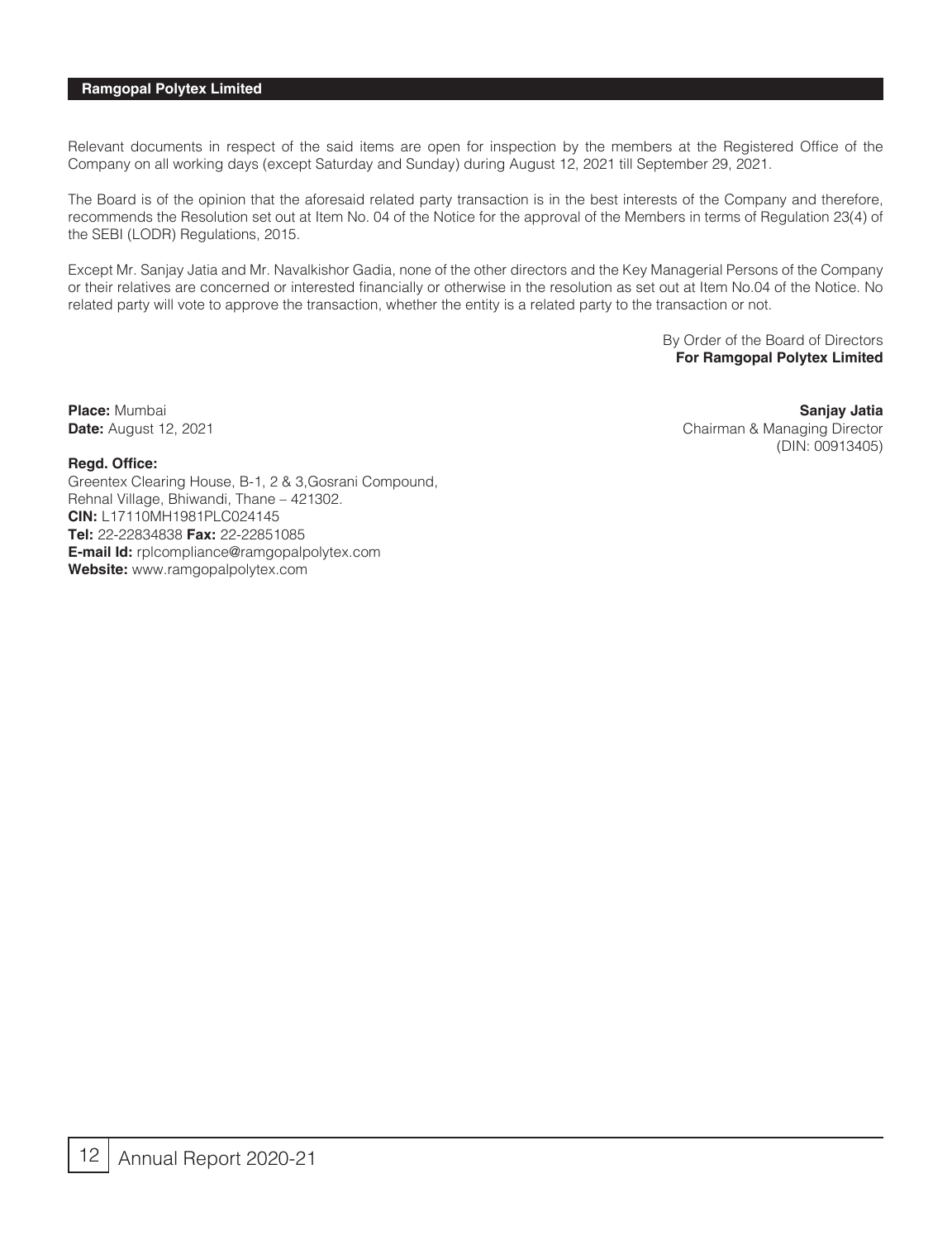Relevant documents in respect of the said items are open for inspection by the members at the Registered Office of the Company on all working days (except Saturday and Sunday) during August 12, 2021 till September 29, 2021.

The Board is of the opinion that the aforesaid related party transaction is in the best interests of the Company and therefore, recommends the Resolution set out at Item No. 04 of the Notice for the approval of the Members in terms of Regulation 23(4) of the SEBI (LODR) Regulations, 2015.

Except Mr. Sanjay Jatia and Mr. Navalkishor Gadia, none of the other directors and the Key Managerial Persons of the Company or their relatives are concerned or interested financially or otherwise in the resolution as set out at Item No.04 of the Notice. No related party will vote to approve the transaction, whether the entity is a related party to the transaction or not.

By Order of the Board of Directors
**For Ramgopal Polytex Limited**

**Place:** Mumbai
**Date:** August 12, 2021

**Sanjay Jatia**
Chairman & Managing Director
(DIN: 00913405)

**Regd. Office:**
Greentex Clearing House, B-1, 2 & 3,Gosrani Compound,
Rehnal Village, Bhiwandi, Thane – 421302.
**CIN:** L17110MH1981PLC024145
**Tel:** 22-22834838 **Fax:** 22-22851085
**E-mail Id:** rplcompliance@ramgopalpolytex.com
**Website:** www.ramgopalpolytex.com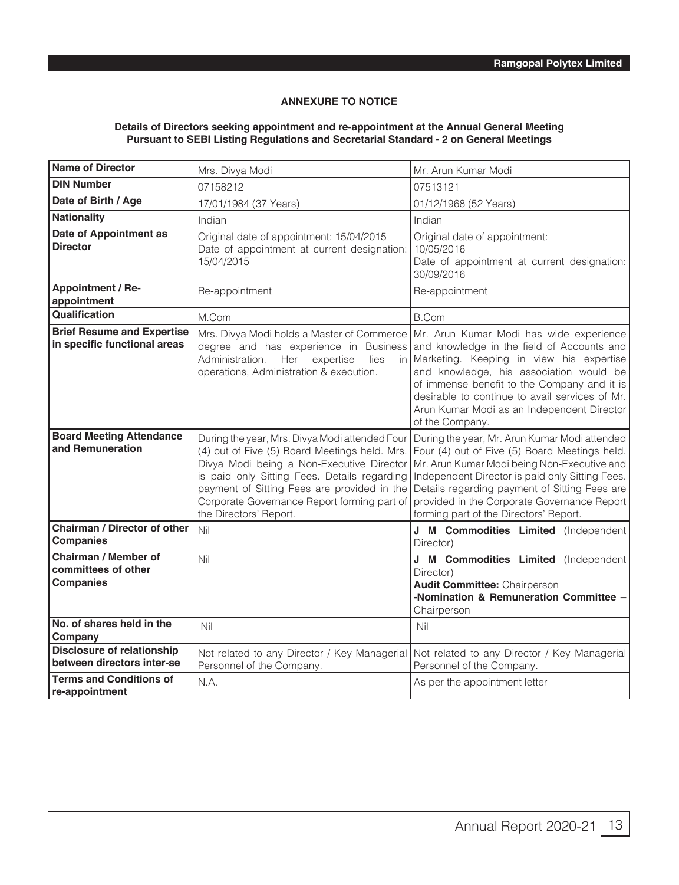## ANNEXURE TO NOTICE

**Details of Directors seeking appointment and re-appointment at the Annual General Meeting Pursuant to SEBI Listing Regulations and Secretarial Standard - 2 on General Meetings**

| **Name of Director** | Mrs. Divya Modi | Mr. Arun Kumar Modi |
|---|---|---|
| **DIN Number** | 07158212 | 07513121 |
| **Date of Birth / Age** | 17/01/1984 (37 Years) | 01/12/1968 (52 Years) |
| **Nationality** | Indian | Indian |
| **Date of Appointment as Director** | Original date of appointment: 15/04/2015<br>Date of appointment at current designation: 15/04/2015 | Original date of appointment: 10/05/2016<br>Date of appointment at current designation: 30/09/2016 |
| **Appointment / Re-appointment** | Re-appointment | Re-appointment |
| **Qualification** | M.Com | B.Com |
| **Brief Resume and Expertise in specific functional areas** | Mrs. Divya Modi holds a Master of Commerce degree and has experience in Business Administration. Her expertise lies in operations, Administration & execution. | Mr. Arun Kumar Modi has wide experience and knowledge in the field of Accounts and Marketing. Keeping in view his expertise and knowledge, his association would be of immense benefit to the Company and it is desirable to continue to avail services of Mr. Arun Kumar Modi as an Independent Director of the Company. |
| **Board Meeting Attendance and Remuneration** | During the year, Mrs. Divya Modi attended Four (4) out of Five (5) Board Meetings held. Mrs. Divya Modi being a Non-Executive Director is paid only Sitting Fees. Details regarding payment of Sitting Fees are provided in the Corporate Governance Report forming part of the Directors' Report. | During the year, Mr. Arun Kumar Modi attended Four (4) out of Five (5) Board Meetings held. Mr. Arun Kumar Modi being Non-Executive and Independent Director is paid only Sitting Fees. Details regarding payment of Sitting Fees are provided in the Corporate Governance Report forming part of the Directors' Report. |
| **Chairman / Director of other Companies** | Nil | **J M Commodities Limited** (Independent Director) |
| **Chairman / Member of committees of other Companies** | Nil | **J M Commodities Limited** (Independent Director)<br>**Audit Committee:** Chairperson<br>**-Nomination & Remuneration Committee –** Chairperson |
| **No. of shares held in the Company** | Nil | Nil |
| **Disclosure of relationship between directors inter-se** | Not related to any Director / Key Managerial Personnel of the Company. | Not related to any Director / Key Managerial Personnel of the Company. |
| **Terms and Conditions of re-appointment** | N.A. | As per the appointment letter |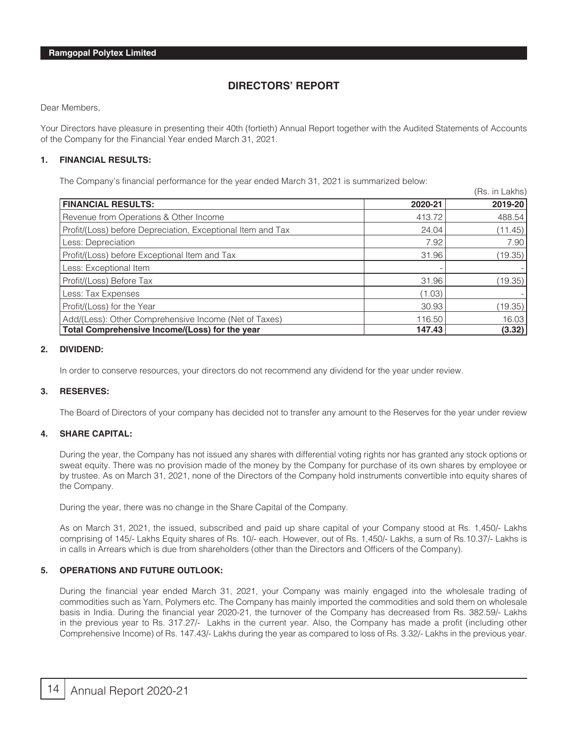# DIRECTORS' REPORT

Dear Members,

Your Directors have pleasure in presenting their 40th (fortieth) Annual Report together with the Audited Statements of Accounts of the Company for the Financial Year ended March 31, 2021.

## 1. FINANCIAL RESULTS:

The Company's financial performance for the year ended March 31, 2021 is summarized below:

(Rs. in Lakhs)

| FINANCIAL RESULTS: | 2020-21 | 2019-20 |
|---|---|---|
| Revenue from Operations & Other Income | 413.72 | 488.54 |
| Profit/(Loss) before Depreciation, Exceptional Item and Tax | 24.04 | (11.45) |
| Less: Depreciation | 7.92 | 7.90 |
| Profit/(Loss) before Exceptional Item and Tax | 31.96 | (19.35) |
| Less: Exceptional Item | - | - |
| Profit/(Loss) Before Tax | 31.96 | (19.35) |
| Less: Tax Expenses | (1.03) | - |
| Profit/(Loss) for the Year | 30.93 | (19.35) |
| Add/(Less): Other Comprehensive Income (Net of Taxes) | 116.50 | 16.03 |
| **Total Comprehensive Income/(Loss) for the year** | **147.43** | **(3.32)** |

## 2. DIVIDEND:

In order to conserve resources, your directors do not recommend any dividend for the year under review.

## 3. RESERVES:

The Board of Directors of your company has decided not to transfer any amount to the Reserves for the year under review

## 4. SHARE CAPITAL:

During the year, the Company has not issued any shares with differential voting rights nor has granted any stock options or sweat equity. There was no provision made of the money by the Company for purchase of its own shares by employee or by trustee. As on March 31, 2021, none of the Directors of the Company hold instruments convertible into equity shares of the Company.

During the year, there was no change in the Share Capital of the Company.

As on March 31, 2021, the issued, subscribed and paid up share capital of your Company stood at Rs. 1,450/- Lakhs comprising of 145/- Lakhs Equity shares of Rs. 10/- each. However, out of Rs. 1,450/- Lakhs, a sum of Rs.10.37/- Lakhs is in calls in Arrears which is due from shareholders (other than the Directors and Officers of the Company).

## 5. OPERATIONS AND FUTURE OUTLOOK:

During the financial year ended March 31, 2021, your Company was mainly engaged into the wholesale trading of commodities such as Yarn, Polymers etc. The Company has mainly imported the commodities and sold them on wholesale basis in India. During the financial year 2020-21, the turnover of the Company has decreased from Rs. 382.59/- Lakhs in the previous year to Rs. 317.27/- Lakhs in the current year. Also, the Company has made a profit (including other Comprehensive Income) of Rs. 147.43/- Lakhs during the year as compared to loss of Rs. 3.32/- Lakhs in the previous year.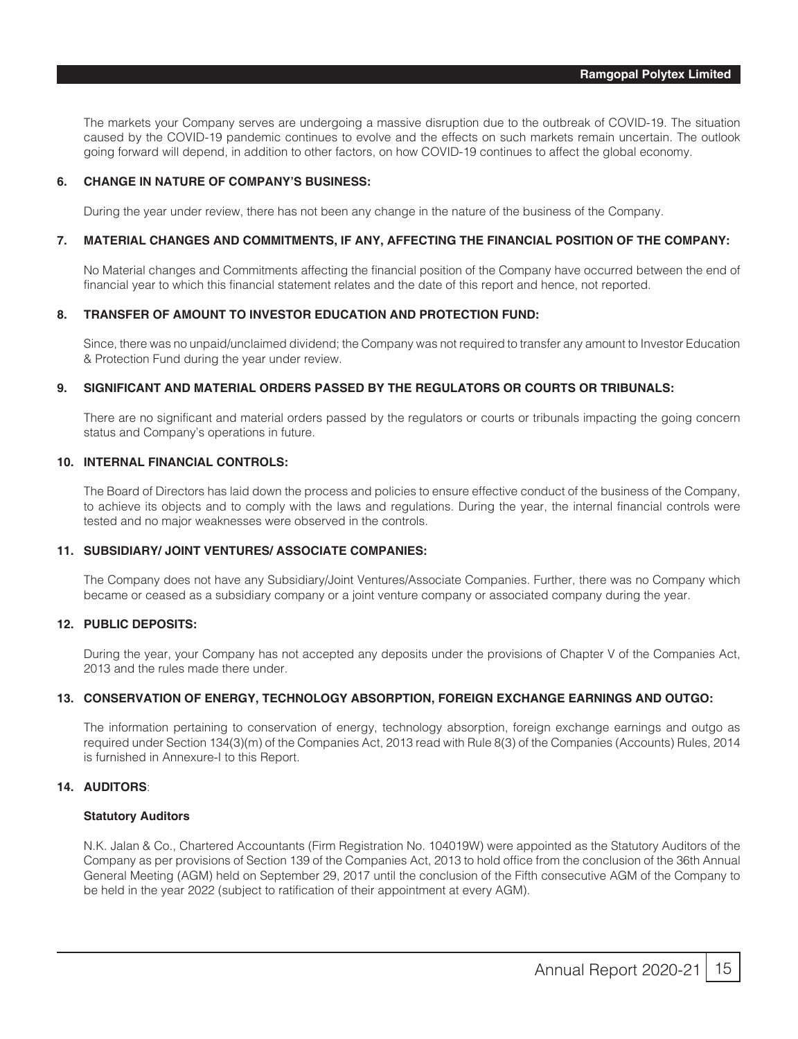The markets your Company serves are undergoing a massive disruption due to the outbreak of COVID-19. The situation caused by the COVID-19 pandemic continues to evolve and the effects on such markets remain uncertain. The outlook going forward will depend, in addition to other factors, on how COVID-19 continues to affect the global economy.

**6. CHANGE IN NATURE OF COMPANY'S BUSINESS:**

During the year under review, there has not been any change in the nature of the business of the Company.

**7. MATERIAL CHANGES AND COMMITMENTS, IF ANY, AFFECTING THE FINANCIAL POSITION OF THE COMPANY:**

No Material changes and Commitments affecting the financial position of the Company have occurred between the end of financial year to which this financial statement relates and the date of this report and hence, not reported.

**8. TRANSFER OF AMOUNT TO INVESTOR EDUCATION AND PROTECTION FUND:**

Since, there was no unpaid/unclaimed dividend; the Company was not required to transfer any amount to Investor Education & Protection Fund during the year under review.

**9. SIGNIFICANT AND MATERIAL ORDERS PASSED BY THE REGULATORS OR COURTS OR TRIBUNALS:**

There are no significant and material orders passed by the regulators or courts or tribunals impacting the going concern status and Company's operations in future.

**10. INTERNAL FINANCIAL CONTROLS:**

The Board of Directors has laid down the process and policies to ensure effective conduct of the business of the Company, to achieve its objects and to comply with the laws and regulations. During the year, the internal financial controls were tested and no major weaknesses were observed in the controls.

**11. SUBSIDIARY/ JOINT VENTURES/ ASSOCIATE COMPANIES:**

The Company does not have any Subsidiary/Joint Ventures/Associate Companies. Further, there was no Company which became or ceased as a subsidiary company or a joint venture company or associated company during the year.

**12. PUBLIC DEPOSITS:**

During the year, your Company has not accepted any deposits under the provisions of Chapter V of the Companies Act, 2013 and the rules made there under.

**13. CONSERVATION OF ENERGY, TECHNOLOGY ABSORPTION, FOREIGN EXCHANGE EARNINGS AND OUTGO:**

The information pertaining to conservation of energy, technology absorption, foreign exchange earnings and outgo as required under Section 134(3)(m) of the Companies Act, 2013 read with Rule 8(3) of the Companies (Accounts) Rules, 2014 is furnished in Annexure-I to this Report.

**14. AUDITORS**:

**Statutory Auditors**

N.K. Jalan & Co., Chartered Accountants (Firm Registration No. 104019W) were appointed as the Statutory Auditors of the Company as per provisions of Section 139 of the Companies Act, 2013 to hold office from the conclusion of the 36th Annual General Meeting (AGM) held on September 29, 2017 until the conclusion of the Fifth consecutive AGM of the Company to be held in the year 2022 (subject to ratification of their appointment at every AGM).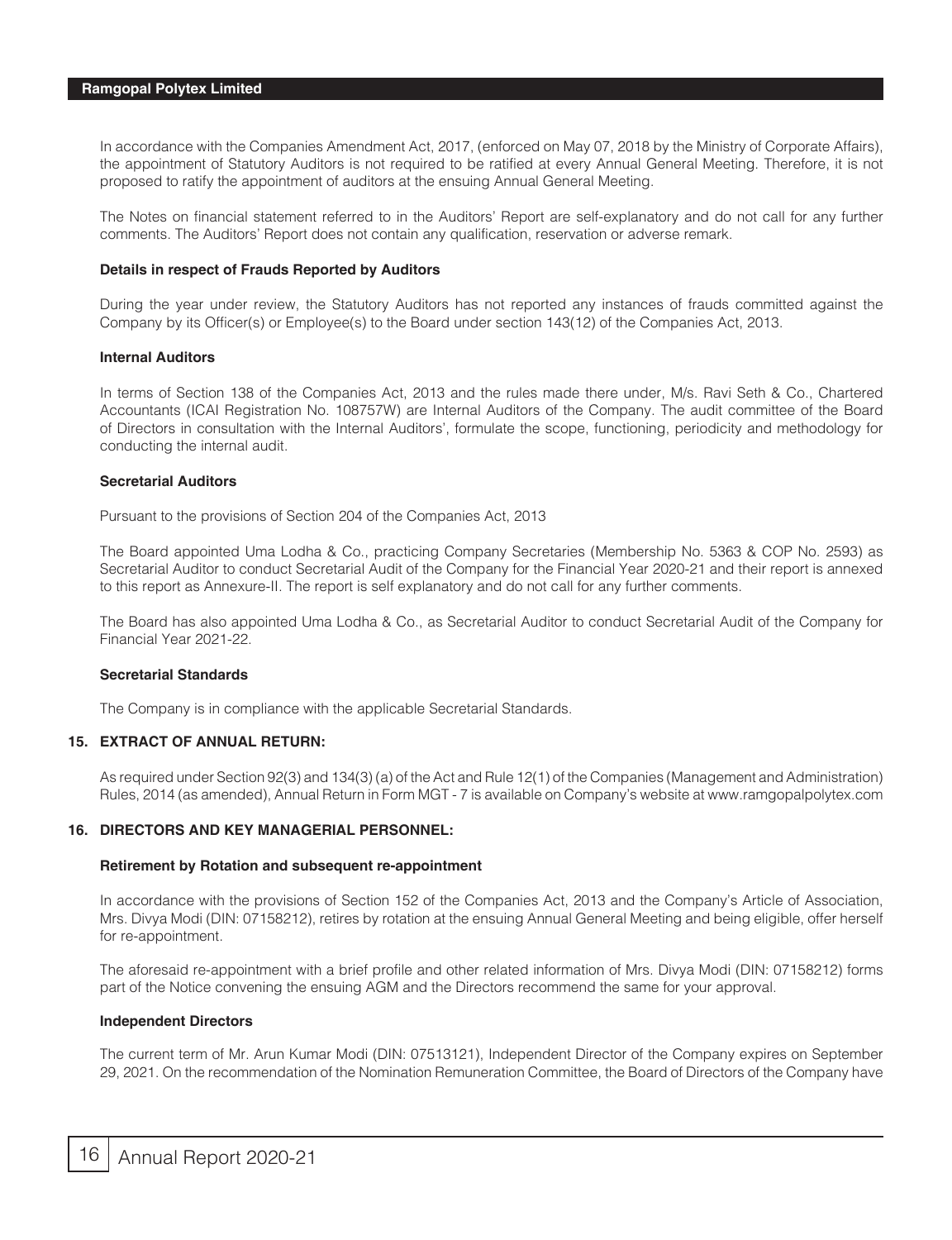In accordance with the Companies Amendment Act, 2017, (enforced on May 07, 2018 by the Ministry of Corporate Affairs), the appointment of Statutory Auditors is not required to be ratified at every Annual General Meeting. Therefore, it is not proposed to ratify the appointment of auditors at the ensuing Annual General Meeting.

The Notes on financial statement referred to in the Auditors' Report are self-explanatory and do not call for any further comments. The Auditors' Report does not contain any qualification, reservation or adverse remark.

**Details in respect of Frauds Reported by Auditors**

During the year under review, the Statutory Auditors has not reported any instances of frauds committed against the Company by its Officer(s) or Employee(s) to the Board under section 143(12) of the Companies Act, 2013.

**Internal Auditors**

In terms of Section 138 of the Companies Act, 2013 and the rules made there under, M/s. Ravi Seth & Co., Chartered Accountants (ICAI Registration No. 108757W) are Internal Auditors of the Company. The audit committee of the Board of Directors in consultation with the Internal Auditors', formulate the scope, functioning, periodicity and methodology for conducting the internal audit.

**Secretarial Auditors**

Pursuant to the provisions of Section 204 of the Companies Act, 2013

The Board appointed Uma Lodha & Co., practicing Company Secretaries (Membership No. 5363 & COP No. 2593) as Secretarial Auditor to conduct Secretarial Audit of the Company for the Financial Year 2020-21 and their report is annexed to this report as Annexure-II. The report is self explanatory and do not call for any further comments.

The Board has also appointed Uma Lodha & Co., as Secretarial Auditor to conduct Secretarial Audit of the Company for Financial Year 2021-22.

**Secretarial Standards**

The Company is in compliance with the applicable Secretarial Standards.

## 15. EXTRACT OF ANNUAL RETURN:

As required under Section 92(3) and 134(3) (a) of the Act and Rule 12(1) of the Companies (Management and Administration) Rules, 2014 (as amended), Annual Return in Form MGT - 7 is available on Company's website at www.ramgopalpolytex.com

## 16. DIRECTORS AND KEY MANAGERIAL PERSONNEL:

**Retirement by Rotation and subsequent re-appointment**

In accordance with the provisions of Section 152 of the Companies Act, 2013 and the Company's Article of Association, Mrs. Divya Modi (DIN: 07158212), retires by rotation at the ensuing Annual General Meeting and being eligible, offer herself for re-appointment.

The aforesaid re-appointment with a brief profile and other related information of Mrs. Divya Modi (DIN: 07158212) forms part of the Notice convening the ensuing AGM and the Directors recommend the same for your approval.

**Independent Directors**

The current term of Mr. Arun Kumar Modi (DIN: 07513121), Independent Director of the Company expires on September 29, 2021. On the recommendation of the Nomination Remuneration Committee, the Board of Directors of the Company have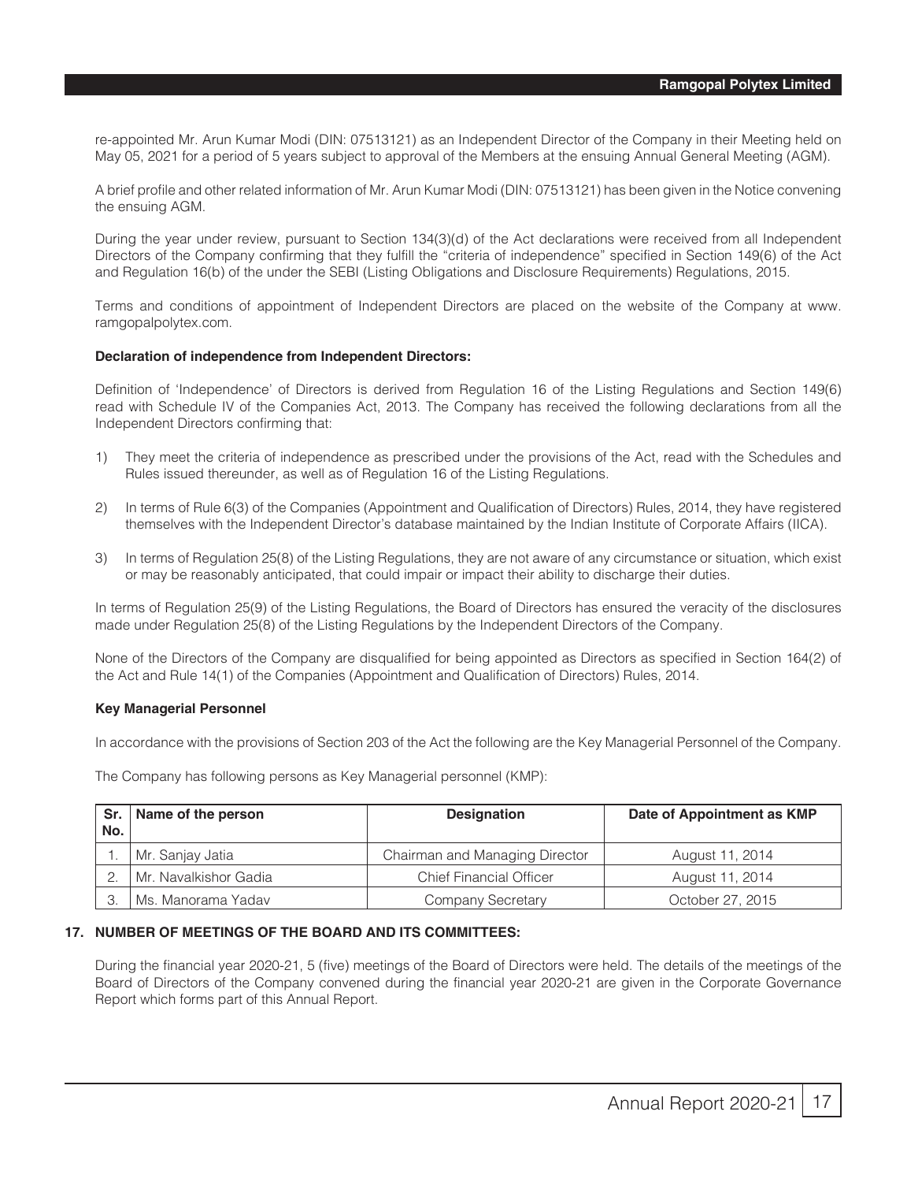re-appointed Mr. Arun Kumar Modi (DIN: 07513121) as an Independent Director of the Company in their Meeting held on May 05, 2021 for a period of 5 years subject to approval of the Members at the ensuing Annual General Meeting (AGM).

A brief profile and other related information of Mr. Arun Kumar Modi (DIN: 07513121) has been given in the Notice convening the ensuing AGM.

During the year under review, pursuant to Section 134(3)(d) of the Act declarations were received from all Independent Directors of the Company confirming that they fulfill the "criteria of independence" specified in Section 149(6) of the Act and Regulation 16(b) of the under the SEBI (Listing Obligations and Disclosure Requirements) Regulations, 2015.

Terms and conditions of appointment of Independent Directors are placed on the website of the Company at www. ramgopalpolytex.com.

**Declaration of independence from Independent Directors:**

Definition of 'Independence' of Directors is derived from Regulation 16 of the Listing Regulations and Section 149(6) read with Schedule IV of the Companies Act, 2013. The Company has received the following declarations from all the Independent Directors confirming that:

1) They meet the criteria of independence as prescribed under the provisions of the Act, read with the Schedules and Rules issued thereunder, as well as of Regulation 16 of the Listing Regulations.

2) In terms of Rule 6(3) of the Companies (Appointment and Qualification of Directors) Rules, 2014, they have registered themselves with the Independent Director's database maintained by the Indian Institute of Corporate Affairs (IICA).

3) In terms of Regulation 25(8) of the Listing Regulations, they are not aware of any circumstance or situation, which exist or may be reasonably anticipated, that could impair or impact their ability to discharge their duties.

In terms of Regulation 25(9) of the Listing Regulations, the Board of Directors has ensured the veracity of the disclosures made under Regulation 25(8) of the Listing Regulations by the Independent Directors of the Company.

None of the Directors of the Company are disqualified for being appointed as Directors as specified in Section 164(2) of the Act and Rule 14(1) of the Companies (Appointment and Qualification of Directors) Rules, 2014.

**Key Managerial Personnel**

In accordance with the provisions of Section 203 of the Act the following are the Key Managerial Personnel of the Company.

The Company has following persons as Key Managerial personnel (KMP):

| Sr. No. | Name of the person | Designation | Date of Appointment as KMP |
|---|---|---|---|
| 1. | Mr. Sanjay Jatia | Chairman and Managing Director | August 11, 2014 |
| 2. | Mr. Navalkishor Gadia | Chief Financial Officer | August 11, 2014 |
| 3. | Ms. Manorama Yadav | Company Secretary | October 27, 2015 |

**17. NUMBER OF MEETINGS OF THE BOARD AND ITS COMMITTEES:**

During the financial year 2020-21, 5 (five) meetings of the Board of Directors were held. The details of the meetings of the Board of Directors of the Company convened during the financial year 2020-21 are given in the Corporate Governance Report which forms part of this Annual Report.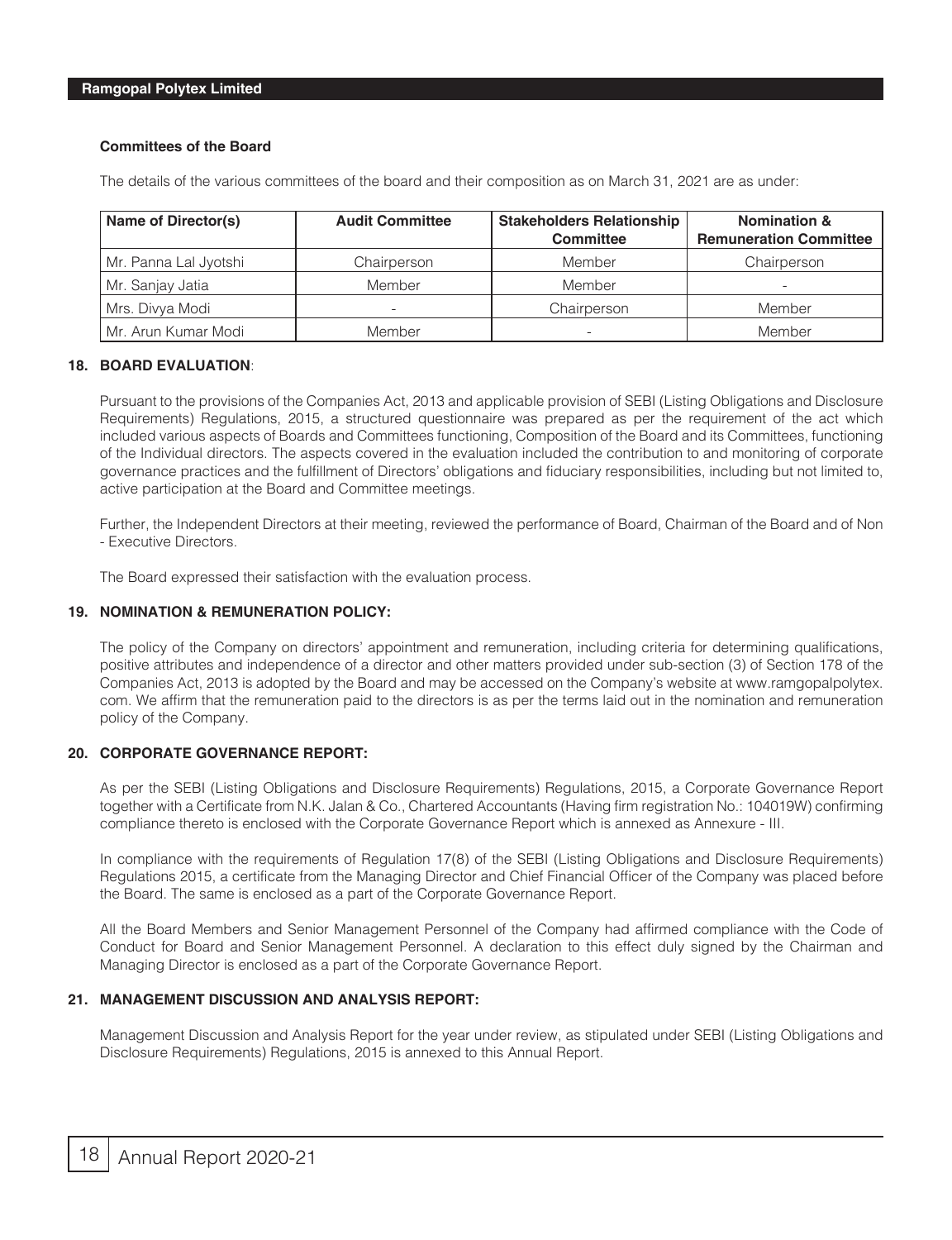**Committees of the Board**

The details of the various committees of the board and their composition as on March 31, 2021 are as under:

| Name of Director(s) | Audit Committee | Stakeholders Relationship Committee | Nomination & Remuneration Committee |
|---|---|---|---|
| Mr. Panna Lal Jyotshi | Chairperson | Member | Chairperson |
| Mr. Sanjay Jatia | Member | Member | - |
| Mrs. Divya Modi | - | Chairperson | Member |
| Mr. Arun Kumar Modi | Member | - | Member |

**18. BOARD EVALUATION**:

Pursuant to the provisions of the Companies Act, 2013 and applicable provision of SEBI (Listing Obligations and Disclosure Requirements) Regulations, 2015, a structured questionnaire was prepared as per the requirement of the act which included various aspects of Boards and Committees functioning, Composition of the Board and its Committees, functioning of the Individual directors. The aspects covered in the evaluation included the contribution to and monitoring of corporate governance practices and the fulfillment of Directors' obligations and fiduciary responsibilities, including but not limited to, active participation at the Board and Committee meetings.

Further, the Independent Directors at their meeting, reviewed the performance of Board, Chairman of the Board and of Non - Executive Directors.

The Board expressed their satisfaction with the evaluation process.

**19. NOMINATION & REMUNERATION POLICY:**

The policy of the Company on directors' appointment and remuneration, including criteria for determining qualifications, positive attributes and independence of a director and other matters provided under sub-section (3) of Section 178 of the Companies Act, 2013 is adopted by the Board and may be accessed on the Company's website at www.ramgopalpolytex.com. We affirm that the remuneration paid to the directors is as per the terms laid out in the nomination and remuneration policy of the Company.

**20. CORPORATE GOVERNANCE REPORT:**

As per the SEBI (Listing Obligations and Disclosure Requirements) Regulations, 2015, a Corporate Governance Report together with a Certificate from N.K. Jalan & Co., Chartered Accountants (Having firm registration No.: 104019W) confirming compliance thereto is enclosed with the Corporate Governance Report which is annexed as Annexure - III.

In compliance with the requirements of Regulation 17(8) of the SEBI (Listing Obligations and Disclosure Requirements) Regulations 2015, a certificate from the Managing Director and Chief Financial Officer of the Company was placed before the Board. The same is enclosed as a part of the Corporate Governance Report.

All the Board Members and Senior Management Personnel of the Company had affirmed compliance with the Code of Conduct for Board and Senior Management Personnel. A declaration to this effect duly signed by the Chairman and Managing Director is enclosed as a part of the Corporate Governance Report.

**21. MANAGEMENT DISCUSSION AND ANALYSIS REPORT:**

Management Discussion and Analysis Report for the year under review, as stipulated under SEBI (Listing Obligations and Disclosure Requirements) Regulations, 2015 is annexed to this Annual Report.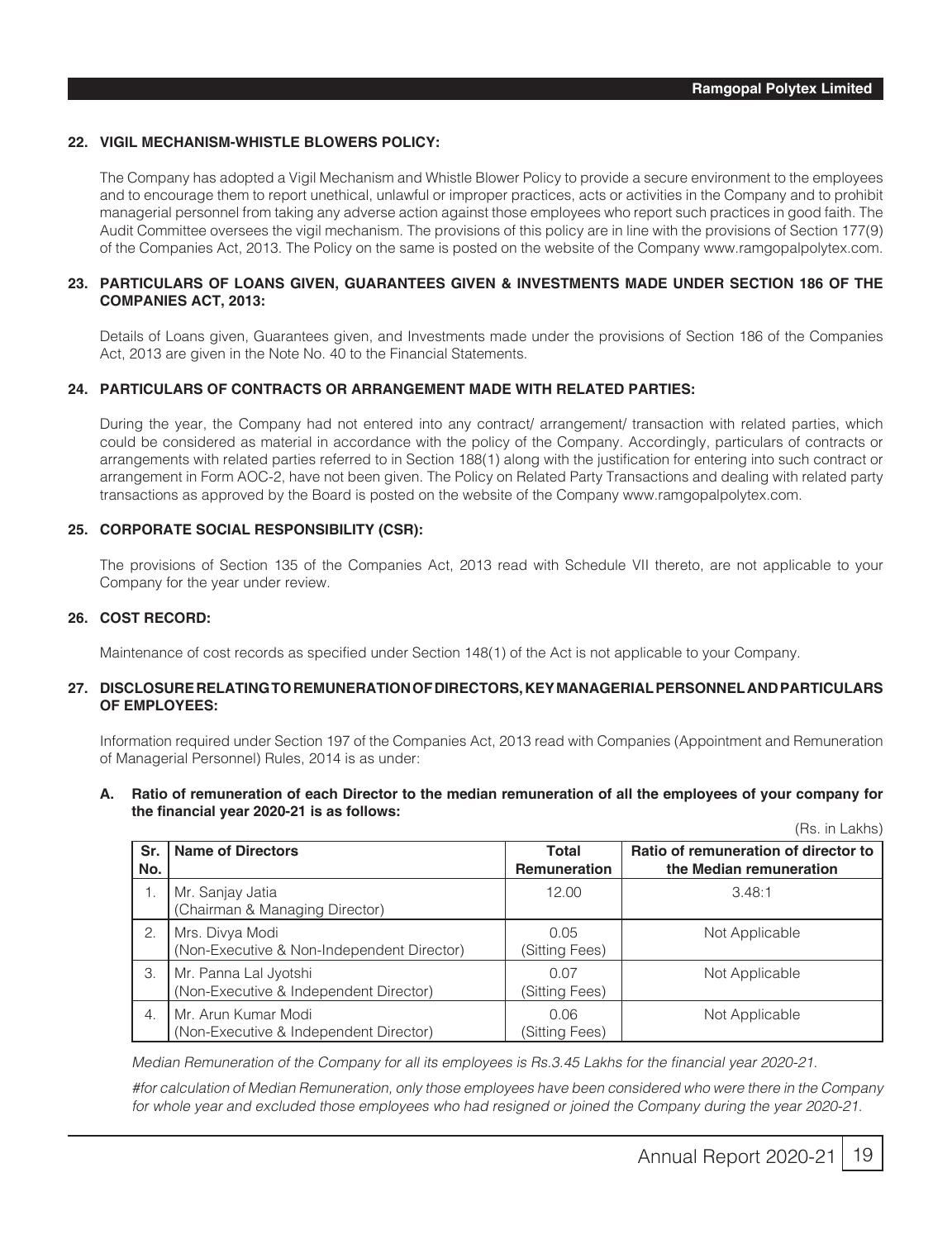## 22. VIGIL MECHANISM-WHISTLE BLOWERS POLICY:

The Company has adopted a Vigil Mechanism and Whistle Blower Policy to provide a secure environment to the employees and to encourage them to report unethical, unlawful or improper practices, acts or activities in the Company and to prohibit managerial personnel from taking any adverse action against those employees who report such practices in good faith. The Audit Committee oversees the vigil mechanism. The provisions of this policy are in line with the provisions of Section 177(9) of the Companies Act, 2013. The Policy on the same is posted on the website of the Company www.ramgopalpolytex.com.

## 23. PARTICULARS OF LOANS GIVEN, GUARANTEES GIVEN & INVESTMENTS MADE UNDER SECTION 186 OF THE COMPANIES ACT, 2013:

Details of Loans given, Guarantees given, and Investments made under the provisions of Section 186 of the Companies Act, 2013 are given in the Note No. 40 to the Financial Statements.

## 24. PARTICULARS OF CONTRACTS OR ARRANGEMENT MADE WITH RELATED PARTIES:

During the year, the Company had not entered into any contract/ arrangement/ transaction with related parties, which could be considered as material in accordance with the policy of the Company. Accordingly, particulars of contracts or arrangements with related parties referred to in Section 188(1) along with the justification for entering into such contract or arrangement in Form AOC-2, have not been given. The Policy on Related Party Transactions and dealing with related party transactions as approved by the Board is posted on the website of the Company www.ramgopalpolytex.com.

## 25. CORPORATE SOCIAL RESPONSIBILITY (CSR):

The provisions of Section 135 of the Companies Act, 2013 read with Schedule VII thereto, are not applicable to your Company for the year under review.

## 26. COST RECORD:

Maintenance of cost records as specified under Section 148(1) of the Act is not applicable to your Company.

## 27. DISCLOSURE RELATING TO REMUNERATION OF DIRECTORS, KEY MANAGERIAL PERSONNEL AND PARTICULARS OF EMPLOYEES:

Information required under Section 197 of the Companies Act, 2013 read with Companies (Appointment and Remuneration of Managerial Personnel) Rules, 2014 is as under:

### A. Ratio of remuneration of each Director to the median remuneration of all the employees of your company for the financial year 2020-21 is as follows:

(Rs. in Lakhs)

| Sr. No. | Name of Directors | Total Remuneration | Ratio of remuneration of director to the Median remuneration |
|---|---|---|---|
| 1. | Mr. Sanjay Jatia (Chairman & Managing Director) | 12.00 | 3.48:1 |
| 2. | Mrs. Divya Modi (Non-Executive & Non-Independent Director) | 0.05 (Sitting Fees) | Not Applicable |
| 3. | Mr. Panna Lal Jyotshi (Non-Executive & Independent Director) | 0.07 (Sitting Fees) | Not Applicable |
| 4. | Mr. Arun Kumar Modi (Non-Executive & Independent Director) | 0.06 (Sitting Fees) | Not Applicable |

*Median Remuneration of the Company for all its employees is Rs.3.45 Lakhs for the financial year 2020-21.*

*#for calculation of Median Remuneration, only those employees have been considered who were there in the Company for whole year and excluded those employees who had resigned or joined the Company during the year 2020-21.*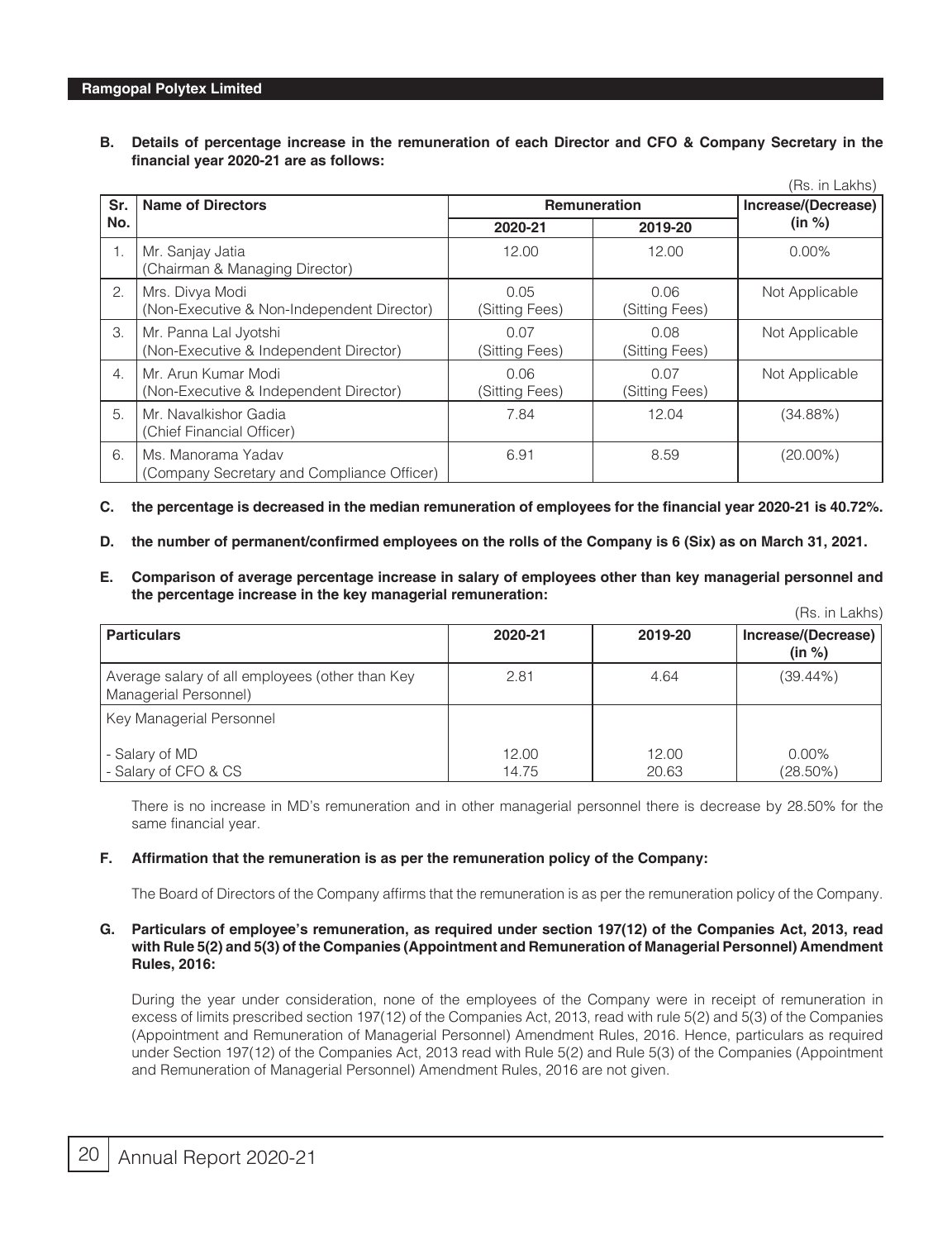**B. Details of percentage increase in the remuneration of each Director and CFO & Company Secretary in the financial year 2020-21 are as follows:**

(Rs. in Lakhs)

| Sr. No. | Name of Directors | Remuneration | | Increase/(Decrease) (in %) |
|---|---|---|---|---|
| | | 2020-21 | 2019-20 | |
| 1. | Mr. Sanjay Jatia (Chairman & Managing Director) | 12.00 | 12.00 | 0.00% |
| 2. | Mrs. Divya Modi (Non-Executive & Non-Independent Director) | 0.05 (Sitting Fees) | 0.06 (Sitting Fees) | Not Applicable |
| 3. | Mr. Panna Lal Jyotshi (Non-Executive & Independent Director) | 0.07 (Sitting Fees) | 0.08 (Sitting Fees) | Not Applicable |
| 4. | Mr. Arun Kumar Modi (Non-Executive & Independent Director) | 0.06 (Sitting Fees) | 0.07 (Sitting Fees) | Not Applicable |
| 5. | Mr. Navalkishor Gadia (Chief Financial Officer) | 7.84 | 12.04 | (34.88%) |
| 6. | Ms. Manorama Yadav (Company Secretary and Compliance Officer) | 6.91 | 8.59 | (20.00%) |

**C. the percentage is decreased in the median remuneration of employees for the financial year 2020-21 is 40.72%.**

**D. the number of permanent/confirmed employees on the rolls of the Company is 6 (Six) as on March 31, 2021.**

**E. Comparison of average percentage increase in salary of employees other than key managerial personnel and the percentage increase in the key managerial remuneration:**

(Rs. in Lakhs)

| Particulars | 2020-21 | 2019-20 | Increase/(Decrease) (in %) |
|---|---|---|---|
| Average salary of all employees (other than Key Managerial Personnel) | 2.81 | 4.64 | (39.44%) |
| Key Managerial Personnel | | | |
| - Salary of MD | 12.00 | 12.00 | 0.00% |
| - Salary of CFO & CS | 14.75 | 20.63 | (28.50%) |

There is no increase in MD's remuneration and in other managerial personnel there is decrease by 28.50% for the same financial year.

**F. Affirmation that the remuneration is as per the remuneration policy of the Company:**

The Board of Directors of the Company affirms that the remuneration is as per the remuneration policy of the Company.

**G. Particulars of employee's remuneration, as required under section 197(12) of the Companies Act, 2013, read with Rule 5(2) and 5(3) of the Companies (Appointment and Remuneration of Managerial Personnel) Amendment Rules, 2016:**

During the year under consideration, none of the employees of the Company were in receipt of remuneration in excess of limits prescribed section 197(12) of the Companies Act, 2013, read with rule 5(2) and 5(3) of the Companies (Appointment and Remuneration of Managerial Personnel) Amendment Rules, 2016. Hence, particulars as required under Section 197(12) of the Companies Act, 2013 read with Rule 5(2) and Rule 5(3) of the Companies (Appointment and Remuneration of Managerial Personnel) Amendment Rules, 2016 are not given.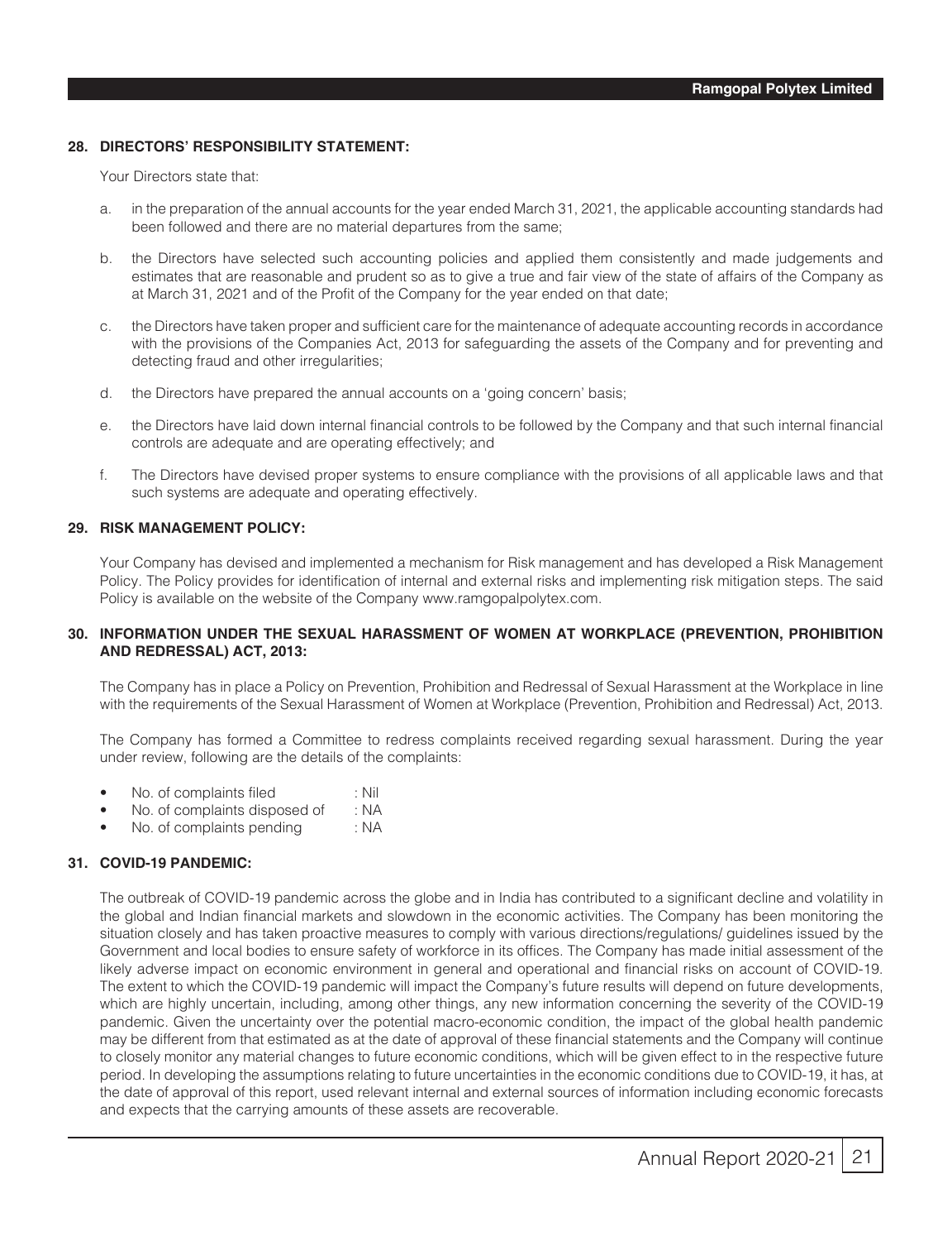## 28. DIRECTORS' RESPONSIBILITY STATEMENT:

Your Directors state that:

a. in the preparation of the annual accounts for the year ended March 31, 2021, the applicable accounting standards had been followed and there are no material departures from the same;

b. the Directors have selected such accounting policies and applied them consistently and made judgements and estimates that are reasonable and prudent so as to give a true and fair view of the state of affairs of the Company as at March 31, 2021 and of the Profit of the Company for the year ended on that date;

c. the Directors have taken proper and sufficient care for the maintenance of adequate accounting records in accordance with the provisions of the Companies Act, 2013 for safeguarding the assets of the Company and for preventing and detecting fraud and other irregularities;

d. the Directors have prepared the annual accounts on a 'going concern' basis;

e. the Directors have laid down internal financial controls to be followed by the Company and that such internal financial controls are adequate and are operating effectively; and

f. The Directors have devised proper systems to ensure compliance with the provisions of all applicable laws and that such systems are adequate and operating effectively.

## 29. RISK MANAGEMENT POLICY:

Your Company has devised and implemented a mechanism for Risk management and has developed a Risk Management Policy. The Policy provides for identification of internal and external risks and implementing risk mitigation steps. The said Policy is available on the website of the Company www.ramgopalpolytex.com.

## 30. INFORMATION UNDER THE SEXUAL HARASSMENT OF WOMEN AT WORKPLACE (PREVENTION, PROHIBITION AND REDRESSAL) ACT, 2013:

The Company has in place a Policy on Prevention, Prohibition and Redressal of Sexual Harassment at the Workplace in line with the requirements of the Sexual Harassment of Women at Workplace (Prevention, Prohibition and Redressal) Act, 2013.

The Company has formed a Committee to redress complaints received regarding sexual harassment. During the year under review, following are the details of the complaints:

- No. of complaints filed : Nil
- No. of complaints disposed of : NA
- No. of complaints pending : NA

## 31. COVID-19 PANDEMIC:

The outbreak of COVID-19 pandemic across the globe and in India has contributed to a significant decline and volatility in the global and Indian financial markets and slowdown in the economic activities. The Company has been monitoring the situation closely and has taken proactive measures to comply with various directions/regulations/ guidelines issued by the Government and local bodies to ensure safety of workforce in its offices. The Company has made initial assessment of the likely adverse impact on economic environment in general and operational and financial risks on account of COVID-19. The extent to which the COVID-19 pandemic will impact the Company's future results will depend on future developments, which are highly uncertain, including, among other things, any new information concerning the severity of the COVID-19 pandemic. Given the uncertainty over the potential macro-economic condition, the impact of the global health pandemic may be different from that estimated as at the date of approval of these financial statements and the Company will continue to closely monitor any material changes to future economic conditions, which will be given effect to in the respective future period. In developing the assumptions relating to future uncertainties in the economic conditions due to COVID-19, it has, at the date of approval of this report, used relevant internal and external sources of information including economic forecasts and expects that the carrying amounts of these assets are recoverable.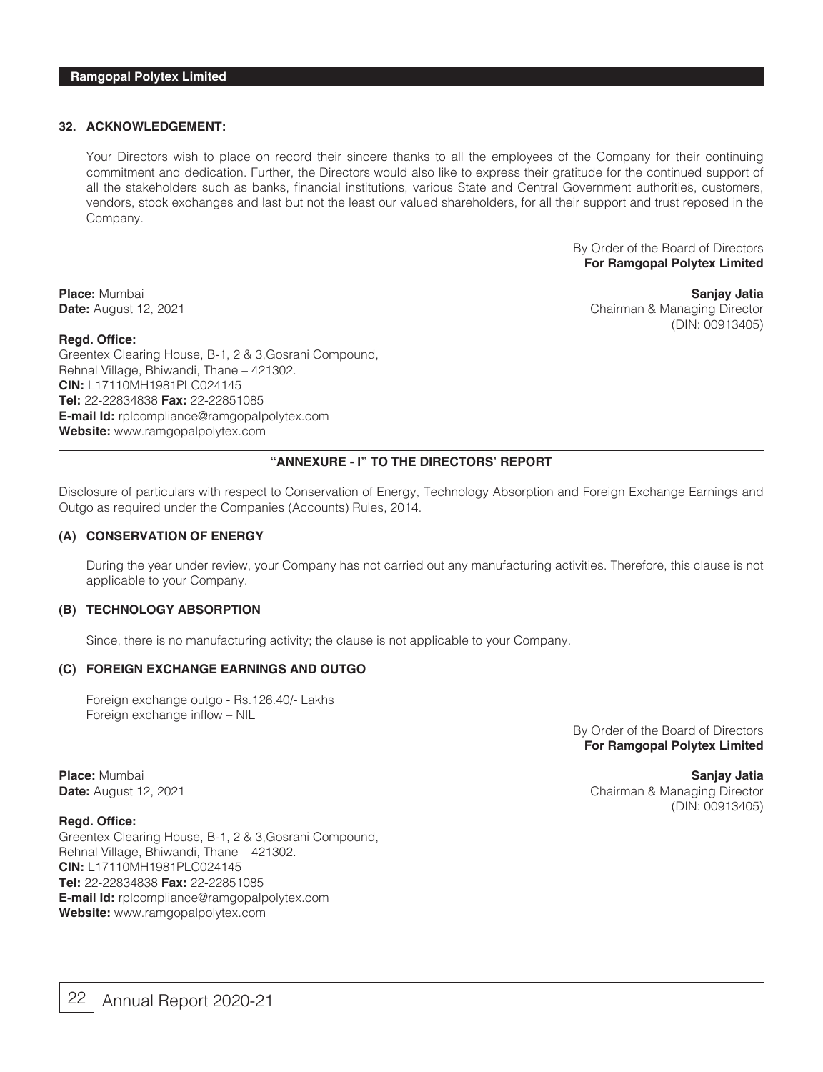## 32. ACKNOWLEDGEMENT:

Your Directors wish to place on record their sincere thanks to all the employees of the Company for their continuing commitment and dedication. Further, the Directors would also like to express their gratitude for the continued support of all the stakeholders such as banks, financial institutions, various State and Central Government authorities, customers, vendors, stock exchanges and last but not the least our valued shareholders, for all their support and trust reposed in the Company.

By Order of the Board of Directors
**For Ramgopal Polytex Limited**

**Sanjay Jatia**
Chairman & Managing Director
(DIN: 00913405)

**Place:** Mumbai
**Date:** August 12, 2021

**Regd. Office:**
Greentex Clearing House, B-1, 2 & 3,Gosrani Compound,
Rehnal Village, Bhiwandi, Thane – 421302.
**CIN:** L17110MH1981PLC024145
**Tel:** 22-22834838 **Fax:** 22-22851085
**E-mail Id:** rplcompliance@ramgopalpolytex.com
**Website:** www.ramgopalpolytex.com

---

## "ANNEXURE - I" TO THE DIRECTORS' REPORT

Disclosure of particulars with respect to Conservation of Energy, Technology Absorption and Foreign Exchange Earnings and Outgo as required under the Companies (Accounts) Rules, 2014.

### (A) CONSERVATION OF ENERGY

During the year under review, your Company has not carried out any manufacturing activities. Therefore, this clause is not applicable to your Company.

### (B) TECHNOLOGY ABSORPTION

Since, there is no manufacturing activity; the clause is not applicable to your Company.

### (C) FOREIGN EXCHANGE EARNINGS AND OUTGO

Foreign exchange outgo - Rs.126.40/- Lakhs
Foreign exchange inflow – NIL

By Order of the Board of Directors
**For Ramgopal Polytex Limited**

**Sanjay Jatia**
Chairman & Managing Director
(DIN: 00913405)

**Place:** Mumbai
**Date:** August 12, 2021

**Regd. Office:**
Greentex Clearing House, B-1, 2 & 3,Gosrani Compound,
Rehnal Village, Bhiwandi, Thane – 421302.
**CIN:** L17110MH1981PLC024145
**Tel:** 22-22834838 **Fax:** 22-22851085
**E-mail Id:** rplcompliance@ramgopalpolytex.com
**Website:** www.ramgopalpolytex.com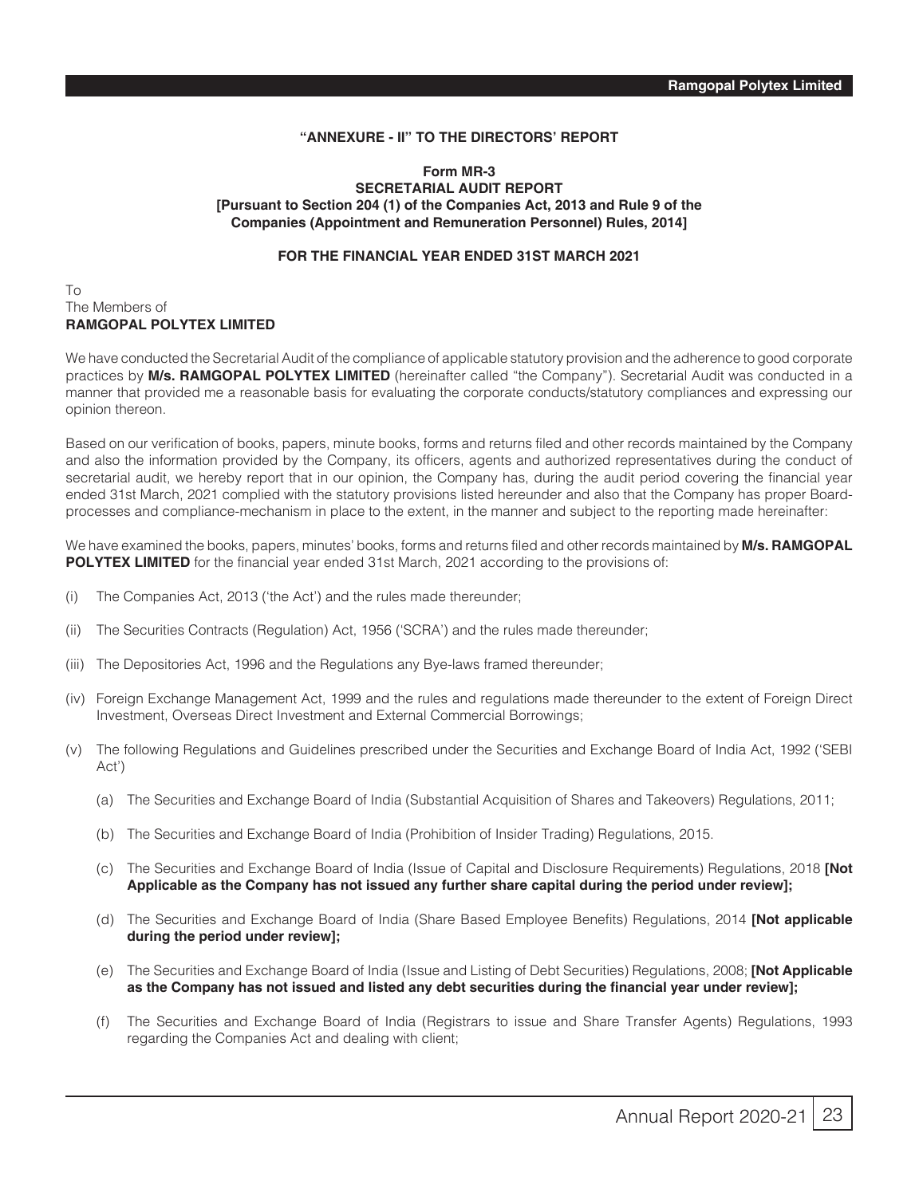**"ANNEXURE - II" TO THE DIRECTORS' REPORT**

**Form MR-3**
**SECRETARIAL AUDIT REPORT**
**[Pursuant to Section 204 (1) of the Companies Act, 2013 and Rule 9 of the Companies (Appointment and Remuneration Personnel) Rules, 2014]**

**FOR THE FINANCIAL YEAR ENDED 31ST MARCH 2021**

To
The Members of
**RAMGOPAL POLYTEX LIMITED**

We have conducted the Secretarial Audit of the compliance of applicable statutory provision and the adherence to good corporate practices by **M/s. RAMGOPAL POLYTEX LIMITED** (hereinafter called "the Company"). Secretarial Audit was conducted in a manner that provided me a reasonable basis for evaluating the corporate conducts/statutory compliances and expressing our opinion thereon.

Based on our verification of books, papers, minute books, forms and returns filed and other records maintained by the Company and also the information provided by the Company, its officers, agents and authorized representatives during the conduct of secretarial audit, we hereby report that in our opinion, the Company has, during the audit period covering the financial year ended 31st March, 2021 complied with the statutory provisions listed hereunder and also that the Company has proper Board-processes and compliance-mechanism in place to the extent, in the manner and subject to the reporting made hereinafter:

We have examined the books, papers, minutes' books, forms and returns filed and other records maintained by **M/s. RAMGOPAL POLYTEX LIMITED** for the financial year ended 31st March, 2021 according to the provisions of:

(i) The Companies Act, 2013 ('the Act') and the rules made thereunder;

(ii) The Securities Contracts (Regulation) Act, 1956 ('SCRA') and the rules made thereunder;

(iii) The Depositories Act, 1996 and the Regulations any Bye-laws framed thereunder;

(iv) Foreign Exchange Management Act, 1999 and the rules and regulations made thereunder to the extent of Foreign Direct Investment, Overseas Direct Investment and External Commercial Borrowings;

(v) The following Regulations and Guidelines prescribed under the Securities and Exchange Board of India Act, 1992 ('SEBI Act')

   (a) The Securities and Exchange Board of India (Substantial Acquisition of Shares and Takeovers) Regulations, 2011;

   (b) The Securities and Exchange Board of India (Prohibition of Insider Trading) Regulations, 2015.

   (c) The Securities and Exchange Board of India (Issue of Capital and Disclosure Requirements) Regulations, 2018 **[Not Applicable as the Company has not issued any further share capital during the period under review];**

   (d) The Securities and Exchange Board of India (Share Based Employee Benefits) Regulations, 2014 **[Not applicable during the period under review];**

   (e) The Securities and Exchange Board of India (Issue and Listing of Debt Securities) Regulations, 2008; **[Not Applicable as the Company has not issued and listed any debt securities during the financial year under review];**

   (f) The Securities and Exchange Board of India (Registrars to issue and Share Transfer Agents) Regulations, 1993 regarding the Companies Act and dealing with client;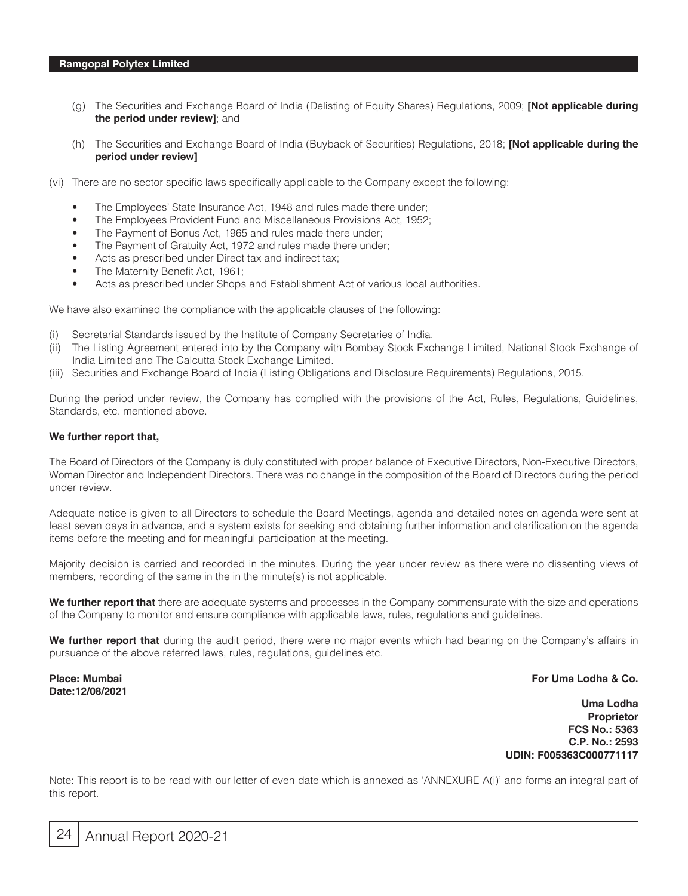(g) The Securities and Exchange Board of India (Delisting of Equity Shares) Regulations, 2009; **[Not applicable during the period under review]**; and

(h) The Securities and Exchange Board of India (Buyback of Securities) Regulations, 2018; **[Not applicable during the period under review]**

(vi) There are no sector specific laws specifically applicable to the Company except the following:

- The Employees' State Insurance Act, 1948 and rules made there under;
- The Employees Provident Fund and Miscellaneous Provisions Act, 1952;
- The Payment of Bonus Act, 1965 and rules made there under;
- The Payment of Gratuity Act, 1972 and rules made there under;
- Acts as prescribed under Direct tax and indirect tax;
- The Maternity Benefit Act, 1961;
- Acts as prescribed under Shops and Establishment Act of various local authorities.

We have also examined the compliance with the applicable clauses of the following:

(i) Secretarial Standards issued by the Institute of Company Secretaries of India.
(ii) The Listing Agreement entered into by the Company with Bombay Stock Exchange Limited, National Stock Exchange of India Limited and The Calcutta Stock Exchange Limited.
(iii) Securities and Exchange Board of India (Listing Obligations and Disclosure Requirements) Regulations, 2015.

During the period under review, the Company has complied with the provisions of the Act, Rules, Regulations, Guidelines, Standards, etc. mentioned above.

**We further report that,**

The Board of Directors of the Company is duly constituted with proper balance of Executive Directors, Non-Executive Directors, Woman Director and Independent Directors. There was no change in the composition of the Board of Directors during the period under review.

Adequate notice is given to all Directors to schedule the Board Meetings, agenda and detailed notes on agenda were sent at least seven days in advance, and a system exists for seeking and obtaining further information and clarification on the agenda items before the meeting and for meaningful participation at the meeting.

Majority decision is carried and recorded in the minutes. During the year under review as there were no dissenting views of members, recording of the same in the in the minute(s) is not applicable.

**We further report that** there are adequate systems and processes in the Company commensurate with the size and operations of the Company to monitor and ensure compliance with applicable laws, rules, regulations and guidelines.

**We further report that** during the audit period, there were no major events which had bearing on the Company's affairs in pursuance of the above referred laws, rules, regulations, guidelines etc.

**Place: Mumbai**
**Date:12/08/2021**

**For Uma Lodha & Co.**

**Uma Lodha**
**Proprietor**
**FCS No.: 5363**
**C.P. No.: 2593**
**UDIN: F005363C000771117**

Note: This report is to be read with our letter of even date which is annexed as 'ANNEXURE A(i)' and forms an integral part of this report.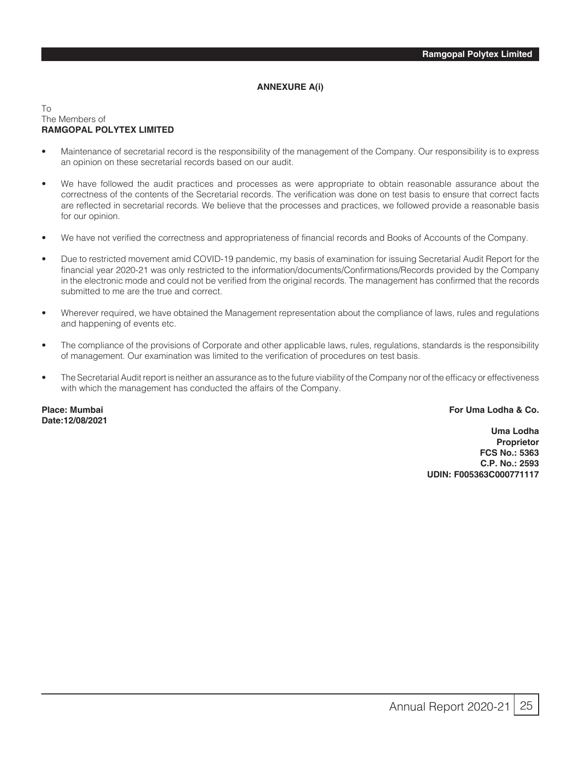## ANNEXURE A(i)

To
The Members of
**RAMGOPAL POLYTEX LIMITED**

- Maintenance of secretarial record is the responsibility of the management of the Company. Our responsibility is to express an opinion on these secretarial records based on our audit.
- We have followed the audit practices and processes as were appropriate to obtain reasonable assurance about the correctness of the contents of the Secretarial records. The verification was done on test basis to ensure that correct facts are reflected in secretarial records. We believe that the processes and practices, we followed provide a reasonable basis for our opinion.
- We have not verified the correctness and appropriateness of financial records and Books of Accounts of the Company.
- Due to restricted movement amid COVID-19 pandemic, my basis of examination for issuing Secretarial Audit Report for the financial year 2020-21 was only restricted to the information/documents/Confirmations/Records provided by the Company in the electronic mode and could not be verified from the original records. The management has confirmed that the records submitted to me are the true and correct.
- Wherever required, we have obtained the Management representation about the compliance of laws, rules and regulations and happening of events etc.
- The compliance of the provisions of Corporate and other applicable laws, rules, regulations, standards is the responsibility of management. Our examination was limited to the verification of procedures on test basis.
- The Secretarial Audit report is neither an assurance as to the future viability of the Company nor of the efficacy or effectiveness with which the management has conducted the affairs of the Company.

**Place: Mumbai**
**Date:12/08/2021**

**For Uma Lodha & Co.**

**Uma Lodha**
**Proprietor**
**FCS No.: 5363**
**C.P. No.: 2593**
**UDIN: F005363C000771117**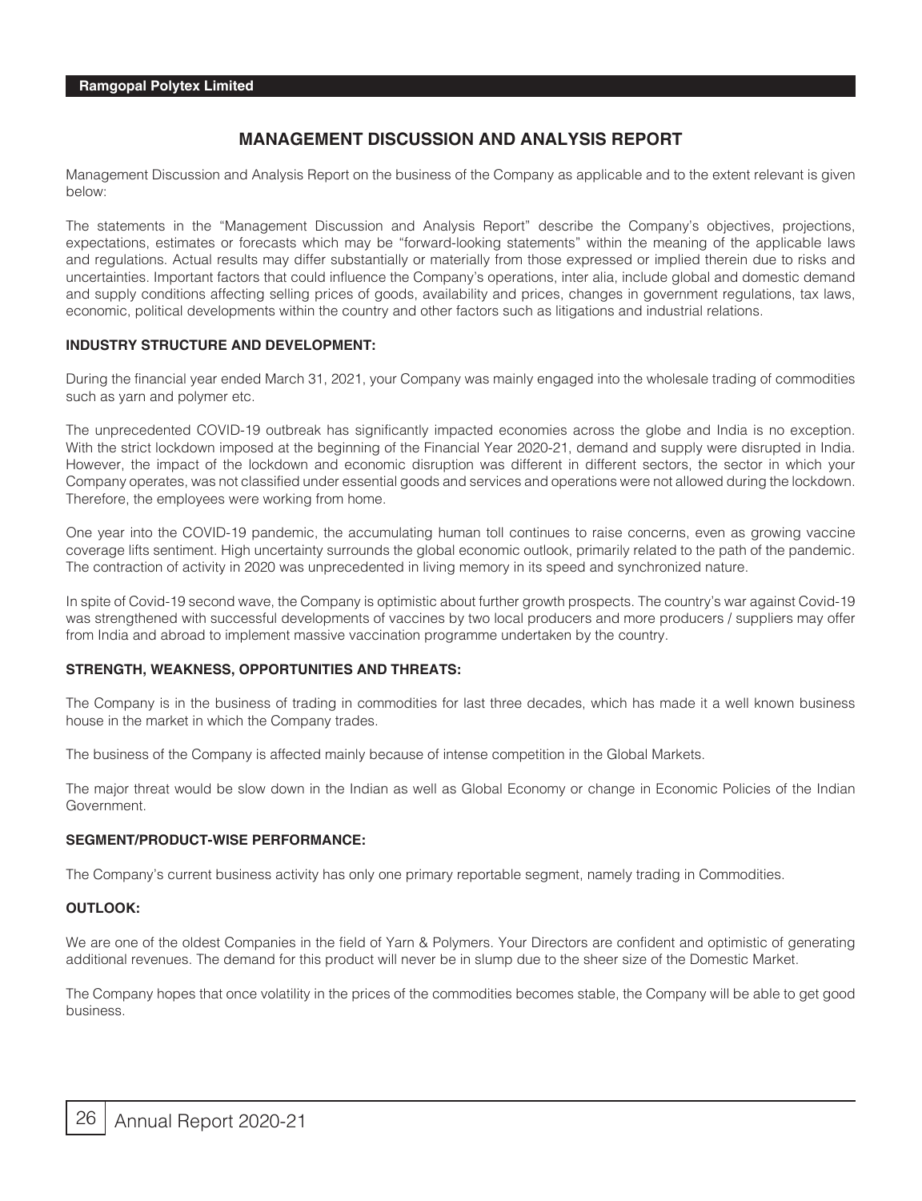# MANAGEMENT DISCUSSION AND ANALYSIS REPORT

Management Discussion and Analysis Report on the business of the Company as applicable and to the extent relevant is given below:

The statements in the "Management Discussion and Analysis Report" describe the Company's objectives, projections, expectations, estimates or forecasts which may be "forward-looking statements" within the meaning of the applicable laws and regulations. Actual results may differ substantially or materially from those expressed or implied therein due to risks and uncertainties. Important factors that could influence the Company's operations, inter alia, include global and domestic demand and supply conditions affecting selling prices of goods, availability and prices, changes in government regulations, tax laws, economic, political developments within the country and other factors such as litigations and industrial relations.

**INDUSTRY STRUCTURE AND DEVELOPMENT:**

During the financial year ended March 31, 2021, your Company was mainly engaged into the wholesale trading of commodities such as yarn and polymer etc.

The unprecedented COVID-19 outbreak has significantly impacted economies across the globe and India is no exception. With the strict lockdown imposed at the beginning of the Financial Year 2020-21, demand and supply were disrupted in India. However, the impact of the lockdown and economic disruption was different in different sectors, the sector in which your Company operates, was not classified under essential goods and services and operations were not allowed during the lockdown. Therefore, the employees were working from home.

One year into the COVID-19 pandemic, the accumulating human toll continues to raise concerns, even as growing vaccine coverage lifts sentiment. High uncertainty surrounds the global economic outlook, primarily related to the path of the pandemic. The contraction of activity in 2020 was unprecedented in living memory in its speed and synchronized nature.

In spite of Covid-19 second wave, the Company is optimistic about further growth prospects. The country's war against Covid-19 was strengthened with successful developments of vaccines by two local producers and more producers / suppliers may offer from India and abroad to implement massive vaccination programme undertaken by the country.

**STRENGTH, WEAKNESS, OPPORTUNITIES AND THREATS:**

The Company is in the business of trading in commodities for last three decades, which has made it a well known business house in the market in which the Company trades.

The business of the Company is affected mainly because of intense competition in the Global Markets.

The major threat would be slow down in the Indian as well as Global Economy or change in Economic Policies of the Indian Government.

**SEGMENT/PRODUCT-WISE PERFORMANCE:**

The Company's current business activity has only one primary reportable segment, namely trading in Commodities.

**OUTLOOK:**

We are one of the oldest Companies in the field of Yarn & Polymers. Your Directors are confident and optimistic of generating additional revenues. The demand for this product will never be in slump due to the sheer size of the Domestic Market.

The Company hopes that once volatility in the prices of the commodities becomes stable, the Company will be able to get good business.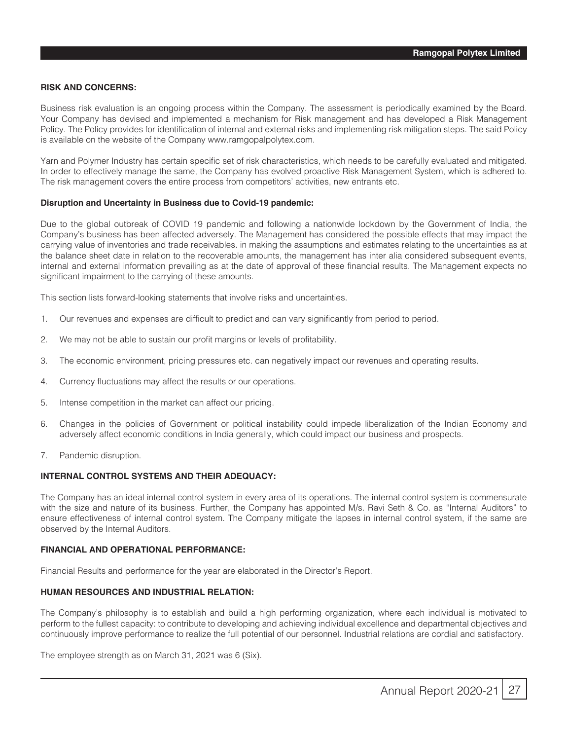**RISK AND CONCERNS:**

Business risk evaluation is an ongoing process within the Company. The assessment is periodically examined by the Board. Your Company has devised and implemented a mechanism for Risk management and has developed a Risk Management Policy. The Policy provides for identification of internal and external risks and implementing risk mitigation steps. The said Policy is available on the website of the Company www.ramgopalpolytex.com.

Yarn and Polymer Industry has certain specific set of risk characteristics, which needs to be carefully evaluated and mitigated. In order to effectively manage the same, the Company has evolved proactive Risk Management System, which is adhered to. The risk management covers the entire process from competitors' activities, new entrants etc.

**Disruption and Uncertainty in Business due to Covid-19 pandemic:**

Due to the global outbreak of COVID 19 pandemic and following a nationwide lockdown by the Government of India, the Company's business has been affected adversely. The Management has considered the possible effects that may impact the carrying value of inventories and trade receivables. in making the assumptions and estimates relating to the uncertainties as at the balance sheet date in relation to the recoverable amounts, the management has inter alia considered subsequent events, internal and external information prevailing as at the date of approval of these financial results. The Management expects no significant impairment to the carrying of these amounts.

This section lists forward-looking statements that involve risks and uncertainties.

1. Our revenues and expenses are difficult to predict and can vary significantly from period to period.
2. We may not be able to sustain our profit margins or levels of profitability.
3. The economic environment, pricing pressures etc. can negatively impact our revenues and operating results.
4. Currency fluctuations may affect the results or our operations.
5. Intense competition in the market can affect our pricing.
6. Changes in the policies of Government or political instability could impede liberalization of the Indian Economy and adversely affect economic conditions in India generally, which could impact our business and prospects.
7. Pandemic disruption.

**INTERNAL CONTROL SYSTEMS AND THEIR ADEQUACY:**

The Company has an ideal internal control system in every area of its operations. The internal control system is commensurate with the size and nature of its business. Further, the Company has appointed M/s. Ravi Seth & Co. as "Internal Auditors" to ensure effectiveness of internal control system. The Company mitigate the lapses in internal control system, if the same are observed by the Internal Auditors.

**FINANCIAL AND OPERATIONAL PERFORMANCE:**

Financial Results and performance for the year are elaborated in the Director's Report.

**HUMAN RESOURCES AND INDUSTRIAL RELATION:**

The Company's philosophy is to establish and build a high performing organization, where each individual is motivated to perform to the fullest capacity: to contribute to developing and achieving individual excellence and departmental objectives and continuously improve performance to realize the full potential of our personnel. Industrial relations are cordial and satisfactory.

The employee strength as on March 31, 2021 was 6 (Six).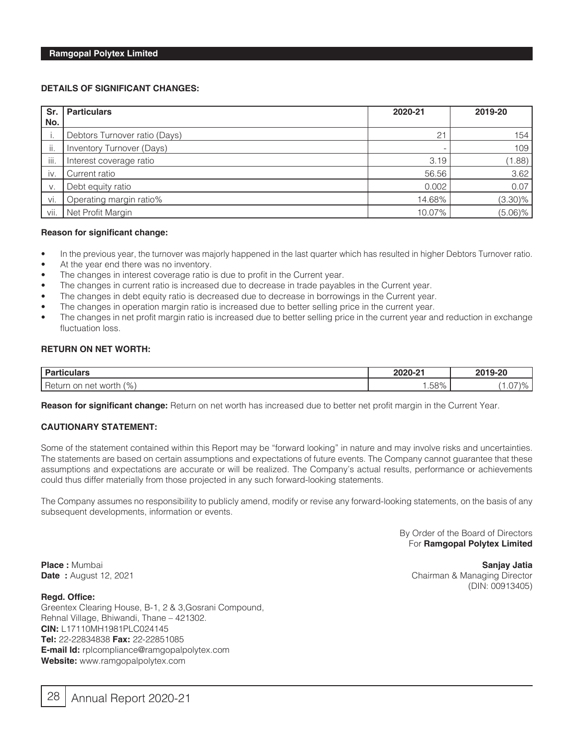### DETAILS OF SIGNIFICANT CHANGES:

| Sr. No. | Particulars | 2020-21 | 2019-20 |
|---|---|---|---|
| i. | Debtors Turnover ratio (Days) | 21 | 154 |
| ii. | Inventory Turnover (Days) | - | 109 |
| iii. | Interest coverage ratio | 3.19 | (1.88) |
| iv. | Current ratio | 56.56 | 3.62 |
| v. | Debt equity ratio | 0.002 | 0.07 |
| vi. | Operating margin ratio% | 14.68% | (3.30)% |
| vii. | Net Profit Margin | 10.07% | (5.06)% |

**Reason for significant change:**

- In the previous year, the turnover was majorly happened in the last quarter which has resulted in higher Debtors Turnover ratio.
- At the year end there was no inventory.
- The changes in interest coverage ratio is due to profit in the Current year.
- The changes in current ratio is increased due to decrease in trade payables in the Current year.
- The changes in debt equity ratio is decreased due to decrease in borrowings in the Current year.
- The changes in operation margin ratio is increased due to better selling price in the current year.
- The changes in net profit margin ratio is increased due to better selling price in the current year and reduction in exchange fluctuation loss.

### RETURN ON NET WORTH:

| Particulars | 2020-21 | 2019-20 |
|---|---|---|
| Return on net worth (%) | 1.58% | (1.07)% |

**Reason for significant change:** Return on net worth has increased due to better net profit margin in the Current Year.

### CAUTIONARY STATEMENT:

Some of the statement contained within this Report may be "forward looking" in nature and may involve risks and uncertainties. The statements are based on certain assumptions and expectations of future events. The Company cannot guarantee that these assumptions and expectations are accurate or will be realized. The Company's actual results, performance or achievements could thus differ materially from those projected in any such forward-looking statements.

The Company assumes no responsibility to publicly amend, modify or revise any forward-looking statements, on the basis of any subsequent developments, information or events.

By Order of the Board of Directors
For **Ramgopal Polytex Limited**

**Sanjay Jatia**
Chairman & Managing Director
(DIN: 00913405)

**Place :** Mumbai
**Date :** August 12, 2021

**Regd. Office:**
Greentex Clearing House, B-1, 2 & 3,Gosrani Compound,
Rehnal Village, Bhiwandi, Thane – 421302.
**CIN:** L17110MH1981PLC024145
**Tel:** 22-22834838 **Fax:** 22-22851085
**E-mail Id:** rplcompliance@ramgopalpolytex.com
**Website:** www.ramgopalpolytex.com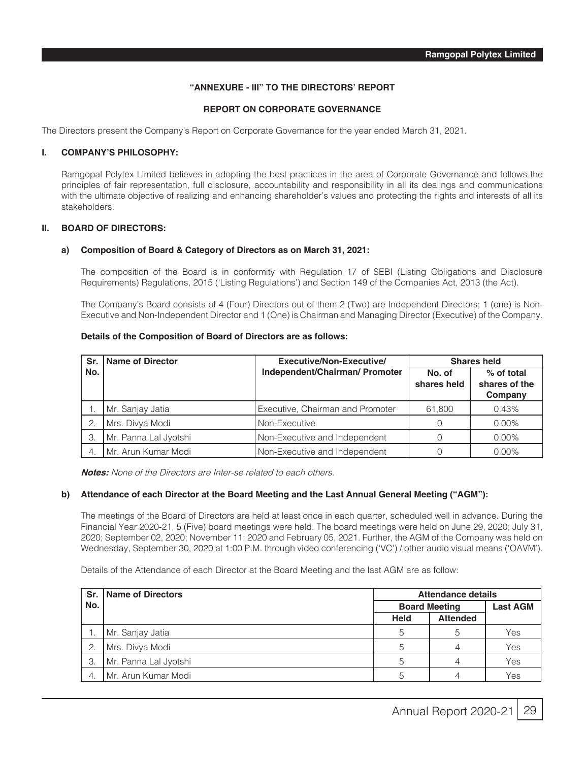## "ANNEXURE - III" TO THE DIRECTORS' REPORT

## REPORT ON CORPORATE GOVERNANCE

The Directors present the Company's Report on Corporate Governance for the year ended March 31, 2021.

### I. COMPANY'S PHILOSOPHY:

Ramgopal Polytex Limited believes in adopting the best practices in the area of Corporate Governance and follows the principles of fair representation, full disclosure, accountability and responsibility in all its dealings and communications with the ultimate objective of realizing and enhancing shareholder's values and protecting the rights and interests of all its stakeholders.

### II. BOARD OF DIRECTORS:

#### a) Composition of Board & Category of Directors as on March 31, 2021:

The composition of the Board is in conformity with Regulation 17 of SEBI (Listing Obligations and Disclosure Requirements) Regulations, 2015 ('Listing Regulations') and Section 149 of the Companies Act, 2013 (the Act).

The Company's Board consists of 4 (Four) Directors out of them 2 (Two) are Independent Directors; 1 (one) is Non-Executive and Non-Independent Director and 1 (One) is Chairman and Managing Director (Executive) of the Company.

**Details of the Composition of Board of Directors are as follows:**

| Sr. No. | Name of Director | Executive/Non-Executive/ Independent/Chairman/ Promoter | Shares held | |
|---|---|---|---|---|
| | | | No. of shares held | % of total shares of the Company |
| 1. | Mr. Sanjay Jatia | Executive, Chairman and Promoter | 61,800 | 0.43% |
| 2. | Mrs. Divya Modi | Non-Executive | 0 | 0.00% |
| 3. | Mr. Panna Lal Jyotshi | Non-Executive and Independent | 0 | 0.00% |
| 4. | Mr. Arun Kumar Modi | Non-Executive and Independent | 0 | 0.00% |

***Notes:*** *None of the Directors are Inter-se related to each others.*

#### b) Attendance of each Director at the Board Meeting and the Last Annual General Meeting ("AGM"):

The meetings of the Board of Directors are held at least once in each quarter, scheduled well in advance. During the Financial Year 2020-21, 5 (Five) board meetings were held. The board meetings were held on June 29, 2020; July 31, 2020; September 02, 2020; November 11; 2020 and February 05, 2021. Further, the AGM of the Company was held on Wednesday, September 30, 2020 at 1:00 P.M. through video conferencing ('VC') / other audio visual means ('OAVM').

Details of the Attendance of each Director at the Board Meeting and the last AGM are as follow:

| Sr. No. | Name of Directors | Attendance details | | |
|---|---|---|---|---|
| | | Board Meeting | | Last AGM |
| | | Held | Attended | |
| 1. | Mr. Sanjay Jatia | 5 | 5 | Yes |
| 2. | Mrs. Divya Modi | 5 | 4 | Yes |
| 3. | Mr. Panna Lal Jyotshi | 5 | 4 | Yes |
| 4. | Mr. Arun Kumar Modi | 5 | 4 | Yes |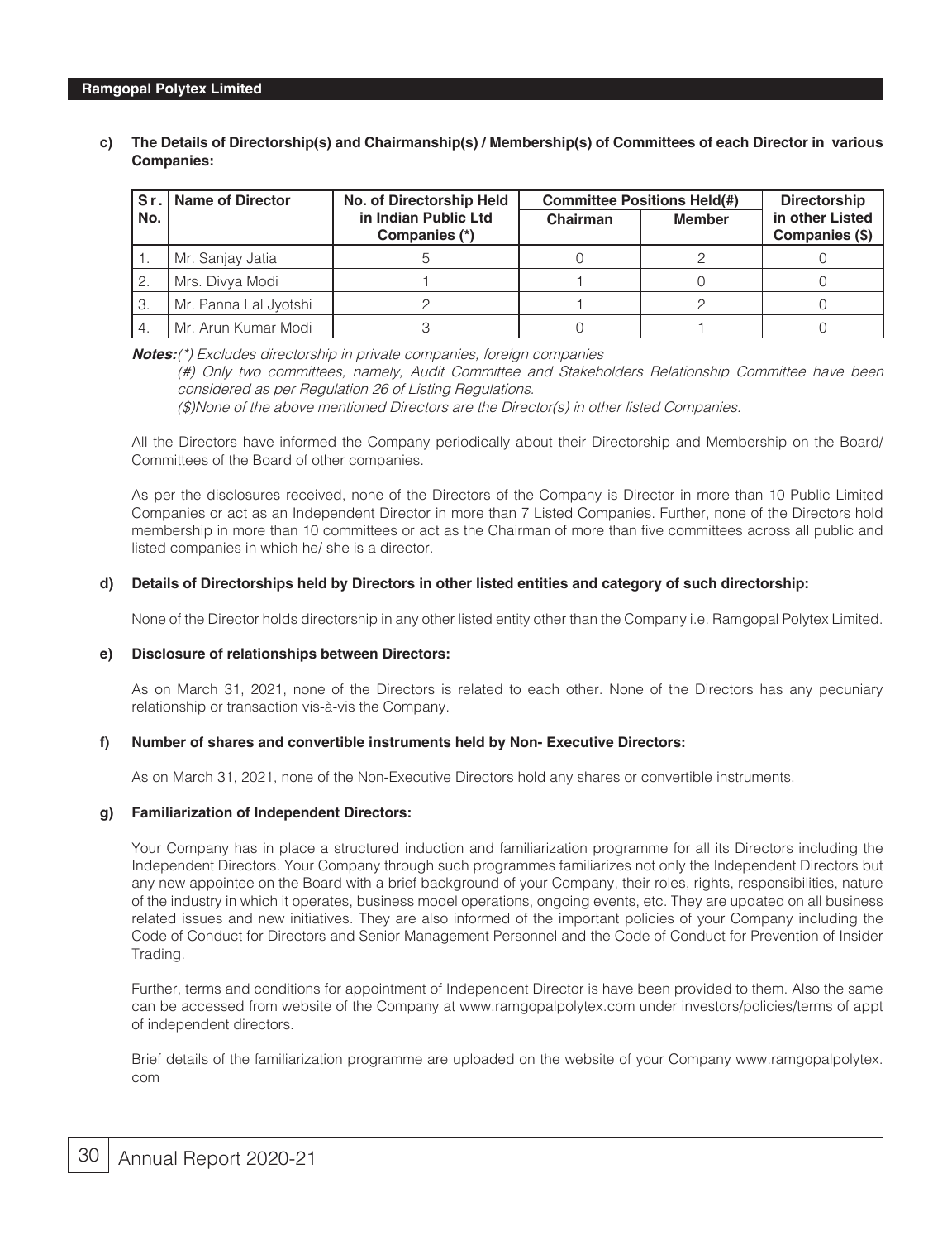**c) The Details of Directorship(s) and Chairmanship(s) / Membership(s) of Committees of each Director in various Companies:**

| Sr. No. | Name of Director | No. of Directorship Held in Indian Public Ltd Companies (*) | Committee Positions Held(#) | | Directorship in other Listed Companies ($) |
|---|---|---|---|---|---|
| | | | Chairman | Member | |
| 1. | Mr. Sanjay Jatia | 5 | 0 | 2 | 0 |
| 2. | Mrs. Divya Modi | 1 | 1 | 0 | 0 |
| 3. | Mr. Panna Lal Jyotshi | 2 | 1 | 2 | 0 |
| 4. | Mr. Arun Kumar Modi | 3 | 0 | 1 | 0 |

***Notes:****(*) Excludes directorship in private companies, foreign companies*

*(#) Only two committees, namely, Audit Committee and Stakeholders Relationship Committee have been considered as per Regulation 26 of Listing Regulations.*

*($)None of the above mentioned Directors are the Director(s) in other listed Companies.*

All the Directors have informed the Company periodically about their Directorship and Membership on the Board/ Committees of the Board of other companies.

As per the disclosures received, none of the Directors of the Company is Director in more than 10 Public Limited Companies or act as an Independent Director in more than 7 Listed Companies. Further, none of the Directors hold membership in more than 10 committees or act as the Chairman of more than five committees across all public and listed companies in which he/ she is a director.

**d) Details of Directorships held by Directors in other listed entities and category of such directorship:**

None of the Director holds directorship in any other listed entity other than the Company i.e. Ramgopal Polytex Limited.

**e) Disclosure of relationships between Directors:**

As on March 31, 2021, none of the Directors is related to each other. None of the Directors has any pecuniary relationship or transaction vis-à-vis the Company.

**f) Number of shares and convertible instruments held by Non- Executive Directors:**

As on March 31, 2021, none of the Non-Executive Directors hold any shares or convertible instruments.

**g) Familiarization of Independent Directors:**

Your Company has in place a structured induction and familiarization programme for all its Directors including the Independent Directors. Your Company through such programmes familiarizes not only the Independent Directors but any new appointee on the Board with a brief background of your Company, their roles, rights, responsibilities, nature of the industry in which it operates, business model operations, ongoing events, etc. They are updated on all business related issues and new initiatives. They are also informed of the important policies of your Company including the Code of Conduct for Directors and Senior Management Personnel and the Code of Conduct for Prevention of Insider Trading.

Further, terms and conditions for appointment of Independent Director is have been provided to them. Also the same can be accessed from website of the Company at www.ramgopalpolytex.com under investors/policies/terms of appt of independent directors.

Brief details of the familiarization programme are uploaded on the website of your Company www.ramgopalpolytex.com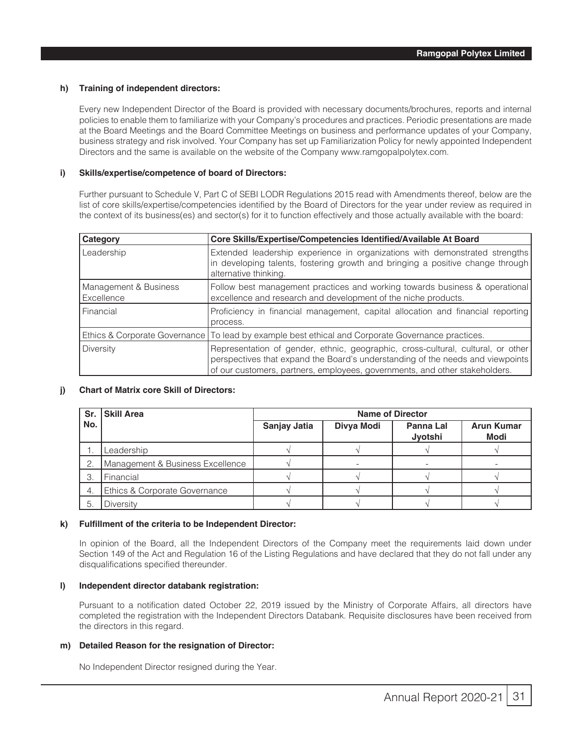#### h) Training of independent directors:

Every new Independent Director of the Board is provided with necessary documents/brochures, reports and internal policies to enable them to familiarize with your Company's procedures and practices. Periodic presentations are made at the Board Meetings and the Board Committee Meetings on business and performance updates of your Company, business strategy and risk involved. Your Company has set up Familiarization Policy for newly appointed Independent Directors and the same is available on the website of the Company www.ramgopalpolytex.com.

#### i) Skills/expertise/competence of board of Directors:

Further pursuant to Schedule V, Part C of SEBI LODR Regulations 2015 read with Amendments thereof, below are the list of core skills/expertise/competencies identified by the Board of Directors for the year under review as required in the context of its business(es) and sector(s) for it to function effectively and those actually available with the board:

| Category | Core Skills/Expertise/Competencies Identified/Available At Board |
|---|---|
| Leadership | Extended leadership experience in organizations with demonstrated strengths in developing talents, fostering growth and bringing a positive change through alternative thinking. |
| Management & Business Excellence | Follow best management practices and working towards business & operational excellence and research and development of the niche products. |
| Financial | Proficiency in financial management, capital allocation and financial reporting process. |
| Ethics & Corporate Governance | To lead by example best ethical and Corporate Governance practices. |
| Diversity | Representation of gender, ethnic, geographic, cross-cultural, cultural, or other perspectives that expand the Board's understanding of the needs and viewpoints of our customers, partners, employees, governments, and other stakeholders. |

#### j) Chart of Matrix core Skill of Directors:

| Sr. No. | Skill Area | Name of Director | | | |
|---|---|---|---|---|---|
| | | Sanjay Jatia | Divya Modi | Panna Lal Jyotshi | Arun Kumar Modi |
| 1. | Leadership | √ | √ | √ | √ |
| 2. | Management & Business Excellence | √ | - | - | - |
| 3. | Financial | √ | √ | √ | √ |
| 4. | Ethics & Corporate Governance | √ | √ | √ | √ |
| 5. | Diversity | √ | √ | √ | √ |

#### k) Fulfillment of the criteria to be Independent Director:

In opinion of the Board, all the Independent Directors of the Company meet the requirements laid down under Section 149 of the Act and Regulation 16 of the Listing Regulations and have declared that they do not fall under any disqualifications specified thereunder.

#### l) Independent director databank registration:

Pursuant to a notification dated October 22, 2019 issued by the Ministry of Corporate Affairs, all directors have completed the registration with the Independent Directors Databank. Requisite disclosures have been received from the directors in this regard.

#### m) Detailed Reason for the resignation of Director:

No Independent Director resigned during the Year.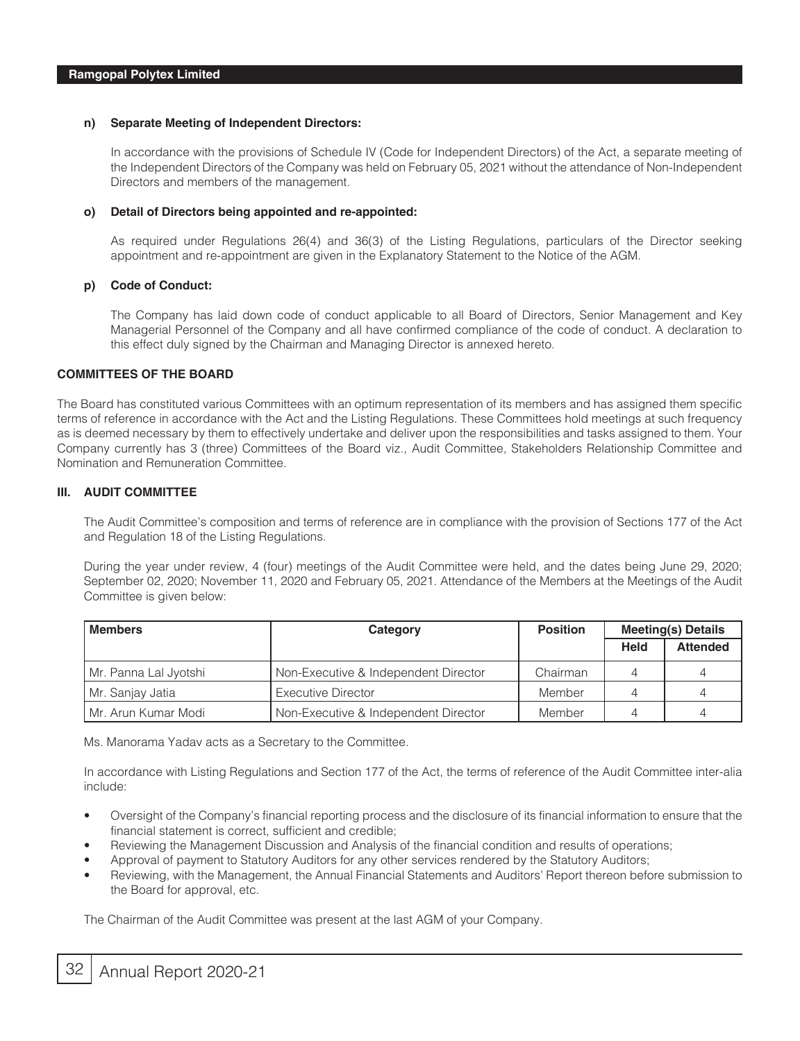**n) Separate Meeting of Independent Directors:**

In accordance with the provisions of Schedule IV (Code for Independent Directors) of the Act, a separate meeting of the Independent Directors of the Company was held on February 05, 2021 without the attendance of Non-Independent Directors and members of the management.

**o) Detail of Directors being appointed and re-appointed:**

As required under Regulations 26(4) and 36(3) of the Listing Regulations, particulars of the Director seeking appointment and re-appointment are given in the Explanatory Statement to the Notice of the AGM.

**p) Code of Conduct:**

The Company has laid down code of conduct applicable to all Board of Directors, Senior Management and Key Managerial Personnel of the Company and all have confirmed compliance of the code of conduct. A declaration to this effect duly signed by the Chairman and Managing Director is annexed hereto.

## COMMITTEES OF THE BOARD

The Board has constituted various Committees with an optimum representation of its members and has assigned them specific terms of reference in accordance with the Act and the Listing Regulations. These Committees hold meetings at such frequency as is deemed necessary by them to effectively undertake and deliver upon the responsibilities and tasks assigned to them. Your Company currently has 3 (three) Committees of the Board viz., Audit Committee, Stakeholders Relationship Committee and Nomination and Remuneration Committee.

## III. AUDIT COMMITTEE

The Audit Committee's composition and terms of reference are in compliance with the provision of Sections 177 of the Act and Regulation 18 of the Listing Regulations.

During the year under review, 4 (four) meetings of the Audit Committee were held, and the dates being June 29, 2020; September 02, 2020; November 11, 2020 and February 05, 2021. Attendance of the Members at the Meetings of the Audit Committee is given below:

| Members | Category | Position | Meeting(s) Details | |
|---|---|---|---|---|
| | | | Held | Attended |
| Mr. Panna Lal Jyotshi | Non-Executive & Independent Director | Chairman | 4 | 4 |
| Mr. Sanjay Jatia | Executive Director | Member | 4 | 4 |
| Mr. Arun Kumar Modi | Non-Executive & Independent Director | Member | 4 | 4 |

Ms. Manorama Yadav acts as a Secretary to the Committee.

In accordance with Listing Regulations and Section 177 of the Act, the terms of reference of the Audit Committee inter-alia include:

- Oversight of the Company's financial reporting process and the disclosure of its financial information to ensure that the financial statement is correct, sufficient and credible;
- Reviewing the Management Discussion and Analysis of the financial condition and results of operations;
- Approval of payment to Statutory Auditors for any other services rendered by the Statutory Auditors;
- Reviewing, with the Management, the Annual Financial Statements and Auditors' Report thereon before submission to the Board for approval, etc.

The Chairman of the Audit Committee was present at the last AGM of your Company.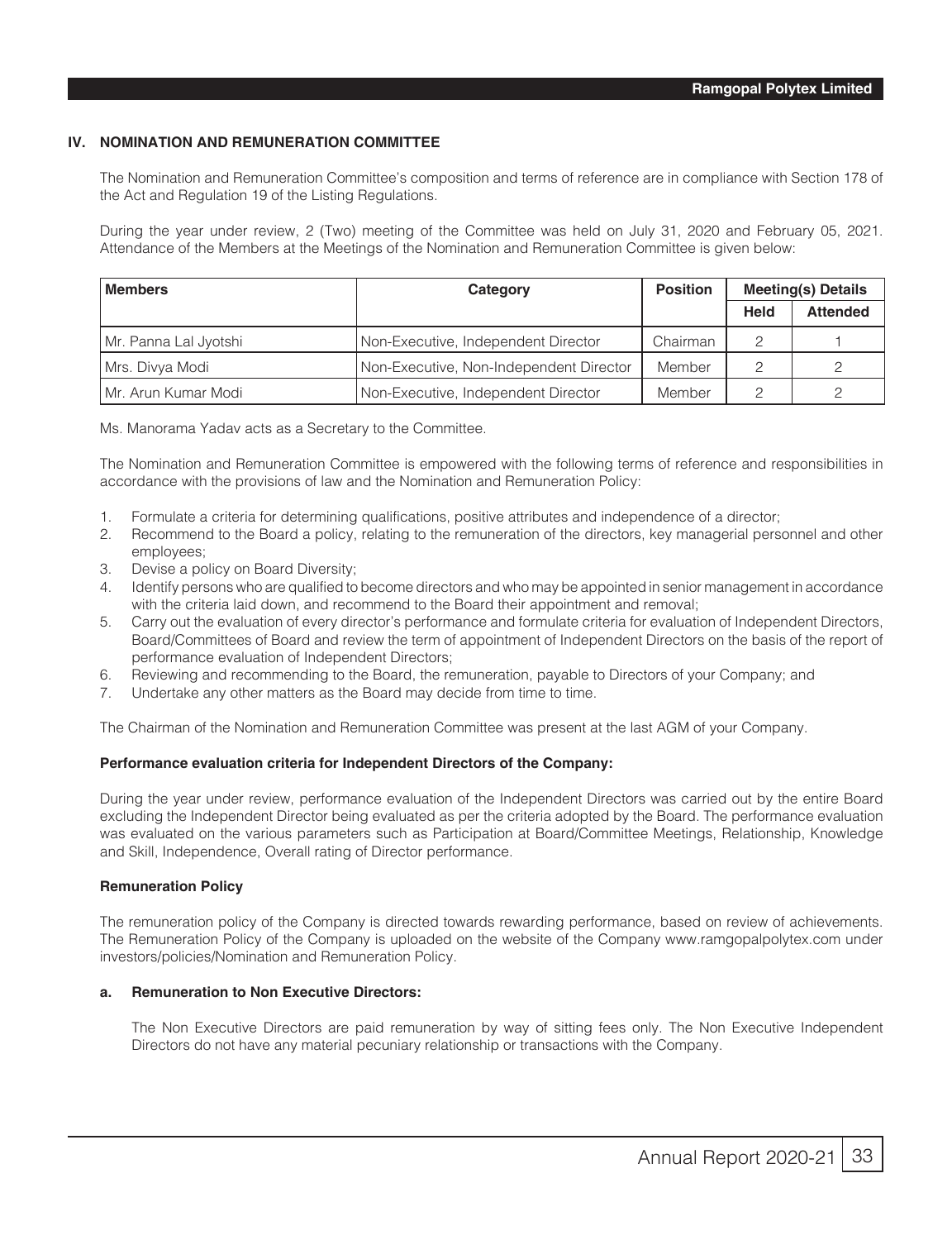## IV. NOMINATION AND REMUNERATION COMMITTEE

The Nomination and Remuneration Committee's composition and terms of reference are in compliance with Section 178 of the Act and Regulation 19 of the Listing Regulations.

During the year under review, 2 (Two) meeting of the Committee was held on July 31, 2020 and February 05, 2021. Attendance of the Members at the Meetings of the Nomination and Remuneration Committee is given below:

| Members | Category | Position | Meeting(s) Details | |
|---|---|---|---|---|
| | | | Held | Attended |
| Mr. Panna Lal Jyotshi | Non-Executive, Independent Director | Chairman | 2 | 1 |
| Mrs. Divya Modi | Non-Executive, Non-Independent Director | Member | 2 | 2 |
| Mr. Arun Kumar Modi | Non-Executive, Independent Director | Member | 2 | 2 |

Ms. Manorama Yadav acts as a Secretary to the Committee.

The Nomination and Remuneration Committee is empowered with the following terms of reference and responsibilities in accordance with the provisions of law and the Nomination and Remuneration Policy:

1. Formulate a criteria for determining qualifications, positive attributes and independence of a director;
2. Recommend to the Board a policy, relating to the remuneration of the directors, key managerial personnel and other employees;
3. Devise a policy on Board Diversity;
4. Identify persons who are qualified to become directors and who may be appointed in senior management in accordance with the criteria laid down, and recommend to the Board their appointment and removal;
5. Carry out the evaluation of every director's performance and formulate criteria for evaluation of Independent Directors, Board/Committees of Board and review the term of appointment of Independent Directors on the basis of the report of performance evaluation of Independent Directors;
6. Reviewing and recommending to the Board, the remuneration, payable to Directors of your Company; and
7. Undertake any other matters as the Board may decide from time to time.

The Chairman of the Nomination and Remuneration Committee was present at the last AGM of your Company.

**Performance evaluation criteria for Independent Directors of the Company:**

During the year under review, performance evaluation of the Independent Directors was carried out by the entire Board excluding the Independent Director being evaluated as per the criteria adopted by the Board. The performance evaluation was evaluated on the various parameters such as Participation at Board/Committee Meetings, Relationship, Knowledge and Skill, Independence, Overall rating of Director performance.

**Remuneration Policy**

The remuneration policy of the Company is directed towards rewarding performance, based on review of achievements. The Remuneration Policy of the Company is uploaded on the website of the Company www.ramgopalpolytex.com under investors/policies/Nomination and Remuneration Policy.

**a. Remuneration to Non Executive Directors:**

The Non Executive Directors are paid remuneration by way of sitting fees only. The Non Executive Independent Directors do not have any material pecuniary relationship or transactions with the Company.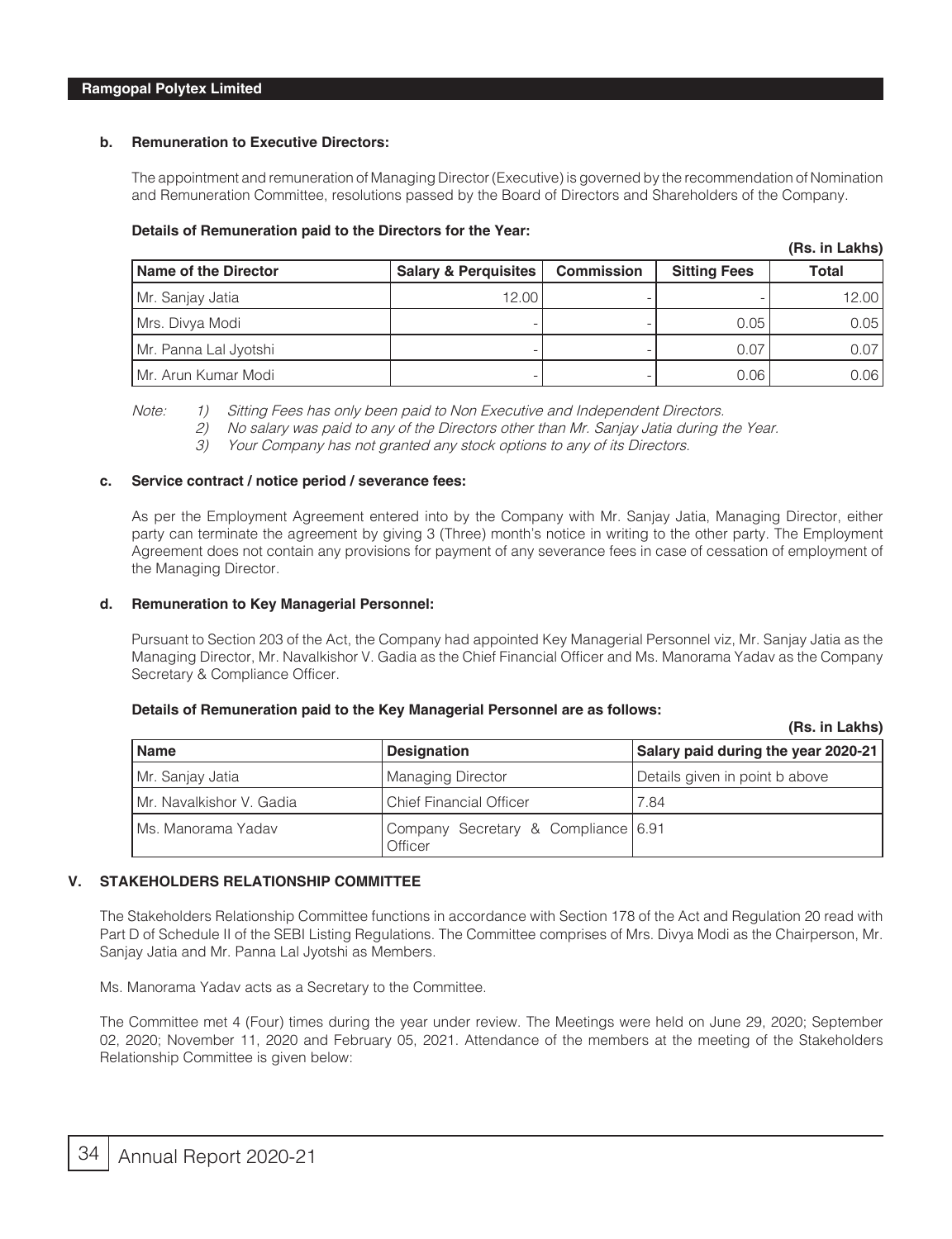**b. Remuneration to Executive Directors:**

The appointment and remuneration of Managing Director (Executive) is governed by the recommendation of Nomination and Remuneration Committee, resolutions passed by the Board of Directors and Shareholders of the Company.

**Details of Remuneration paid to the Directors for the Year:**

**(Rs. in Lakhs)**

| Name of the Director | Salary & Perquisites | Commission | Sitting Fees | Total |
|---|---|---|---|---|
| Mr. Sanjay Jatia | 12.00 | - | - | 12.00 |
| Mrs. Divya Modi | - | - | 0.05 | 0.05 |
| Mr. Panna Lal Jyotshi | - | - | 0.07 | 0.07 |
| Mr. Arun Kumar Modi | - | - | 0.06 | 0.06 |

*Note: 1) Sitting Fees has only been paid to Non Executive and Independent Directors.*

*2) No salary was paid to any of the Directors other than Mr. Sanjay Jatia during the Year.*

*3) Your Company has not granted any stock options to any of its Directors.*

**c. Service contract / notice period / severance fees:**

As per the Employment Agreement entered into by the Company with Mr. Sanjay Jatia, Managing Director, either party can terminate the agreement by giving 3 (Three) month's notice in writing to the other party. The Employment Agreement does not contain any provisions for payment of any severance fees in case of cessation of employment of the Managing Director.

**d. Remuneration to Key Managerial Personnel:**

Pursuant to Section 203 of the Act, the Company had appointed Key Managerial Personnel viz, Mr. Sanjay Jatia as the Managing Director, Mr. Navalkishor V. Gadia as the Chief Financial Officer and Ms. Manorama Yadav as the Company Secretary & Compliance Officer.

**Details of Remuneration paid to the Key Managerial Personnel are as follows:**

**(Rs. in Lakhs)**

| Name | Designation | Salary paid during the year 2020-21 |
|---|---|---|
| Mr. Sanjay Jatia | Managing Director | Details given in point b above |
| Mr. Navalkishor V. Gadia | Chief Financial Officer | 7.84 |
| Ms. Manorama Yadav | Company Secretary & Compliance Officer | 6.91 |

## V. STAKEHOLDERS RELATIONSHIP COMMITTEE

The Stakeholders Relationship Committee functions in accordance with Section 178 of the Act and Regulation 20 read with Part D of Schedule II of the SEBI Listing Regulations. The Committee comprises of Mrs. Divya Modi as the Chairperson, Mr. Sanjay Jatia and Mr. Panna Lal Jyotshi as Members.

Ms. Manorama Yadav acts as a Secretary to the Committee.

The Committee met 4 (Four) times during the year under review. The Meetings were held on June 29, 2020; September 02, 2020; November 11, 2020 and February 05, 2021. Attendance of the members at the meeting of the Stakeholders Relationship Committee is given below: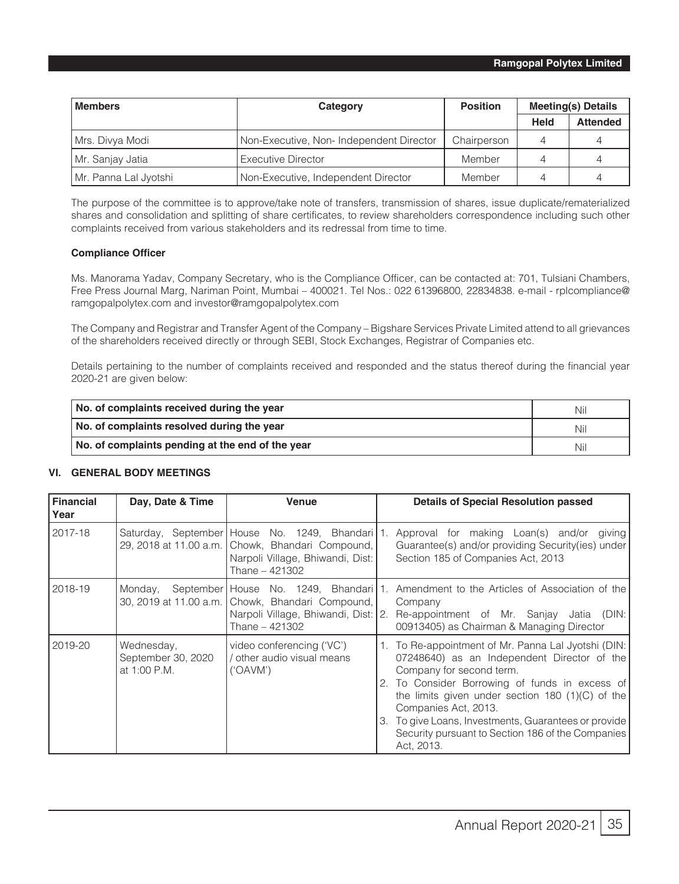| Members | Category | Position | Meeting(s) Details | |
|---|---|---|---|---|
| | | | Held | Attended |
| Mrs. Divya Modi | Non-Executive, Non- Independent Director | Chairperson | 4 | 4 |
| Mr. Sanjay Jatia | Executive Director | Member | 4 | 4 |
| Mr. Panna Lal Jyotshi | Non-Executive, Independent Director | Member | 4 | 4 |

The purpose of the committee is to approve/take note of transfers, transmission of shares, issue duplicate/rematerialized shares and consolidation and splitting of share certificates, to review shareholders correspondence including such other complaints received from various stakeholders and its redressal from time to time.

**Compliance Officer**

Ms. Manorama Yadav, Company Secretary, who is the Compliance Officer, can be contacted at: 701, Tulsiani Chambers, Free Press Journal Marg, Nariman Point, Mumbai – 400021. Tel Nos.: 022 61396800, 22834838. e-mail - rplcompliance@ramgopalpolytex.com and investor@ramgopalpolytex.com

The Company and Registrar and Transfer Agent of the Company – Bigshare Services Private Limited attend to all grievances of the shareholders received directly or through SEBI, Stock Exchanges, Registrar of Companies etc.

Details pertaining to the number of complaints received and responded and the status thereof during the financial year 2020-21 are given below:

| | |
|---|---|
| **No. of complaints received during the year** | Nil |
| **No. of complaints resolved during the year** | Nil |
| **No. of complaints pending at the end of the year** | Nil |

### VI. GENERAL BODY MEETINGS

| Financial Year | Day, Date & Time | Venue | Details of Special Resolution passed |
|---|---|---|---|
| 2017-18 | Saturday, September 29, 2018 at 11.00 a.m. | House No. 1249, Bhandari Chowk, Bhandari Compound, Narpoli Village, Bhiwandi, Dist: Thane – 421302 | 1. Approval for making Loan(s) and/or giving Guarantee(s) and/or providing Security(ies) under Section 185 of Companies Act, 2013 |
| 2018-19 | Monday, September 30, 2019 at 11.00 a.m. | House No. 1249, Bhandari Chowk, Bhandari Compound, Narpoli Village, Bhiwandi, Dist: Thane – 421302 | 1. Amendment to the Articles of Association of the Company<br>2. Re-appointment of Mr. Sanjay Jatia (DIN: 00913405) as Chairman & Managing Director |
| 2019-20 | Wednesday, September 30, 2020 at 1:00 P.M. | video conferencing ('VC') / other audio visual means ('OAVM') | 1. To Re-appointment of Mr. Panna Lal Jyotshi (DIN: 07248640) as an Independent Director of the Company for second term.<br>2. To Consider Borrowing of funds in excess of the limits given under section 180 (1)(C) of the Companies Act, 2013.<br>3. To give Loans, Investments, Guarantees or provide Security pursuant to Section 186 of the Companies Act, 2013. |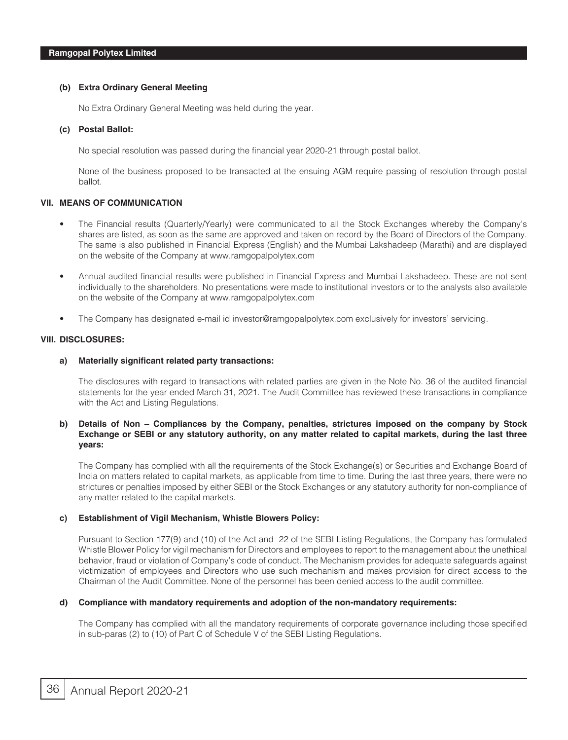**(b) Extra Ordinary General Meeting**

No Extra Ordinary General Meeting was held during the year.

**(c) Postal Ballot:**

No special resolution was passed during the financial year 2020-21 through postal ballot.

None of the business proposed to be transacted at the ensuing AGM require passing of resolution through postal ballot.

## VII. MEANS OF COMMUNICATION

- The Financial results (Quarterly/Yearly) were communicated to all the Stock Exchanges whereby the Company's shares are listed, as soon as the same are approved and taken on record by the Board of Directors of the Company. The same is also published in Financial Express (English) and the Mumbai Lakshadeep (Marathi) and are displayed on the website of the Company at www.ramgopalpolytex.com
- Annual audited financial results were published in Financial Express and Mumbai Lakshadeep. These are not sent individually to the shareholders. No presentations were made to institutional investors or to the analysts also available on the website of the Company at www.ramgopalpolytex.com
- The Company has designated e-mail id investor@ramgopalpolytex.com exclusively for investors' servicing.

## VIII. DISCLOSURES:

**a) Materially significant related party transactions:**

The disclosures with regard to transactions with related parties are given in the Note No. 36 of the audited financial statements for the year ended March 31, 2021. The Audit Committee has reviewed these transactions in compliance with the Act and Listing Regulations.

**b) Details of Non – Compliances by the Company, penalties, strictures imposed on the company by Stock Exchange or SEBI or any statutory authority, on any matter related to capital markets, during the last three years:**

The Company has complied with all the requirements of the Stock Exchange(s) or Securities and Exchange Board of India on matters related to capital markets, as applicable from time to time. During the last three years, there were no strictures or penalties imposed by either SEBI or the Stock Exchanges or any statutory authority for non-compliance of any matter related to the capital markets.

**c) Establishment of Vigil Mechanism, Whistle Blowers Policy:**

Pursuant to Section 177(9) and (10) of the Act and 22 of the SEBI Listing Regulations, the Company has formulated Whistle Blower Policy for vigil mechanism for Directors and employees to report to the management about the unethical behavior, fraud or violation of Company's code of conduct. The Mechanism provides for adequate safeguards against victimization of employees and Directors who use such mechanism and makes provision for direct access to the Chairman of the Audit Committee. None of the personnel has been denied access to the audit committee.

**d) Compliance with mandatory requirements and adoption of the non-mandatory requirements:**

The Company has complied with all the mandatory requirements of corporate governance including those specified in sub-paras (2) to (10) of Part C of Schedule V of the SEBI Listing Regulations.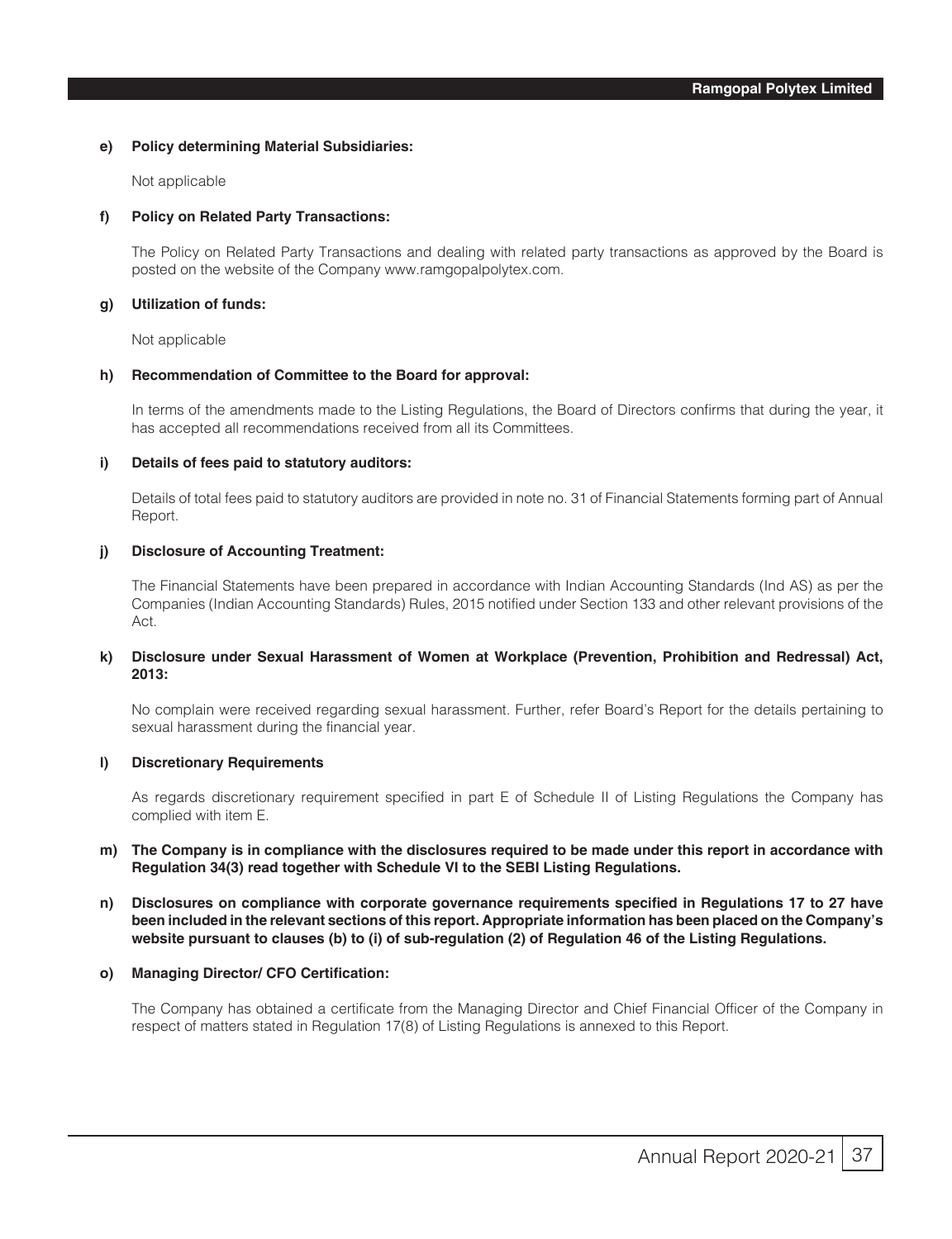**e) Policy determining Material Subsidiaries:**

Not applicable

**f) Policy on Related Party Transactions:**

The Policy on Related Party Transactions and dealing with related party transactions as approved by the Board is posted on the website of the Company www.ramgopalpolytex.com.

**g) Utilization of funds:**

Not applicable

**h) Recommendation of Committee to the Board for approval:**

In terms of the amendments made to the Listing Regulations, the Board of Directors confirms that during the year, it has accepted all recommendations received from all its Committees.

**i) Details of fees paid to statutory auditors:**

Details of total fees paid to statutory auditors are provided in note no. 31 of Financial Statements forming part of Annual Report.

**j) Disclosure of Accounting Treatment:**

The Financial Statements have been prepared in accordance with Indian Accounting Standards (Ind AS) as per the Companies (Indian Accounting Standards) Rules, 2015 notified under Section 133 and other relevant provisions of the Act.

**k) Disclosure under Sexual Harassment of Women at Workplace (Prevention, Prohibition and Redressal) Act, 2013:**

No complain were received regarding sexual harassment. Further, refer Board's Report for the details pertaining to sexual harassment during the financial year.

**l) Discretionary Requirements**

As regards discretionary requirement specified in part E of Schedule II of Listing Regulations the Company has complied with item E.

**m) The Company is in compliance with the disclosures required to be made under this report in accordance with Regulation 34(3) read together with Schedule VI to the SEBI Listing Regulations.**

**n) Disclosures on compliance with corporate governance requirements specified in Regulations 17 to 27 have been included in the relevant sections of this report. Appropriate information has been placed on the Company's website pursuant to clauses (b) to (i) of sub-regulation (2) of Regulation 46 of the Listing Regulations.**

**o) Managing Director/ CFO Certification:**

The Company has obtained a certificate from the Managing Director and Chief Financial Officer of the Company in respect of matters stated in Regulation 17(8) of Listing Regulations is annexed to this Report.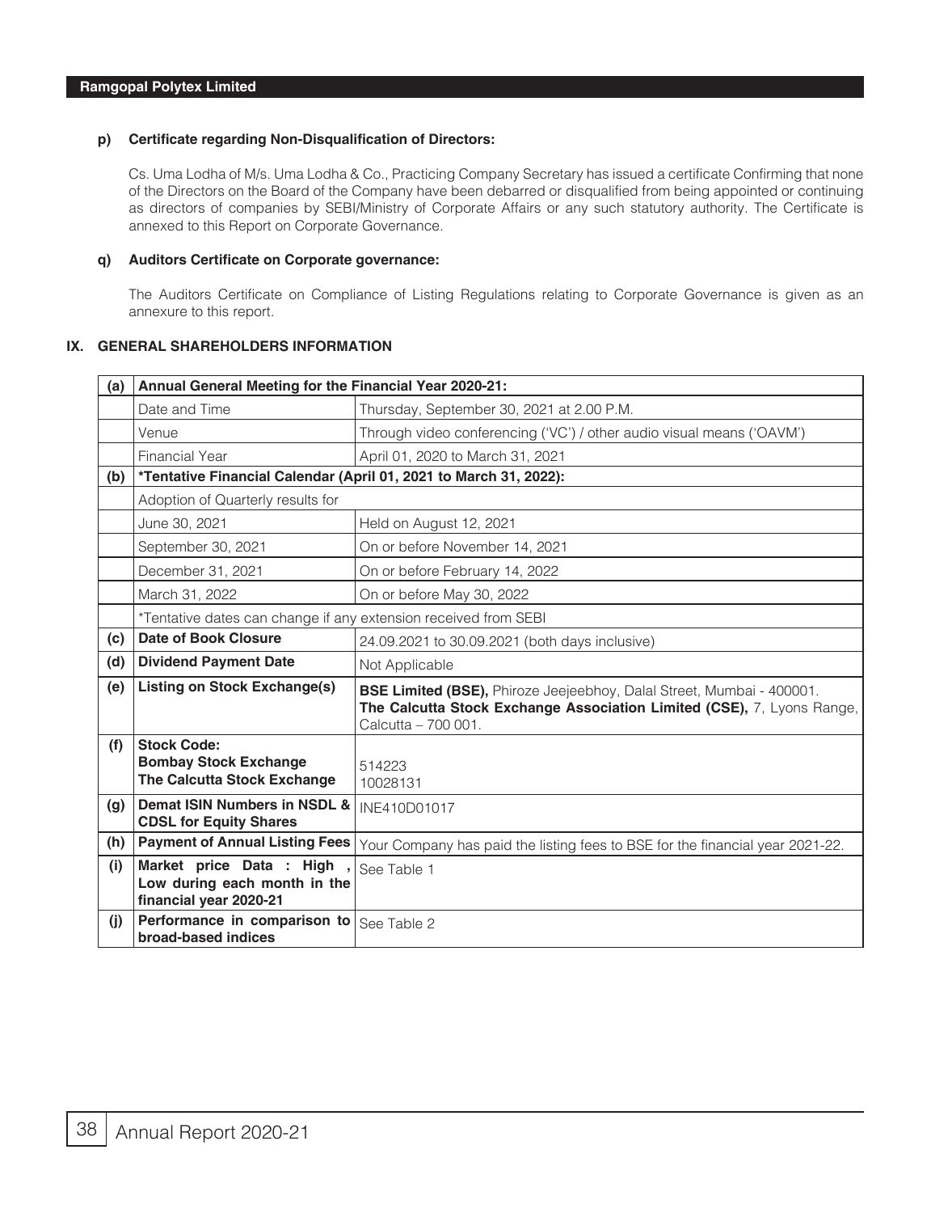**p) Certificate regarding Non-Disqualification of Directors:**

Cs. Uma Lodha of M/s. Uma Lodha & Co., Practicing Company Secretary has issued a certificate Confirming that none of the Directors on the Board of the Company have been debarred or disqualified from being appointed or continuing as directors of companies by SEBI/Ministry of Corporate Affairs or any such statutory authority. The Certificate is annexed to this Report on Corporate Governance.

**q) Auditors Certificate on Corporate governance:**

The Auditors Certificate on Compliance of Listing Regulations relating to Corporate Governance is given as an annexure to this report.

## IX. GENERAL SHAREHOLDERS INFORMATION

| | | |
|---|---|---|
| **(a)** | **Annual General Meeting for the Financial Year 2020-21:** | |
| | Date and Time | Thursday, September 30, 2021 at 2.00 P.M. |
| | Venue | Through video conferencing ('VC') / other audio visual means ('OAVM') |
| | Financial Year | April 01, 2020 to March 31, 2021 |
| **(b)** | **\*Tentative Financial Calendar (April 01, 2021 to March 31, 2022):** | |
| | Adoption of Quarterly results for | |
| | June 30, 2021 | Held on August 12, 2021 |
| | September 30, 2021 | On or before November 14, 2021 |
| | December 31, 2021 | On or before February 14, 2022 |
| | March 31, 2022 | On or before May 30, 2022 |
| | \*Tentative dates can change if any extension received from SEBI | |
| **(c)** | **Date of Book Closure** | 24.09.2021 to 30.09.2021 (both days inclusive) |
| **(d)** | **Dividend Payment Date** | Not Applicable |
| **(e)** | **Listing on Stock Exchange(s)** | **BSE Limited (BSE),** Phiroze Jeejeebhoy, Dalal Street, Mumbai - 400001.<br>**The Calcutta Stock Exchange Association Limited (CSE),** 7, Lyons Range, Calcutta – 700 001. |
| **(f)** | **Stock Code:**<br>**Bombay Stock Exchange**<br>**The Calcutta Stock Exchange** | <br>514223<br>10028131 |
| **(g)** | **Demat ISIN Numbers in NSDL & CDSL for Equity Shares** | INE410D01017 |
| **(h)** | **Payment of Annual Listing Fees** | Your Company has paid the listing fees to BSE for the financial year 2021-22. |
| **(i)** | **Market price Data : High , Low during each month in the financial year 2020-21** | See Table 1 |
| **(j)** | **Performance in comparison to broad-based indices** | See Table 2 |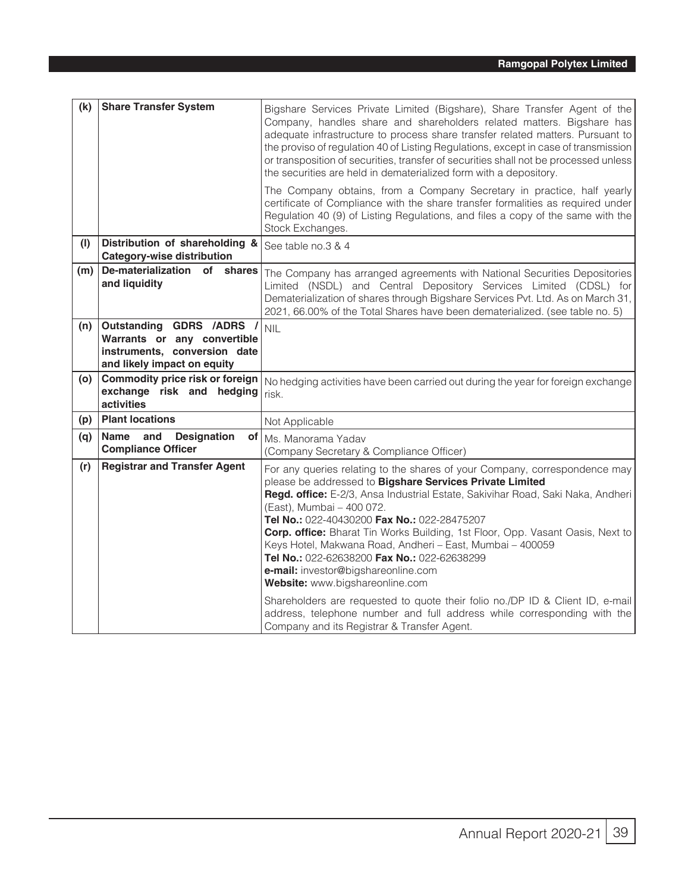| | | |
|---|---|---|
| **(k)** | **Share Transfer System** | Bigshare Services Private Limited (Bigshare), Share Transfer Agent of the Company, handles share and shareholders related matters. Bigshare has adequate infrastructure to process share transfer related matters. Pursuant to the proviso of regulation 40 of Listing Regulations, except in case of transmission or transposition of securities, transfer of securities shall not be processed unless the securities are held in dematerialized form with a depository.<br><br>The Company obtains, from a Company Secretary in practice, half yearly certificate of Compliance with the share transfer formalities as required under Regulation 40 (9) of Listing Regulations, and files a copy of the same with the Stock Exchanges. |
| **(l)** | **Distribution of shareholding & Category-wise distribution** | See table no.3 & 4 |
| **(m)** | **De-materialization of shares and liquidity** | The Company has arranged agreements with National Securities Depositories Limited (NSDL) and Central Depository Services Limited (CDSL) for Dematerialization of shares through Bigshare Services Pvt. Ltd. As on March 31, 2021, 66.00% of the Total Shares have been dematerialized. (see table no. 5) |
| **(n)** | **Outstanding GDRS /ADRS / Warrants or any convertible instruments, conversion date and likely impact on equity** | NIL |
| **(o)** | **Commodity price risk or foreign exchange risk and hedging activities** | No hedging activities have been carried out during the year for foreign exchange risk. |
| **(p)** | **Plant locations** | Not Applicable |
| **(q)** | **Name and Designation of Compliance Officer** | Ms. Manorama Yadav<br>(Company Secretary & Compliance Officer) |
| **(r)** | **Registrar and Transfer Agent** | For any queries relating to the shares of your Company, correspondence may please be addressed to **Bigshare Services Private Limited**<br>**Regd. office:** E-2/3, Ansa Industrial Estate, Sakivihar Road, Saki Naka, Andheri (East), Mumbai – 400 072.<br>**Tel No.:** 022-40430200 **Fax No.:** 022-28475207<br>**Corp. office:** Bharat Tin Works Building, 1st Floor, Opp. Vasant Oasis, Next to Keys Hotel, Makwana Road, Andheri – East, Mumbai – 400059<br>**Tel No.:** 022-62638200 **Fax No.:** 022-62638299<br>**e-mail:** investor@bigshareonline.com<br>**Website:** www.bigshareonline.com<br><br>Shareholders are requested to quote their folio no./DP ID & Client ID, e-mail address, telephone number and full address while corresponding with the Company and its Registrar & Transfer Agent. |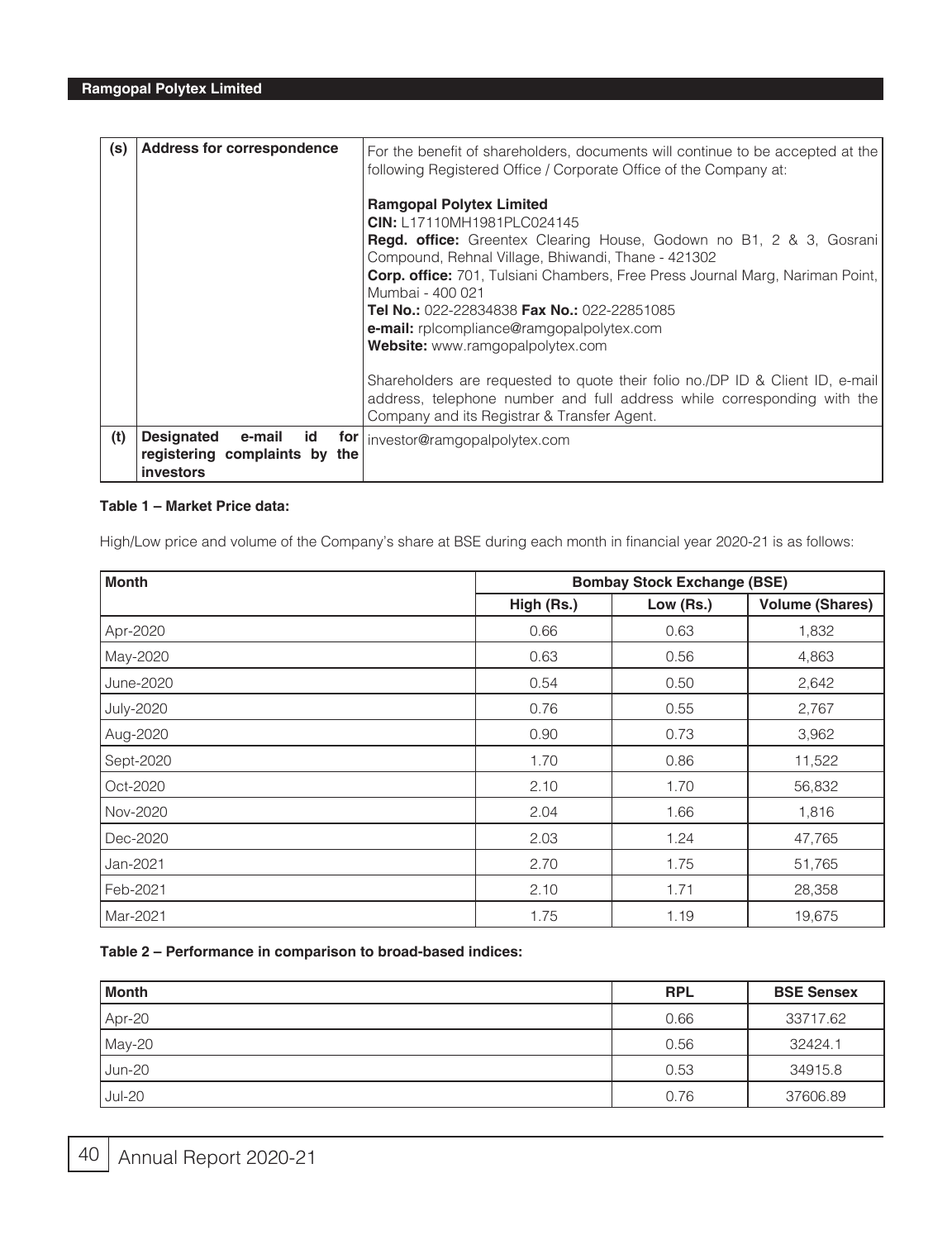| (s) | Address for correspondence | For the benefit of shareholders, documents will continue to be accepted at the following Registered Office / Corporate Office of the Company at:<br><br>**Ramgopal Polytex Limited**<br>**CIN:** L17110MH1981PLC024145<br>**Regd. office:** Greentex Clearing House, Godown no B1, 2 & 3, Gosrani Compound, Rehnal Village, Bhiwandi, Thane - 421302<br>**Corp. office:** 701, Tulsiani Chambers, Free Press Journal Marg, Nariman Point, Mumbai - 400 021<br>**Tel No.:** 022-22834838 **Fax No.:** 022-22851085<br>**e-mail:** rplcompliance@ramgopalpolytex.com<br>**Website:** www.ramgopalpolytex.com<br><br>Shareholders are requested to quote their folio no./DP ID & Client ID, e-mail address, telephone number and full address while corresponding with the Company and its Registrar & Transfer Agent. |
|---|---|---|
| (t) | Designated e-mail id for registering complaints by the investors | investor@ramgopalpolytex.com |

**Table 1 – Market Price data:**

High/Low price and volume of the Company's share at BSE during each month in financial year 2020-21 is as follows:

| Month | Bombay Stock Exchange (BSE) | | |
|---|---|---|---|
| | High (Rs.) | Low (Rs.) | Volume (Shares) |
| Apr-2020 | 0.66 | 0.63 | 1,832 |
| May-2020 | 0.63 | 0.56 | 4,863 |
| June-2020 | 0.54 | 0.50 | 2,642 |
| July-2020 | 0.76 | 0.55 | 2,767 |
| Aug-2020 | 0.90 | 0.73 | 3,962 |
| Sept-2020 | 1.70 | 0.86 | 11,522 |
| Oct-2020 | 2.10 | 1.70 | 56,832 |
| Nov-2020 | 2.04 | 1.66 | 1,816 |
| Dec-2020 | 2.03 | 1.24 | 47,765 |
| Jan-2021 | 2.70 | 1.75 | 51,765 |
| Feb-2021 | 2.10 | 1.71 | 28,358 |
| Mar-2021 | 1.75 | 1.19 | 19,675 |

**Table 2 – Performance in comparison to broad-based indices:**

| Month | RPL | BSE Sensex |
|---|---|---|
| Apr-20 | 0.66 | 33717.62 |
| May-20 | 0.56 | 32424.1 |
| Jun-20 | 0.53 | 34915.8 |
| Jul-20 | 0.76 | 37606.89 |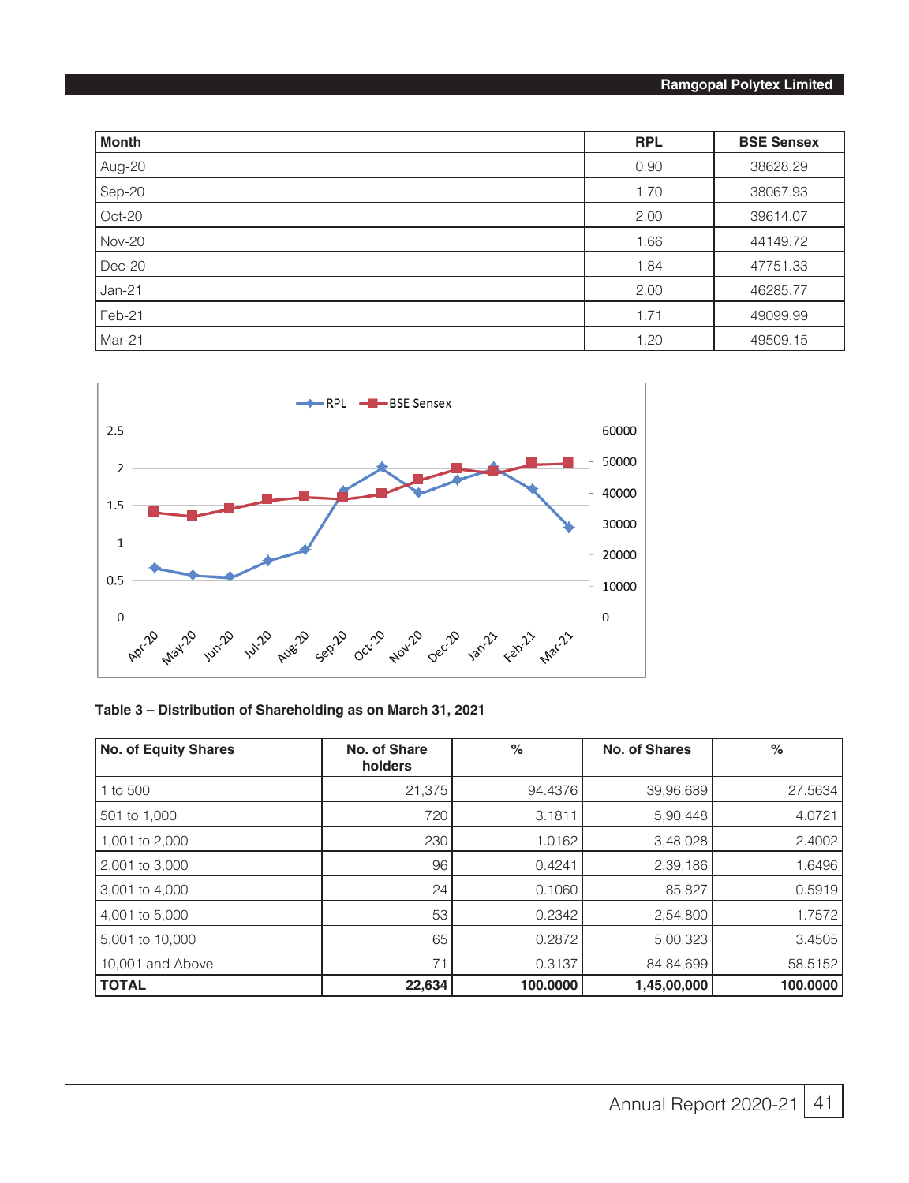| Month | RPL | BSE Sensex |
|---|---|---|
| Aug-20 | 0.90 | 38628.29 |
| Sep-20 | 1.70 | 38067.93 |
| Oct-20 | 2.00 | 39614.07 |
| Nov-20 | 1.66 | 44149.72 |
| Dec-20 | 1.84 | 47751.33 |
| Jan-21 | 2.00 | 46285.77 |
| Feb-21 | 1.71 | 49099.99 |
| Mar-21 | 1.20 | 49509.15 |

**Table 3 – Distribution of Shareholding as on March 31, 2021**

| No. of Equity Shares | No. of Share holders | % | No. of Shares | % |
|---|---|---|---|---|
| 1 to 500 | 21,375 | 94.4376 | 39,96,689 | 27.5634 |
| 501 to 1,000 | 720 | 3.1811 | 5,90,448 | 4.0721 |
| 1,001 to 2,000 | 230 | 1.0162 | 3,48,028 | 2.4002 |
| 2,001 to 3,000 | 96 | 0.4241 | 2,39,186 | 1.6496 |
| 3,001 to 4,000 | 24 | 0.1060 | 85,827 | 0.5919 |
| 4,001 to 5,000 | 53 | 0.2342 | 2,54,800 | 1.7572 |
| 5,001 to 10,000 | 65 | 0.2872 | 5,00,323 | 3.4505 |
| 10,001 and Above | 71 | 0.3137 | 84,84,699 | 58.5152 |
| **TOTAL** | **22,634** | **100.0000** | **1,45,00,000** | **100.0000** |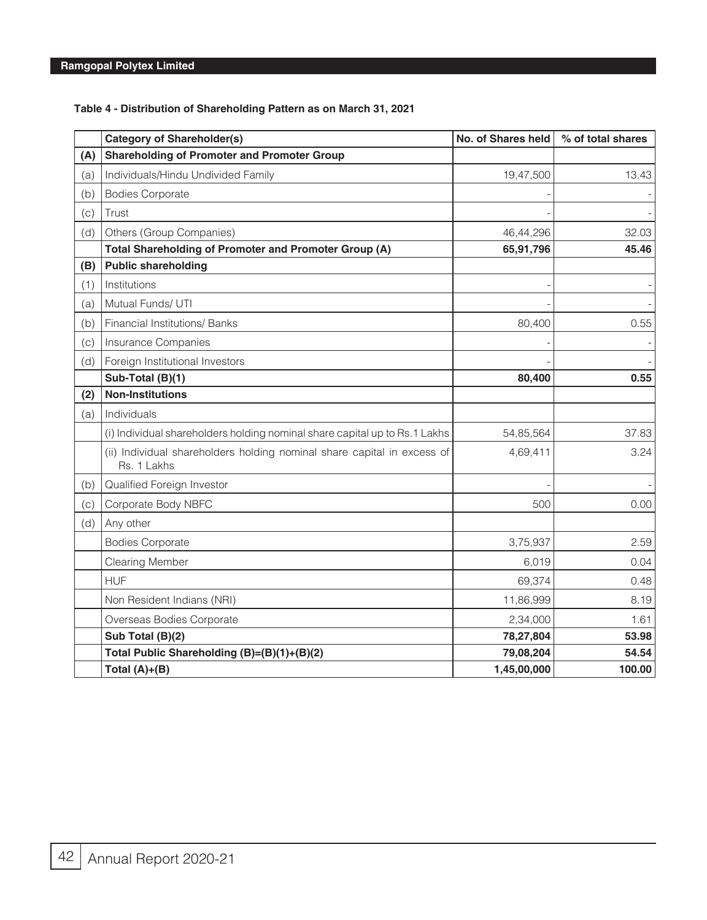**Table 4 - Distribution of Shareholding Pattern as on March 31, 2021**

| | Category of Shareholder(s) | No. of Shares held | % of total shares |
|---|---|---|---|
| **(A)** | **Shareholding of Promoter and Promoter Group** | | |
| (a) | Individuals/Hindu Undivided Family | 19,47,500 | 13.43 |
| (b) | Bodies Corporate | - | - |
| (c) | Trust | - | - |
| (d) | Others (Group Companies) | 46,44,296 | 32.03 |
| | **Total Shareholding of Promoter and Promoter Group (A)** | **65,91,796** | **45.46** |
| **(B)** | **Public shareholding** | | |
| (1) | Institutions | - | - |
| (a) | Mutual Funds/ UTI | - | - |
| (b) | Financial Institutions/ Banks | 80,400 | 0.55 |
| (c) | Insurance Companies | - | - |
| (d) | Foreign Institutional Investors | - | - |
| | **Sub-Total (B)(1)** | **80,400** | **0.55** |
| **(2)** | **Non-Institutions** | | |
| (a) | Individuals | | |
| | (i) Individual shareholders holding nominal share capital up to Rs.1 Lakhs | 54,85,564 | 37.83 |
| | (ii) Individual shareholders holding nominal share capital in excess of Rs. 1 Lakhs | 4,69,411 | 3.24 |
| (b) | Qualified Foreign Investor | - | - |
| (c) | Corporate Body NBFC | 500 | 0.00 |
| (d) | Any other | | |
| | Bodies Corporate | 3,75,937 | 2.59 |
| | Clearing Member | 6,019 | 0.04 |
| | HUF | 69,374 | 0.48 |
| | Non Resident Indians (NRI) | 11,86,999 | 8.19 |
| | Overseas Bodies Corporate | 2,34,000 | 1.61 |
| | **Sub Total (B)(2)** | **78,27,804** | **53.98** |
| | **Total Public Shareholding (B)=(B)(1)+(B)(2)** | **79,08,204** | **54.54** |
| | **Total (A)+(B)** | **1,45,00,000** | **100.00** |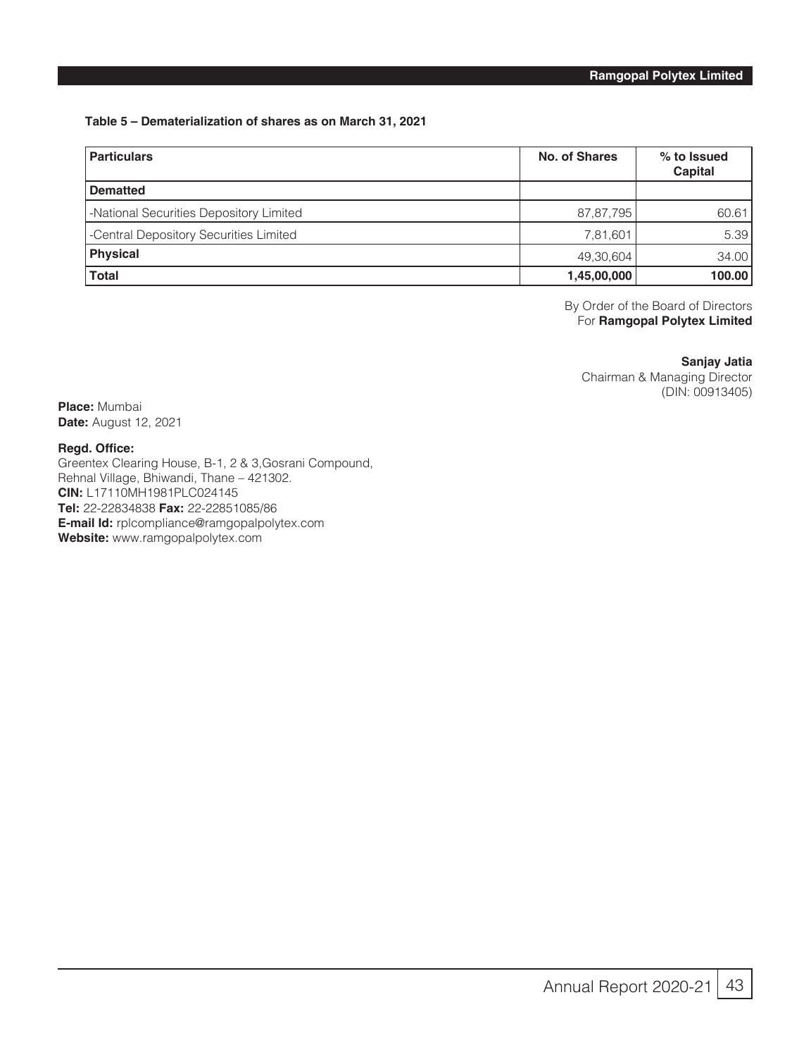**Table 5 – Dematerialization of shares as on March 31, 2021**

| Particulars | No. of Shares | % to Issued Capital |
|---|---|---|
| **Dematted** | | |
| -National Securities Depository Limited | 87,87,795 | 60.61 |
| -Central Depository Securities Limited | 7,81,601 | 5.39 |
| **Physical** | 49,30,604 | 34.00 |
| **Total** | **1,45,00,000** | **100.00** |

By Order of the Board of Directors
For **Ramgopal Polytex Limited**

**Sanjay Jatia**
Chairman & Managing Director
(DIN: 00913405)

**Place:** Mumbai
**Date:** August 12, 2021

**Regd. Office:**
Greentex Clearing House, B-1, 2 & 3,Gosrani Compound,
Rehnal Village, Bhiwandi, Thane – 421302.
**CIN:** L17110MH1981PLC024145
**Tel:** 22-22834838 **Fax:** 22-22851085/86
**E-mail Id:** rplcompliance@ramgopalpolytex.com
**Website:** www.ramgopalpolytex.com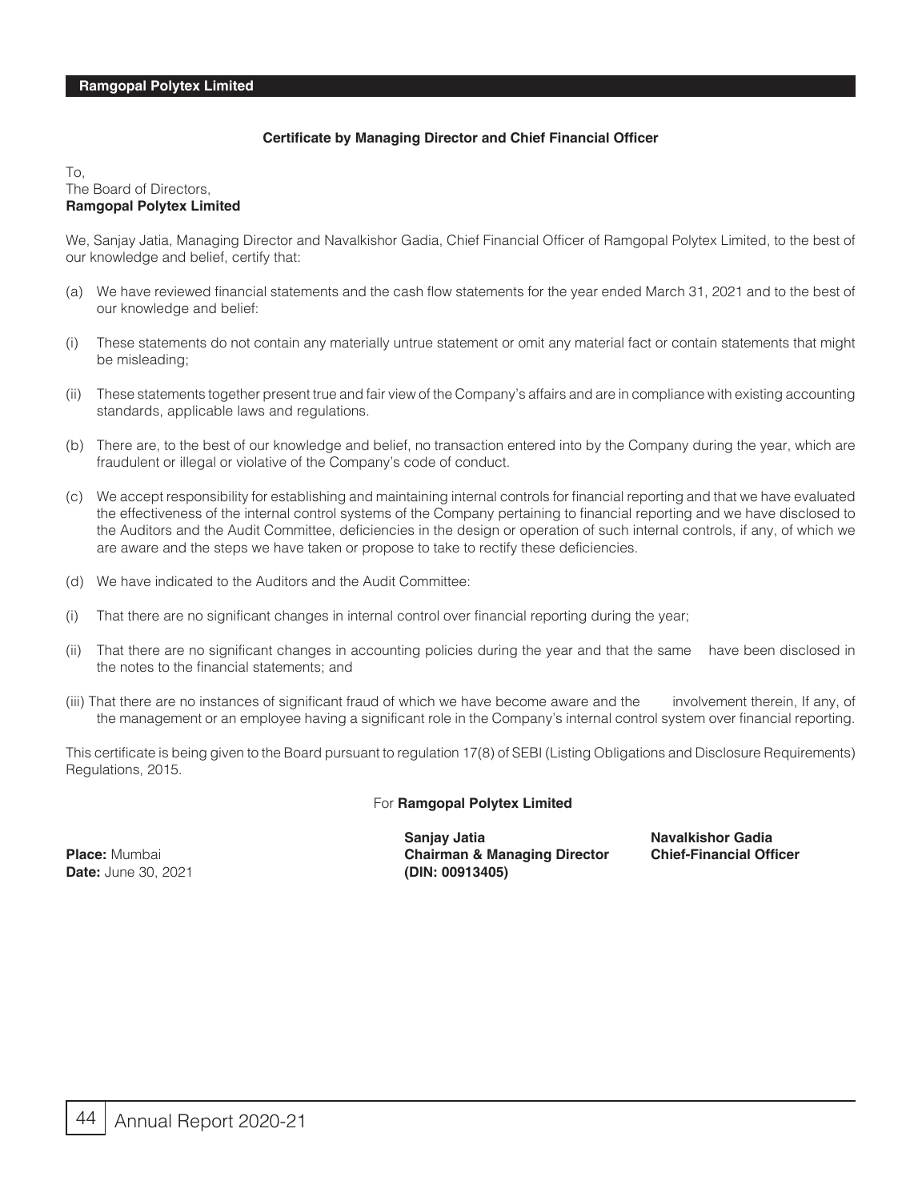### Certificate by Managing Director and Chief Financial Officer

To,
The Board of Directors,
**Ramgopal Polytex Limited**

We, Sanjay Jatia, Managing Director and Navalkishor Gadia, Chief Financial Officer of Ramgopal Polytex Limited, to the best of our knowledge and belief, certify that:

(a) We have reviewed financial statements and the cash flow statements for the year ended March 31, 2021 and to the best of our knowledge and belief:

(i) These statements do not contain any materially untrue statement or omit any material fact or contain statements that might be misleading;

(ii) These statements together present true and fair view of the Company's affairs and are in compliance with existing accounting standards, applicable laws and regulations.

(b) There are, to the best of our knowledge and belief, no transaction entered into by the Company during the year, which are fraudulent or illegal or violative of the Company's code of conduct.

(c) We accept responsibility for establishing and maintaining internal controls for financial reporting and that we have evaluated the effectiveness of the internal control systems of the Company pertaining to financial reporting and we have disclosed to the Auditors and the Audit Committee, deficiencies in the design or operation of such internal controls, if any, of which we are aware and the steps we have taken or propose to take to rectify these deficiencies.

(d) We have indicated to the Auditors and the Audit Committee:

(i) That there are no significant changes in internal control over financial reporting during the year;

(ii) That there are no significant changes in accounting policies during the year and that the same have been disclosed in the notes to the financial statements; and

(iii) That there are no instances of significant fraud of which we have become aware and the involvement therein, If any, of the management or an employee having a significant role in the Company's internal control system over financial reporting.

This certificate is being given to the Board pursuant to regulation 17(8) of SEBI (Listing Obligations and Disclosure Requirements) Regulations, 2015.

For **Ramgopal Polytex Limited**

**Sanjay Jatia**
**Chairman & Managing Director**
**(DIN: 00913405)**

**Navalkishor Gadia**
**Chief-Financial Officer**

**Place:** Mumbai
**Date:** June 30, 2021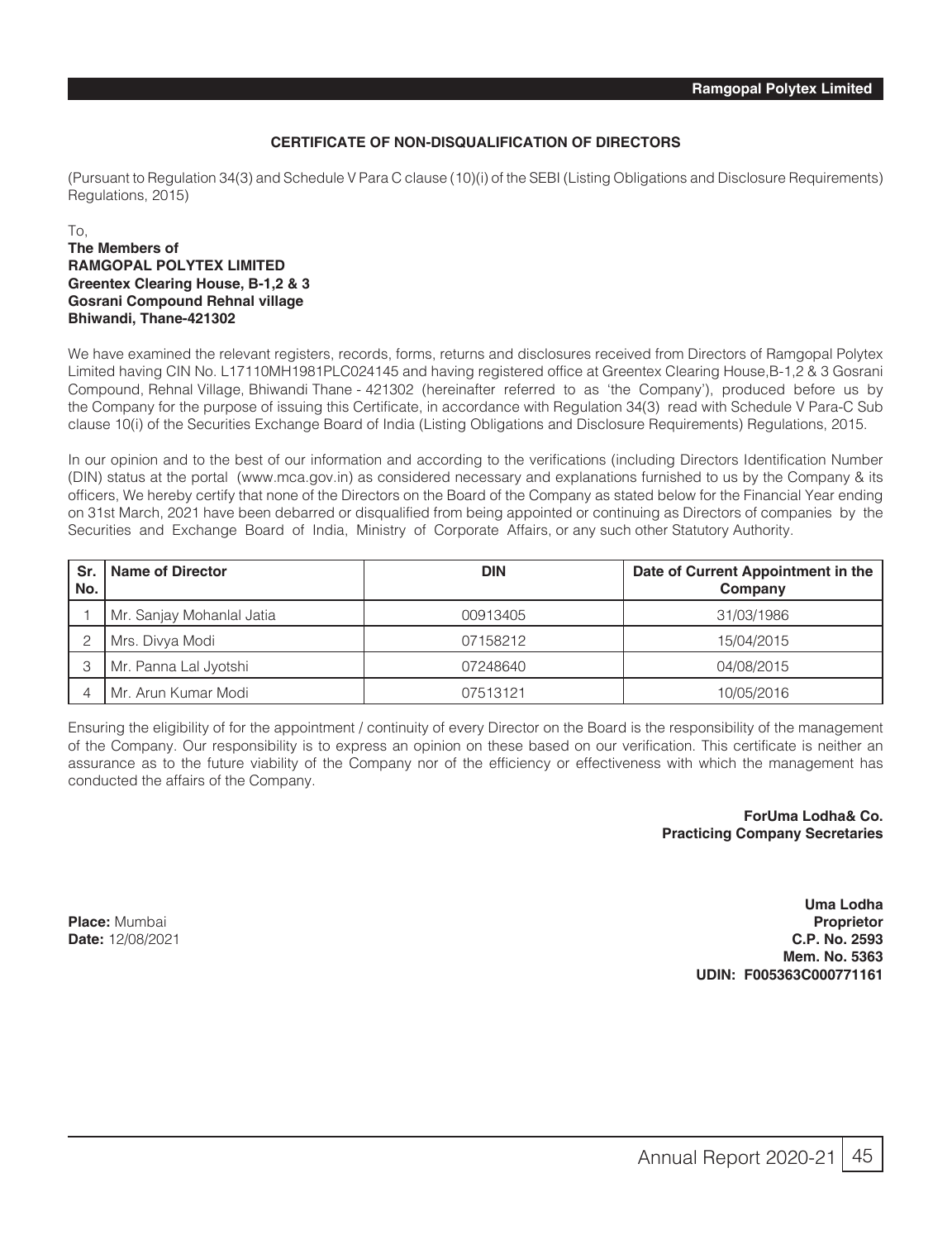## CERTIFICATE OF NON-DISQUALIFICATION OF DIRECTORS

(Pursuant to Regulation 34(3) and Schedule V Para C clause (10)(i) of the SEBI (Listing Obligations and Disclosure Requirements) Regulations, 2015)

To,
**The Members of**
**RAMGOPAL POLYTEX LIMITED**
**Greentex Clearing House, B-1,2 & 3**
**Gosrani Compound Rehnal village**
**Bhiwandi, Thane-421302**

We have examined the relevant registers, records, forms, returns and disclosures received from Directors of Ramgopal Polytex Limited having CIN No. L17110MH1981PLC024145 and having registered office at Greentex Clearing House,B-1,2 & 3 Gosrani Compound, Rehnal Village, Bhiwandi Thane - 421302 (hereinafter referred to as 'the Company'), produced before us by the Company for the purpose of issuing this Certificate, in accordance with Regulation 34(3) read with Schedule V Para-C Sub clause 10(i) of the Securities Exchange Board of India (Listing Obligations and Disclosure Requirements) Regulations, 2015.

In our opinion and to the best of our information and according to the verifications (including Directors Identification Number (DIN) status at the portal (www.mca.gov.in) as considered necessary and explanations furnished to us by the Company & its officers, We hereby certify that none of the Directors on the Board of the Company as stated below for the Financial Year ending on 31st March, 2021 have been debarred or disqualified from being appointed or continuing as Directors of companies by the Securities and Exchange Board of India, Ministry of Corporate Affairs, or any such other Statutory Authority.

| Sr. No. | Name of Director | DIN | Date of Current Appointment in the Company |
|---|---|---|---|
| 1 | Mr. Sanjay Mohanlal Jatia | 00913405 | 31/03/1986 |
| 2 | Mrs. Divya Modi | 07158212 | 15/04/2015 |
| 3 | Mr. Panna Lal Jyotshi | 07248640 | 04/08/2015 |
| 4 | Mr. Arun Kumar Modi | 07513121 | 10/05/2016 |

Ensuring the eligibility of for the appointment / continuity of every Director on the Board is the responsibility of the management of the Company. Our responsibility is to express an opinion on these based on our verification. This certificate is neither an assurance as to the future viability of the Company nor of the efficiency or effectiveness with which the management has conducted the affairs of the Company.

**ForUma Lodha& Co.**
**Practicing Company Secretaries**

**Place:** Mumbai
**Date:** 12/08/2021

**Uma Lodha**
**Proprietor**
**C.P. No. 2593**
**Mem. No. 5363**
**UDIN: F005363C000771161**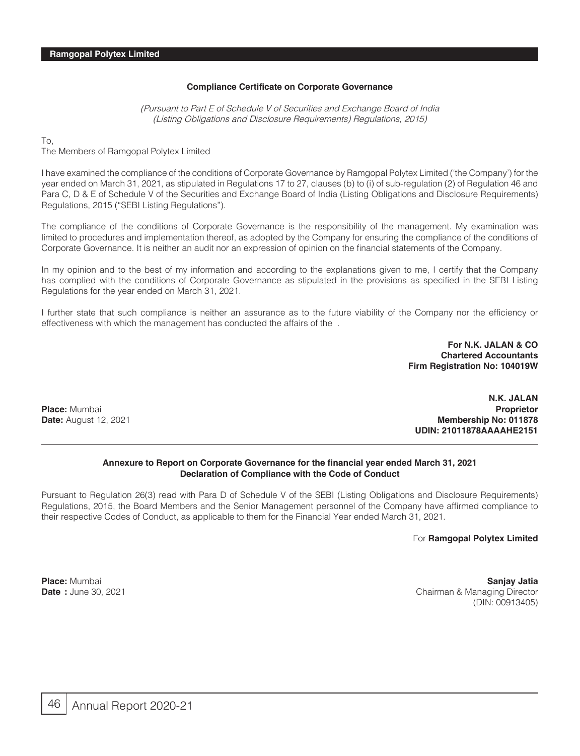## Compliance Certificate on Corporate Governance

*(Pursuant to Part E of Schedule V of Securities and Exchange Board of India (Listing Obligations and Disclosure Requirements) Regulations, 2015)*

To,
The Members of Ramgopal Polytex Limited

I have examined the compliance of the conditions of Corporate Governance by Ramgopal Polytex Limited ('the Company') for the year ended on March 31, 2021, as stipulated in Regulations 17 to 27, clauses (b) to (i) of sub-regulation (2) of Regulation 46 and Para C, D & E of Schedule V of the Securities and Exchange Board of India (Listing Obligations and Disclosure Requirements) Regulations, 2015 ("SEBI Listing Regulations").

The compliance of the conditions of Corporate Governance is the responsibility of the management. My examination was limited to procedures and implementation thereof, as adopted by the Company for ensuring the compliance of the conditions of Corporate Governance. It is neither an audit nor an expression of opinion on the financial statements of the Company.

In my opinion and to the best of my information and according to the explanations given to me, I certify that the Company has complied with the conditions of Corporate Governance as stipulated in the provisions as specified in the SEBI Listing Regulations for the year ended on March 31, 2021.

I further state that such compliance is neither an assurance as to the future viability of the Company nor the efficiency or effectiveness with which the management has conducted the affairs of the .

**For N.K. JALAN & CO**
**Chartered Accountants**
**Firm Registration No: 104019W**

**Place:** Mumbai
**Date:** August 12, 2021

**N.K. JALAN**
**Proprietor**
**Membership No: 011878**
**UDIN: 21011878AAAAHE2151**

---

## Annexure to Report on Corporate Governance for the financial year ended March 31, 2021
## Declaration of Compliance with the Code of Conduct

Pursuant to Regulation 26(3) read with Para D of Schedule V of the SEBI (Listing Obligations and Disclosure Requirements) Regulations, 2015, the Board Members and the Senior Management personnel of the Company have affirmed compliance to their respective Codes of Conduct, as applicable to them for the Financial Year ended March 31, 2021.

For **Ramgopal Polytex Limited**

**Place:** Mumbai
**Date :** June 30, 2021

**Sanjay Jatia**
Chairman & Managing Director
(DIN: 00913405)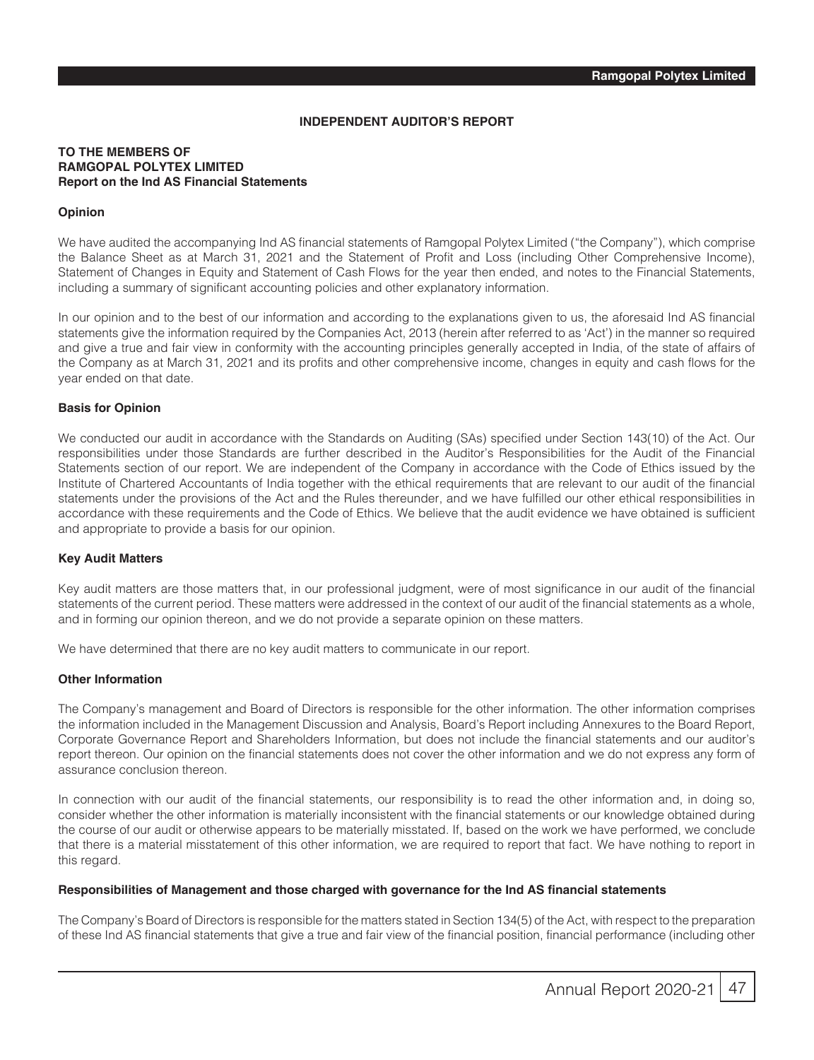## INDEPENDENT AUDITOR'S REPORT

**TO THE MEMBERS OF**
**RAMGOPAL POLYTEX LIMITED**
**Report on the Ind AS Financial Statements**

### Opinion

We have audited the accompanying Ind AS financial statements of Ramgopal Polytex Limited ("the Company"), which comprise the Balance Sheet as at March 31, 2021 and the Statement of Profit and Loss (including Other Comprehensive Income), Statement of Changes in Equity and Statement of Cash Flows for the year then ended, and notes to the Financial Statements, including a summary of significant accounting policies and other explanatory information.

In our opinion and to the best of our information and according to the explanations given to us, the aforesaid Ind AS financial statements give the information required by the Companies Act, 2013 (herein after referred to as 'Act') in the manner so required and give a true and fair view in conformity with the accounting principles generally accepted in India, of the state of affairs of the Company as at March 31, 2021 and its profits and other comprehensive income, changes in equity and cash flows for the year ended on that date.

### Basis for Opinion

We conducted our audit in accordance with the Standards on Auditing (SAs) specified under Section 143(10) of the Act. Our responsibilities under those Standards are further described in the Auditor's Responsibilities for the Audit of the Financial Statements section of our report. We are independent of the Company in accordance with the Code of Ethics issued by the Institute of Chartered Accountants of India together with the ethical requirements that are relevant to our audit of the financial statements under the provisions of the Act and the Rules thereunder, and we have fulfilled our other ethical responsibilities in accordance with these requirements and the Code of Ethics. We believe that the audit evidence we have obtained is sufficient and appropriate to provide a basis for our opinion.

### Key Audit Matters

Key audit matters are those matters that, in our professional judgment, were of most significance in our audit of the financial statements of the current period. These matters were addressed in the context of our audit of the financial statements as a whole, and in forming our opinion thereon, and we do not provide a separate opinion on these matters.

We have determined that there are no key audit matters to communicate in our report.

### Other Information

The Company's management and Board of Directors is responsible for the other information. The other information comprises the information included in the Management Discussion and Analysis, Board's Report including Annexures to the Board Report, Corporate Governance Report and Shareholders Information, but does not include the financial statements and our auditor's report thereon. Our opinion on the financial statements does not cover the other information and we do not express any form of assurance conclusion thereon.

In connection with our audit of the financial statements, our responsibility is to read the other information and, in doing so, consider whether the other information is materially inconsistent with the financial statements or our knowledge obtained during the course of our audit or otherwise appears to be materially misstated. If, based on the work we have performed, we conclude that there is a material misstatement of this other information, we are required to report that fact. We have nothing to report in this regard.

### Responsibilities of Management and those charged with governance for the Ind AS financial statements

The Company's Board of Directors is responsible for the matters stated in Section 134(5) of the Act, with respect to the preparation of these Ind AS financial statements that give a true and fair view of the financial position, financial performance (including other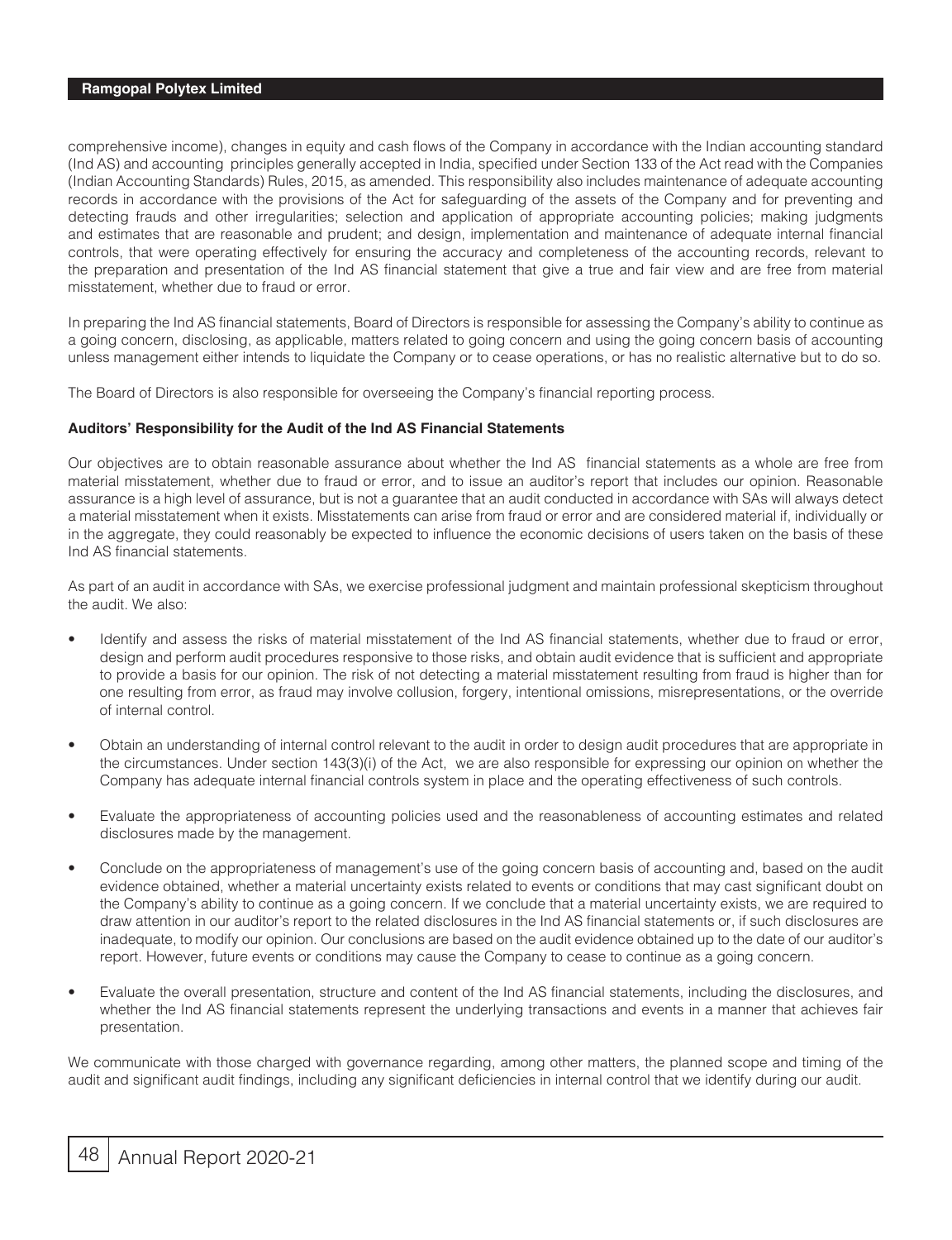comprehensive income), changes in equity and cash flows of the Company in accordance with the Indian accounting standard (Ind AS) and accounting principles generally accepted in India, specified under Section 133 of the Act read with the Companies (Indian Accounting Standards) Rules, 2015, as amended. This responsibility also includes maintenance of adequate accounting records in accordance with the provisions of the Act for safeguarding of the assets of the Company and for preventing and detecting frauds and other irregularities; selection and application of appropriate accounting policies; making judgments and estimates that are reasonable and prudent; and design, implementation and maintenance of adequate internal financial controls, that were operating effectively for ensuring the accuracy and completeness of the accounting records, relevant to the preparation and presentation of the Ind AS financial statement that give a true and fair view and are free from material misstatement, whether due to fraud or error.

In preparing the Ind AS financial statements, Board of Directors is responsible for assessing the Company's ability to continue as a going concern, disclosing, as applicable, matters related to going concern and using the going concern basis of accounting unless management either intends to liquidate the Company or to cease operations, or has no realistic alternative but to do so.

The Board of Directors is also responsible for overseeing the Company's financial reporting process.

**Auditors' Responsibility for the Audit of the Ind AS Financial Statements**

Our objectives are to obtain reasonable assurance about whether the Ind AS financial statements as a whole are free from material misstatement, whether due to fraud or error, and to issue an auditor's report that includes our opinion. Reasonable assurance is a high level of assurance, but is not a guarantee that an audit conducted in accordance with SAs will always detect a material misstatement when it exists. Misstatements can arise from fraud or error and are considered material if, individually or in the aggregate, they could reasonably be expected to influence the economic decisions of users taken on the basis of these Ind AS financial statements.

As part of an audit in accordance with SAs, we exercise professional judgment and maintain professional skepticism throughout the audit. We also:

- Identify and assess the risks of material misstatement of the Ind AS financial statements, whether due to fraud or error, design and perform audit procedures responsive to those risks, and obtain audit evidence that is sufficient and appropriate to provide a basis for our opinion. The risk of not detecting a material misstatement resulting from fraud is higher than for one resulting from error, as fraud may involve collusion, forgery, intentional omissions, misrepresentations, or the override of internal control.

- Obtain an understanding of internal control relevant to the audit in order to design audit procedures that are appropriate in the circumstances. Under section 143(3)(i) of the Act, we are also responsible for expressing our opinion on whether the Company has adequate internal financial controls system in place and the operating effectiveness of such controls.

- Evaluate the appropriateness of accounting policies used and the reasonableness of accounting estimates and related disclosures made by the management.

- Conclude on the appropriateness of management's use of the going concern basis of accounting and, based on the audit evidence obtained, whether a material uncertainty exists related to events or conditions that may cast significant doubt on the Company's ability to continue as a going concern. If we conclude that a material uncertainty exists, we are required to draw attention in our auditor's report to the related disclosures in the Ind AS financial statements or, if such disclosures are inadequate, to modify our opinion. Our conclusions are based on the audit evidence obtained up to the date of our auditor's report. However, future events or conditions may cause the Company to cease to continue as a going concern.

- Evaluate the overall presentation, structure and content of the Ind AS financial statements, including the disclosures, and whether the Ind AS financial statements represent the underlying transactions and events in a manner that achieves fair presentation.

We communicate with those charged with governance regarding, among other matters, the planned scope and timing of the audit and significant audit findings, including any significant deficiencies in internal control that we identify during our audit.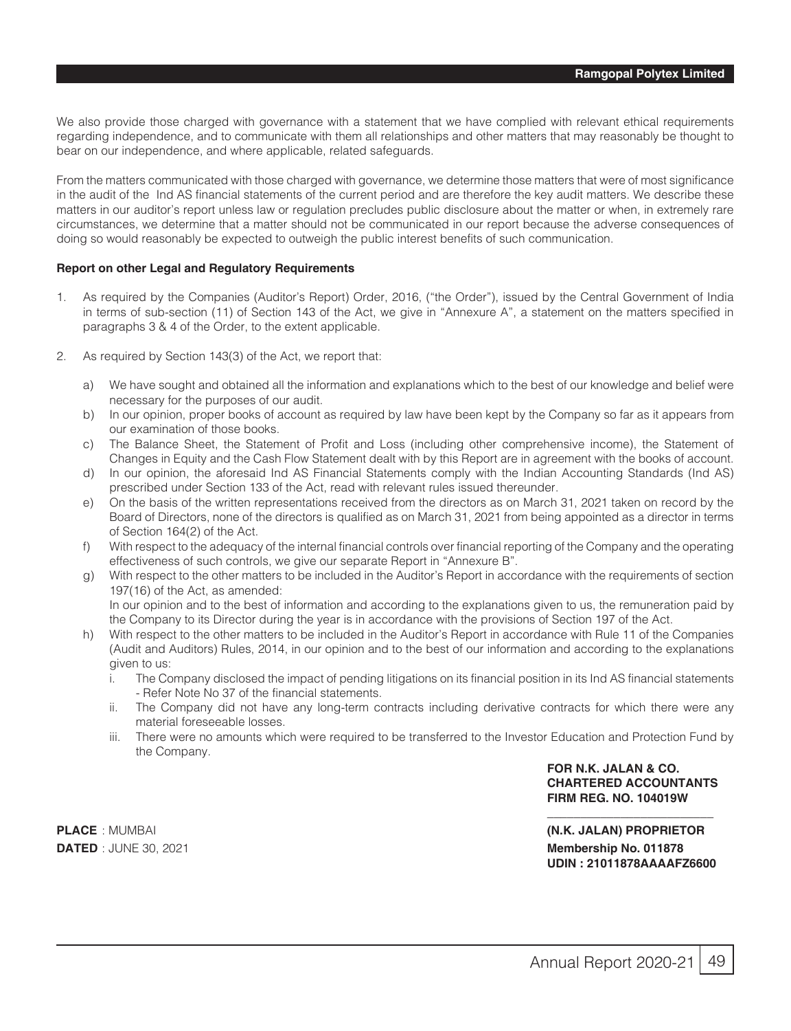We also provide those charged with governance with a statement that we have complied with relevant ethical requirements regarding independence, and to communicate with them all relationships and other matters that may reasonably be thought to bear on our independence, and where applicable, related safeguards.

From the matters communicated with those charged with governance, we determine those matters that were of most significance in the audit of the Ind AS financial statements of the current period and are therefore the key audit matters. We describe these matters in our auditor's report unless law or regulation precludes public disclosure about the matter or when, in extremely rare circumstances, we determine that a matter should not be communicated in our report because the adverse consequences of doing so would reasonably be expected to outweigh the public interest benefits of such communication.

**Report on other Legal and Regulatory Requirements**

1. As required by the Companies (Auditor's Report) Order, 2016, ("the Order"), issued by the Central Government of India in terms of sub-section (11) of Section 143 of the Act, we give in "Annexure A", a statement on the matters specified in paragraphs 3 & 4 of the Order, to the extent applicable.

2. As required by Section 143(3) of the Act, we report that:

   a) We have sought and obtained all the information and explanations which to the best of our knowledge and belief were necessary for the purposes of our audit.

   b) In our opinion, proper books of account as required by law have been kept by the Company so far as it appears from our examination of those books.

   c) The Balance Sheet, the Statement of Profit and Loss (including other comprehensive income), the Statement of Changes in Equity and the Cash Flow Statement dealt with by this Report are in agreement with the books of account.

   d) In our opinion, the aforesaid Ind AS Financial Statements comply with the Indian Accounting Standards (Ind AS) prescribed under Section 133 of the Act, read with relevant rules issued thereunder.

   e) On the basis of the written representations received from the directors as on March 31, 2021 taken on record by the Board of Directors, none of the directors is qualified as on March 31, 2021 from being appointed as a director in terms of Section 164(2) of the Act.

   f) With respect to the adequacy of the internal financial controls over financial reporting of the Company and the operating effectiveness of such controls, we give our separate Report in "Annexure B".

   g) With respect to the other matters to be included in the Auditor's Report in accordance with the requirements of section 197(16) of the Act, as amended:
   In our opinion and to the best of information and according to the explanations given to us, the remuneration paid by the Company to its Director during the year is in accordance with the provisions of Section 197 of the Act.

   h) With respect to the other matters to be included in the Auditor's Report in accordance with Rule 11 of the Companies (Audit and Auditors) Rules, 2014, in our opinion and to the best of our information and according to the explanations given to us:

      i. The Company disclosed the impact of pending litigations on its financial position in its Ind AS financial statements - Refer Note No 37 of the financial statements.

      ii. The Company did not have any long-term contracts including derivative contracts for which there were any material foreseeable losses.

      iii. There were no amounts which were required to be transferred to the Investor Education and Protection Fund by the Company.

**FOR N.K. JALAN & CO.**
**CHARTERED ACCOUNTANTS**
**FIRM REG. NO. 104019W**

**PLACE** : MUMBAI
**DATED** : JUNE 30, 2021

**(N.K. JALAN) PROPRIETOR**
**Membership No. 011878**
**UDIN : 21011878AAAAFZ6600**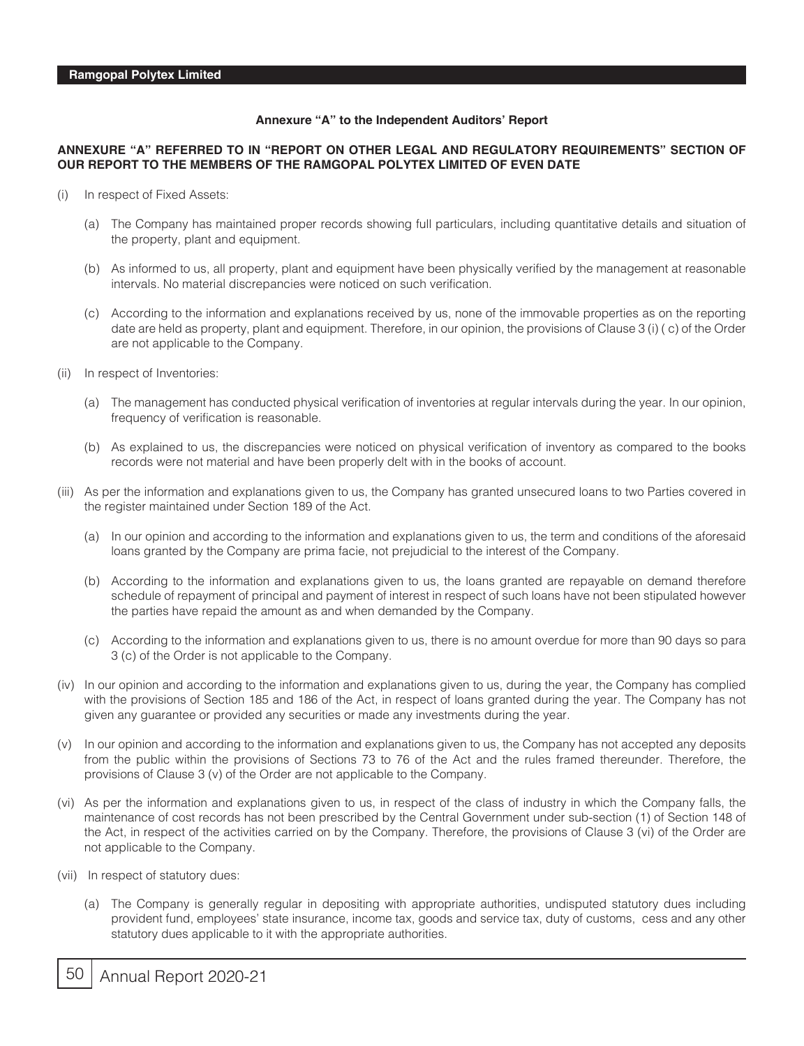## Annexure "A" to the Independent Auditors' Report

**ANNEXURE "A" REFERRED TO IN "REPORT ON OTHER LEGAL AND REGULATORY REQUIREMENTS" SECTION OF OUR REPORT TO THE MEMBERS OF THE RAMGOPAL POLYTEX LIMITED OF EVEN DATE**

(i) In respect of Fixed Assets:

  (a) The Company has maintained proper records showing full particulars, including quantitative details and situation of the property, plant and equipment.

  (b) As informed to us, all property, plant and equipment have been physically verified by the management at reasonable intervals. No material discrepancies were noticed on such verification.

  (c) According to the information and explanations received by us, none of the immovable properties as on the reporting date are held as property, plant and equipment. Therefore, in our opinion, the provisions of Clause 3 (i) ( c) of the Order are not applicable to the Company.

(ii) In respect of Inventories:

  (a) The management has conducted physical verification of inventories at regular intervals during the year. In our opinion, frequency of verification is reasonable.

  (b) As explained to us, the discrepancies were noticed on physical verification of inventory as compared to the books records were not material and have been properly delt with in the books of account.

(iii) As per the information and explanations given to us, the Company has granted unsecured loans to two Parties covered in the register maintained under Section 189 of the Act.

  (a) In our opinion and according to the information and explanations given to us, the term and conditions of the aforesaid loans granted by the Company are prima facie, not prejudicial to the interest of the Company.

  (b) According to the information and explanations given to us, the loans granted are repayable on demand therefore schedule of repayment of principal and payment of interest in respect of such loans have not been stipulated however the parties have repaid the amount as and when demanded by the Company.

  (c) According to the information and explanations given to us, there is no amount overdue for more than 90 days so para 3 (c) of the Order is not applicable to the Company.

(iv) In our opinion and according to the information and explanations given to us, during the year, the Company has complied with the provisions of Section 185 and 186 of the Act, in respect of loans granted during the year. The Company has not given any guarantee or provided any securities or made any investments during the year.

(v) In our opinion and according to the information and explanations given to us, the Company has not accepted any deposits from the public within the provisions of Sections 73 to 76 of the Act and the rules framed thereunder. Therefore, the provisions of Clause 3 (v) of the Order are not applicable to the Company.

(vi) As per the information and explanations given to us, in respect of the class of industry in which the Company falls, the maintenance of cost records has not been prescribed by the Central Government under sub-section (1) of Section 148 of the Act, in respect of the activities carried on by the Company. Therefore, the provisions of Clause 3 (vi) of the Order are not applicable to the Company.

(vii) In respect of statutory dues:

  (a) The Company is generally regular in depositing with appropriate authorities, undisputed statutory dues including provident fund, employees' state insurance, income tax, goods and service tax, duty of customs, cess and any other statutory dues applicable to it with the appropriate authorities.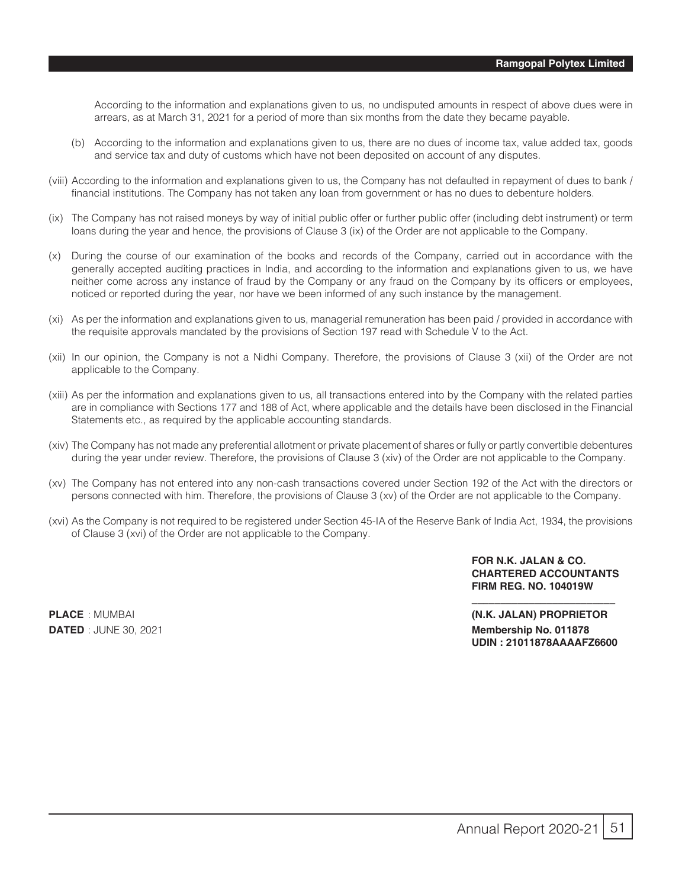According to the information and explanations given to us, no undisputed amounts in respect of above dues were in arrears, as at March 31, 2021 for a period of more than six months from the date they became payable.

(b) According to the information and explanations given to us, there are no dues of income tax, value added tax, goods and service tax and duty of customs which have not been deposited on account of any disputes.

(viii) According to the information and explanations given to us, the Company has not defaulted in repayment of dues to bank / financial institutions. The Company has not taken any loan from government or has no dues to debenture holders.

(ix) The Company has not raised moneys by way of initial public offer or further public offer (including debt instrument) or term loans during the year and hence, the provisions of Clause 3 (ix) of the Order are not applicable to the Company.

(x) During the course of our examination of the books and records of the Company, carried out in accordance with the generally accepted auditing practices in India, and according to the information and explanations given to us, we have neither come across any instance of fraud by the Company or any fraud on the Company by its officers or employees, noticed or reported during the year, nor have we been informed of any such instance by the management.

(xi) As per the information and explanations given to us, managerial remuneration has been paid / provided in accordance with the requisite approvals mandated by the provisions of Section 197 read with Schedule V to the Act.

(xii) In our opinion, the Company is not a Nidhi Company. Therefore, the provisions of Clause 3 (xii) of the Order are not applicable to the Company.

(xiii) As per the information and explanations given to us, all transactions entered into by the Company with the related parties are in compliance with Sections 177 and 188 of Act, where applicable and the details have been disclosed in the Financial Statements etc., as required by the applicable accounting standards.

(xiv) The Company has not made any preferential allotment or private placement of shares or fully or partly convertible debentures during the year under review. Therefore, the provisions of Clause 3 (xiv) of the Order are not applicable to the Company.

(xv) The Company has not entered into any non-cash transactions covered under Section 192 of the Act with the directors or persons connected with him. Therefore, the provisions of Clause 3 (xv) of the Order are not applicable to the Company.

(xvi) As the Company is not required to be registered under Section 45-IA of the Reserve Bank of India Act, 1934, the provisions of Clause 3 (xvi) of the Order are not applicable to the Company.

**FOR N.K. JALAN & CO.**
**CHARTERED ACCOUNTANTS**
**FIRM REG. NO. 104019W**

**PLACE** : MUMBAI
**DATED** : JUNE 30, 2021

**(N.K. JALAN) PROPRIETOR**
**Membership No. 011878**
**UDIN : 21011878AAAAFZ6600**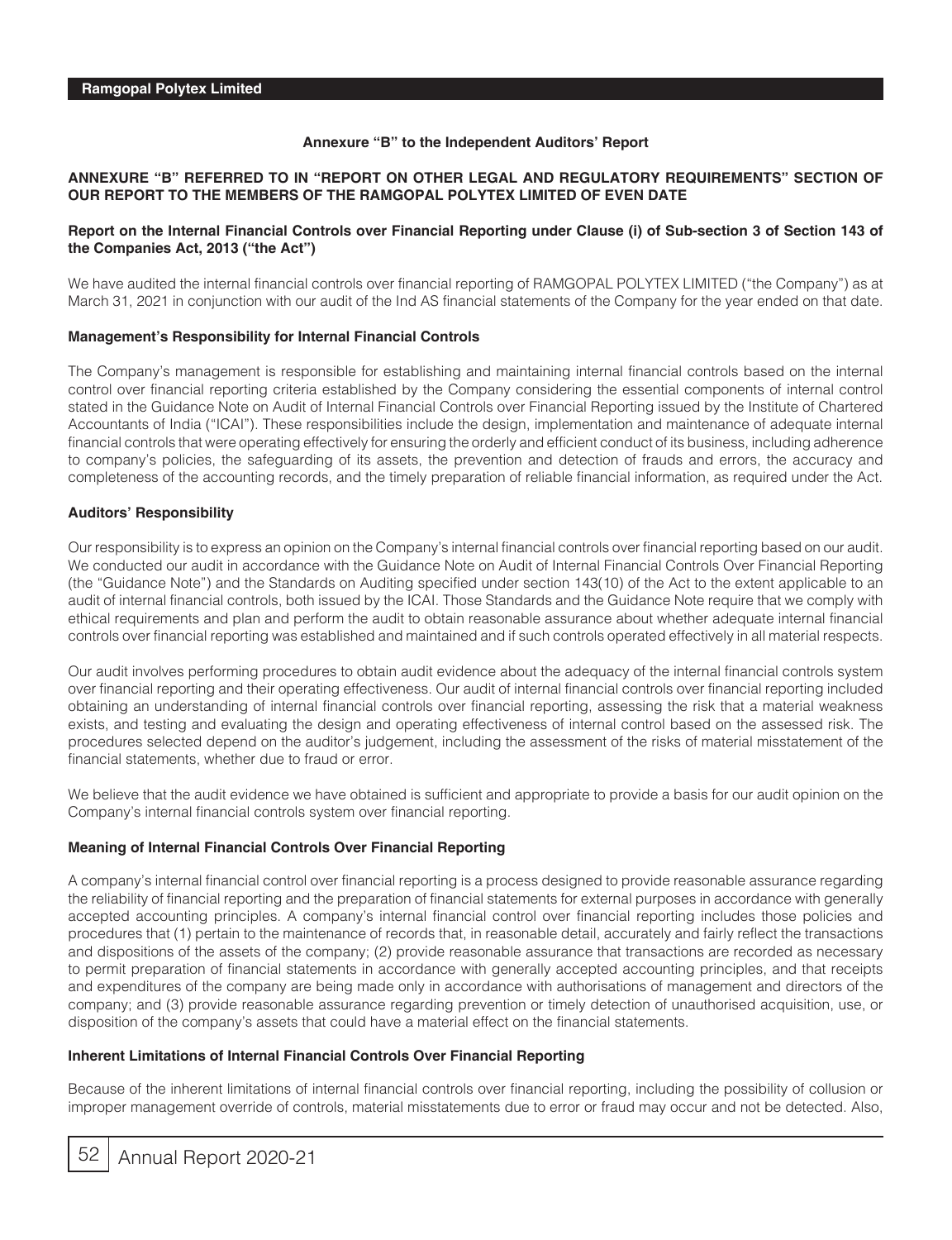## Annexure "B" to the Independent Auditors' Report

### ANNEXURE "B" REFERRED TO IN "REPORT ON OTHER LEGAL AND REGULATORY REQUIREMENTS" SECTION OF OUR REPORT TO THE MEMBERS OF THE RAMGOPAL POLYTEX LIMITED OF EVEN DATE

**Report on the Internal Financial Controls over Financial Reporting under Clause (i) of Sub-section 3 of Section 143 of the Companies Act, 2013 ("the Act")**

We have audited the internal financial controls over financial reporting of RAMGOPAL POLYTEX LIMITED ("the Company") as at March 31, 2021 in conjunction with our audit of the Ind AS financial statements of the Company for the year ended on that date.

**Management's Responsibility for Internal Financial Controls**

The Company's management is responsible for establishing and maintaining internal financial controls based on the internal control over financial reporting criteria established by the Company considering the essential components of internal control stated in the Guidance Note on Audit of Internal Financial Controls over Financial Reporting issued by the Institute of Chartered Accountants of India ("ICAI"). These responsibilities include the design, implementation and maintenance of adequate internal financial controls that were operating effectively for ensuring the orderly and efficient conduct of its business, including adherence to company's policies, the safeguarding of its assets, the prevention and detection of frauds and errors, the accuracy and completeness of the accounting records, and the timely preparation of reliable financial information, as required under the Act.

**Auditors' Responsibility**

Our responsibility is to express an opinion on the Company's internal financial controls over financial reporting based on our audit. We conducted our audit in accordance with the Guidance Note on Audit of Internal Financial Controls Over Financial Reporting (the "Guidance Note") and the Standards on Auditing specified under section 143(10) of the Act to the extent applicable to an audit of internal financial controls, both issued by the ICAI. Those Standards and the Guidance Note require that we comply with ethical requirements and plan and perform the audit to obtain reasonable assurance about whether adequate internal financial controls over financial reporting was established and maintained and if such controls operated effectively in all material respects.

Our audit involves performing procedures to obtain audit evidence about the adequacy of the internal financial controls system over financial reporting and their operating effectiveness. Our audit of internal financial controls over financial reporting included obtaining an understanding of internal financial controls over financial reporting, assessing the risk that a material weakness exists, and testing and evaluating the design and operating effectiveness of internal control based on the assessed risk. The procedures selected depend on the auditor's judgement, including the assessment of the risks of material misstatement of the financial statements, whether due to fraud or error.

We believe that the audit evidence we have obtained is sufficient and appropriate to provide a basis for our audit opinion on the Company's internal financial controls system over financial reporting.

**Meaning of Internal Financial Controls Over Financial Reporting**

A company's internal financial control over financial reporting is a process designed to provide reasonable assurance regarding the reliability of financial reporting and the preparation of financial statements for external purposes in accordance with generally accepted accounting principles. A company's internal financial control over financial reporting includes those policies and procedures that (1) pertain to the maintenance of records that, in reasonable detail, accurately and fairly reflect the transactions and dispositions of the assets of the company; (2) provide reasonable assurance that transactions are recorded as necessary to permit preparation of financial statements in accordance with generally accepted accounting principles, and that receipts and expenditures of the company are being made only in accordance with authorisations of management and directors of the company; and (3) provide reasonable assurance regarding prevention or timely detection of unauthorised acquisition, use, or disposition of the company's assets that could have a material effect on the financial statements.

**Inherent Limitations of Internal Financial Controls Over Financial Reporting**

Because of the inherent limitations of internal financial controls over financial reporting, including the possibility of collusion or improper management override of controls, material misstatements due to error or fraud may occur and not be detected. Also,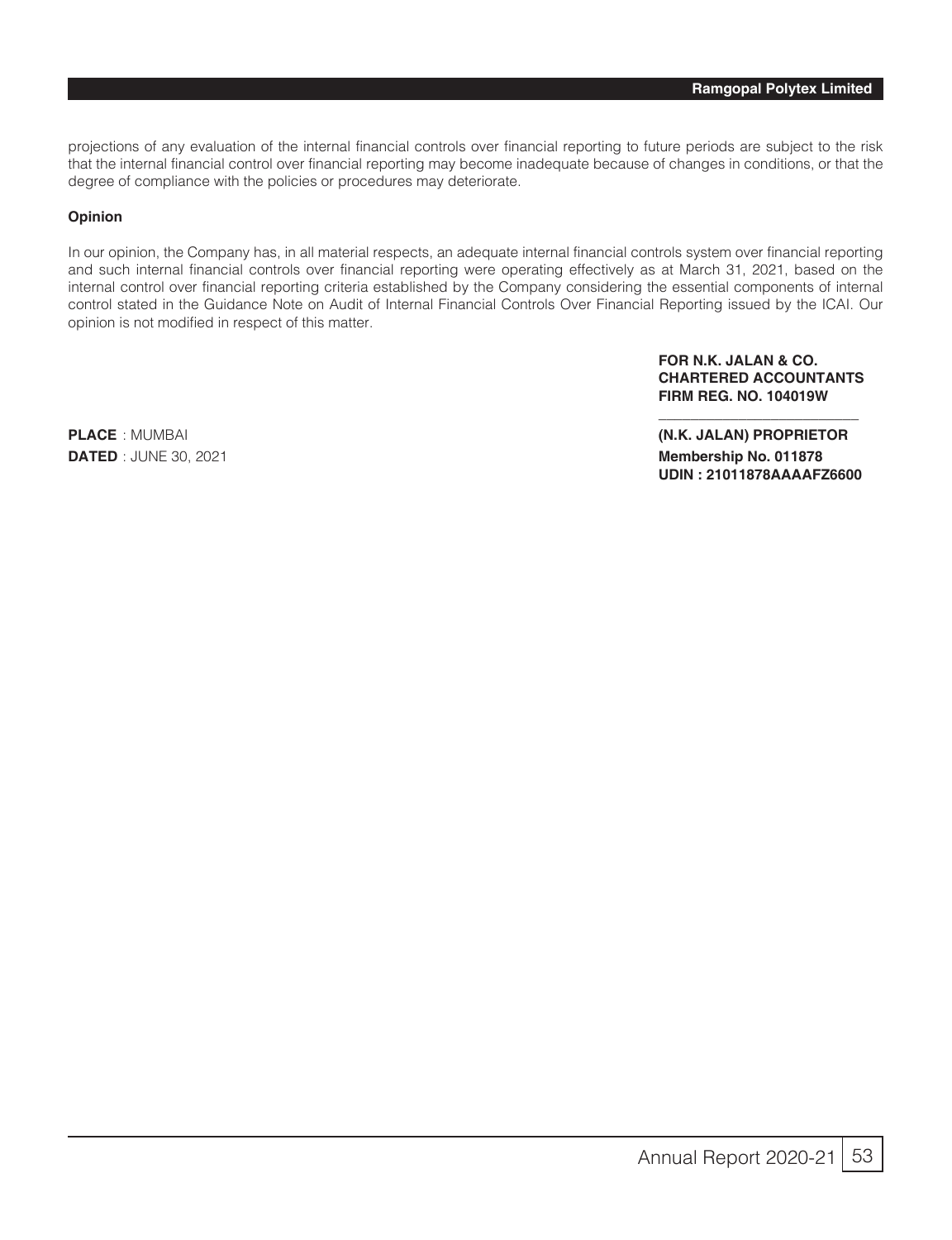projections of any evaluation of the internal financial controls over financial reporting to future periods are subject to the risk that the internal financial control over financial reporting may become inadequate because of changes in conditions, or that the degree of compliance with the policies or procedures may deteriorate.

**Opinion**

In our opinion, the Company has, in all material respects, an adequate internal financial controls system over financial reporting and such internal financial controls over financial reporting were operating effectively as at March 31, 2021, based on the internal control over financial reporting criteria established by the Company considering the essential components of internal control stated in the Guidance Note on Audit of Internal Financial Controls Over Financial Reporting issued by the ICAI. Our opinion is not modified in respect of this matter.

**FOR N.K. JALAN & CO.**
**CHARTERED ACCOUNTANTS**
**FIRM REG. NO. 104019W**

**PLACE** : MUMBAI
**DATED** : JUNE 30, 2021

**(N.K. JALAN) PROPRIETOR**
**Membership No. 011878**
**UDIN : 21011878AAAAFZ6600**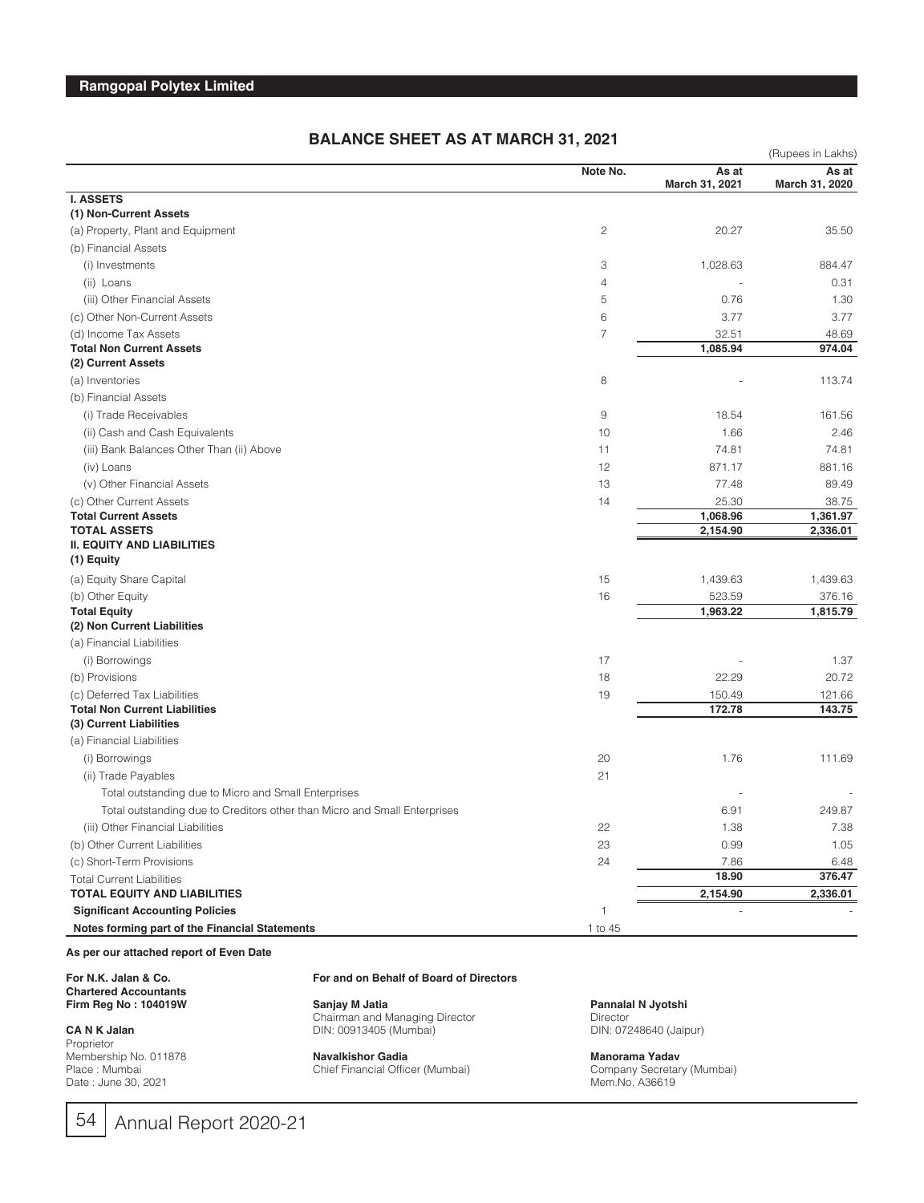## BALANCE SHEET AS AT MARCH 31, 2021

(Rupees in Lakhs)

| | Note No. | As at March 31, 2021 | As at March 31, 2020 |
|---|---|---|---|
| **I. ASSETS** | | | |
| **(1) Non-Current Assets** | | | |
| (a) Property, Plant and Equipment | 2 | 20.27 | 35.50 |
| (b) Financial Assets | | | |
| (i) Investments | 3 | 1,028.63 | 884.47 |
| (ii) Loans | 4 | - | 0.31 |
| (iii) Other Financial Assets | 5 | 0.76 | 1.30 |
| (c) Other Non-Current Assets | 6 | 3.77 | 3.77 |
| (d) Income Tax Assets | 7 | 32.51 | 48.69 |
| **Total Non Current Assets** | | **1,085.94** | **974.04** |
| **(2) Current Assets** | | | |
| (a) Inventories | 8 | - | 113.74 |
| (b) Financial Assets | | | |
| (i) Trade Receivables | 9 | 18.54 | 161.56 |
| (ii) Cash and Cash Equivalents | 10 | 1.66 | 2.46 |
| (iii) Bank Balances Other Than (ii) Above | 11 | 74.81 | 74.81 |
| (iv) Loans | 12 | 871.17 | 881.16 |
| (v) Other Financial Assets | 13 | 77.48 | 89.49 |
| (c) Other Current Assets | 14 | 25.30 | 38.75 |
| **Total Current Assets** | | **1,068.96** | **1,361.97** |
| **TOTAL ASSETS** | | **2,154.90** | **2,336.01** |
| **II. EQUITY AND LIABILITIES** | | | |
| **(1) Equity** | | | |
| (a) Equity Share Capital | 15 | 1,439.63 | 1,439.63 |
| (b) Other Equity | 16 | 523.59 | 376.16 |
| **Total Equity** | | **1,963.22** | **1,815.79** |
| **(2) Non Current Liabilities** | | | |
| (a) Financial Liabilities | | | |
| (i) Borrowings | 17 | - | 1.37 |
| (b) Provisions | 18 | 22.29 | 20.72 |
| (c) Deferred Tax Liabilities | 19 | 150.49 | 121.66 |
| **Total Non Current Liabilities** | | **172.78** | **143.75** |
| **(3) Current Liabilities** | | | |
| (a) Financial Liabilities | | | |
| (i) Borrowings | 20 | 1.76 | 111.69 |
| (ii) Trade Payables | 21 | | |
| Total outstanding due to Micro and Small Enterprises | | - | - |
| Total outstanding due to Creditors other than Micro and Small Enterprises | | 6.91 | 249.87 |
| (iii) Other Financial Liabilities | 22 | 1.38 | 7.38 |
| (b) Other Current Liabilities | 23 | 0.99 | 1.05 |
| (c) Short-Term Provisions | 24 | 7.86 | 6.48 |
| Total Current Liabilities | | **18.90** | **376.47** |
| **TOTAL EQUITY AND LIABILITIES** | | **2,154.90** | **2,336.01** |
| **Significant Accounting Policies** | 1 | - | - |
| **Notes forming part of the Financial Statements** | 1 to 45 | | |

**As per our attached report of Even Date**

**For N.K. Jalan & Co.**
**Chartered Accountants**
**Firm Reg No : 104019W**

**CA N K Jalan**
Proprietor
Membership No. 011878
Place : Mumbai
Date : June 30, 2021

**For and on Behalf of Board of Directors**

**Sanjay M Jatia**
Chairman and Managing Director
DIN: 00913405 (Mumbai)

**Navalkishor Gadia**
Chief Financial Officer (Mumbai)

**Pannalal N Jyotshi**
Director
DIN: 07248640 (Jaipur)

**Manorama Yadav**
Company Secretary (Mumbai)
Mem.No. A36619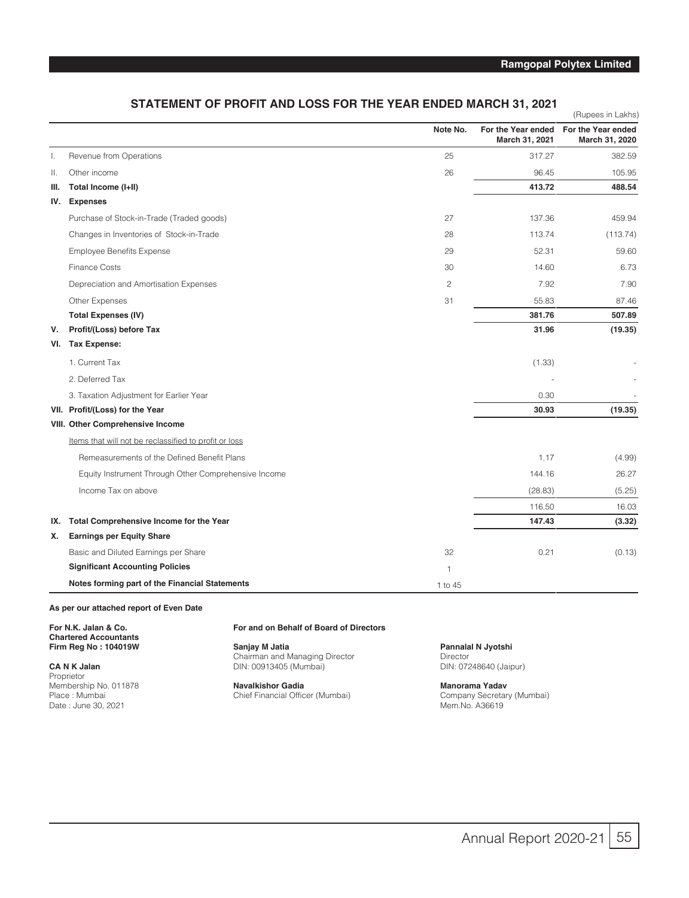## STATEMENT OF PROFIT AND LOSS FOR THE YEAR ENDED MARCH 31, 2021

(Rupees in Lakhs)

| | | Note No. | For the Year ended March 31, 2021 | For the Year ended March 31, 2020 |
|---|---|---|---|---|
| I. | Revenue from Operations | 25 | 317.27 | 382.59 |
| II. | Other income | 26 | 96.45 | 105.95 |
| **III.** | **Total Income (I+II)** | | **413.72** | **488.54** |
| **IV.** | **Expenses** | | | |
| | Purchase of Stock-in-Trade (Traded goods) | 27 | 137.36 | 459.94 |
| | Changes in Inventories of Stock-in-Trade | 28 | 113.74 | (113.74) |
| | Employee Benefits Expense | 29 | 52.31 | 59.60 |
| | Finance Costs | 30 | 14.60 | 6.73 |
| | Depreciation and Amortisation Expenses | 2 | 7.92 | 7.90 |
| | Other Expenses | 31 | 55.83 | 87.46 |
| | **Total Expenses (IV)** | | **381.76** | **507.89** |
| **V.** | **Profit/(Loss) before Tax** | | **31.96** | **(19.35)** |
| **VI.** | **Tax Expense:** | | | |
| | 1. Current Tax | | (1.33) | - |
| | 2. Deferred Tax | | - | - |
| | 3. Taxation Adjustment for Earlier Year | | 0.30 | - |
| **VII.** | **Profit/(Loss) for the Year** | | **30.93** | **(19.35)** |
| **VIII.** | **Other Comprehensive Income** | | | |
| | Items that will not be reclassified to profit or loss | | | |
| | Remeasurements of the Defined Benefit Plans | | 1.17 | (4.99) |
| | Equity Instrument Through Other Comprehensive Income | | 144.16 | 26.27 |
| | Income Tax on above | | (28.83) | (5.25) |
| | | | 116.50 | 16.03 |
| **IX.** | **Total Comprehensive Income for the Year** | | **147.43** | **(3.32)** |
| **X.** | **Earnings per Equity Share** | | | |
| | Basic and Diluted Earnings per Share | 32 | 0.21 | (0.13) |
| | **Significant Accounting Policies** | 1 | | |
| | **Notes forming part of the Financial Statements** | 1 to 45 | | |

**As per our attached report of Even Date**

**For N.K. Jalan & Co.**
**Chartered Accountants**
**Firm Reg No : 104019W**

**CA N K Jalan**
Proprietor
Membership No. 011878
Place : Mumbai
Date : June 30, 2021

**For and on Behalf of Board of Directors**

**Sanjay M Jatia**
Chairman and Managing Director
DIN: 00913405 (Mumbai)

**Navalkishor Gadia**
Chief Financial Officer (Mumbai)

**Pannalal N Jyotshi**
Director
DIN: 07248640 (Jaipur)

**Manorama Yadav**
Company Secretary (Mumbai)
Mem.No. A36619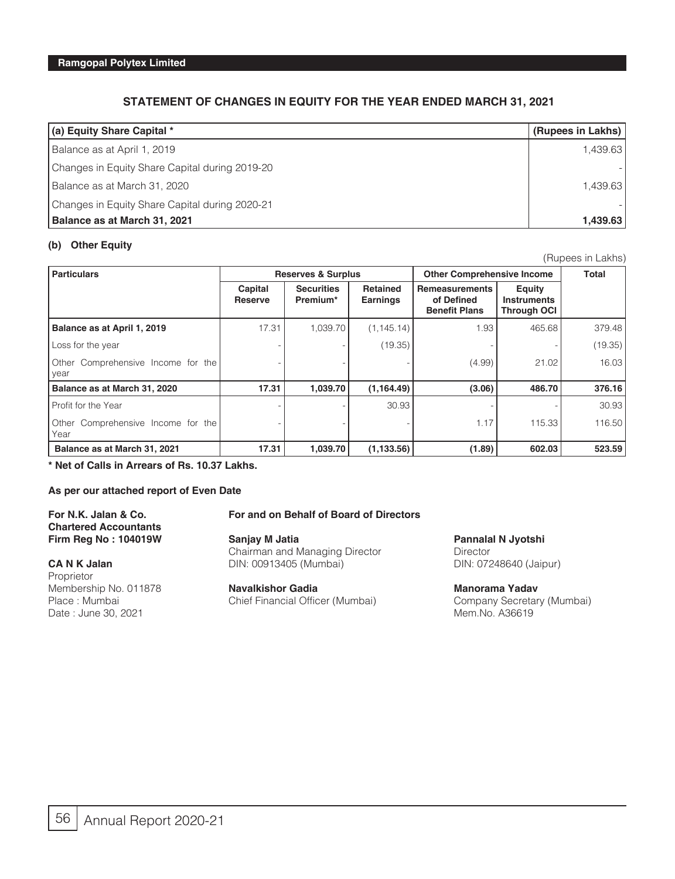## STATEMENT OF CHANGES IN EQUITY FOR THE YEAR ENDED MARCH 31, 2021

| (a) Equity Share Capital * | (Rupees in Lakhs) |
|---|---|
| Balance as at April 1, 2019 | 1,439.63 |
| Changes in Equity Share Capital during 2019-20 | - |
| Balance as at March 31, 2020 | 1,439.63 |
| Changes in Equity Share Capital during 2020-21 | - |
| **Balance as at March 31, 2021** | **1,439.63** |

**(b) Other Equity**

(Rupees in Lakhs)

| Particulars | Reserves & Surplus | | | Other Comprehensive Income | | Total |
|---|---|---|---|---|---|---|
| | Capital Reserve | Securities Premium* | Retained Earnings | Remeasurements of Defined Benefit Plans | Equity Instruments Through OCI | |
| **Balance as at April 1, 2019** | 17.31 | 1,039.70 | (1,145.14) | 1.93 | 465.68 | 379.48 |
| Loss for the year | - | - | (19.35) | - | - | (19.35) |
| Other Comprehensive Income for the year | - | - | - | (4.99) | 21.02 | 16.03 |
| **Balance as at March 31, 2020** | **17.31** | **1,039.70** | **(1,164.49)** | **(3.06)** | **486.70** | **376.16** |
| Profit for the Year | - | - | 30.93 | - | - | 30.93 |
| Other Comprehensive Income for the Year | - | - | - | 1.17 | 115.33 | 116.50 |
| **Balance as at March 31, 2021** | **17.31** | **1,039.70** | **(1,133.56)** | **(1.89)** | **602.03** | **523.59** |

**\* Net of Calls in Arrears of Rs. 10.37 Lakhs.**

**As per our attached report of Even Date**

**For N.K. Jalan & Co.**
**Chartered Accountants**
**Firm Reg No : 104019W**

**CA N K Jalan**
Proprietor
Membership No. 011878
Place : Mumbai
Date : June 30, 2021

**For and on Behalf of Board of Directors**

**Sanjay M Jatia**
Chairman and Managing Director
DIN: 00913405 (Mumbai)

**Pannalal N Jyotshi**
Director
DIN: 07248640 (Jaipur)

**Navalkishor Gadia**
Chief Financial Officer (Mumbai)

**Manorama Yadav**
Company Secretary (Mumbai)
Mem.No. A36619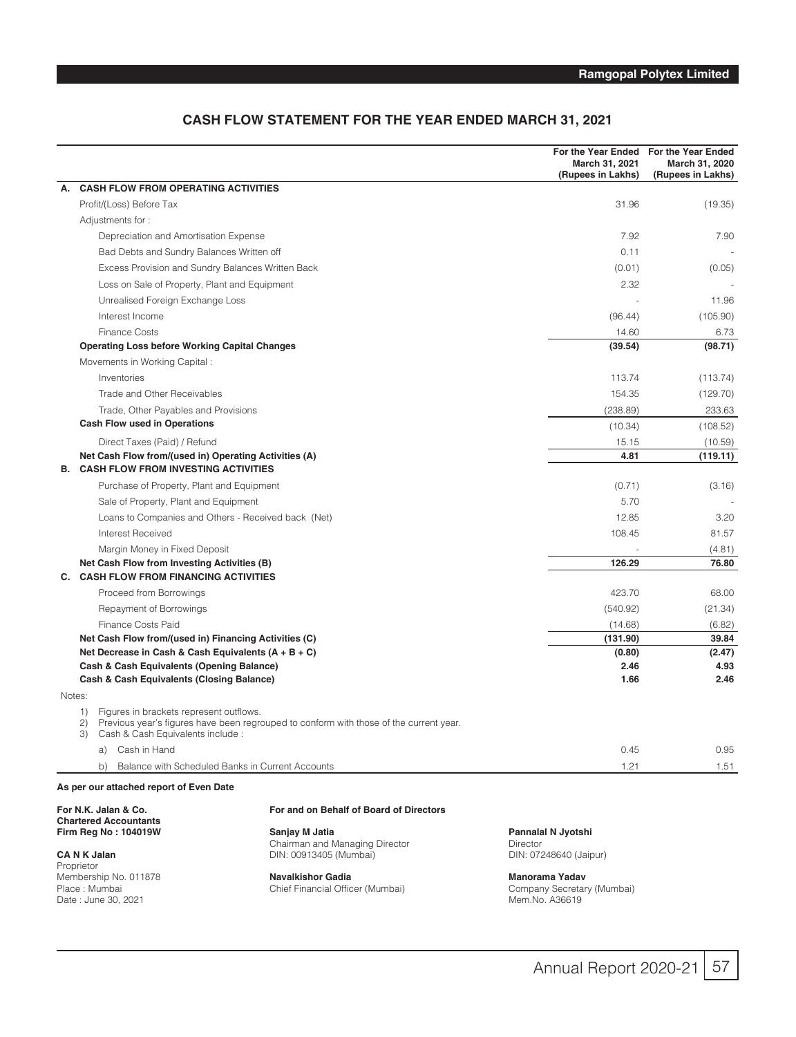## CASH FLOW STATEMENT FOR THE YEAR ENDED MARCH 31, 2021

| | For the Year Ended March 31, 2021 (Rupees in Lakhs) | For the Year Ended March 31, 2020 (Rupees in Lakhs) |
|---|---|---|
| **A. CASH FLOW FROM OPERATING ACTIVITIES** | | |
| Profit/(Loss) Before Tax | 31.96 | (19.35) |
| Adjustments for : | | |
| Depreciation and Amortisation Expense | 7.92 | 7.90 |
| Bad Debts and Sundry Balances Written off | 0.11 | - |
| Excess Provision and Sundry Balances Written Back | (0.01) | (0.05) |
| Loss on Sale of Property, Plant and Equipment | 2.32 | - |
| Unrealised Foreign Exchange Loss | - | 11.96 |
| Interest Income | (96.44) | (105.90) |
| Finance Costs | 14.60 | 6.73 |
| **Operating Loss before Working Capital Changes** | **(39.54)** | **(98.71)** |
| Movements in Working Capital : | | |
| Inventories | 113.74 | (113.74) |
| Trade and Other Receivables | 154.35 | (129.70) |
| Trade, Other Payables and Provisions | (238.89) | 233.63 |
| **Cash Flow used in Operations** | (10.34) | (108.52) |
| Direct Taxes (Paid) / Refund | 15.15 | (10.59) |
| **Net Cash Flow from/(used in) Operating Activities (A)** | **4.81** | **(119.11)** |
| **B. CASH FLOW FROM INVESTING ACTIVITIES** | | |
| Purchase of Property, Plant and Equipment | (0.71) | (3.16) |
| Sale of Property, Plant and Equipment | 5.70 | - |
| Loans to Companies and Others - Received back (Net) | 12.85 | 3.20 |
| Interest Received | 108.45 | 81.57 |
| Margin Money in Fixed Deposit | - | (4.81) |
| **Net Cash Flow from Investing Activities (B)** | **126.29** | **76.80** |
| **C. CASH FLOW FROM FINANCING ACTIVITIES** | | |
| Proceed from Borrowings | 423.70 | 68.00 |
| Repayment of Borrowings | (540.92) | (21.34) |
| Finance Costs Paid | (14.68) | (6.82) |
| **Net Cash Flow from/(used in) Financing Activities (C)** | **(131.90)** | **39.84** |
| **Net Decrease in Cash & Cash Equivalents (A + B + C)** | **(0.80)** | **(2.47)** |
| **Cash & Cash Equivalents (Opening Balance)** | **2.46** | **4.93** |
| **Cash & Cash Equivalents (Closing Balance)** | **1.66** | **2.46** |

Notes:

1) Figures in brackets represent outflows.
2) Previous year's figures have been regrouped to conform with those of the current year.
3) Cash & Cash Equivalents include :

| | March 31, 2021 | March 31, 2020 |
|---|---|---|
| a) Cash in Hand | 0.45 | 0.95 |
| b) Balance with Scheduled Banks in Current Accounts | 1.21 | 1.51 |

**As per our attached report of Even Date**

**For N.K. Jalan & Co.**
**Chartered Accountants**
**Firm Reg No : 104019W**

**CA N K Jalan**
Proprietor
Membership No. 011878
Place : Mumbai
Date : June 30, 2021

**For and on Behalf of Board of Directors**

**Sanjay M Jatia**
Chairman and Managing Director
DIN: 00913405 (Mumbai)

**Pannalal N Jyotshi**
Director
DIN: 07248640 (Jaipur)

**Navalkishor Gadia**
Chief Financial Officer (Mumbai)

**Manorama Yadav**
Company Secretary (Mumbai)
Mem.No. A36619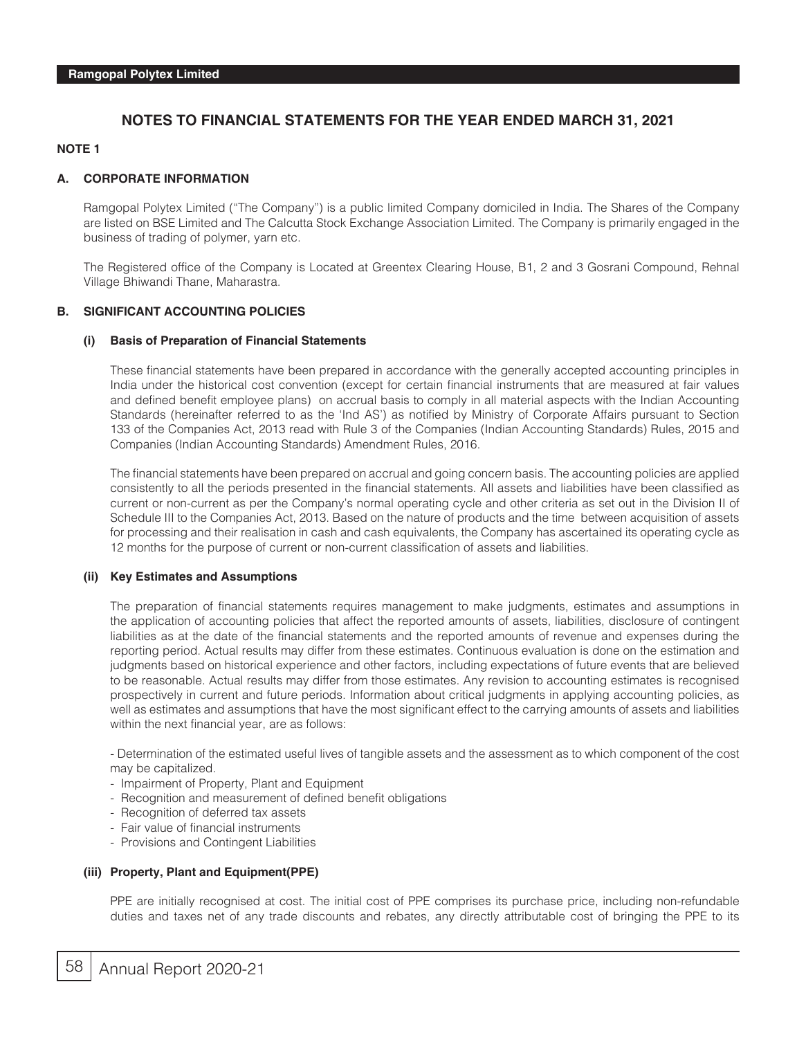# NOTES TO FINANCIAL STATEMENTS FOR THE YEAR ENDED MARCH 31, 2021

**NOTE 1**

## A. CORPORATE INFORMATION

Ramgopal Polytex Limited ("The Company") is a public limited Company domiciled in India. The Shares of the Company are listed on BSE Limited and The Calcutta Stock Exchange Association Limited. The Company is primarily engaged in the business of trading of polymer, yarn etc.

The Registered office of the Company is Located at Greentex Clearing House, B1, 2 and 3 Gosrani Compound, Rehnal Village Bhiwandi Thane, Maharastra.

## B. SIGNIFICANT ACCOUNTING POLICIES

### (i) Basis of Preparation of Financial Statements

These financial statements have been prepared in accordance with the generally accepted accounting principles in India under the historical cost convention (except for certain financial instruments that are measured at fair values and defined benefit employee plans) on accrual basis to comply in all material aspects with the Indian Accounting Standards (hereinafter referred to as the 'Ind AS') as notified by Ministry of Corporate Affairs pursuant to Section 133 of the Companies Act, 2013 read with Rule 3 of the Companies (Indian Accounting Standards) Rules, 2015 and Companies (Indian Accounting Standards) Amendment Rules, 2016.

The financial statements have been prepared on accrual and going concern basis. The accounting policies are applied consistently to all the periods presented in the financial statements. All assets and liabilities have been classified as current or non-current as per the Company's normal operating cycle and other criteria as set out in the Division II of Schedule III to the Companies Act, 2013. Based on the nature of products and the time between acquisition of assets for processing and their realisation in cash and cash equivalents, the Company has ascertained its operating cycle as 12 months for the purpose of current or non-current classification of assets and liabilities.

### (ii) Key Estimates and Assumptions

The preparation of financial statements requires management to make judgments, estimates and assumptions in the application of accounting policies that affect the reported amounts of assets, liabilities, disclosure of contingent liabilities as at the date of the financial statements and the reported amounts of revenue and expenses during the reporting period. Actual results may differ from these estimates. Continuous evaluation is done on the estimation and judgments based on historical experience and other factors, including expectations of future events that are believed to be reasonable. Actual results may differ from those estimates. Any revision to accounting estimates is recognised prospectively in current and future periods. Information about critical judgments in applying accounting policies, as well as estimates and assumptions that have the most significant effect to the carrying amounts of assets and liabilities within the next financial year, are as follows:

- Determination of the estimated useful lives of tangible assets and the assessment as to which component of the cost may be capitalized.
- Impairment of Property, Plant and Equipment
- Recognition and measurement of defined benefit obligations
- Recognition of deferred tax assets
- Fair value of financial instruments
- Provisions and Contingent Liabilities

### (iii) Property, Plant and Equipment(PPE)

PPE are initially recognised at cost. The initial cost of PPE comprises its purchase price, including non-refundable duties and taxes net of any trade discounts and rebates, any directly attributable cost of bringing the PPE to its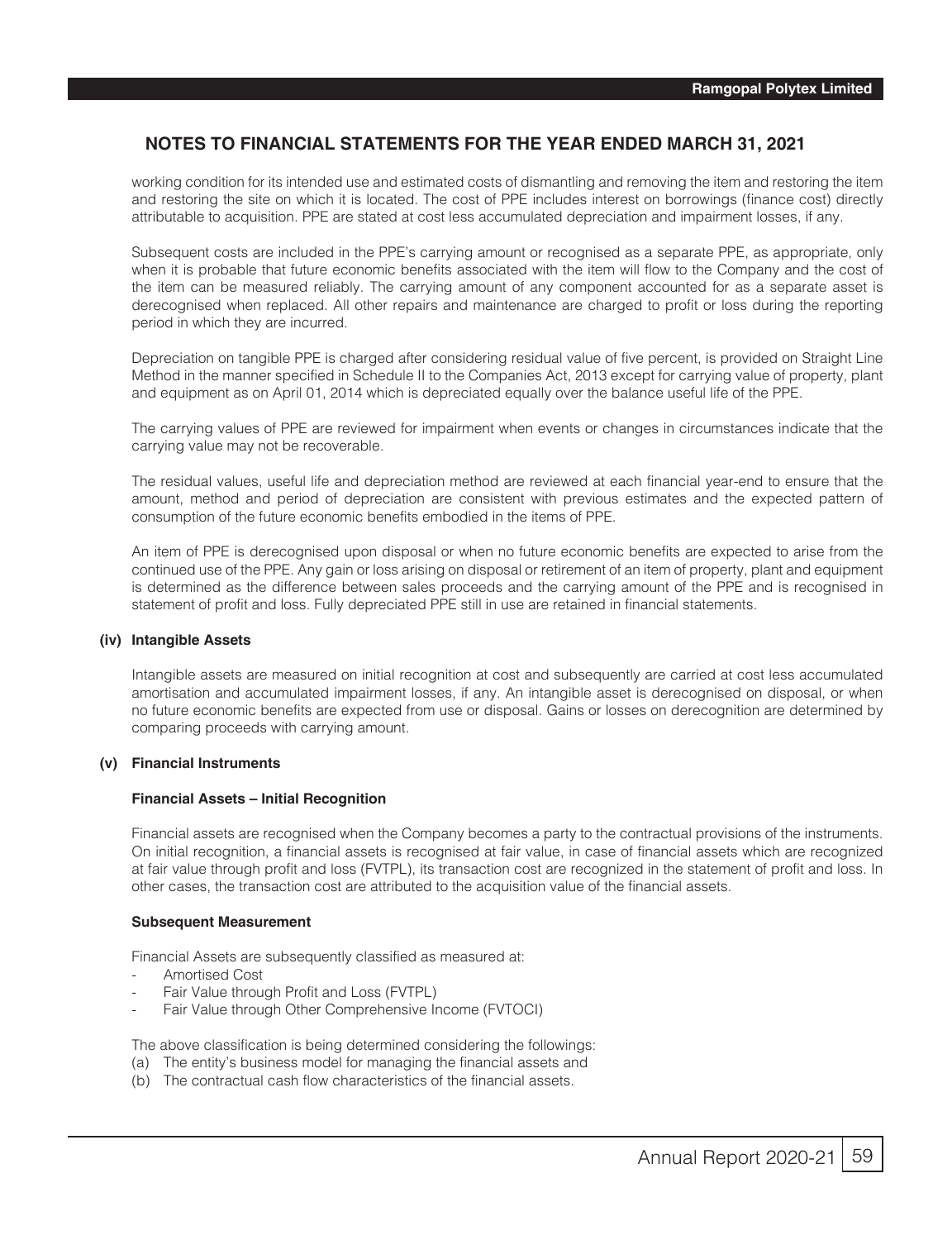## NOTES TO FINANCIAL STATEMENTS FOR THE YEAR ENDED MARCH 31, 2021

working condition for its intended use and estimated costs of dismantling and removing the item and restoring the item and restoring the site on which it is located. The cost of PPE includes interest on borrowings (finance cost) directly attributable to acquisition. PPE are stated at cost less accumulated depreciation and impairment losses, if any.

Subsequent costs are included in the PPE's carrying amount or recognised as a separate PPE, as appropriate, only when it is probable that future economic benefits associated with the item will flow to the Company and the cost of the item can be measured reliably. The carrying amount of any component accounted for as a separate asset is derecognised when replaced. All other repairs and maintenance are charged to profit or loss during the reporting period in which they are incurred.

Depreciation on tangible PPE is charged after considering residual value of five percent, is provided on Straight Line Method in the manner specified in Schedule II to the Companies Act, 2013 except for carrying value of property, plant and equipment as on April 01, 2014 which is depreciated equally over the balance useful life of the PPE.

The carrying values of PPE are reviewed for impairment when events or changes in circumstances indicate that the carrying value may not be recoverable.

The residual values, useful life and depreciation method are reviewed at each financial year-end to ensure that the amount, method and period of depreciation are consistent with previous estimates and the expected pattern of consumption of the future economic benefits embodied in the items of PPE.

An item of PPE is derecognised upon disposal or when no future economic benefits are expected to arise from the continued use of the PPE. Any gain or loss arising on disposal or retirement of an item of property, plant and equipment is determined as the difference between sales proceeds and the carrying amount of the PPE and is recognised in statement of profit and loss. Fully depreciated PPE still in use are retained in financial statements.

**(iv) Intangible Assets**

Intangible assets are measured on initial recognition at cost and subsequently are carried at cost less accumulated amortisation and accumulated impairment losses, if any. An intangible asset is derecognised on disposal, or when no future economic benefits are expected from use or disposal. Gains or losses on derecognition are determined by comparing proceeds with carrying amount.

**(v) Financial Instruments**

**Financial Assets – Initial Recognition**

Financial assets are recognised when the Company becomes a party to the contractual provisions of the instruments. On initial recognition, a financial assets is recognised at fair value, in case of financial assets which are recognized at fair value through profit and loss (FVTPL), its transaction cost are recognized in the statement of profit and loss. In other cases, the transaction cost are attributed to the acquisition value of the financial assets.

**Subsequent Measurement**

Financial Assets are subsequently classified as measured at:

- Amortised Cost
- Fair Value through Profit and Loss (FVTPL)
- Fair Value through Other Comprehensive Income (FVTOCI)

The above classification is being determined considering the followings:

(a) The entity's business model for managing the financial assets and

(b) The contractual cash flow characteristics of the financial assets.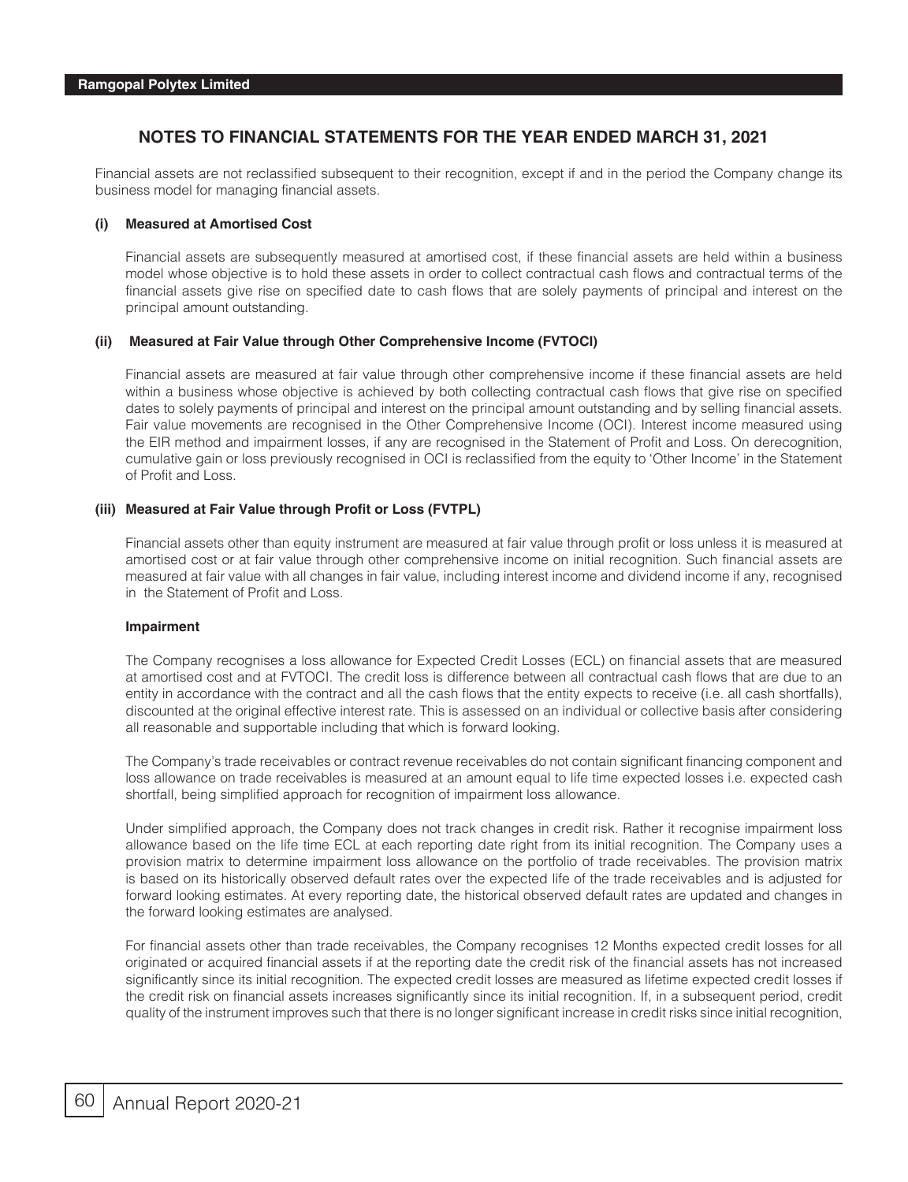## NOTES TO FINANCIAL STATEMENTS FOR THE YEAR ENDED MARCH 31, 2021

Financial assets are not reclassified subsequent to their recognition, except if and in the period the Company change its business model for managing financial assets.

**(i) Measured at Amortised Cost**

Financial assets are subsequently measured at amortised cost, if these financial assets are held within a business model whose objective is to hold these assets in order to collect contractual cash flows and contractual terms of the financial assets give rise on specified date to cash flows that are solely payments of principal and interest on the principal amount outstanding.

**(ii) Measured at Fair Value through Other Comprehensive Income (FVTOCI)**

Financial assets are measured at fair value through other comprehensive income if these financial assets are held within a business whose objective is achieved by both collecting contractual cash flows that give rise on specified dates to solely payments of principal and interest on the principal amount outstanding and by selling financial assets. Fair value movements are recognised in the Other Comprehensive Income (OCI). Interest income measured using the EIR method and impairment losses, if any are recognised in the Statement of Profit and Loss. On derecognition, cumulative gain or loss previously recognised in OCI is reclassified from the equity to 'Other Income' in the Statement of Profit and Loss.

**(iii) Measured at Fair Value through Profit or Loss (FVTPL)**

Financial assets other than equity instrument are measured at fair value through profit or loss unless it is measured at amortised cost or at fair value through other comprehensive income on initial recognition. Such financial assets are measured at fair value with all changes in fair value, including interest income and dividend income if any, recognised in the Statement of Profit and Loss.

**Impairment**

The Company recognises a loss allowance for Expected Credit Losses (ECL) on financial assets that are measured at amortised cost and at FVTOCI. The credit loss is difference between all contractual cash flows that are due to an entity in accordance with the contract and all the cash flows that the entity expects to receive (i.e. all cash shortfalls), discounted at the original effective interest rate. This is assessed on an individual or collective basis after considering all reasonable and supportable including that which is forward looking.

The Company's trade receivables or contract revenue receivables do not contain significant financing component and loss allowance on trade receivables is measured at an amount equal to life time expected losses i.e. expected cash shortfall, being simplified approach for recognition of impairment loss allowance.

Under simplified approach, the Company does not track changes in credit risk. Rather it recognise impairment loss allowance based on the life time ECL at each reporting date right from its initial recognition. The Company uses a provision matrix to determine impairment loss allowance on the portfolio of trade receivables. The provision matrix is based on its historically observed default rates over the expected life of the trade receivables and is adjusted for forward looking estimates. At every reporting date, the historical observed default rates are updated and changes in the forward looking estimates are analysed.

For financial assets other than trade receivables, the Company recognises 12 Months expected credit losses for all originated or acquired financial assets if at the reporting date the credit risk of the financial assets has not increased significantly since its initial recognition. The expected credit losses are measured as lifetime expected credit losses if the credit risk on financial assets increases significantly since its initial recognition. If, in a subsequent period, credit quality of the instrument improves such that there is no longer significant increase in credit risks since initial recognition,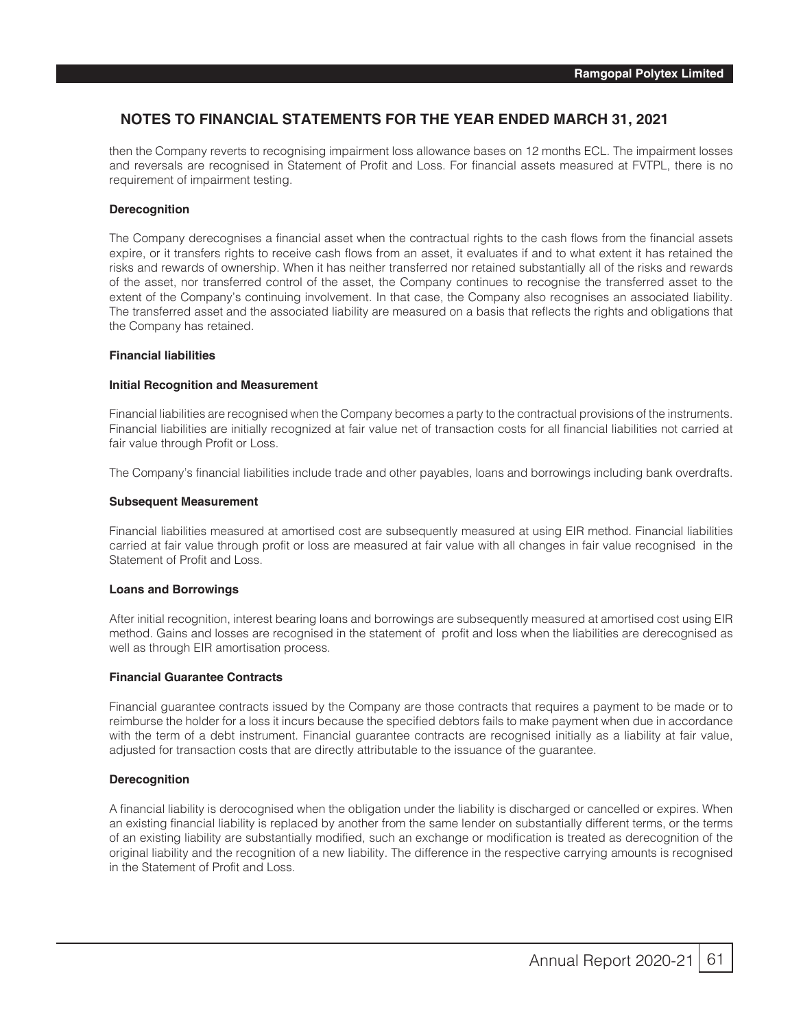## NOTES TO FINANCIAL STATEMENTS FOR THE YEAR ENDED MARCH 31, 2021

then the Company reverts to recognising impairment loss allowance bases on 12 months ECL. The impairment losses and reversals are recognised in Statement of Profit and Loss. For financial assets measured at FVTPL, there is no requirement of impairment testing.

**Derecognition**

The Company derecognises a financial asset when the contractual rights to the cash flows from the financial assets expire, or it transfers rights to receive cash flows from an asset, it evaluates if and to what extent it has retained the risks and rewards of ownership. When it has neither transferred nor retained substantially all of the risks and rewards of the asset, nor transferred control of the asset, the Company continues to recognise the transferred asset to the extent of the Company's continuing involvement. In that case, the Company also recognises an associated liability. The transferred asset and the associated liability are measured on a basis that reflects the rights and obligations that the Company has retained.

**Financial liabilities**

**Initial Recognition and Measurement**

Financial liabilities are recognised when the Company becomes a party to the contractual provisions of the instruments. Financial liabilities are initially recognized at fair value net of transaction costs for all financial liabilities not carried at fair value through Profit or Loss.

The Company's financial liabilities include trade and other payables, loans and borrowings including bank overdrafts.

**Subsequent Measurement**

Financial liabilities measured at amortised cost are subsequently measured at using EIR method. Financial liabilities carried at fair value through profit or loss are measured at fair value with all changes in fair value recognised in the Statement of Profit and Loss.

**Loans and Borrowings**

After initial recognition, interest bearing loans and borrowings are subsequently measured at amortised cost using EIR method. Gains and losses are recognised in the statement of profit and loss when the liabilities are derecognised as well as through EIR amortisation process.

**Financial Guarantee Contracts**

Financial guarantee contracts issued by the Company are those contracts that requires a payment to be made or to reimburse the holder for a loss it incurs because the specified debtors fails to make payment when due in accordance with the term of a debt instrument. Financial guarantee contracts are recognised initially as a liability at fair value, adjusted for transaction costs that are directly attributable to the issuance of the guarantee.

**Derecognition**

A financial liability is derocognised when the obligation under the liability is discharged or cancelled or expires. When an existing financial liability is replaced by another from the same lender on substantially different terms, or the terms of an existing liability are substantially modified, such an exchange or modification is treated as derecognition of the original liability and the recognition of a new liability. The difference in the respective carrying amounts is recognised in the Statement of Profit and Loss.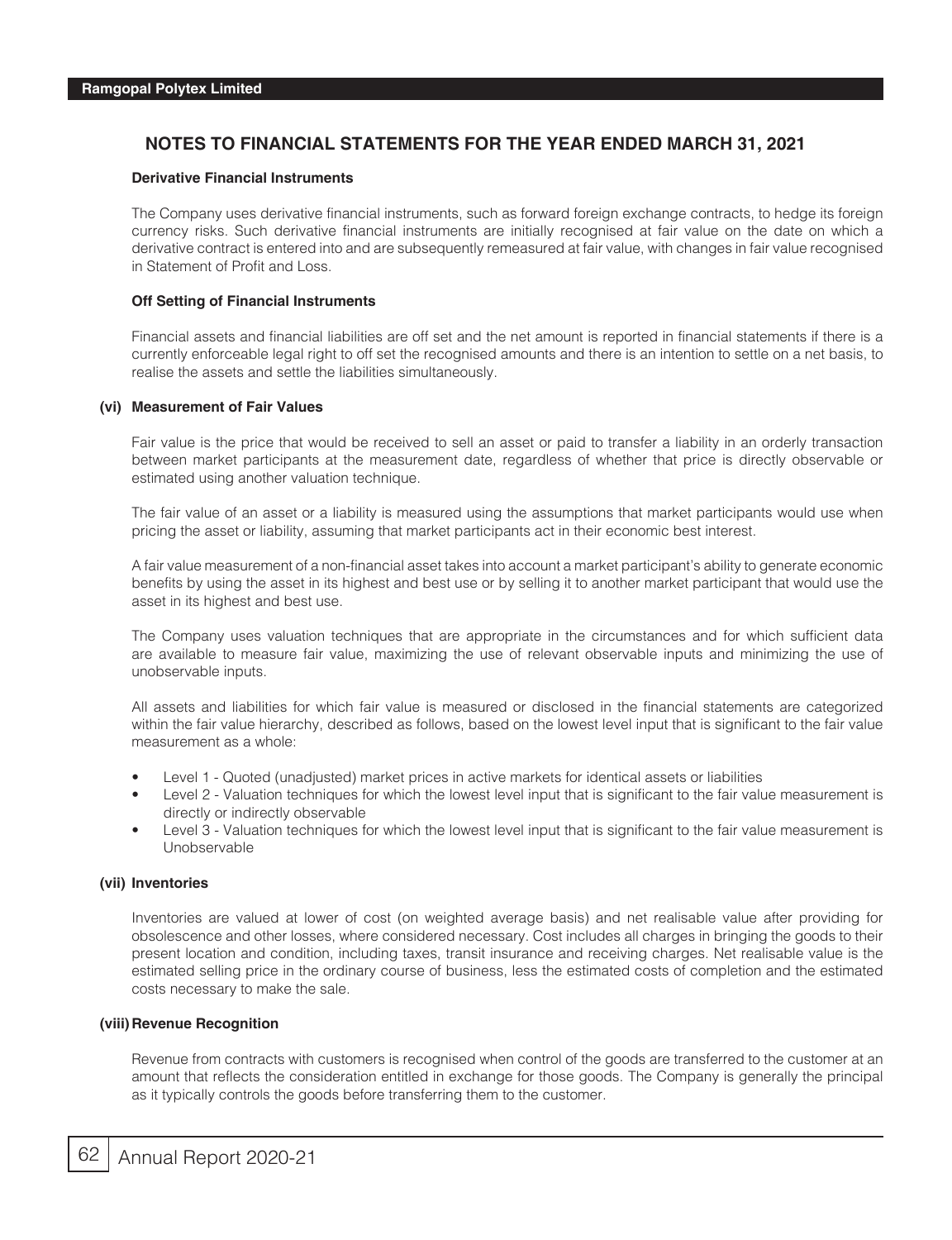## NOTES TO FINANCIAL STATEMENTS FOR THE YEAR ENDED MARCH 31, 2021

**Derivative Financial Instruments**

The Company uses derivative financial instruments, such as forward foreign exchange contracts, to hedge its foreign currency risks. Such derivative financial instruments are initially recognised at fair value on the date on which a derivative contract is entered into and are subsequently remeasured at fair value, with changes in fair value recognised in Statement of Profit and Loss.

**Off Setting of Financial Instruments**

Financial assets and financial liabilities are off set and the net amount is reported in financial statements if there is a currently enforceable legal right to off set the recognised amounts and there is an intention to settle on a net basis, to realise the assets and settle the liabilities simultaneously.

**(vi) Measurement of Fair Values**

Fair value is the price that would be received to sell an asset or paid to transfer a liability in an orderly transaction between market participants at the measurement date, regardless of whether that price is directly observable or estimated using another valuation technique.

The fair value of an asset or a liability is measured using the assumptions that market participants would use when pricing the asset or liability, assuming that market participants act in their economic best interest.

A fair value measurement of a non-financial asset takes into account a market participant's ability to generate economic benefits by using the asset in its highest and best use or by selling it to another market participant that would use the asset in its highest and best use.

The Company uses valuation techniques that are appropriate in the circumstances and for which sufficient data are available to measure fair value, maximizing the use of relevant observable inputs and minimizing the use of unobservable inputs.

All assets and liabilities for which fair value is measured or disclosed in the financial statements are categorized within the fair value hierarchy, described as follows, based on the lowest level input that is significant to the fair value measurement as a whole:

- Level 1 - Quoted (unadjusted) market prices in active markets for identical assets or liabilities
- Level 2 - Valuation techniques for which the lowest level input that is significant to the fair value measurement is directly or indirectly observable
- Level 3 - Valuation techniques for which the lowest level input that is significant to the fair value measurement is Unobservable

**(vii) Inventories**

Inventories are valued at lower of cost (on weighted average basis) and net realisable value after providing for obsolescence and other losses, where considered necessary. Cost includes all charges in bringing the goods to their present location and condition, including taxes, transit insurance and receiving charges. Net realisable value is the estimated selling price in the ordinary course of business, less the estimated costs of completion and the estimated costs necessary to make the sale.

**(viii) Revenue Recognition**

Revenue from contracts with customers is recognised when control of the goods are transferred to the customer at an amount that reflects the consideration entitled in exchange for those goods. The Company is generally the principal as it typically controls the goods before transferring them to the customer.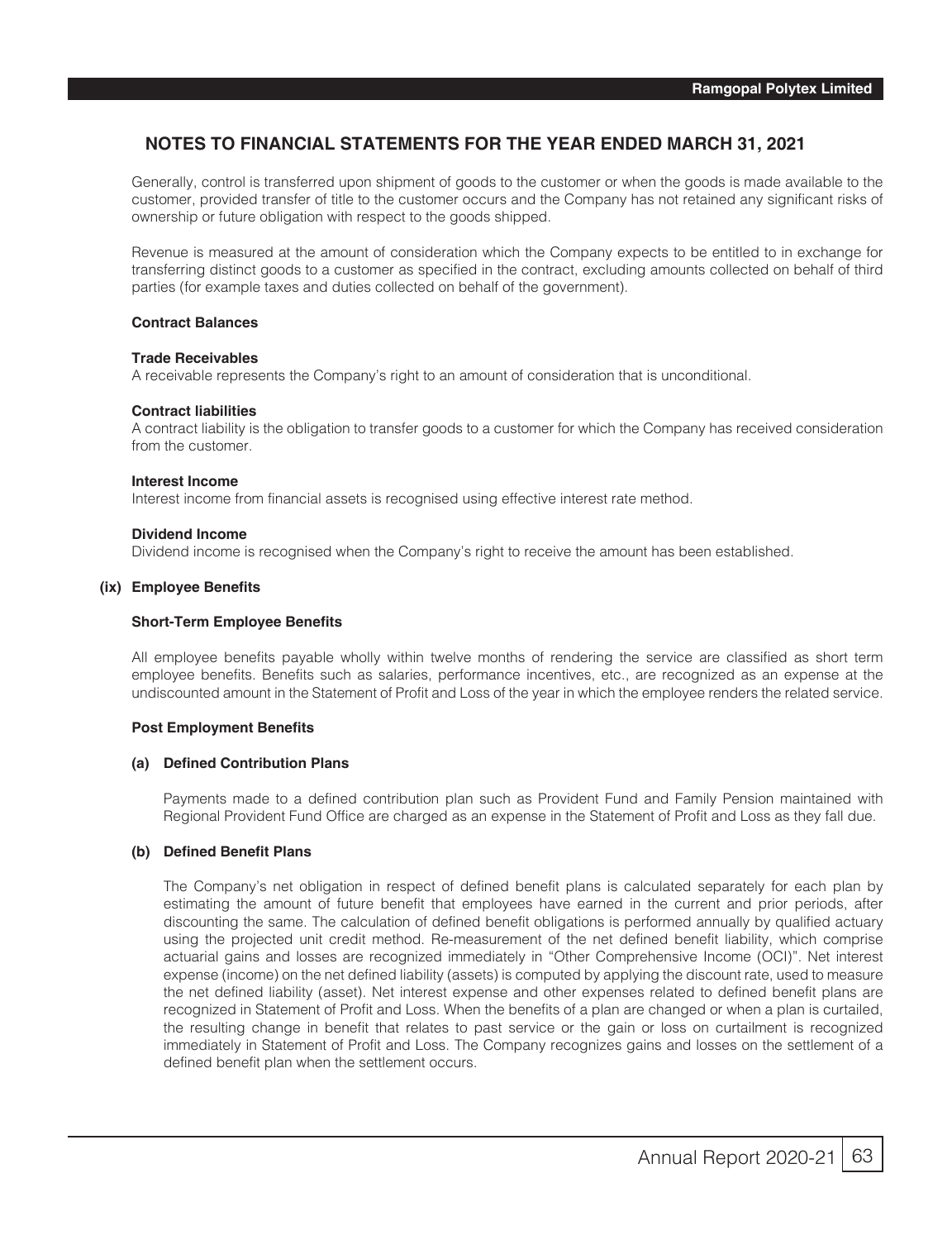## NOTES TO FINANCIAL STATEMENTS FOR THE YEAR ENDED MARCH 31, 2021

Generally, control is transferred upon shipment of goods to the customer or when the goods is made available to the customer, provided transfer of title to the customer occurs and the Company has not retained any significant risks of ownership or future obligation with respect to the goods shipped.

Revenue is measured at the amount of consideration which the Company expects to be entitled to in exchange for transferring distinct goods to a customer as specified in the contract, excluding amounts collected on behalf of third parties (for example taxes and duties collected on behalf of the government).

**Contract Balances**

**Trade Receivables**
A receivable represents the Company's right to an amount of consideration that is unconditional.

**Contract liabilities**
A contract liability is the obligation to transfer goods to a customer for which the Company has received consideration from the customer.

**Interest Income**
Interest income from financial assets is recognised using effective interest rate method.

**Dividend Income**
Dividend income is recognised when the Company's right to receive the amount has been established.

**(ix) Employee Benefits**

**Short-Term Employee Benefits**

All employee benefits payable wholly within twelve months of rendering the service are classified as short term employee benefits. Benefits such as salaries, performance incentives, etc., are recognized as an expense at the undiscounted amount in the Statement of Profit and Loss of the year in which the employee renders the related service.

**Post Employment Benefits**

**(a) Defined Contribution Plans**

Payments made to a defined contribution plan such as Provident Fund and Family Pension maintained with Regional Provident Fund Office are charged as an expense in the Statement of Profit and Loss as they fall due.

**(b) Defined Benefit Plans**

The Company's net obligation in respect of defined benefit plans is calculated separately for each plan by estimating the amount of future benefit that employees have earned in the current and prior periods, after discounting the same. The calculation of defined benefit obligations is performed annually by qualified actuary using the projected unit credit method. Re-measurement of the net defined benefit liability, which comprise actuarial gains and losses are recognized immediately in "Other Comprehensive Income (OCI)". Net interest expense (income) on the net defined liability (assets) is computed by applying the discount rate, used to measure the net defined liability (asset). Net interest expense and other expenses related to defined benefit plans are recognized in Statement of Profit and Loss. When the benefits of a plan are changed or when a plan is curtailed, the resulting change in benefit that relates to past service or the gain or loss on curtailment is recognized immediately in Statement of Profit and Loss. The Company recognizes gains and losses on the settlement of a defined benefit plan when the settlement occurs.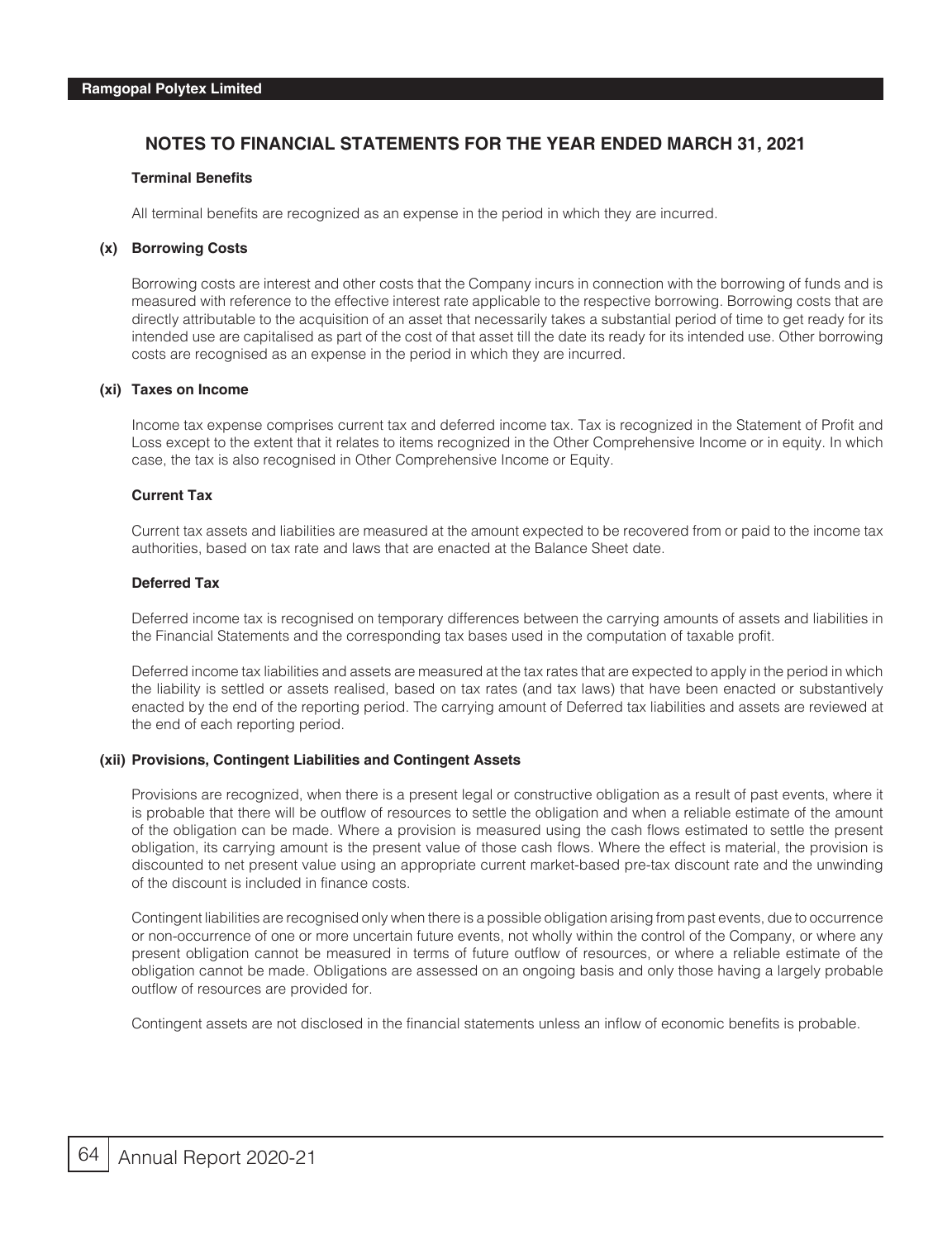## NOTES TO FINANCIAL STATEMENTS FOR THE YEAR ENDED MARCH 31, 2021

**Terminal Benefits**

All terminal benefits are recognized as an expense in the period in which they are incurred.

**(x) Borrowing Costs**

Borrowing costs are interest and other costs that the Company incurs in connection with the borrowing of funds and is measured with reference to the effective interest rate applicable to the respective borrowing. Borrowing costs that are directly attributable to the acquisition of an asset that necessarily takes a substantial period of time to get ready for its intended use are capitalised as part of the cost of that asset till the date its ready for its intended use. Other borrowing costs are recognised as an expense in the period in which they are incurred.

**(xi) Taxes on Income**

Income tax expense comprises current tax and deferred income tax. Tax is recognized in the Statement of Profit and Loss except to the extent that it relates to items recognized in the Other Comprehensive Income or in equity. In which case, the tax is also recognised in Other Comprehensive Income or Equity.

**Current Tax**

Current tax assets and liabilities are measured at the amount expected to be recovered from or paid to the income tax authorities, based on tax rate and laws that are enacted at the Balance Sheet date.

**Deferred Tax**

Deferred income tax is recognised on temporary differences between the carrying amounts of assets and liabilities in the Financial Statements and the corresponding tax bases used in the computation of taxable profit.

Deferred income tax liabilities and assets are measured at the tax rates that are expected to apply in the period in which the liability is settled or assets realised, based on tax rates (and tax laws) that have been enacted or substantively enacted by the end of the reporting period. The carrying amount of Deferred tax liabilities and assets are reviewed at the end of each reporting period.

**(xii) Provisions, Contingent Liabilities and Contingent Assets**

Provisions are recognized, when there is a present legal or constructive obligation as a result of past events, where it is probable that there will be outflow of resources to settle the obligation and when a reliable estimate of the amount of the obligation can be made. Where a provision is measured using the cash flows estimated to settle the present obligation, its carrying amount is the present value of those cash flows. Where the effect is material, the provision is discounted to net present value using an appropriate current market-based pre-tax discount rate and the unwinding of the discount is included in finance costs.

Contingent liabilities are recognised only when there is a possible obligation arising from past events, due to occurrence or non-occurrence of one or more uncertain future events, not wholly within the control of the Company, or where any present obligation cannot be measured in terms of future outflow of resources, or where a reliable estimate of the obligation cannot be made. Obligations are assessed on an ongoing basis and only those having a largely probable outflow of resources are provided for.

Contingent assets are not disclosed in the financial statements unless an inflow of economic benefits is probable.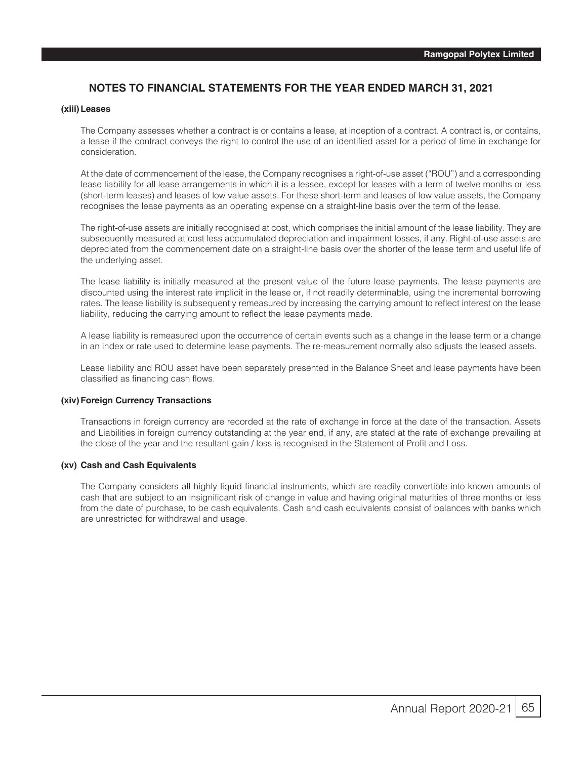## NOTES TO FINANCIAL STATEMENTS FOR THE YEAR ENDED MARCH 31, 2021

**(xiii) Leases**

The Company assesses whether a contract is or contains a lease, at inception of a contract. A contract is, or contains, a lease if the contract conveys the right to control the use of an identified asset for a period of time in exchange for consideration.

At the date of commencement of the lease, the Company recognises a right-of-use asset ("ROU") and a corresponding lease liability for all lease arrangements in which it is a lessee, except for leases with a term of twelve months or less (short-term leases) and leases of low value assets. For these short-term and leases of low value assets, the Company recognises the lease payments as an operating expense on a straight-line basis over the term of the lease.

The right-of-use assets are initially recognised at cost, which comprises the initial amount of the lease liability. They are subsequently measured at cost less accumulated depreciation and impairment losses, if any. Right-of-use assets are depreciated from the commencement date on a straight-line basis over the shorter of the lease term and useful life of the underlying asset.

The lease liability is initially measured at the present value of the future lease payments. The lease payments are discounted using the interest rate implicit in the lease or, if not readily determinable, using the incremental borrowing rates. The lease liability is subsequently remeasured by increasing the carrying amount to reflect interest on the lease liability, reducing the carrying amount to reflect the lease payments made.

A lease liability is remeasured upon the occurrence of certain events such as a change in the lease term or a change in an index or rate used to determine lease payments. The re-measurement normally also adjusts the leased assets.

Lease liability and ROU asset have been separately presented in the Balance Sheet and lease payments have been classified as financing cash flows.

**(xiv) Foreign Currency Transactions**

Transactions in foreign currency are recorded at the rate of exchange in force at the date of the transaction. Assets and Liabilities in foreign currency outstanding at the year end, if any, are stated at the rate of exchange prevailing at the close of the year and the resultant gain / loss is recognised in the Statement of Profit and Loss.

**(xv) Cash and Cash Equivalents**

The Company considers all highly liquid financial instruments, which are readily convertible into known amounts of cash that are subject to an insignificant risk of change in value and having original maturities of three months or less from the date of purchase, to be cash equivalents. Cash and cash equivalents consist of balances with banks which are unrestricted for withdrawal and usage.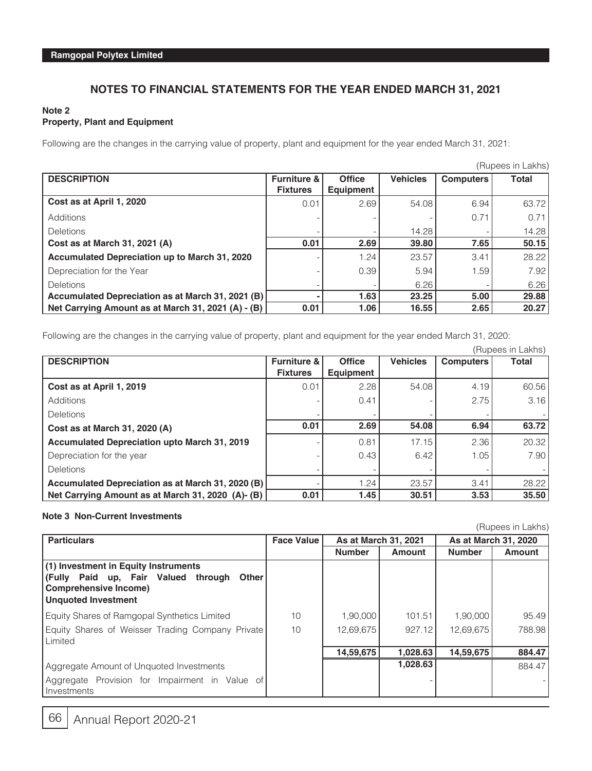## NOTES TO FINANCIAL STATEMENTS FOR THE YEAR ENDED MARCH 31, 2021

### Note 2
### Property, Plant and Equipment

Following are the changes in the carrying value of property, plant and equipment for the year ended March 31, 2021:

(Rupees in Lakhs)

| DESCRIPTION | Furniture & Fixtures | Office Equipment | Vehicles | Computers | Total |
|---|---|---|---|---|---|
| **Cost as at April 1, 2020** | 0.01 | 2.69 | 54.08 | 6.94 | 63.72 |
| Additions | - | - | - | 0.71 | 0.71 |
| Deletions | - | - | 14.28 | - | 14.28 |
| **Cost as at March 31, 2021 (A)** | **0.01** | **2.69** | **39.80** | **7.65** | **50.15** |
| **Accumulated Depreciation up to March 31, 2020** | - | 1.24 | 23.57 | 3.41 | 28.22 |
| Depreciation for the Year | - | 0.39 | 5.94 | 1.59 | 7.92 |
| Deletions | - | - | 6.26 | - | 6.26 |
| **Accumulated Depreciation as at March 31, 2021 (B)** | **-** | **1.63** | **23.25** | **5.00** | **29.88** |
| **Net Carrying Amount as at March 31, 2021 (A) - (B)** | **0.01** | **1.06** | **16.55** | **2.65** | **20.27** |

Following are the changes in the carrying value of property, plant and equipment for the year ended March 31, 2020:

(Rupees in Lakhs)

| DESCRIPTION | Furniture & Fixtures | Office Equipment | Vehicles | Computers | Total |
|---|---|---|---|---|---|
| **Cost as at April 1, 2019** | 0.01 | 2.28 | 54.08 | 4.19 | 60.56 |
| Additions | - | 0.41 | - | 2.75 | 3.16 |
| Deletions | - | - | - | - | - |
| **Cost as at March 31, 2020 (A)** | **0.01** | **2.69** | **54.08** | **6.94** | **63.72** |
| **Accumulated Depreciation upto March 31, 2019** | - | 0.81 | 17.15 | 2.36 | 20.32 |
| Depreciation for the year | - | 0.43 | 6.42 | 1.05 | 7.90 |
| Deletions | - | - | - | - | - |
| **Accumulated Depreciation as at March 31, 2020 (B)** | - | 1.24 | 23.57 | 3.41 | 28.22 |
| **Net Carrying Amount as at March 31, 2020 (A)- (B)** | **0.01** | **1.45** | **30.51** | **3.53** | **35.50** |

### Note 3 Non-Current Investments

(Rupees in Lakhs)

| Particulars | Face Value | As at March 31, 2021 | | As at March 31, 2020 | |
|---|---|---|---|---|---|
| | | **Number** | **Amount** | **Number** | **Amount** |
| **(1) Investment in Equity Instruments (Fully Paid up, Fair Valued through Other Comprehensive Income) Unquoted Investment** | | | | | |
| Equity Shares of Ramgopal Synthetics Limited | 10 | 1,90,000 | 101.51 | 1,90,000 | 95.49 |
| Equity Shares of Weisser Trading Company Private Limited | 10 | 12,69,675 | 927.12 | 12,69,675 | 788.98 |
| | | **14,59,675** | **1,028.63** | **14,59,675** | **884.47** |
| Aggregate Amount of Unquoted Investments | | | **1,028.63** | | 884.47 |
| Aggregate Provision for Impairment in Value of Investments | | | - | | - |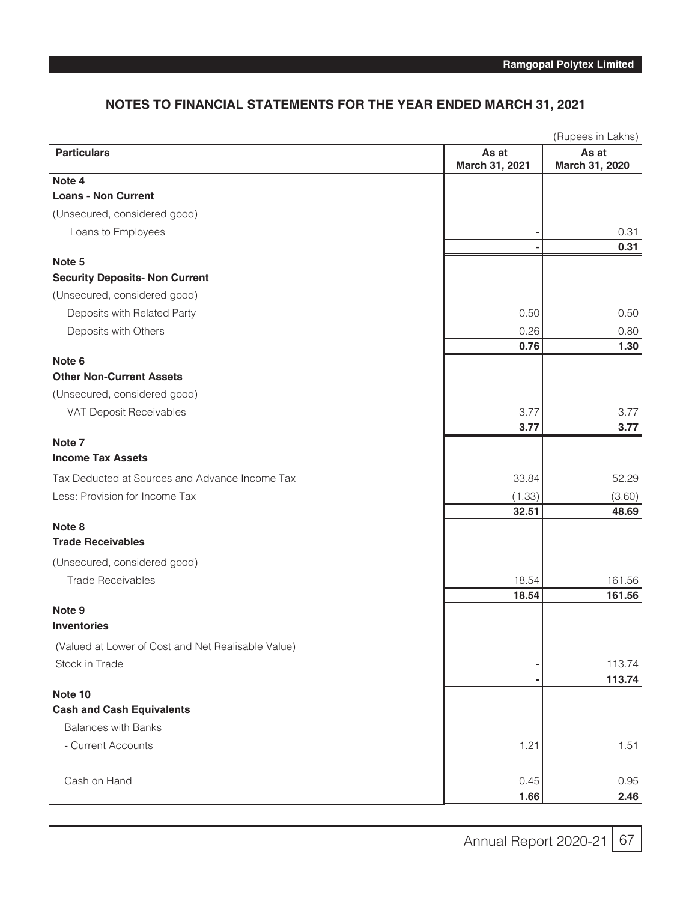## NOTES TO FINANCIAL STATEMENTS FOR THE YEAR ENDED MARCH 31, 2021

(Rupees in Lakhs)

| Particulars | As at March 31, 2021 | As at March 31, 2020 |
|---|---|---|
| **Note 4** | | |
| **Loans - Non Current** | | |
| (Unsecured, considered good) | | |
| Loans to Employees | - | 0.31 |
| | **-** | **0.31** |
| **Note 5** | | |
| **Security Deposits- Non Current** | | |
| (Unsecured, considered good) | | |
| Deposits with Related Party | 0.50 | 0.50 |
| Deposits with Others | 0.26 | 0.80 |
| | **0.76** | **1.30** |
| **Note 6** | | |
| **Other Non-Current Assets** | | |
| (Unsecured, considered good) | | |
| VAT Deposit Receivables | 3.77 | 3.77 |
| | **3.77** | **3.77** |
| **Note 7** | | |
| **Income Tax Assets** | | |
| Tax Deducted at Sources and Advance Income Tax | 33.84 | 52.29 |
| Less: Provision for Income Tax | (1.33) | (3.60) |
| | **32.51** | **48.69** |
| **Note 8** | | |
| **Trade Receivables** | | |
| (Unsecured, considered good) | | |
| Trade Receivables | 18.54 | 161.56 |
| | **18.54** | **161.56** |
| **Note 9** | | |
| **Inventories** | | |
| (Valued at Lower of Cost and Net Realisable Value) | | |
| Stock in Trade | - | 113.74 |
| | **-** | **113.74** |
| **Note 10** | | |
| **Cash and Cash Equivalents** | | |
| Balances with Banks | | |
| - Current Accounts | 1.21 | 1.51 |
| Cash on Hand | 0.45 | 0.95 |
| | **1.66** | **2.46** |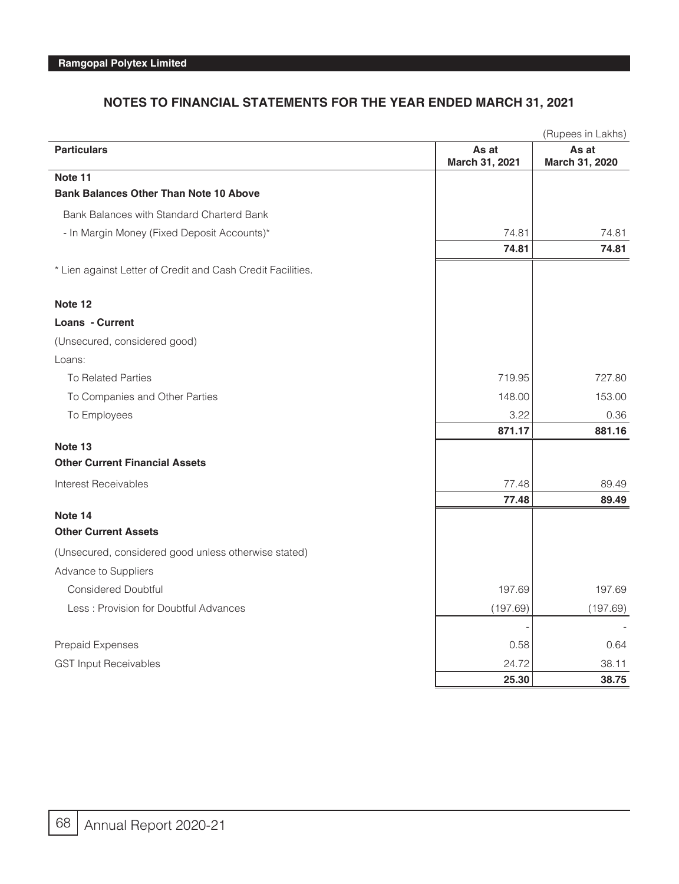## NOTES TO FINANCIAL STATEMENTS FOR THE YEAR ENDED MARCH 31, 2021

(Rupees in Lakhs)

| Particulars | As at March 31, 2021 | As at March 31, 2020 |
|---|---|---|
| **Note 11** | | |
| **Bank Balances Other Than Note 10 Above** | | |
| Bank Balances with Standard Charterd Bank | | |
| - In Margin Money (Fixed Deposit Accounts)* | 74.81 | 74.81 |
| | **74.81** | **74.81** |
| * Lien against Letter of Credit and Cash Credit Facilities. | | |
| **Note 12** | | |
| **Loans - Current** | | |
| (Unsecured, considered good) | | |
| Loans: | | |
| To Related Parties | 719.95 | 727.80 |
| To Companies and Other Parties | 148.00 | 153.00 |
| To Employees | 3.22 | 0.36 |
| | **871.17** | **881.16** |
| **Note 13** | | |
| **Other Current Financial Assets** | | |
| Interest Receivables | 77.48 | 89.49 |
| | **77.48** | **89.49** |
| **Note 14** | | |
| **Other Current Assets** | | |
| (Unsecured, considered good unless otherwise stated) | | |
| Advance to Suppliers | | |
| Considered Doubtful | 197.69 | 197.69 |
| Less : Provision for Doubtful Advances | (197.69) | (197.69) |
| | - | - |
| Prepaid Expenses | 0.58 | 0.64 |
| GST Input Receivables | 24.72 | 38.11 |
| | **25.30** | **38.75** |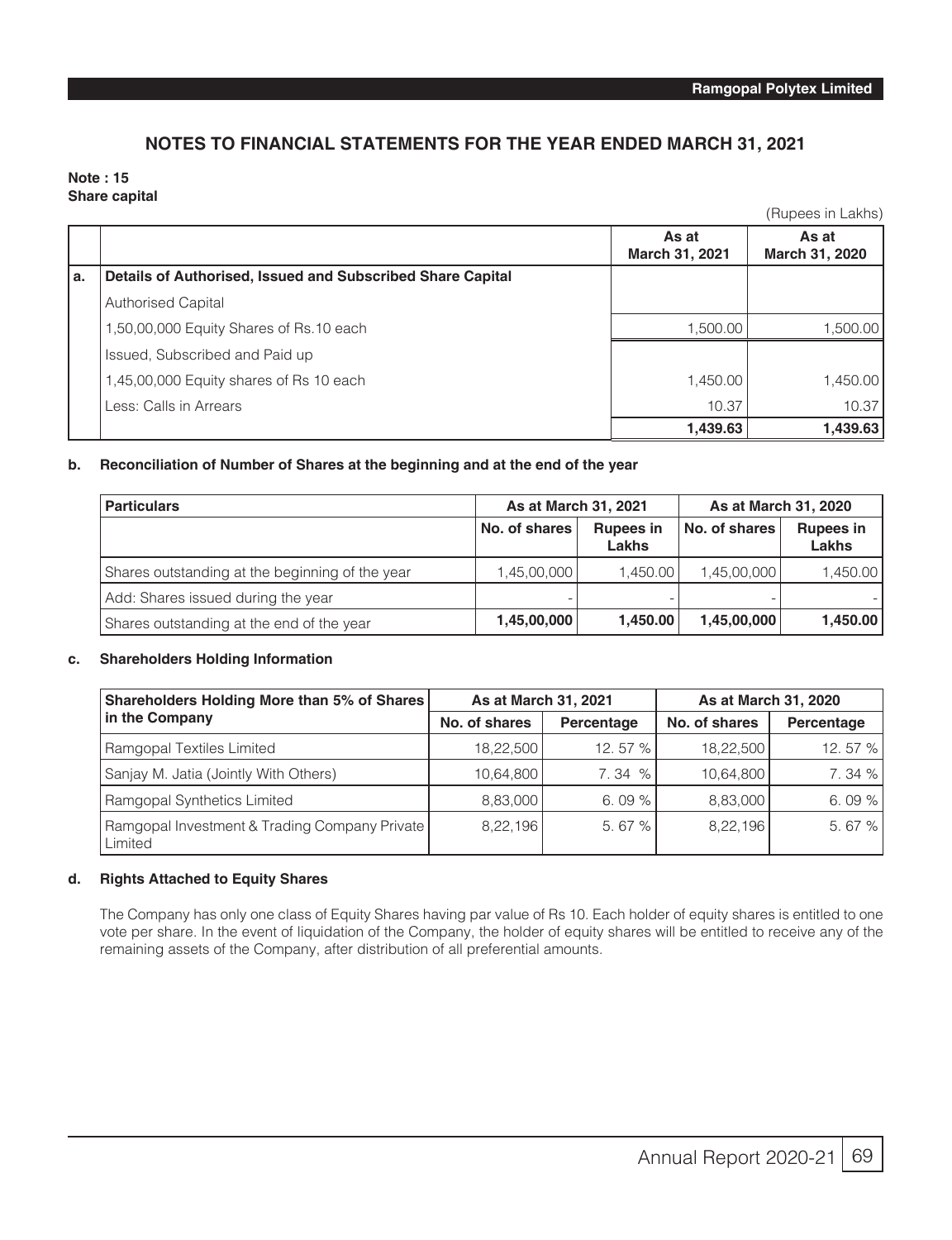## NOTES TO FINANCIAL STATEMENTS FOR THE YEAR ENDED MARCH 31, 2021

**Note : 15**
**Share capital**

(Rupees in Lakhs)

| | | As at March 31, 2021 | As at March 31, 2020 |
|---|---|---|---|
| **a.** | **Details of Authorised, Issued and Subscribed Share Capital** | | |
| | Authorised Capital | | |
| | 1,50,00,000 Equity Shares of Rs.10 each | 1,500.00 | 1,500.00 |
| | Issued, Subscribed and Paid up | | |
| | 1,45,00,000 Equity shares of Rs 10 each | 1,450.00 | 1,450.00 |
| | Less: Calls in Arrears | 10.37 | 10.37 |
| | | **1,439.63** | **1,439.63** |

**b. Reconciliation of Number of Shares at the beginning and at the end of the year**

| Particulars | As at March 31, 2021 | | As at March 31, 2020 | |
|---|---|---|---|---|
| | No. of shares | Rupees in Lakhs | No. of shares | Rupees in Lakhs |
| Shares outstanding at the beginning of the year | 1,45,00,000 | 1,450.00 | 1,45,00,000 | 1,450.00 |
| Add: Shares issued during the year | - | - | - | - |
| Shares outstanding at the end of the year | **1,45,00,000** | **1,450.00** | **1,45,00,000** | **1,450.00** |

**c. Shareholders Holding Information**

| Shareholders Holding More than 5% of Shares in the Company | As at March 31, 2021 | | As at March 31, 2020 | |
|---|---|---|---|---|
| | No. of shares | Percentage | No. of shares | Percentage |
| Ramgopal Textiles Limited | 18,22,500 | 12. 57 % | 18,22,500 | 12. 57 % |
| Sanjay M. Jatia (Jointly With Others) | 10,64,800 | 7. 34 % | 10,64,800 | 7. 34 % |
| Ramgopal Synthetics Limited | 8,83,000 | 6. 09 % | 8,83,000 | 6. 09 % |
| Ramgopal Investment & Trading Company Private Limited | 8,22,196 | 5. 67 % | 8,22,196 | 5. 67 % |

**d. Rights Attached to Equity Shares**

The Company has only one class of Equity Shares having par value of Rs 10. Each holder of equity shares is entitled to one vote per share. In the event of liquidation of the Company, the holder of equity shares will be entitled to receive any of the remaining assets of the Company, after distribution of all preferential amounts.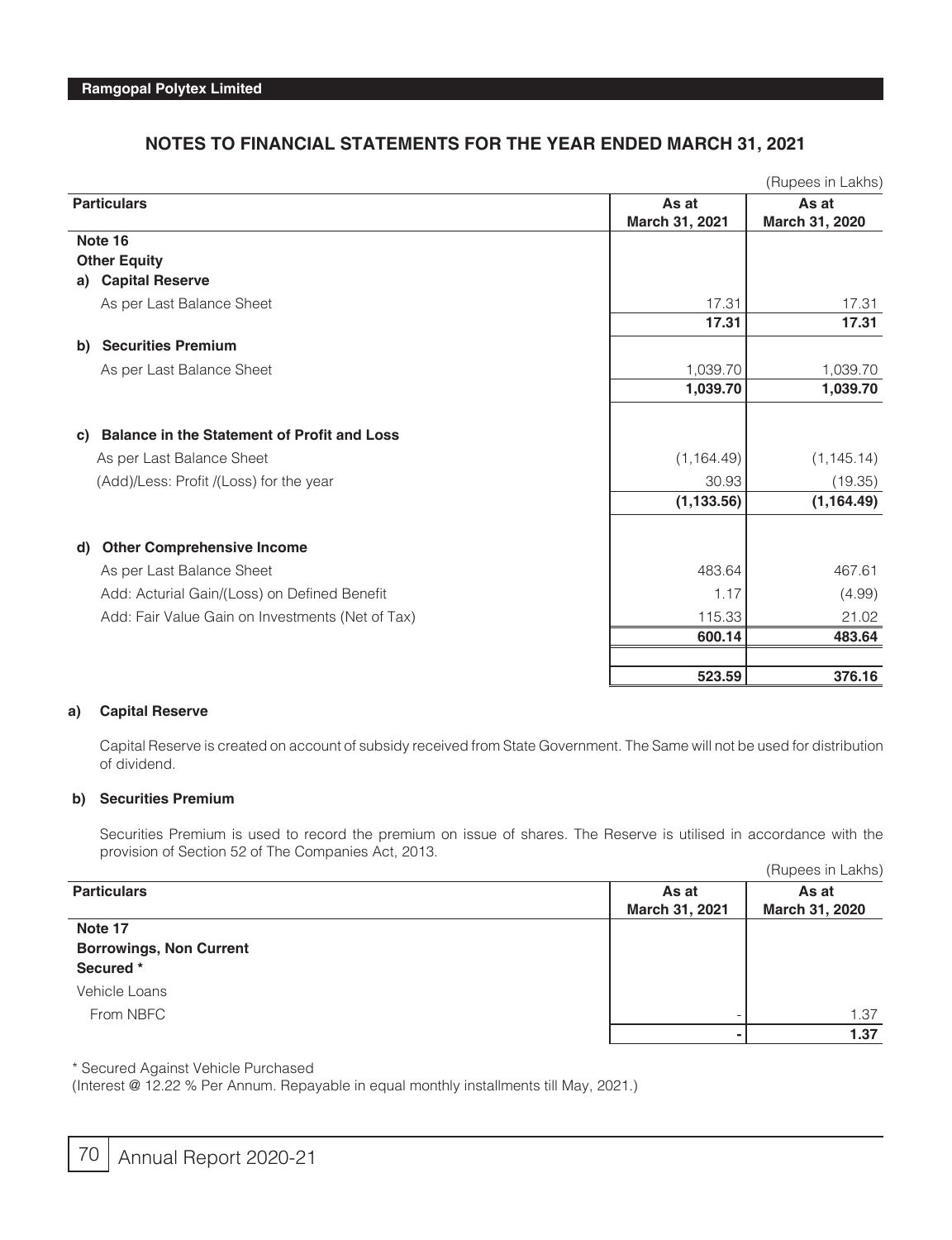## NOTES TO FINANCIAL STATEMENTS FOR THE YEAR ENDED MARCH 31, 2021

(Rupees in Lakhs)

| Particulars | As at March 31, 2021 | As at March 31, 2020 |
|---|---|---|
| **Note 16** | | |
| **Other Equity** | | |
| **a) Capital Reserve** | | |
| As per Last Balance Sheet | 17.31 | 17.31 |
| | **17.31** | **17.31** |
| **b) Securities Premium** | | |
| As per Last Balance Sheet | 1,039.70 | 1,039.70 |
| | **1,039.70** | **1,039.70** |
| **c) Balance in the Statement of Profit and Loss** | | |
| As per Last Balance Sheet | (1,164.49) | (1,145.14) |
| (Add)/Less: Profit /(Loss) for the year | 30.93 | (19.35) |
| | **(1,133.56)** | **(1,164.49)** |
| **d) Other Comprehensive Income** | | |
| As per Last Balance Sheet | 483.64 | 467.61 |
| Add: Acturial Gain/(Loss) on Defined Benefit | 1.17 | (4.99) |
| Add: Fair Value Gain on Investments (Net of Tax) | 115.33 | 21.02 |
| | **600.14** | **483.64** |
| | **523.59** | **376.16** |

**a) Capital Reserve**

Capital Reserve is created on account of subsidy received from State Government. The Same will not be used for distribution of dividend.

**b) Securities Premium**

Securities Premium is used to record the premium on issue of shares. The Reserve is utilised in accordance with the provision of Section 52 of The Companies Act, 2013.

(Rupees in Lakhs)

| Particulars | As at March 31, 2021 | As at March 31, 2020 |
|---|---|---|
| **Note 17** | | |
| **Borrowings, Non Current** | | |
| **Secured *** | | |
| Vehicle Loans | | |
| From NBFC | - | 1.37 |
| | **-** | **1.37** |

* Secured Against Vehicle Purchased

(Interest @ 12.22 % Per Annum. Repayable in equal monthly installments till May, 2021.)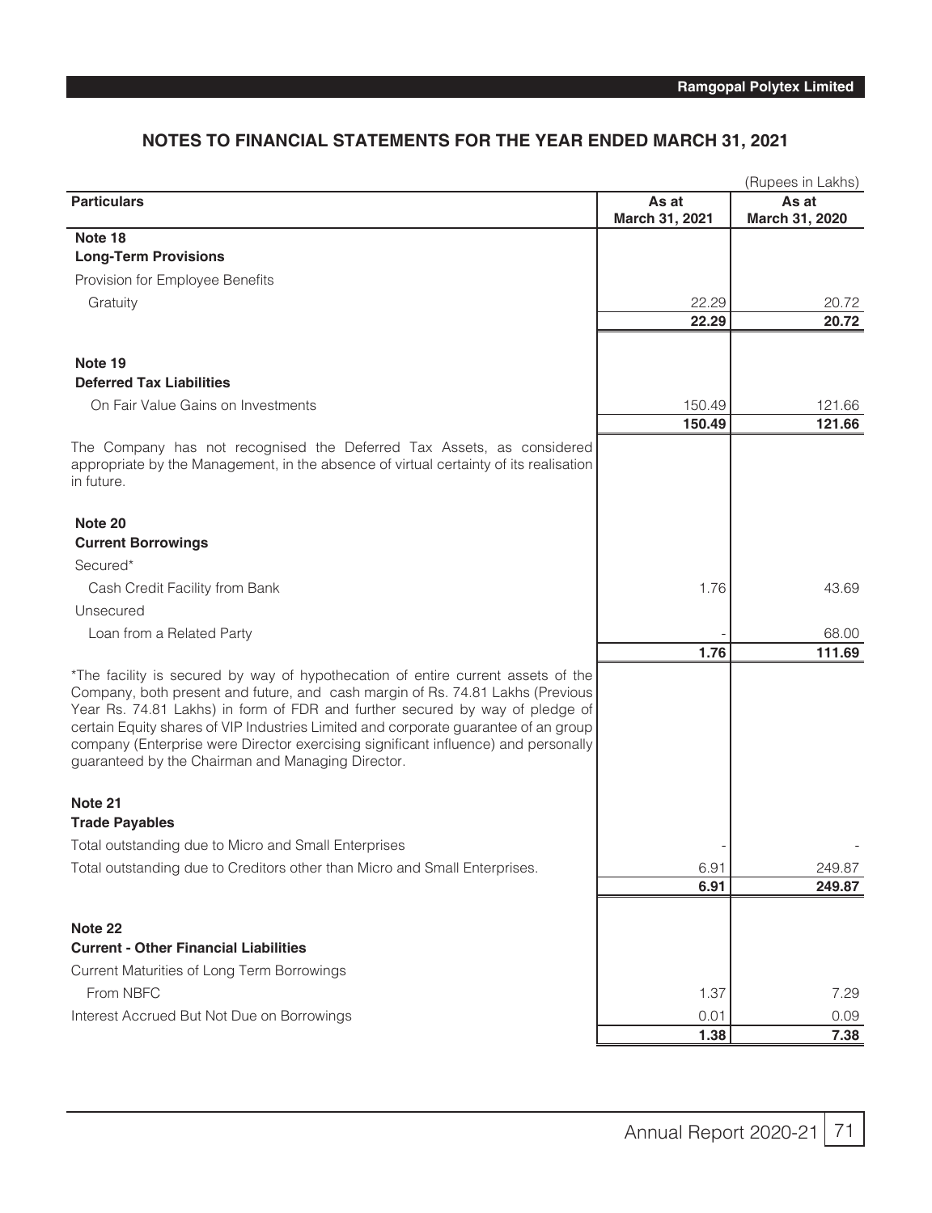# NOTES TO FINANCIAL STATEMENTS FOR THE YEAR ENDED MARCH 31, 2021

(Rupees in Lakhs)

| Particulars | As at March 31, 2021 | As at March 31, 2020 |
|---|---|---|
| **Note 18** | | |
| **Long-Term Provisions** | | |
| Provision for Employee Benefits | | |
| Gratuity | 22.29 | 20.72 |
| | **22.29** | **20.72** |
| **Note 19** | | |
| **Deferred Tax Liabilities** | | |
| On Fair Value Gains on Investments | 150.49 | 121.66 |
| | **150.49** | **121.66** |
| The Company has not recognised the Deferred Tax Assets, as considered appropriate by the Management, in the absence of virtual certainty of its realisation in future. | | |
| **Note 20** | | |
| **Current Borrowings** | | |
| Secured* | | |
| Cash Credit Facility from Bank | 1.76 | 43.69 |
| Unsecured | | |
| Loan from a Related Party | - | 68.00 |
| | **1.76** | **111.69** |
| *The facility is secured by way of hypothecation of entire current assets of the Company, both present and future, and cash margin of Rs. 74.81 Lakhs (Previous Year Rs. 74.81 Lakhs) in form of FDR and further secured by way of pledge of certain Equity shares of VIP Industries Limited and corporate guarantee of an group company (Enterprise were Director exercising significant influence) and personally guaranteed by the Chairman and Managing Director. | | |
| **Note 21** | | |
| **Trade Payables** | | |
| Total outstanding due to Micro and Small Enterprises | - | - |
| Total outstanding due to Creditors other than Micro and Small Enterprises. | 6.91 | 249.87 |
| | **6.91** | **249.87** |
| **Note 22** | | |
| **Current - Other Financial Liabilities** | | |
| Current Maturities of Long Term Borrowings | | |
| From NBFC | 1.37 | 7.29 |
| Interest Accrued But Not Due on Borrowings | 0.01 | 0.09 |
| | **1.38** | **7.38** |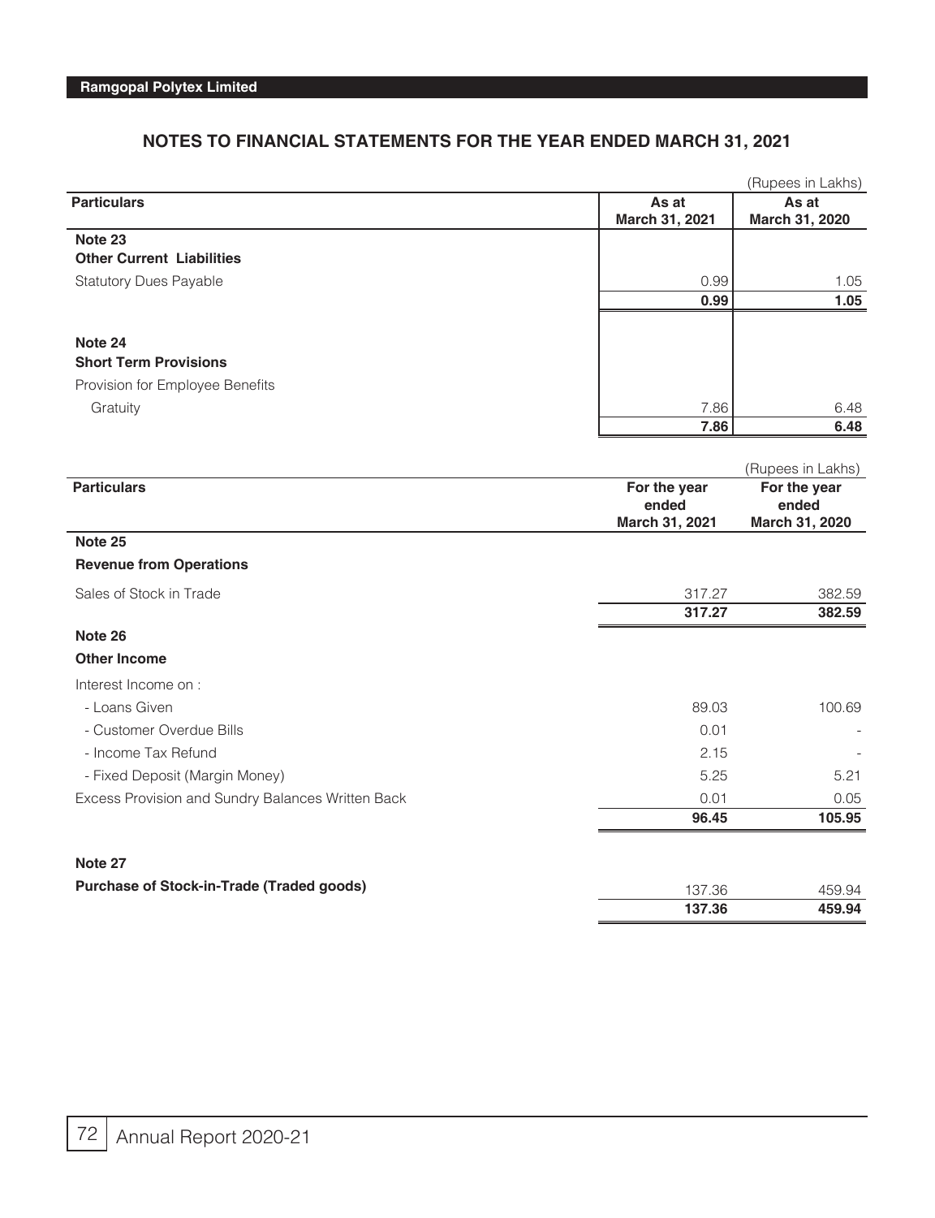## NOTES TO FINANCIAL STATEMENTS FOR THE YEAR ENDED MARCH 31, 2021

(Rupees in Lakhs)

| Particulars | As at March 31, 2021 | As at March 31, 2020 |
|---|---|---|
| **Note 23** | | |
| **Other Current Liabilities** | | |
| Statutory Dues Payable | 0.99 | 1.05 |
| | **0.99** | **1.05** |
| **Note 24** | | |
| **Short Term Provisions** | | |
| Provision for Employee Benefits | | |
| Gratuity | 7.86 | 6.48 |
| | **7.86** | **6.48** |

(Rupees in Lakhs)

| Particulars | For the year ended March 31, 2021 | For the year ended March 31, 2020 |
|---|---|---|
| **Note 25** | | |
| **Revenue from Operations** | | |
| Sales of Stock in Trade | 317.27 | 382.59 |
| | **317.27** | **382.59** |
| **Note 26** | | |
| **Other Income** | | |
| Interest Income on : | | |
| - Loans Given | 89.03 | 100.69 |
| - Customer Overdue Bills | 0.01 | - |
| - Income Tax Refund | 2.15 | - |
| - Fixed Deposit (Margin Money) | 5.25 | 5.21 |
| Excess Provision and Sundry Balances Written Back | 0.01 | 0.05 |
| | **96.45** | **105.95** |
| **Note 27** | | |
| **Purchase of Stock-in-Trade (Traded goods)** | 137.36 | 459.94 |
| | **137.36** | **459.94** |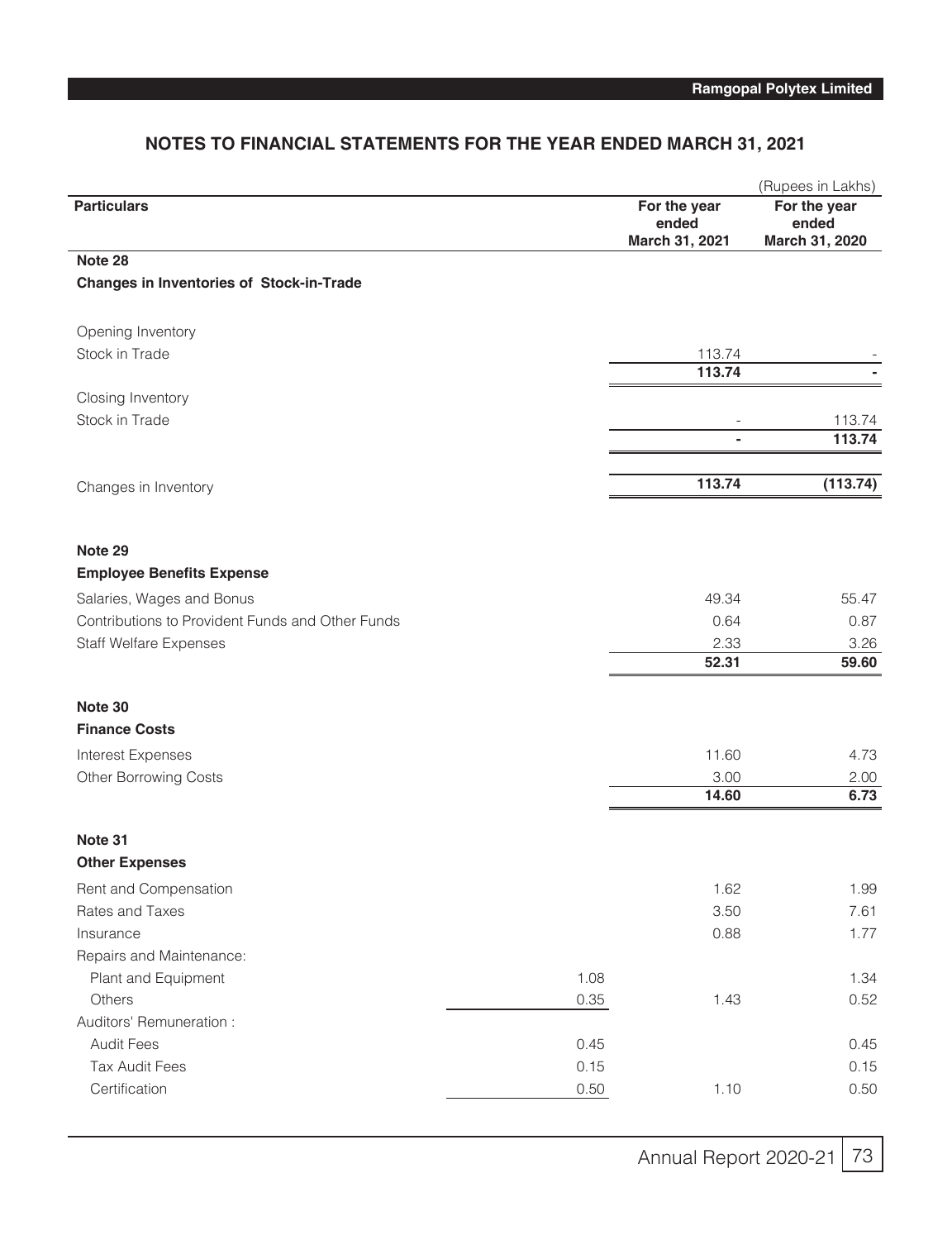## NOTES TO FINANCIAL STATEMENTS FOR THE YEAR ENDED MARCH 31, 2021

(Rupees in Lakhs)

| Particulars | | For the year ended March 31, 2021 | For the year ended March 31, 2020 |
|---|---|---|---|
| **Note 28** | | | |
| **Changes in Inventories of Stock-in-Trade** | | | |
| Opening Inventory | | | |
| Stock in Trade | | 113.74 | - |
| | | **113.74** | **-** |
| Closing Inventory | | | |
| Stock in Trade | | - | 113.74 |
| | | **-** | **113.74** |
| Changes in Inventory | | **113.74** | **(113.74)** |
| **Note 29** | | | |
| **Employee Benefits Expense** | | | |
| Salaries, Wages and Bonus | | 49.34 | 55.47 |
| Contributions to Provident Funds and Other Funds | | 0.64 | 0.87 |
| Staff Welfare Expenses | | 2.33 | 3.26 |
| | | **52.31** | **59.60** |
| **Note 30** | | | |
| **Finance Costs** | | | |
| Interest Expenses | | 11.60 | 4.73 |
| Other Borrowing Costs | | 3.00 | 2.00 |
| | | **14.60** | **6.73** |
| **Note 31** | | | |
| **Other Expenses** | | | |
| Rent and Compensation | | 1.62 | 1.99 |
| Rates and Taxes | | 3.50 | 7.61 |
| Insurance | | 0.88 | 1.77 |
| Repairs and Maintenance: | | | |
| Plant and Equipment | 1.08 | | 1.34 |
| Others | 0.35 | 1.43 | 0.52 |
| Auditors' Remuneration : | | | |
| Audit Fees | 0.45 | | 0.45 |
| Tax Audit Fees | 0.15 | | 0.15 |
| Certification | 0.50 | 1.10 | 0.50 |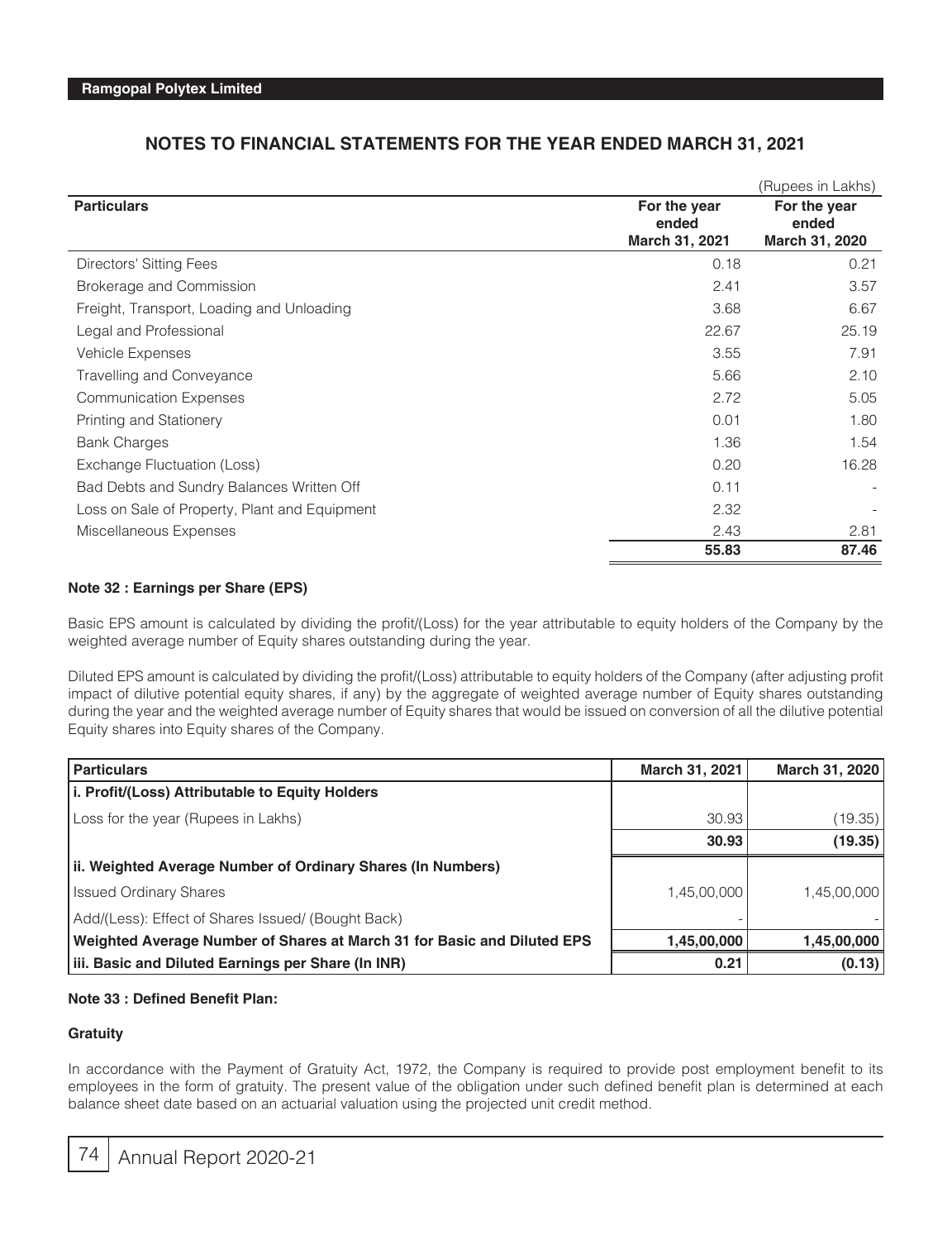## NOTES TO FINANCIAL STATEMENTS FOR THE YEAR ENDED MARCH 31, 2021

(Rupees in Lakhs)

| Particulars | For the year ended March 31, 2021 | For the year ended March 31, 2020 |
|---|---|---|
| Directors' Sitting Fees | 0.18 | 0.21 |
| Brokerage and Commission | 2.41 | 3.57 |
| Freight, Transport, Loading and Unloading | 3.68 | 6.67 |
| Legal and Professional | 22.67 | 25.19 |
| Vehicle Expenses | 3.55 | 7.91 |
| Travelling and Conveyance | 5.66 | 2.10 |
| Communication Expenses | 2.72 | 5.05 |
| Printing and Stationery | 0.01 | 1.80 |
| Bank Charges | 1.36 | 1.54 |
| Exchange Fluctuation (Loss) | 0.20 | 16.28 |
| Bad Debts and Sundry Balances Written Off | 0.11 | - |
| Loss on Sale of Property, Plant and Equipment | 2.32 | - |
| Miscellaneous Expenses | 2.43 | 2.81 |
| | **55.83** | **87.46** |

**Note 32 : Earnings per Share (EPS)**

Basic EPS amount is calculated by dividing the profit/(Loss) for the year attributable to equity holders of the Company by the weighted average number of Equity shares outstanding during the year.

Diluted EPS amount is calculated by dividing the profit/(Loss) attributable to equity holders of the Company (after adjusting profit impact of dilutive potential equity shares, if any) by the aggregate of weighted average number of Equity shares outstanding during the year and the weighted average number of Equity shares that would be issued on conversion of all the dilutive potential Equity shares into Equity shares of the Company.

| Particulars | March 31, 2021 | March 31, 2020 |
|---|---|---|
| **i. Profit/(Loss) Attributable to Equity Holders** | | |
| Loss for the year (Rupees in Lakhs) | 30.93 | (19.35) |
| | **30.93** | **(19.35)** |
| **ii. Weighted Average Number of Ordinary Shares (In Numbers)** | | |
| Issued Ordinary Shares | 1,45,00,000 | 1,45,00,000 |
| Add/(Less): Effect of Shares Issued/ (Bought Back) | - | - |
| **Weighted Average Number of Shares at March 31 for Basic and Diluted EPS** | **1,45,00,000** | **1,45,00,000** |
| **iii. Basic and Diluted Earnings per Share (In INR)** | **0.21** | **(0.13)** |

**Note 33 : Defined Benefit Plan:**

**Gratuity**

In accordance with the Payment of Gratuity Act, 1972, the Company is required to provide post employment benefit to its employees in the form of gratuity. The present value of the obligation under such defined benefit plan is determined at each balance sheet date based on an actuarial valuation using the projected unit credit method.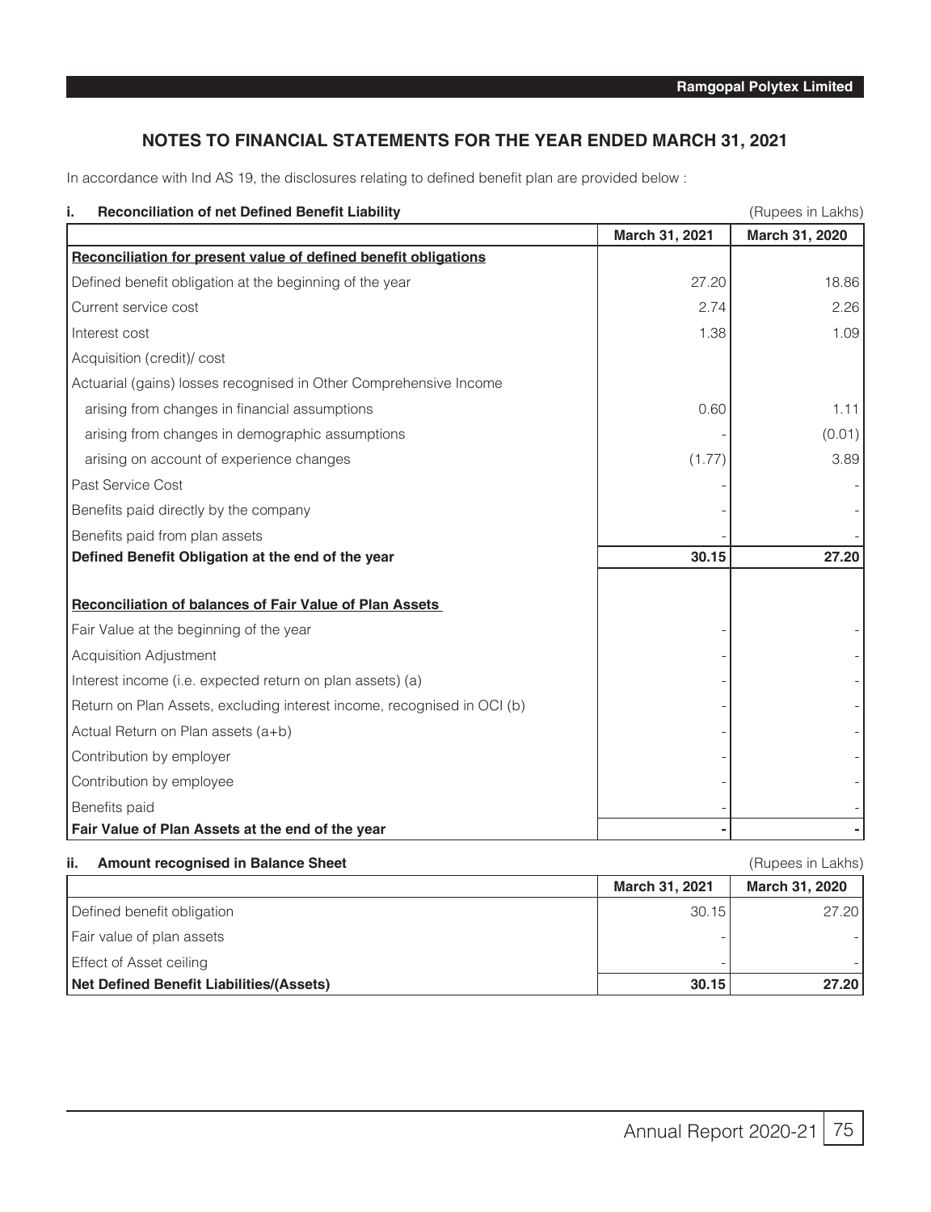## NOTES TO FINANCIAL STATEMENTS FOR THE YEAR ENDED MARCH 31, 2021

In accordance with Ind AS 19, the disclosures relating to defined benefit plan are provided below :

### i. Reconciliation of net Defined Benefit Liability

(Rupees in Lakhs)

| | March 31, 2021 | March 31, 2020 |
|---|---|---|
| **Reconciliation for present value of defined benefit obligations** | | |
| Defined benefit obligation at the beginning of the year | 27.20 | 18.86 |
| Current service cost | 2.74 | 2.26 |
| Interest cost | 1.38 | 1.09 |
| Acquisition (credit)/ cost | | |
| Actuarial (gains) losses recognised in Other Comprehensive Income | | |
| arising from changes in financial assumptions | 0.60 | 1.11 |
| arising from changes in demographic assumptions | - | (0.01) |
| arising on account of experience changes | (1.77) | 3.89 |
| Past Service Cost | - | - |
| Benefits paid directly by the company | - | - |
| Benefits paid from plan assets | - | - |
| **Defined Benefit Obligation at the end of the year** | **30.15** | **27.20** |
| | | |
| **Reconciliation of balances of Fair Value of Plan Assets** | | |
| Fair Value at the beginning of the year | - | - |
| Acquisition Adjustment | - | - |
| Interest income (i.e. expected return on plan assets) (a) | - | - |
| Return on Plan Assets, excluding interest income, recognised in OCI (b) | - | - |
| Actual Return on Plan assets (a+b) | - | - |
| Contribution by employer | - | - |
| Contribution by employee | - | - |
| Benefits paid | - | - |
| **Fair Value of Plan Assets at the end of the year** | **-** | **-** |

### ii. Amount recognised in Balance Sheet

(Rupees in Lakhs)

| | March 31, 2021 | March 31, 2020 |
|---|---|---|
| Defined benefit obligation | 30.15 | 27.20 |
| Fair value of plan assets | - | - |
| Effect of Asset ceiling | - | - |
| **Net Defined Benefit Liabilities/(Assets)** | **30.15** | **27.20** |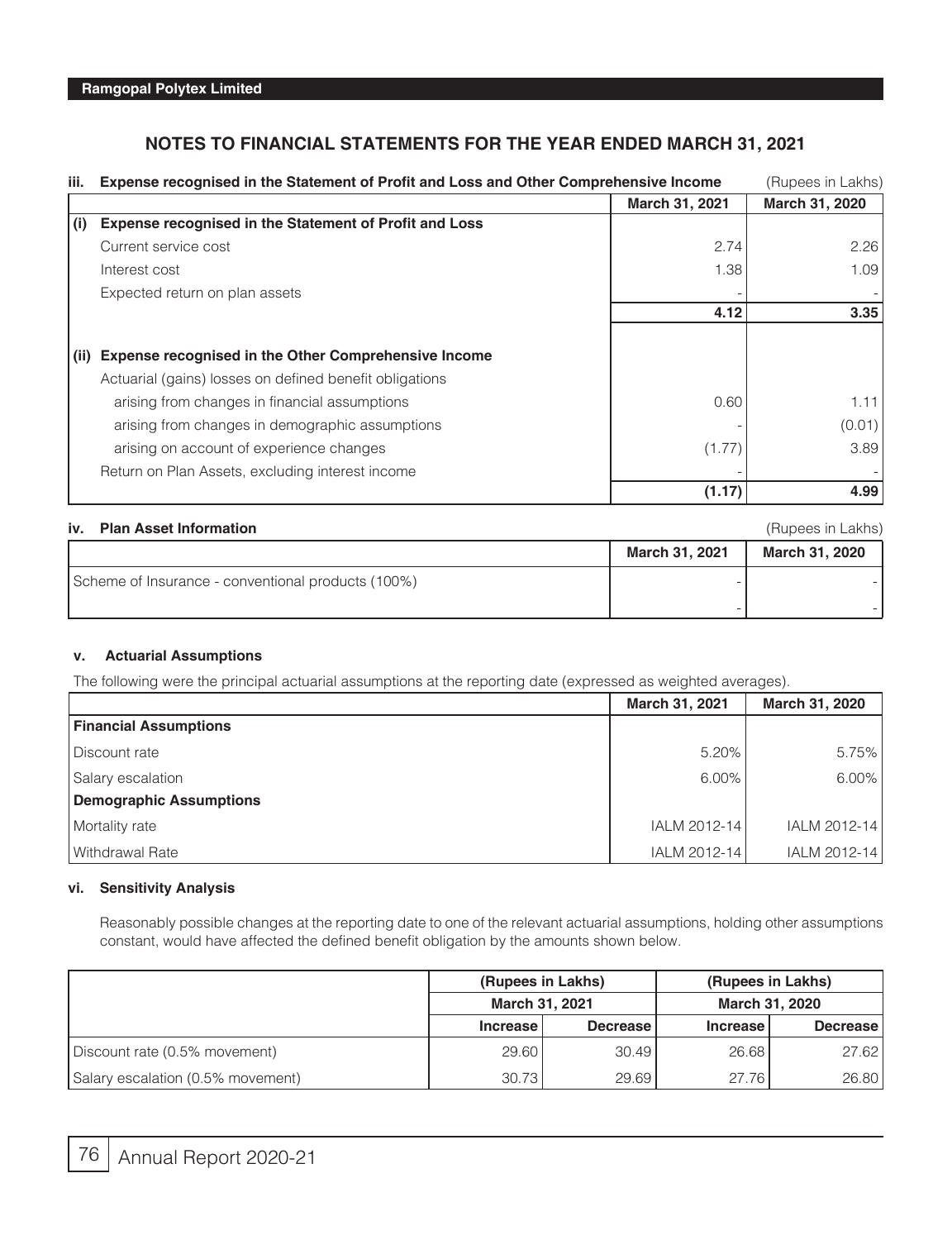## NOTES TO FINANCIAL STATEMENTS FOR THE YEAR ENDED MARCH 31, 2021

**iii. Expense recognised in the Statement of Profit and Loss and Other Comprehensive Income** (Rupees in Lakhs)

| | | March 31, 2021 | March 31, 2020 |
|---|---|---|---|
| **(i)** | **Expense recognised in the Statement of Profit and Loss** | | |
| | Current service cost | 2.74 | 2.26 |
| | Interest cost | 1.38 | 1.09 |
| | Expected return on plan assets | - | - |
| | | **4.12** | **3.35** |
| **(ii)** | **Expense recognised in the Other Comprehensive Income** | | |
| | Actuarial (gains) losses on defined benefit obligations | | |
| | arising from changes in financial assumptions | 0.60 | 1.11 |
| | arising from changes in demographic assumptions | - | (0.01) |
| | arising on account of experience changes | (1.77) | 3.89 |
| | Return on Plan Assets, excluding interest income | - | - |
| | | **(1.17)** | **4.99** |

**iv. Plan Asset Information** (Rupees in Lakhs)

| | March 31, 2021 | March 31, 2020 |
|---|---|---|
| Scheme of Insurance - conventional products (100%) | - | - |
| | - | - |

**v. Actuarial Assumptions**

The following were the principal actuarial assumptions at the reporting date (expressed as weighted averages).

| | March 31, 2021 | March 31, 2020 |
|---|---|---|
| **Financial Assumptions** | | |
| Discount rate | 5.20% | 5.75% |
| Salary escalation | 6.00% | 6.00% |
| **Demographic Assumptions** | | |
| Mortality rate | IALM 2012-14 | IALM 2012-14 |
| Withdrawal Rate | IALM 2012-14 | IALM 2012-14 |

**vi. Sensitivity Analysis**

Reasonably possible changes at the reporting date to one of the relevant actuarial assumptions, holding other assumptions constant, would have affected the defined benefit obligation by the amounts shown below.

| | (Rupees in Lakhs) | | (Rupees in Lakhs) | |
|---|---|---|---|---|
| | March 31, 2021 | | March 31, 2020 | |
| | Increase | Decrease | Increase | Decrease |
| Discount rate (0.5% movement) | 29.60 | 30.49 | 26.68 | 27.62 |
| Salary escalation (0.5% movement) | 30.73 | 29.69 | 27.76 | 26.80 |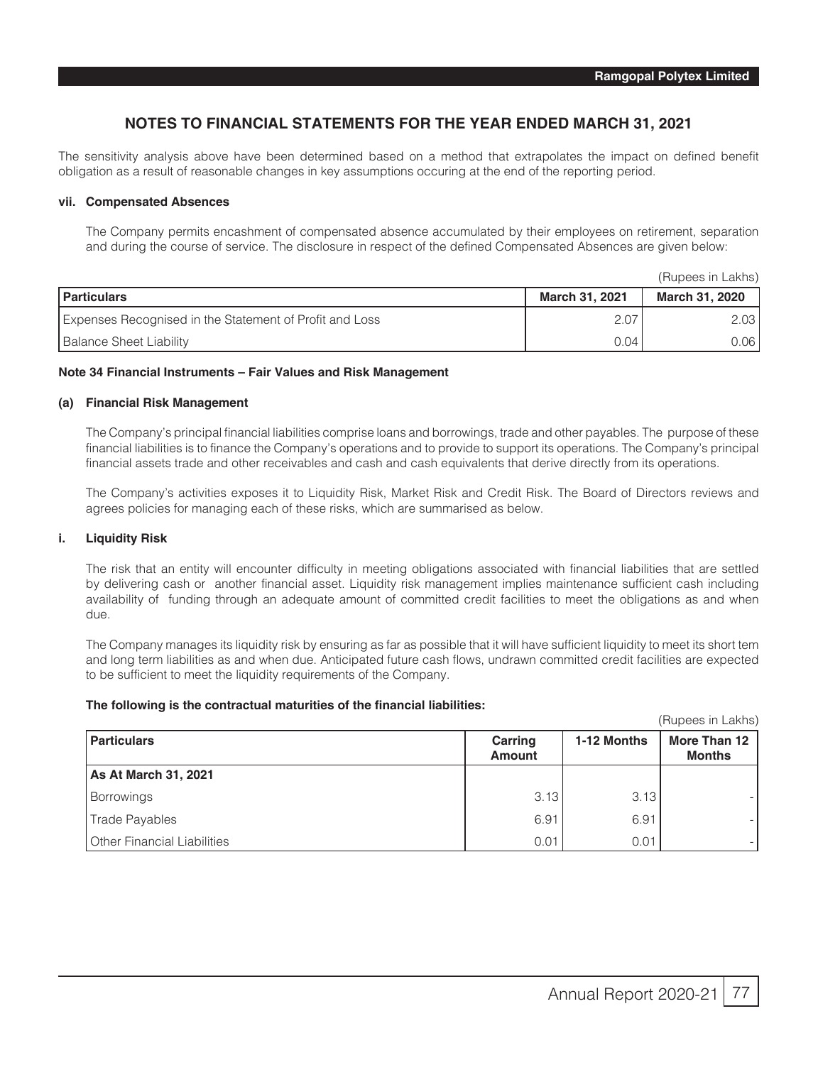## NOTES TO FINANCIAL STATEMENTS FOR THE YEAR ENDED MARCH 31, 2021

The sensitivity analysis above have been determined based on a method that extrapolates the impact on defined benefit obligation as a result of reasonable changes in key assumptions occuring at the end of the reporting period.

**vii. Compensated Absences**

The Company permits encashment of compensated absence accumulated by their employees on retirement, separation and during the course of service. The disclosure in respect of the defined Compensated Absences are given below:

(Rupees in Lakhs)

| Particulars | March 31, 2021 | March 31, 2020 |
|---|---|---|
| Expenses Recognised in the Statement of Profit and Loss | 2.07 | 2.03 |
| Balance Sheet Liability | 0.04 | 0.06 |

**Note 34 Financial Instruments – Fair Values and Risk Management**

**(a) Financial Risk Management**

The Company's principal financial liabilities comprise loans and borrowings, trade and other payables. The purpose of these financial liabilities is to finance the Company's operations and to provide to support its operations. The Company's principal financial assets trade and other receivables and cash and cash equivalents that derive directly from its operations.

The Company's activities exposes it to Liquidity Risk, Market Risk and Credit Risk. The Board of Directors reviews and agrees policies for managing each of these risks, which are summarised as below.

**i. Liquidity Risk**

The risk that an entity will encounter difficulty in meeting obligations associated with financial liabilities that are settled by delivering cash or another financial asset. Liquidity risk management implies maintenance sufficient cash including availability of funding through an adequate amount of committed credit facilities to meet the obligations as and when due.

The Company manages its liquidity risk by ensuring as far as possible that it will have sufficient liquidity to meet its short tem and long term liabilities as and when due. Anticipated future cash flows, undrawn committed credit facilities are expected to be sufficient to meet the liquidity requirements of the Company.

**The following is the contractual maturities of the financial liabilities:**

(Rupees in Lakhs)

| Particulars | Carring Amount | 1-12 Months | More Than 12 Months |
|---|---|---|---|
| **As At March 31, 2021** | | | |
| Borrowings | 3.13 | 3.13 | - |
| Trade Payables | 6.91 | 6.91 | - |
| Other Financial Liabilities | 0.01 | 0.01 | - |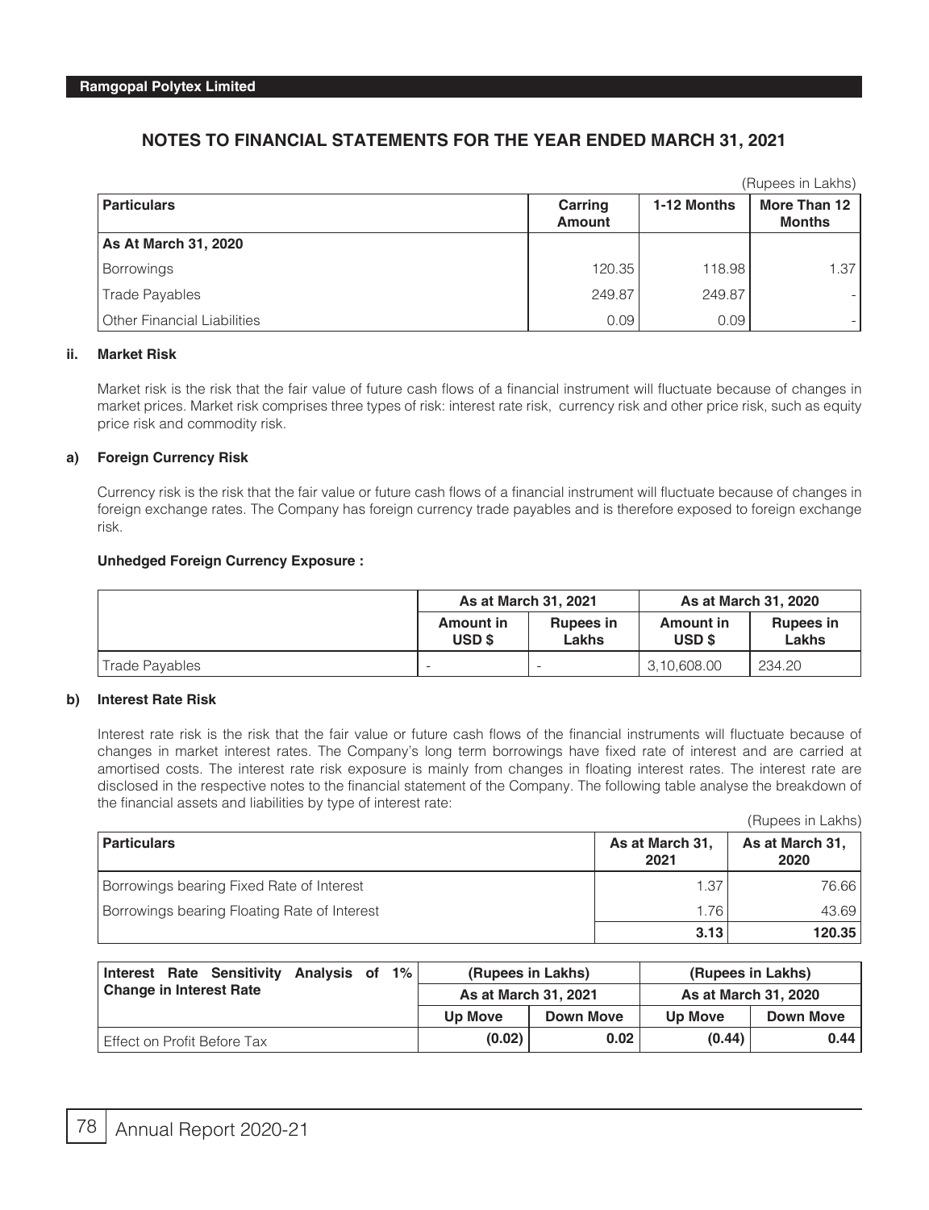## NOTES TO FINANCIAL STATEMENTS FOR THE YEAR ENDED MARCH 31, 2021

(Rupees in Lakhs)

| Particulars | Carring Amount | 1-12 Months | More Than 12 Months |
|---|---|---|---|
| **As At March 31, 2020** | | | |
| Borrowings | 120.35 | 118.98 | 1.37 |
| Trade Payables | 249.87 | 249.87 | - |
| Other Financial Liabilities | 0.09 | 0.09 | - |

### ii. Market Risk

Market risk is the risk that the fair value of future cash flows of a financial instrument will fluctuate because of changes in market prices. Market risk comprises three types of risk: interest rate risk, currency risk and other price risk, such as equity price risk and commodity risk.

### a) Foreign Currency Risk

Currency risk is the risk that the fair value or future cash flows of a financial instrument will fluctuate because of changes in foreign exchange rates. The Company has foreign currency trade payables and is therefore exposed to foreign exchange risk.

**Unhedged Foreign Currency Exposure :**

| | As at March 31, 2021 | | As at March 31, 2020 | |
|---|---|---|---|---|
| | Amount in USD $ | Rupees in Lakhs | Amount in USD $ | Rupees in Lakhs |
| Trade Payables | - | - | 3,10,608.00 | 234.20 |

### b) Interest Rate Risk

Interest rate risk is the risk that the fair value or future cash flows of the financial instruments will fluctuate because of changes in market interest rates. The Company's long term borrowings have fixed rate of interest and are carried at amortised costs. The interest rate risk exposure is mainly from changes in floating interest rates. The interest rate are disclosed in the respective notes to the financial statement of the Company. The following table analyse the breakdown of the financial assets and liabilities by type of interest rate:

(Rupees in Lakhs)

| Particulars | As at March 31, 2021 | As at March 31, 2020 |
|---|---|---|
| Borrowings bearing Fixed Rate of Interest | 1.37 | 76.66 |
| Borrowings bearing Floating Rate of Interest | 1.76 | 43.69 |
| | **3.13** | **120.35** |

| Interest Rate Sensitivity Analysis of 1% Change in Interest Rate | (Rupees in Lakhs) | | (Rupees in Lakhs) | |
|---|---|---|---|---|
| | As at March 31, 2021 | | As at March 31, 2020 | |
| | Up Move | Down Move | Up Move | Down Move |
| Effect on Profit Before Tax | **(0.02)** | **0.02** | **(0.44)** | **0.44** |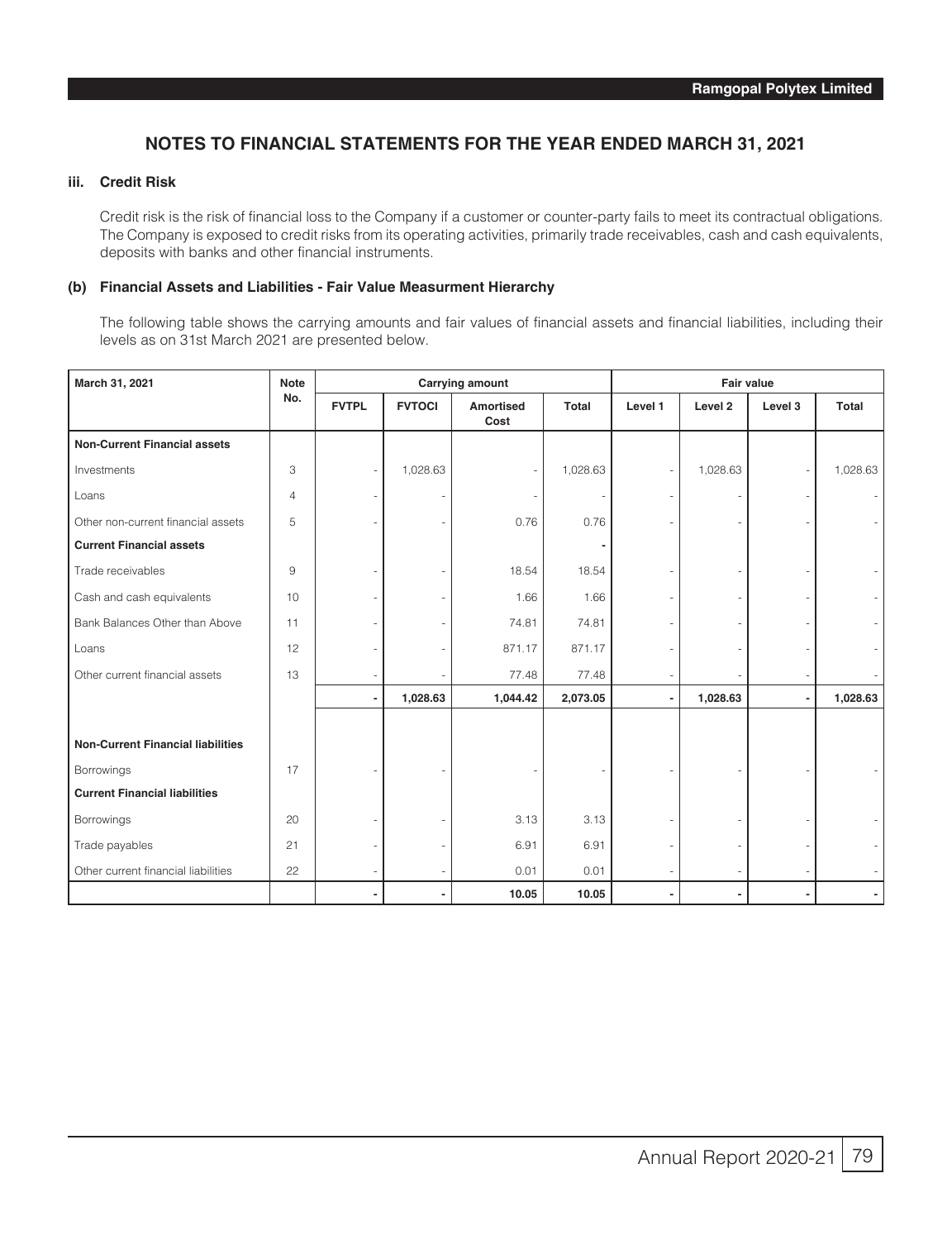## NOTES TO FINANCIAL STATEMENTS FOR THE YEAR ENDED MARCH 31, 2021

### iii. Credit Risk

Credit risk is the risk of financial loss to the Company if a customer or counter-party fails to meet its contractual obligations. The Company is exposed to credit risks from its operating activities, primarily trade receivables, cash and cash equivalents, deposits with banks and other financial instruments.

### (b) Financial Assets and Liabilities - Fair Value Measurment Hierarchy

The following table shows the carrying amounts and fair values of financial assets and financial liabilities, including their levels as on 31st March 2021 are presented below.

| March 31, 2021 | Note No. | Carrying amount | | | | Fair value | | | |
|---|---|---|---|---|---|---|---|---|---|
| | | FVTPL | FVTOCI | Amortised Cost | Total | Level 1 | Level 2 | Level 3 | Total |
| **Non-Current Financial assets** | | | | | | | | | |
| Investments | 3 | - | 1,028.63 | - | 1,028.63 | - | 1,028.63 | - | 1,028.63 |
| Loans | 4 | - | - | - | - | - | - | - | - |
| Other non-current financial assets | 5 | - | - | 0.76 | 0.76 | - | - | - | - |
| **Current Financial assets** | | | | | - | | | | |
| Trade receivables | 9 | - | - | 18.54 | 18.54 | - | - | - | - |
| Cash and cash equivalents | 10 | - | - | 1.66 | 1.66 | - | - | - | - |
| Bank Balances Other than Above | 11 | - | - | 74.81 | 74.81 | - | - | - | - |
| Loans | 12 | - | - | 871.17 | 871.17 | - | - | - | - |
| Other current financial assets | 13 | - | - | 77.48 | 77.48 | - | - | - | - |
| | | **-** | **1,028.63** | **1,044.42** | **2,073.05** | **-** | **1,028.63** | **-** | **1,028.63** |
| **Non-Current Financial liabilities** | | | | | | | | | |
| Borrowings | 17 | - | - | - | - | - | - | - | - |
| **Current Financial liabilities** | | | | | | | | | |
| Borrowings | 20 | - | - | 3.13 | 3.13 | - | - | - | - |
| Trade payables | 21 | - | - | 6.91 | 6.91 | - | - | - | - |
| Other current financial liabilities | 22 | - | - | 0.01 | 0.01 | - | - | - | - |
| | | **-** | **-** | **10.05** | **10.05** | **-** | **-** | **-** | **-** |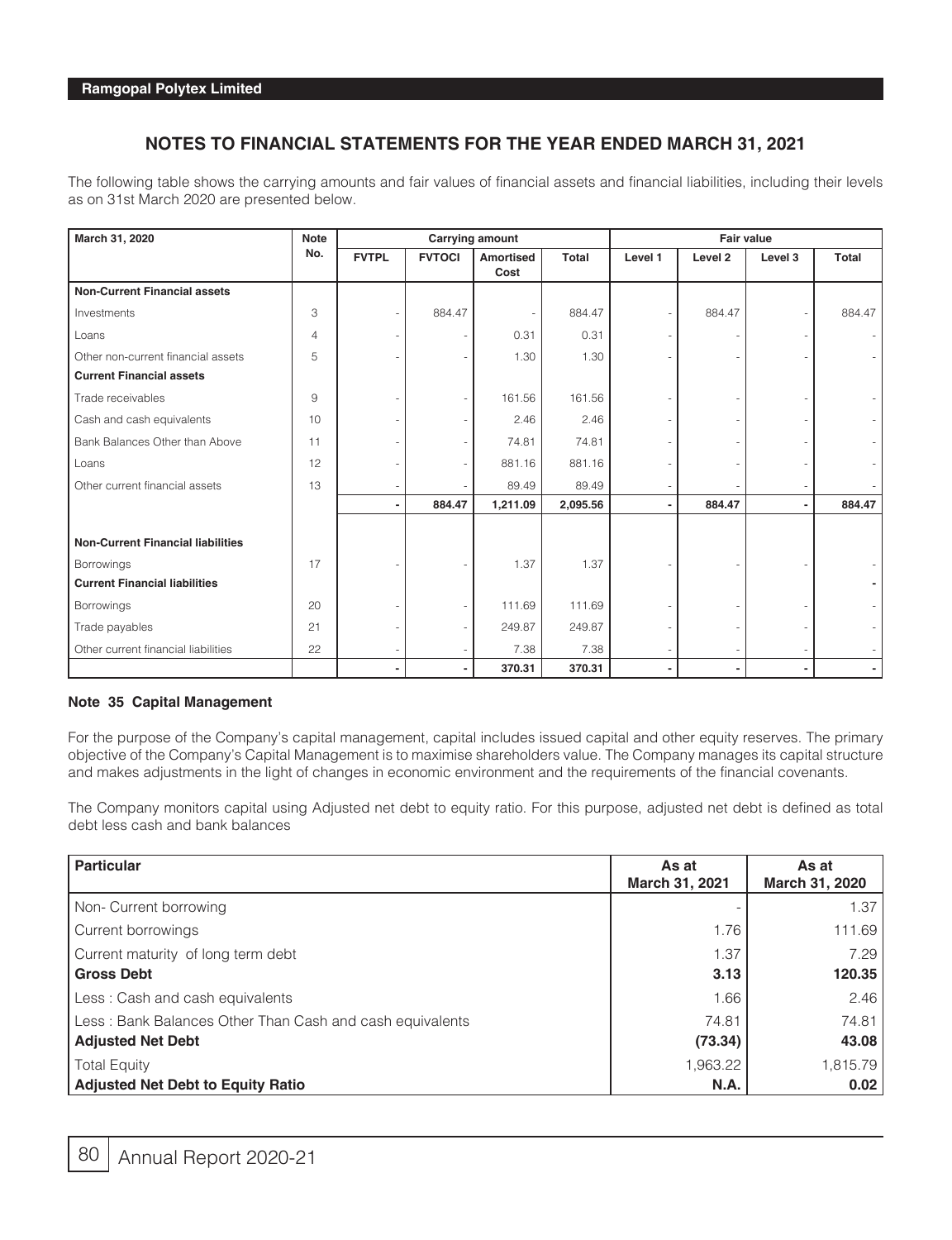## NOTES TO FINANCIAL STATEMENTS FOR THE YEAR ENDED MARCH 31, 2021

The following table shows the carrying amounts and fair values of financial assets and financial liabilities, including their levels as on 31st March 2020 are presented below.

| March 31, 2020 | Note No. | Carrying amount | | | | Fair value | | | |
|---|---|---|---|---|---|---|---|---|---|
| | | FVTPL | FVTOCI | Amortised Cost | Total | Level 1 | Level 2 | Level 3 | Total |
| **Non-Current Financial assets** | | | | | | | | | |
| Investments | 3 | - | 884.47 | - | 884.47 | - | 884.47 | - | 884.47 |
| Loans | 4 | - | - | 0.31 | 0.31 | - | - | - | - |
| Other non-current financial assets | 5 | - | - | 1.30 | 1.30 | - | - | - | - |
| **Current Financial assets** | | | | | | | | | |
| Trade receivables | 9 | - | - | 161.56 | 161.56 | - | - | - | - |
| Cash and cash equivalents | 10 | - | - | 2.46 | 2.46 | - | - | - | - |
| Bank Balances Other than Above | 11 | - | - | 74.81 | 74.81 | - | - | - | - |
| Loans | 12 | - | - | 881.16 | 881.16 | - | - | - | - |
| Other current financial assets | 13 | - | - | 89.49 | 89.49 | - | - | - | - |
| | | **-** | **884.47** | **1,211.09** | **2,095.56** | **-** | **884.47** | **-** | **884.47** |
| **Non-Current Financial liabilities** | | | | | | | | | |
| Borrowings | 17 | - | - | 1.37 | 1.37 | - | - | - | - |
| **Current Financial liabilities** | | | | | | | | | **-** |
| Borrowings | 20 | - | - | 111.69 | 111.69 | - | - | - | - |
| Trade payables | 21 | - | - | 249.87 | 249.87 | - | - | - | - |
| Other current financial liabilities | 22 | - | - | 7.38 | 7.38 | - | - | - | - |
| | | **-** | **-** | **370.31** | **370.31** | **-** | **-** | **-** | **-** |

### Note 35 Capital Management

For the purpose of the Company's capital management, capital includes issued capital and other equity reserves. The primary objective of the Company's Capital Management is to maximise shareholders value. The Company manages its capital structure and makes adjustments in the light of changes in economic environment and the requirements of the financial covenants.

The Company monitors capital using Adjusted net debt to equity ratio. For this purpose, adjusted net debt is defined as total debt less cash and bank balances

| Particular | As at March 31, 2021 | As at March 31, 2020 |
|---|---|---|
| Non- Current borrowing | - | 1.37 |
| Current borrowings | 1.76 | 111.69 |
| Current maturity of long term debt | 1.37 | 7.29 |
| **Gross Debt** | **3.13** | **120.35** |
| Less : Cash and cash equivalents | 1.66 | 2.46 |
| Less : Bank Balances Other Than Cash and cash equivalents | 74.81 | 74.81 |
| **Adjusted Net Debt** | **(73.34)** | **43.08** |
| Total Equity | 1,963.22 | 1,815.79 |
| **Adjusted Net Debt to Equity Ratio** | **N.A.** | **0.02** |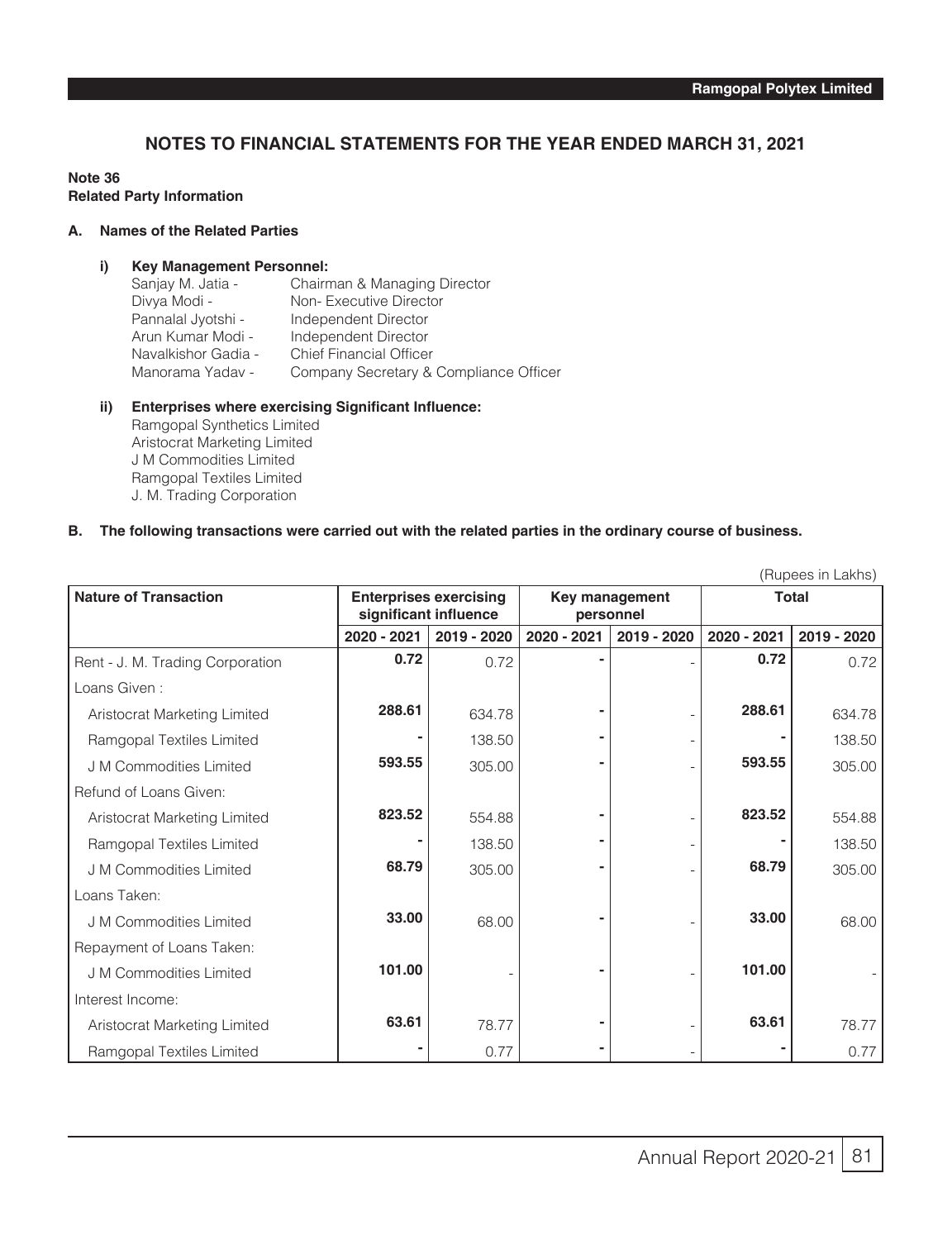# NOTES TO FINANCIAL STATEMENTS FOR THE YEAR ENDED MARCH 31, 2021

**Note 36**
**Related Party Information**

**A. Names of the Related Parties**

**i) Key Management Personnel:**

Sanjay M. Jatia - Chairman & Managing Director
Divya Modi - Non- Executive Director
Pannalal Jyotshi - Independent Director
Arun Kumar Modi - Independent Director
Navalkishor Gadia - Chief Financial Officer
Manorama Yadav - Company Secretary & Compliance Officer

**ii) Enterprises where exercising Significant Influence:**

Ramgopal Synthetics Limited
Aristocrat Marketing Limited
J M Commodities Limited
Ramgopal Textiles Limited
J. M. Trading Corporation

**B. The following transactions were carried out with the related parties in the ordinary course of business.**

(Rupees in Lakhs)

| Nature of Transaction | Enterprises exercising significant influence | | Key management personnel | | Total | |
|---|---|---|---|---|---|---|
| | 2020 - 2021 | 2019 - 2020 | 2020 - 2021 | 2019 - 2020 | 2020 - 2021 | 2019 - 2020 |
| Rent - J. M. Trading Corporation | **0.72** | 0.72 | **-** | - | **0.72** | 0.72 |
| Loans Given : | | | | | | |
| Aristocrat Marketing Limited | **288.61** | 634.78 | **-** | - | **288.61** | 634.78 |
| Ramgopal Textiles Limited | **-** | 138.50 | **-** | - | **-** | 138.50 |
| J M Commodities Limited | **593.55** | 305.00 | **-** | - | **593.55** | 305.00 |
| Refund of Loans Given: | | | | | | |
| Aristocrat Marketing Limited | **823.52** | 554.88 | **-** | - | **823.52** | 554.88 |
| Ramgopal Textiles Limited | **-** | 138.50 | **-** | - | **-** | 138.50 |
| J M Commodities Limited | **68.79** | 305.00 | **-** | - | **68.79** | 305.00 |
| Loans Taken: | | | | | | |
| J M Commodities Limited | **33.00** | 68.00 | **-** | - | **33.00** | 68.00 |
| Repayment of Loans Taken: | | | | | | |
| J M Commodities Limited | **101.00** | - | **-** | - | **101.00** | - |
| Interest Income: | | | | | | |
| Aristocrat Marketing Limited | **63.61** | 78.77 | **-** | - | **63.61** | 78.77 |
| Ramgopal Textiles Limited | **-** | 0.77 | **-** | - | **-** | 0.77 |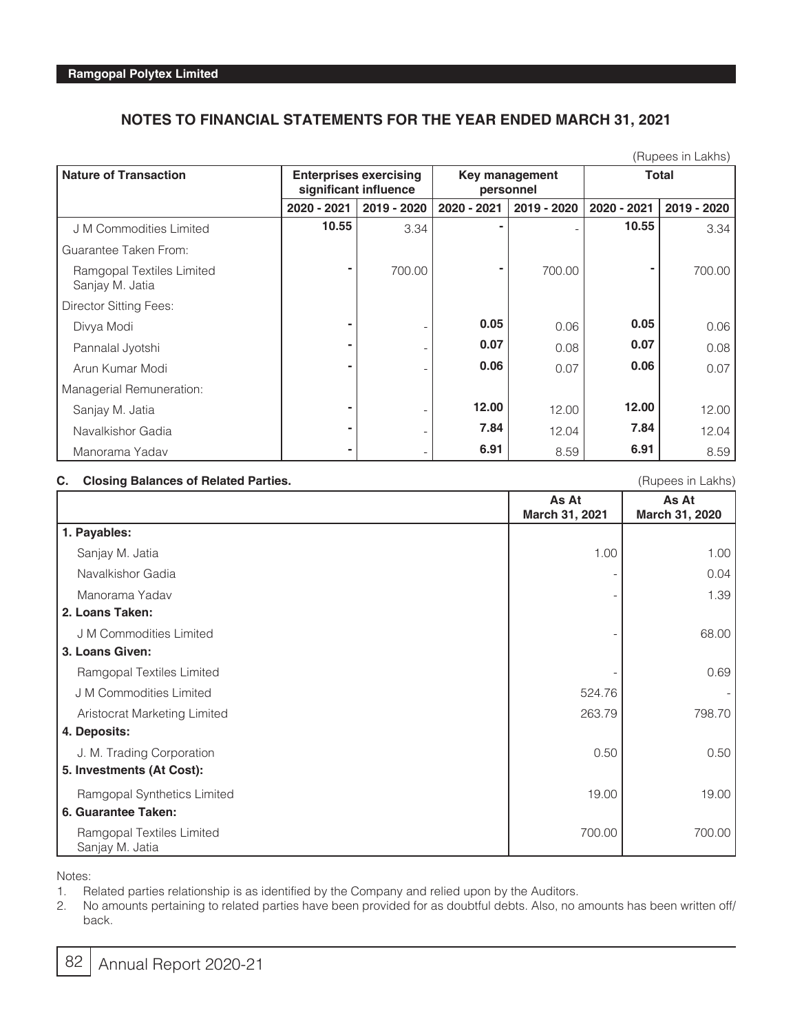## NOTES TO FINANCIAL STATEMENTS FOR THE YEAR ENDED MARCH 31, 2021

(Rupees in Lakhs)

| Nature of Transaction | Enterprises exercising significant influence | | Key management personnel | | Total | |
|---|---|---|---|---|---|---|
| | 2020 - 2021 | 2019 - 2020 | 2020 - 2021 | 2019 - 2020 | 2020 - 2021 | 2019 - 2020 |
| J M Commodities Limited | **10.55** | 3.34 | **-** | - | **10.55** | 3.34 |
| Guarantee Taken From: | | | | | | |
| Ramgopal Textiles Limited Sanjay M. Jatia | **-** | 700.00 | **-** | 700.00 | **-** | 700.00 |
| Director Sitting Fees: | | | | | | |
| Divya Modi | **-** | - | **0.05** | 0.06 | **0.05** | 0.06 |
| Pannalal Jyotshi | **-** | - | **0.07** | 0.08 | **0.07** | 0.08 |
| Arun Kumar Modi | **-** | - | **0.06** | 0.07 | **0.06** | 0.07 |
| Managerial Remuneration: | | | | | | |
| Sanjay M. Jatia | **-** | - | **12.00** | 12.00 | **12.00** | 12.00 |
| Navalkishor Gadia | **-** | - | **7.84** | 12.04 | **7.84** | 12.04 |
| Manorama Yadav | **-** | - | **6.91** | 8.59 | **6.91** | 8.59 |

### C. Closing Balances of Related Parties.

(Rupees in Lakhs)

| | As At March 31, 2021 | As At March 31, 2020 |
|---|---|---|
| **1. Payables:** | | |
| Sanjay M. Jatia | 1.00 | 1.00 |
| Navalkishor Gadia | - | 0.04 |
| Manorama Yadav | - | 1.39 |
| **2. Loans Taken:** | | |
| J M Commodities Limited | - | 68.00 |
| **3. Loans Given:** | | |
| Ramgopal Textiles Limited | - | 0.69 |
| J M Commodities Limited | 524.76 | - |
| Aristocrat Marketing Limited | 263.79 | 798.70 |
| **4. Deposits:** | | |
| J. M. Trading Corporation | 0.50 | 0.50 |
| **5. Investments (At Cost):** | | |
| Ramgopal Synthetics Limited | 19.00 | 19.00 |
| **6. Guarantee Taken:** | | |
| Ramgopal Textiles Limited Sanjay M. Jatia | 700.00 | 700.00 |

Notes:

1. Related parties relationship is as identified by the Company and relied upon by the Auditors.
2. No amounts pertaining to related parties have been provided for as doubtful debts. Also, no amounts has been written off/ back.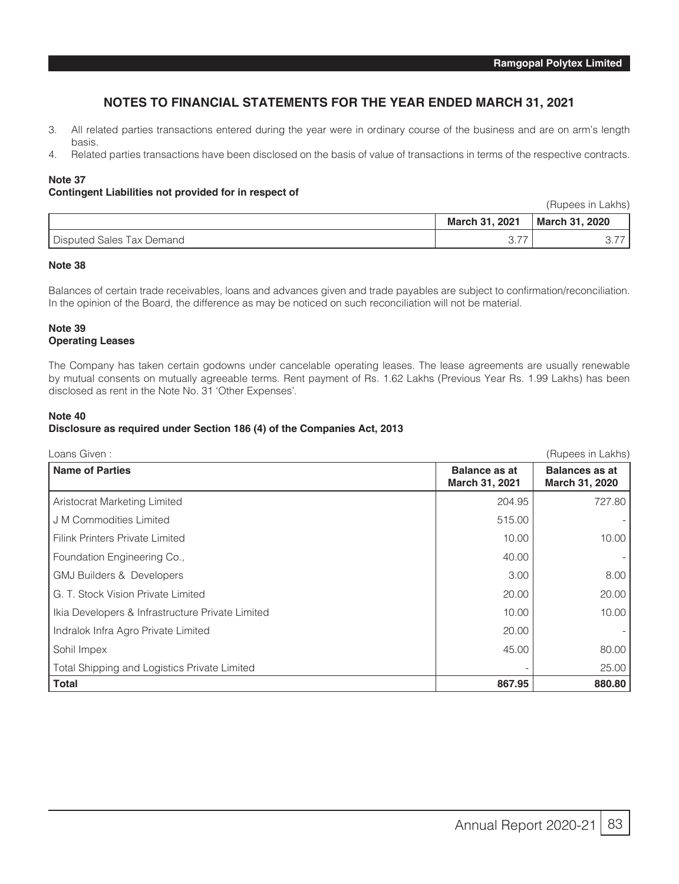# NOTES TO FINANCIAL STATEMENTS FOR THE YEAR ENDED MARCH 31, 2021

3. All related parties transactions entered during the year were in ordinary course of the business and are on arm's length basis.
4. Related parties transactions have been disclosed on the basis of value of transactions in terms of the respective contracts.

**Note 37**
**Contingent Liabilities not provided for in respect of**

(Rupees in Lakhs)

| | March 31, 2021 | March 31, 2020 |
|---|---|---|
| Disputed Sales Tax Demand | 3.77 | 3.77 |

**Note 38**

Balances of certain trade receivables, loans and advances given and trade payables are subject to confirmation/reconciliation. In the opinion of the Board, the difference as may be noticed on such reconciliation will not be material.

**Note 39**
**Operating Leases**

The Company has taken certain godowns under cancelable operating leases. The lease agreements are usually renewable by mutual consents on mutually agreeable terms. Rent payment of Rs. 1.62 Lakhs (Previous Year Rs. 1.99 Lakhs) has been disclosed as rent in the Note No. 31 'Other Expenses'.

**Note 40**
**Disclosure as required under Section 186 (4) of the Companies Act, 2013**

Loans Given : (Rupees in Lakhs)

| Name of Parties | Balance as at March 31, 2021 | Balances as at March 31, 2020 |
|---|---|---|
| Aristocrat Marketing Limited | 204.95 | 727.80 |
| J M Commodities Limited | 515.00 | - |
| Filink Printers Private Limited | 10.00 | 10.00 |
| Foundation Engineering Co., | 40.00 | - |
| GMJ Builders & Developers | 3.00 | 8.00 |
| G. T. Stock Vision Private Limited | 20.00 | 20.00 |
| Ikia Developers & Infrastructure Private Limited | 10.00 | 10.00 |
| Indralok Infra Agro Private Limited | 20.00 | - |
| Sohil Impex | 45.00 | 80.00 |
| Total Shipping and Logistics Private Limited | - | 25.00 |
| **Total** | **867.95** | **880.80** |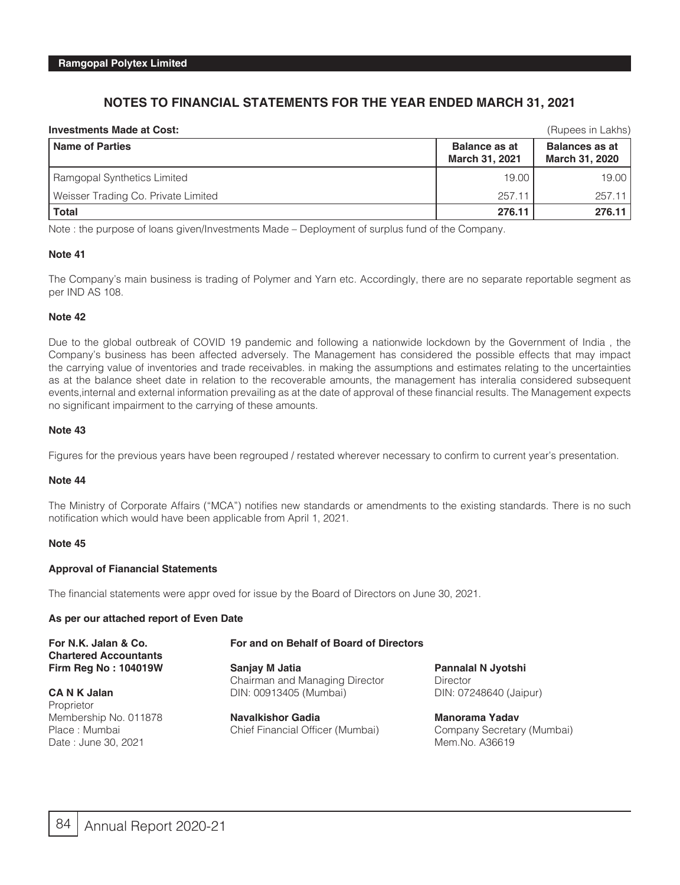## NOTES TO FINANCIAL STATEMENTS FOR THE YEAR ENDED MARCH 31, 2021

**Investments Made at Cost:** (Rupees in Lakhs)

| Name of Parties | Balance as at March 31, 2021 | Balances as at March 31, 2020 |
|---|---|---|
| Ramgopal Synthetics Limited | 19.00 | 19.00 |
| Weisser Trading Co. Private Limited | 257.11 | 257.11 |
| **Total** | **276.11** | **276.11** |

Note : the purpose of loans given/Investments Made – Deployment of surplus fund of the Company.

#### Note 41

The Company's main business is trading of Polymer and Yarn etc. Accordingly, there are no separate reportable segment as per IND AS 108.

#### Note 42

Due to the global outbreak of COVID 19 pandemic and following a nationwide lockdown by the Government of India , the Company's business has been affected adversely. The Management has considered the possible effects that may impact the carrying value of inventories and trade receivables. in making the assumptions and estimates relating to the uncertainties as at the balance sheet date in relation to the recoverable amounts, the management has interalia considered subsequent events,internal and external information prevailing as at the date of approval of these financial results. The Management expects no significant impairment to the carrying of these amounts.

#### Note 43

Figures for the previous years have been regrouped / restated wherever necessary to confirm to current year's presentation.

#### Note 44

The Ministry of Corporate Affairs ("MCA") notifies new standards or amendments to the existing standards. There is no such notification which would have been applicable from April 1, 2021.

#### Note 45

**Approval of Fianancial Statements**

The financial statements were appr oved for issue by the Board of Directors on June 30, 2021.

**As per our attached report of Even Date**

**For N.K. Jalan & Co.**
**Chartered Accountants**
**Firm Reg No : 104019W**

**CA N K Jalan**
Proprietor
Membership No. 011878
Place : Mumbai
Date : June 30, 2021

**For and on Behalf of Board of Directors**

**Sanjay M Jatia**
Chairman and Managing Director
DIN: 00913405 (Mumbai)

**Pannalal N Jyotshi**
Director
DIN: 07248640 (Jaipur)

**Navalkishor Gadia**
Chief Financial Officer (Mumbai)

**Manorama Yadav**
Company Secretary (Mumbai)
Mem.No. A36619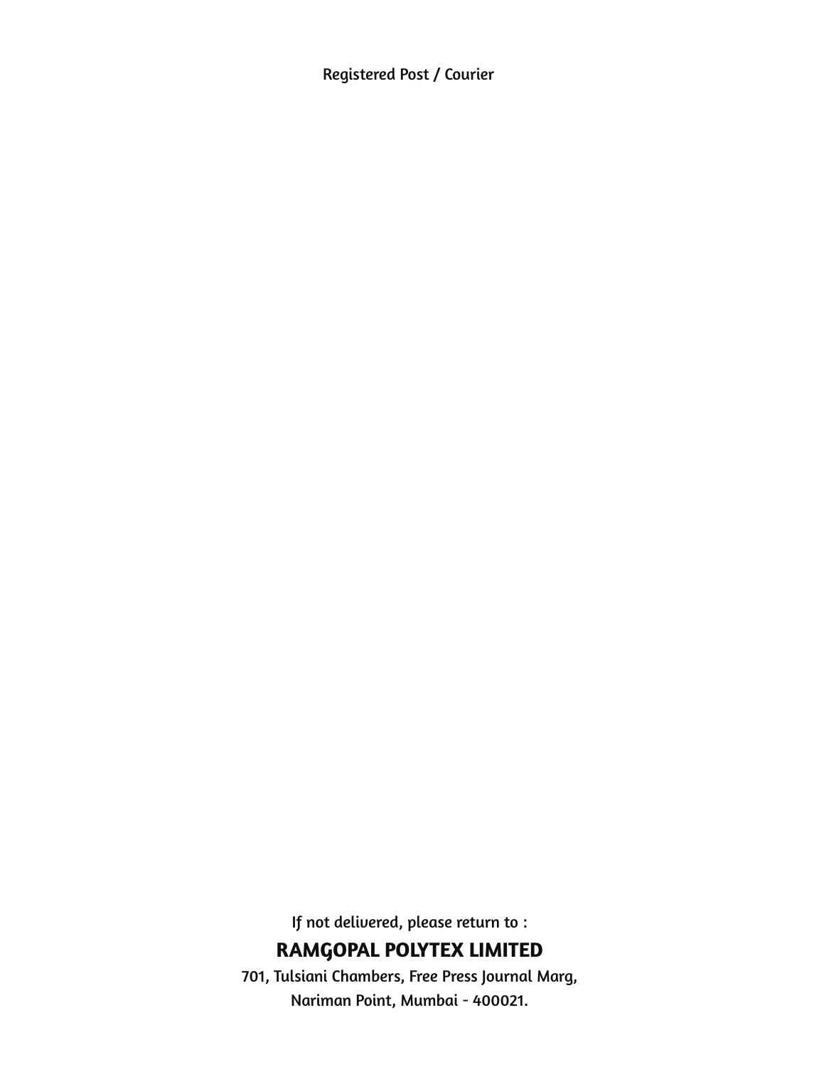Registered Post / Courier

If not delivered, please return to :

**RAMGOPAL POLYTEX LIMITED**

701, Tulsiani Chambers, Free Press Journal Marg,

Nariman Point, Mumbai - 400021.